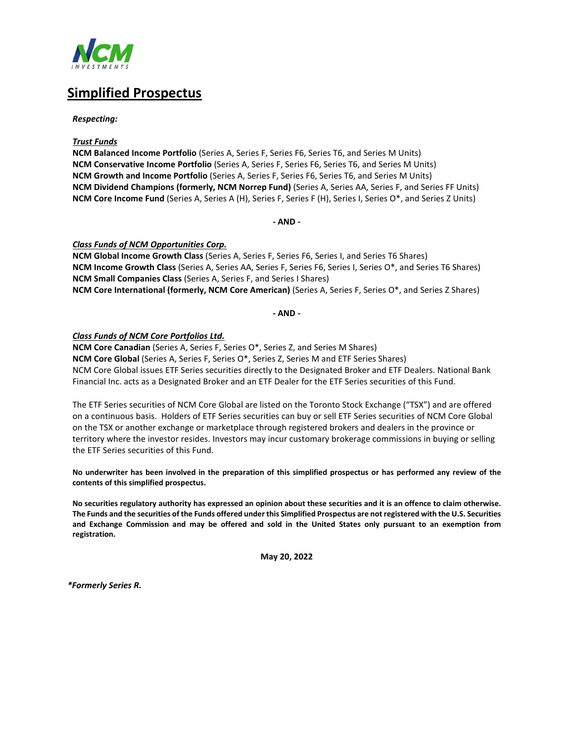# Simplified Prospectus

***Respecting:***

***Trust Funds***

**NCM Balanced Income Portfolio** (Series A, Series F, Series F6, Series T6, and Series M Units)
**NCM Conservative Income Portfolio** (Series A, Series F, Series F6, Series T6, and Series M Units)
**NCM Growth and Income Portfolio** (Series A, Series F, Series F6, Series T6, and Series M Units)
**NCM Dividend Champions (formerly, NCM Norrep Fund)** (Series A, Series AA, Series F, and Series FF Units)
**NCM Core Income Fund** (Series A, Series A (H), Series F, Series F (H), Series I, Series O*, and Series Z Units)

**- AND -**

***Class Funds of NCM Opportunities Corp.***

**NCM Global Income Growth Class** (Series A, Series F, Series F6, Series I, and Series T6 Shares)
**NCM Income Growth Class** (Series A, Series AA, Series F, Series F6, Series I, Series O*, and Series T6 Shares)
**NCM Small Companies Class** (Series A, Series F, and Series I Shares)
**NCM Core International (formerly, NCM Core American)** (Series A, Series F, Series O*, and Series Z Shares)

**- AND -**

***Class Funds of NCM Core Portfolios Ltd.***

**NCM Core Canadian** (Series A, Series F, Series O*, Series Z, and Series M Shares)
**NCM Core Global** (Series A, Series F, Series O*, Series Z, Series M and ETF Series Shares)
NCM Core Global issues ETF Series securities directly to the Designated Broker and ETF Dealers. National Bank Financial Inc. acts as a Designated Broker and an ETF Dealer for the ETF Series securities of this Fund.

The ETF Series securities of NCM Core Global are listed on the Toronto Stock Exchange ("TSX") and are offered on a continuous basis. Holders of ETF Series securities can buy or sell ETF Series securities of NCM Core Global on the TSX or another exchange or marketplace through registered brokers and dealers in the province or territory where the investor resides. Investors may incur customary brokerage commissions in buying or selling the ETF Series securities of this Fund.

**No underwriter has been involved in the preparation of this simplified prospectus or has performed any review of the contents of this simplified prospectus.**

**No securities regulatory authority has expressed an opinion about these securities and it is an offence to claim otherwise. The Funds and the securities of the Funds offered under this Simplified Prospectus are not registered with the U.S. Securities and Exchange Commission and may be offered and sold in the United States only pursuant to an exemption from registration.**

**May 20, 2022**

***Formerly Series R.**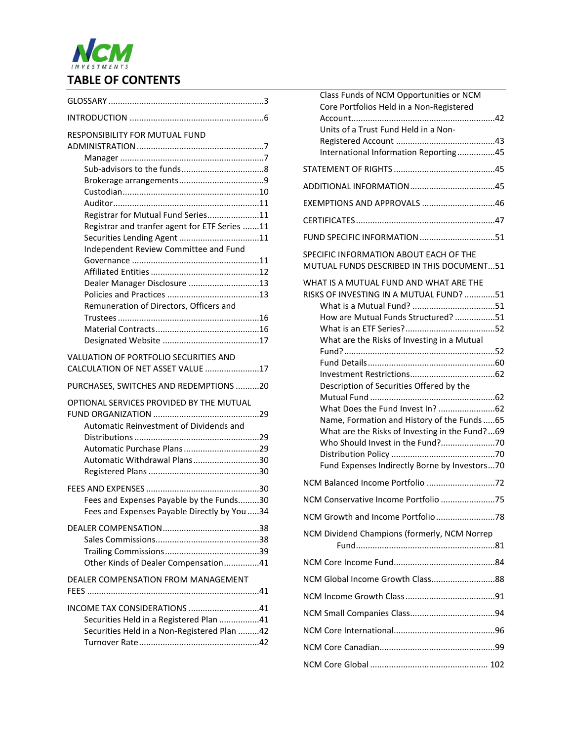# TABLE OF CONTENTS

GLOSSARY ..... 3

INTRODUCTION ..... 6

RESPONSIBILITY FOR MUTUAL FUND ADMINISTRATION ..... 7
- Manager ..... 7
- Sub-advisors to the funds ..... 8
- Brokerage arrangements ..... 9
- Custodian ..... 10
- Auditor ..... 11
- Registrar for Mutual Fund Series ..... 11
- Registrar and tranfer agent for ETF Series ..... 11
- Securities Lending Agent ..... 11
- Independent Review Committee and Fund Governance ..... 11
- Affiliated Entities ..... 12
- Dealer Manager Disclosure ..... 13
- Policies and Practices ..... 13
- Remuneration of Directors, Officers and Trustees ..... 16
- Material Contracts ..... 16
- Designated Website ..... 17

VALUATION OF PORTFOLIO SECURITIES AND CALCULATION OF NET ASSET VALUE ..... 17

PURCHASES, SWITCHES AND REDEMPTIONS ..... 20

OPTIONAL SERVICES PROVIDED BY THE MUTUAL FUND ORGANIZATION ..... 29
- Automatic Reinvestment of Dividends and Distributions ..... 29
- Automatic Purchase Plans ..... 29
- Automatic Withdrawal Plans ..... 30
- Registered Plans ..... 30

FEES AND EXPENSES ..... 30
- Fees and Expenses Payable by the Funds ..... 30
- Fees and Expenses Payable Directly by You ..... 34

DEALER COMPENSATION ..... 38
- Sales Commissions ..... 38
- Trailing Commissions ..... 39
- Other Kinds of Dealer Compensation ..... 41

DEALER COMPENSATION FROM MANAGEMENT FEES ..... 41

INCOME TAX CONSIDERATIONS ..... 41
- Securities Held in a Registered Plan ..... 41
- Securities Held in a Non-Registered Plan ..... 42
- Turnover Rate ..... 42
- Class Funds of NCM Opportunities or NCM Core Portfolios Held in a Non-Registered Account ..... 42
- Units of a Trust Fund Held in a Non-Registered Account ..... 43
- International Information Reporting ..... 45

STATEMENT OF RIGHTS ..... 45

ADDITIONAL INFORMATION ..... 45

EXEMPTIONS AND APPROVALS ..... 46

CERTIFICATES ..... 47

FUND SPECIFIC INFORMATION ..... 51

SPECIFIC INFORMATION ABOUT EACH OF THE MUTUAL FUNDS DESCRIBED IN THIS DOCUMENT ..... 51

WHAT IS A MUTUAL FUND AND WHAT ARE THE RISKS OF INVESTING IN A MUTUAL FUND? ..... 51
- What is a Mutual Fund? ..... 51
- How are Mutual Funds Structured? ..... 51
- What is an ETF Series? ..... 52
- What are the Risks of Investing in a Mutual Fund? ..... 52
- Fund Details ..... 60
- Investment Restrictions ..... 62
- Description of Securities Offered by the Mutual Fund ..... 62
- What Does the Fund Invest In? ..... 62
- Name, Formation and History of the Funds ..... 65
- What are the Risks of Investing in the Fund? ..... 69
- Who Should Invest in the Fund? ..... 70
- Distribution Policy ..... 70
- Fund Expenses Indirectly Borne by Investors ..... 70

NCM Balanced Income Portfolio ..... 72

NCM Conservative Income Portfolio ..... 75

NCM Growth and Income Portfolio ..... 78

NCM Dividend Champions (formerly, NCM Norrep Fund ..... 81

NCM Core Income Fund ..... 84

NCM Global Income Growth Class ..... 88

NCM Income Growth Class ..... 91

NCM Small Companies Class ..... 94

NCM Core International ..... 96

NCM Core Canadian ..... 99

NCM Core Global ..... 102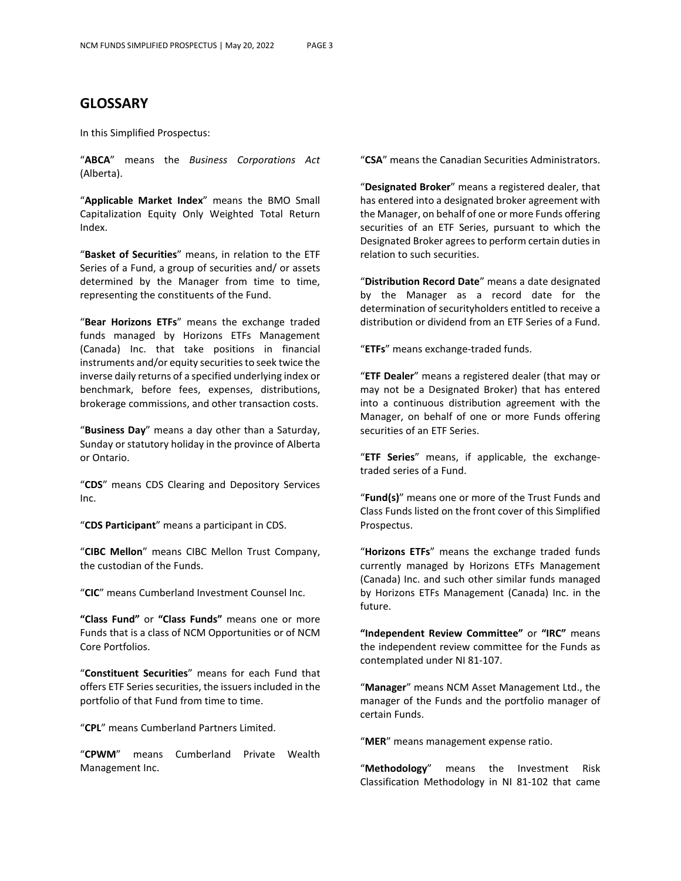## GLOSSARY

In this Simplified Prospectus:

"**ABCA**" means the *Business Corporations Act* (Alberta).

"**Applicable Market Index**" means the BMO Small Capitalization Equity Only Weighted Total Return Index.

"**Basket of Securities**" means, in relation to the ETF Series of a Fund, a group of securities and/ or assets determined by the Manager from time to time, representing the constituents of the Fund.

"**Bear Horizons ETFs**" means the exchange traded funds managed by Horizons ETFs Management (Canada) Inc. that take positions in financial instruments and/or equity securities to seek twice the inverse daily returns of a specified underlying index or benchmark, before fees, expenses, distributions, brokerage commissions, and other transaction costs.

"**Business Day**" means a day other than a Saturday, Sunday or statutory holiday in the province of Alberta or Ontario.

"**CDS**" means CDS Clearing and Depository Services Inc.

"**CDS Participant**" means a participant in CDS.

"**CIBC Mellon**" means CIBC Mellon Trust Company, the custodian of the Funds.

"**CIC**" means Cumberland Investment Counsel Inc.

**"Class Fund"** or **"Class Funds"** means one or more Funds that is a class of NCM Opportunities or of NCM Core Portfolios.

"**Constituent Securities**" means for each Fund that offers ETF Series securities, the issuers included in the portfolio of that Fund from time to time.

"**CPL**" means Cumberland Partners Limited.

"**CPWM**" means Cumberland Private Wealth Management Inc.

"**CSA**" means the Canadian Securities Administrators.

"**Designated Broker**" means a registered dealer, that has entered into a designated broker agreement with the Manager, on behalf of one or more Funds offering securities of an ETF Series, pursuant to which the Designated Broker agrees to perform certain duties in relation to such securities.

"**Distribution Record Date**" means a date designated by the Manager as a record date for the determination of securityholders entitled to receive a distribution or dividend from an ETF Series of a Fund.

"**ETFs**" means exchange-traded funds.

"**ETF Dealer**" means a registered dealer (that may or may not be a Designated Broker) that has entered into a continuous distribution agreement with the Manager, on behalf of one or more Funds offering securities of an ETF Series.

"**ETF Series**" means, if applicable, the exchange-traded series of a Fund.

"**Fund(s)**" means one or more of the Trust Funds and Class Funds listed on the front cover of this Simplified Prospectus.

"**Horizons ETFs**" means the exchange traded funds currently managed by Horizons ETFs Management (Canada) Inc. and such other similar funds managed by Horizons ETFs Management (Canada) Inc. in the future.

**"Independent Review Committee"** or **"IRC"** means the independent review committee for the Funds as contemplated under NI 81-107.

"**Manager**" means NCM Asset Management Ltd., the manager of the Funds and the portfolio manager of certain Funds.

"**MER**" means management expense ratio.

"**Methodology**" means the Investment Risk Classification Methodology in NI 81-102 that came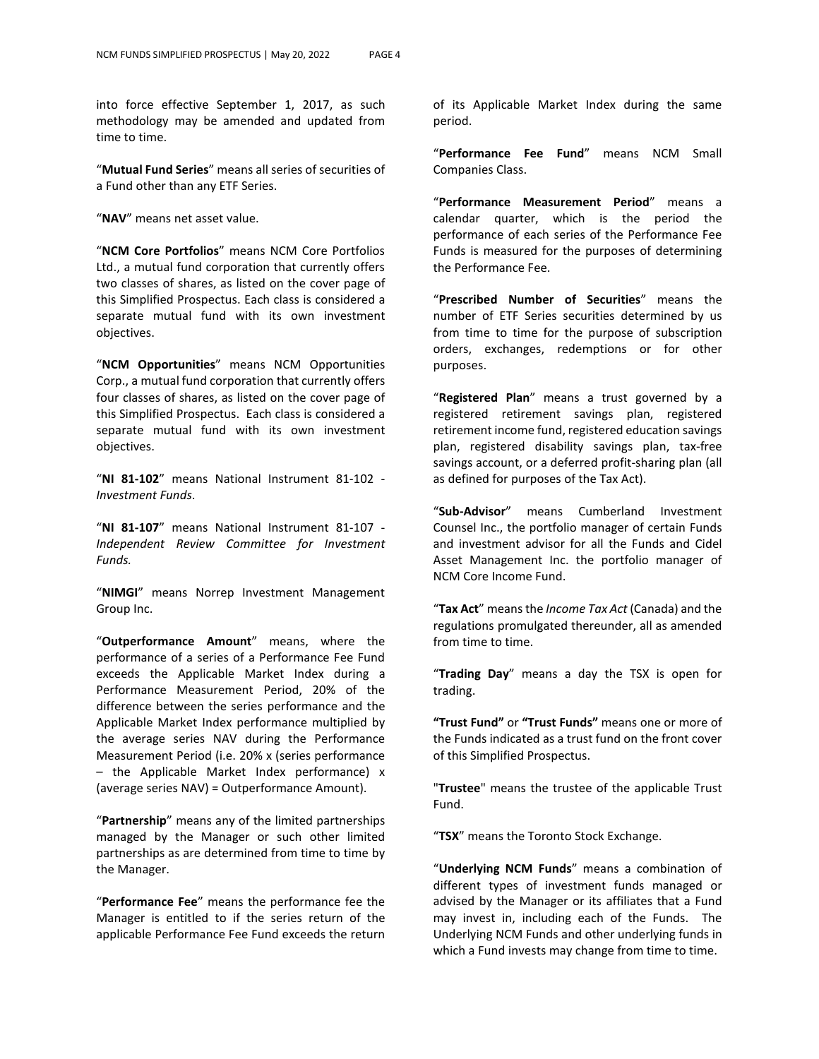into force effective September 1, 2017, as such methodology may be amended and updated from time to time.

"**Mutual Fund Series**" means all series of securities of a Fund other than any ETF Series.

"**NAV**" means net asset value.

"**NCM Core Portfolios**" means NCM Core Portfolios Ltd., a mutual fund corporation that currently offers two classes of shares, as listed on the cover page of this Simplified Prospectus. Each class is considered a separate mutual fund with its own investment objectives.

"**NCM Opportunities**" means NCM Opportunities Corp., a mutual fund corporation that currently offers four classes of shares, as listed on the cover page of this Simplified Prospectus. Each class is considered a separate mutual fund with its own investment objectives.

"**NI 81-102**" means National Instrument 81-102 - *Investment Funds*.

"**NI 81-107**" means National Instrument 81-107 - *Independent Review Committee for Investment Funds.*

"**NIMGI**" means Norrep Investment Management Group Inc.

"**Outperformance Amount**" means, where the performance of a series of a Performance Fee Fund exceeds the Applicable Market Index during a Performance Measurement Period, 20% of the difference between the series performance and the Applicable Market Index performance multiplied by the average series NAV during the Performance Measurement Period (i.e. 20% x (series performance – the Applicable Market Index performance) x (average series NAV) = Outperformance Amount).

"**Partnership**" means any of the limited partnerships managed by the Manager or such other limited partnerships as are determined from time to time by the Manager.

"**Performance Fee**" means the performance fee the Manager is entitled to if the series return of the applicable Performance Fee Fund exceeds the return of its Applicable Market Index during the same period.

"**Performance Fee Fund**" means NCM Small Companies Class.

"**Performance Measurement Period**" means a calendar quarter, which is the period the performance of each series of the Performance Fee Funds is measured for the purposes of determining the Performance Fee.

"**Prescribed Number of Securities**" means the number of ETF Series securities determined by us from time to time for the purpose of subscription orders, exchanges, redemptions or for other purposes.

"**Registered Plan**" means a trust governed by a registered retirement savings plan, registered retirement income fund, registered education savings plan, registered disability savings plan, tax-free savings account, or a deferred profit-sharing plan (all as defined for purposes of the Tax Act).

"**Sub-Advisor**" means Cumberland Investment Counsel Inc., the portfolio manager of certain Funds and investment advisor for all the Funds and Cidel Asset Management Inc. the portfolio manager of NCM Core Income Fund.

"**Tax Act**" means the *Income Tax Act* (Canada) and the regulations promulgated thereunder, all as amended from time to time.

"**Trading Day**" means a day the TSX is open for trading.

**"Trust Fund"** or **"Trust Funds"** means one or more of the Funds indicated as a trust fund on the front cover of this Simplified Prospectus.

"**Trustee**" means the trustee of the applicable Trust Fund.

"**TSX**" means the Toronto Stock Exchange.

"**Underlying NCM Funds**" means a combination of different types of investment funds managed or advised by the Manager or its affiliates that a Fund may invest in, including each of the Funds. The Underlying NCM Funds and other underlying funds in which a Fund invests may change from time to time.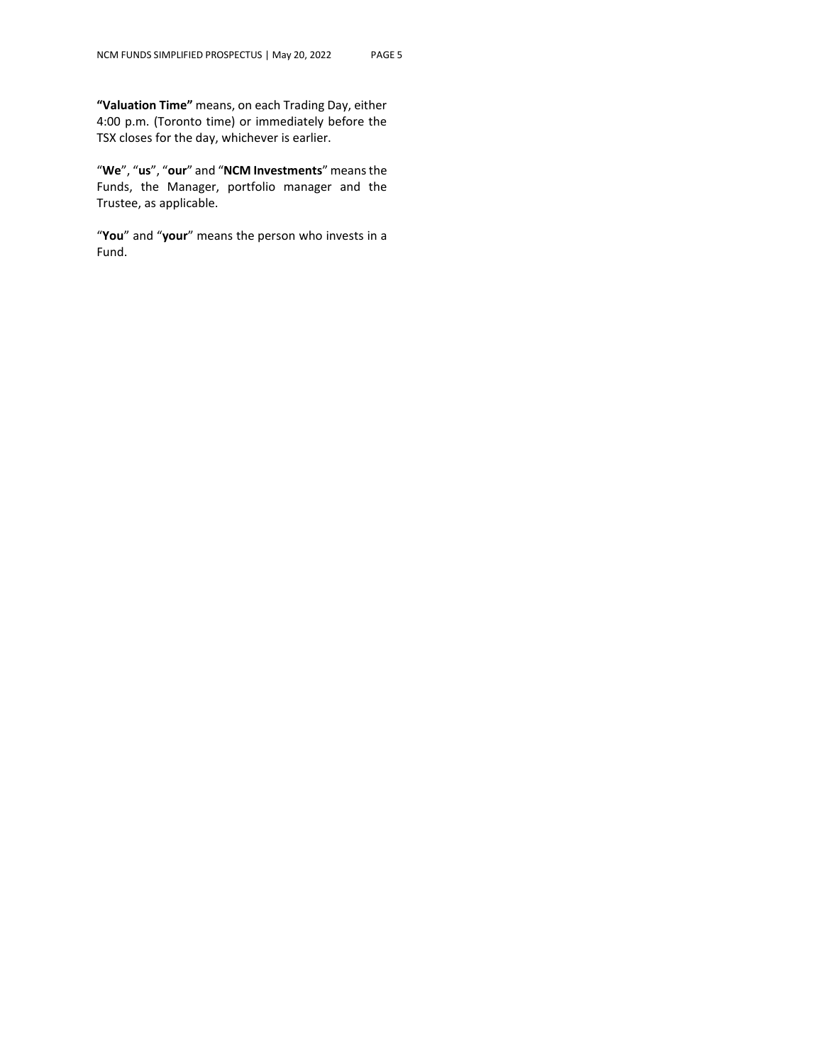**"Valuation Time"** means, on each Trading Day, either 4:00 p.m. (Toronto time) or immediately before the TSX closes for the day, whichever is earlier.

"**We**", "**us**", "**our**" and "**NCM Investments**" means the Funds, the Manager, portfolio manager and the Trustee, as applicable.

"**You**" and "**your**" means the person who invests in a Fund.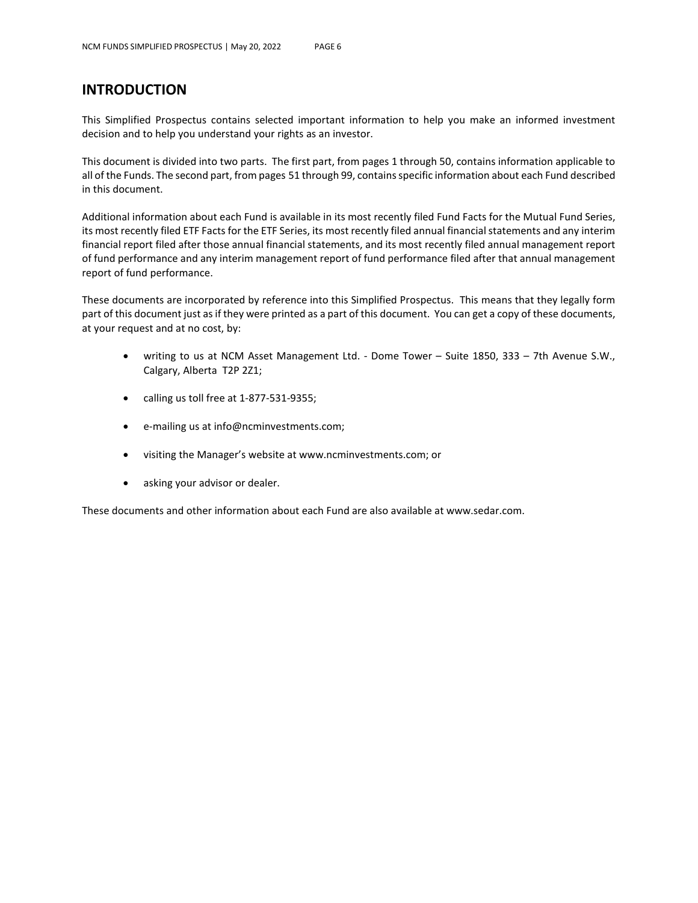# INTRODUCTION

This Simplified Prospectus contains selected important information to help you make an informed investment decision and to help you understand your rights as an investor.

This document is divided into two parts. The first part, from pages 1 through 50, contains information applicable to all of the Funds. The second part, from pages 51 through 99, contains specific information about each Fund described in this document.

Additional information about each Fund is available in its most recently filed Fund Facts for the Mutual Fund Series, its most recently filed ETF Facts for the ETF Series, its most recently filed annual financial statements and any interim financial report filed after those annual financial statements, and its most recently filed annual management report of fund performance and any interim management report of fund performance filed after that annual management report of fund performance.

These documents are incorporated by reference into this Simplified Prospectus. This means that they legally form part of this document just as if they were printed as a part of this document. You can get a copy of these documents, at your request and at no cost, by:

- writing to us at NCM Asset Management Ltd. - Dome Tower – Suite 1850, 333 – 7th Avenue S.W., Calgary, Alberta T2P 2Z1;
- calling us toll free at 1-877-531-9355;
- e-mailing us at info@ncminvestments.com;
- visiting the Manager's website at www.ncminvestments.com; or
- asking your advisor or dealer.

These documents and other information about each Fund are also available at www.sedar.com.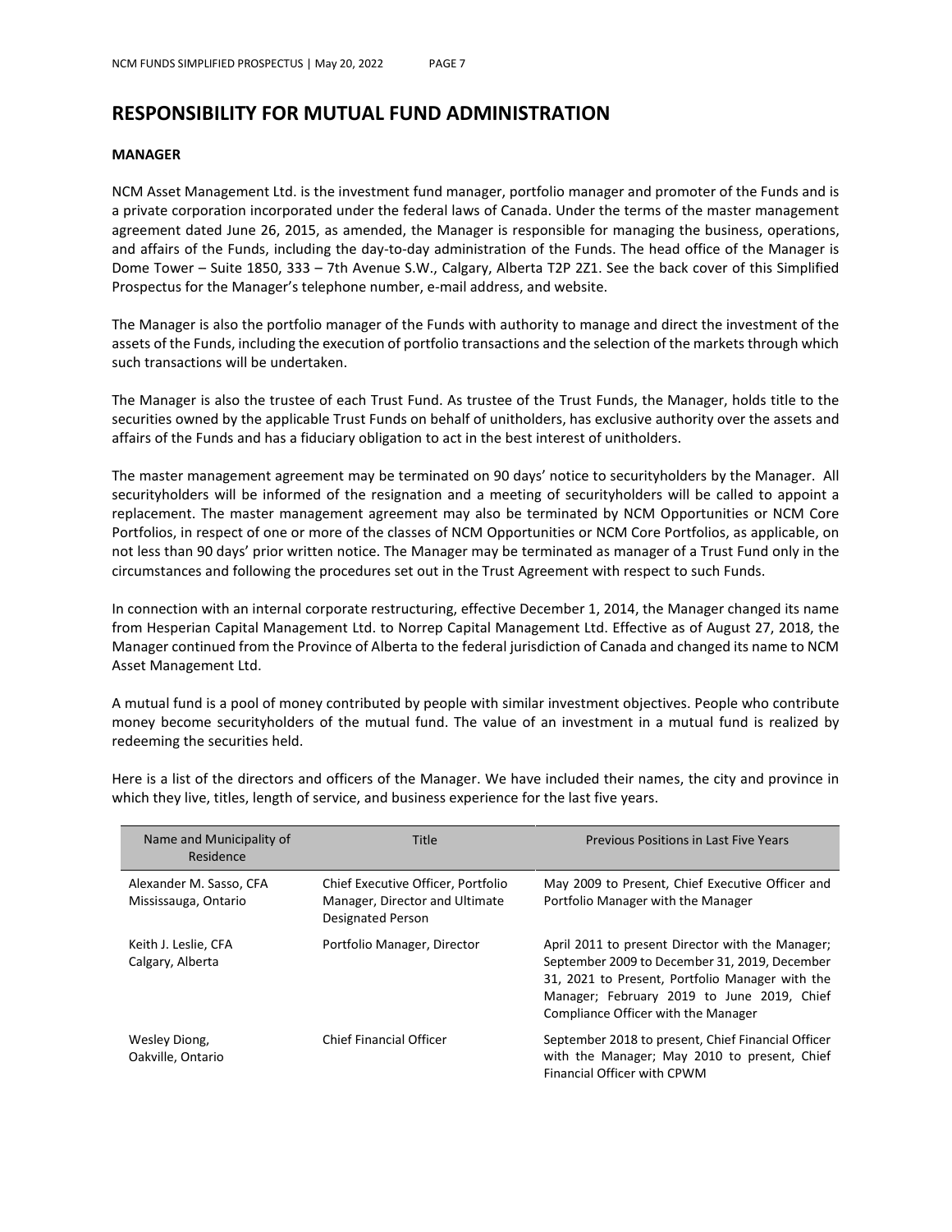# RESPONSIBILITY FOR MUTUAL FUND ADMINISTRATION

### MANAGER

NCM Asset Management Ltd. is the investment fund manager, portfolio manager and promoter of the Funds and is a private corporation incorporated under the federal laws of Canada. Under the terms of the master management agreement dated June 26, 2015, as amended, the Manager is responsible for managing the business, operations, and affairs of the Funds, including the day-to-day administration of the Funds. The head office of the Manager is Dome Tower – Suite 1850, 333 – 7th Avenue S.W., Calgary, Alberta T2P 2Z1. See the back cover of this Simplified Prospectus for the Manager's telephone number, e-mail address, and website.

The Manager is also the portfolio manager of the Funds with authority to manage and direct the investment of the assets of the Funds, including the execution of portfolio transactions and the selection of the markets through which such transactions will be undertaken.

The Manager is also the trustee of each Trust Fund. As trustee of the Trust Funds, the Manager, holds title to the securities owned by the applicable Trust Funds on behalf of unitholders, has exclusive authority over the assets and affairs of the Funds and has a fiduciary obligation to act in the best interest of unitholders.

The master management agreement may be terminated on 90 days' notice to securityholders by the Manager. All securityholders will be informed of the resignation and a meeting of securityholders will be called to appoint a replacement. The master management agreement may also be terminated by NCM Opportunities or NCM Core Portfolios, in respect of one or more of the classes of NCM Opportunities or NCM Core Portfolios, as applicable, on not less than 90 days' prior written notice. The Manager may be terminated as manager of a Trust Fund only in the circumstances and following the procedures set out in the Trust Agreement with respect to such Funds.

In connection with an internal corporate restructuring, effective December 1, 2014, the Manager changed its name from Hesperian Capital Management Ltd. to Norrep Capital Management Ltd. Effective as of August 27, 2018, the Manager continued from the Province of Alberta to the federal jurisdiction of Canada and changed its name to NCM Asset Management Ltd.

A mutual fund is a pool of money contributed by people with similar investment objectives. People who contribute money become securityholders of the mutual fund. The value of an investment in a mutual fund is realized by redeeming the securities held.

Here is a list of the directors and officers of the Manager. We have included their names, the city and province in which they live, titles, length of service, and business experience for the last five years.

| Name and Municipality of Residence | Title | Previous Positions in Last Five Years |
|---|---|---|
| Alexander M. Sasso, CFA<br>Mississauga, Ontario | Chief Executive Officer, Portfolio Manager, Director and Ultimate Designated Person | May 2009 to Present, Chief Executive Officer and Portfolio Manager with the Manager |
| Keith J. Leslie, CFA<br>Calgary, Alberta | Portfolio Manager, Director | April 2011 to present Director with the Manager; September 2009 to December 31, 2019, December 31, 2021 to Present, Portfolio Manager with the Manager; February 2019 to June 2019, Chief Compliance Officer with the Manager |
| Wesley Diong,<br>Oakville, Ontario | Chief Financial Officer | September 2018 to present, Chief Financial Officer with the Manager; May 2010 to present, Chief Financial Officer with CPWM |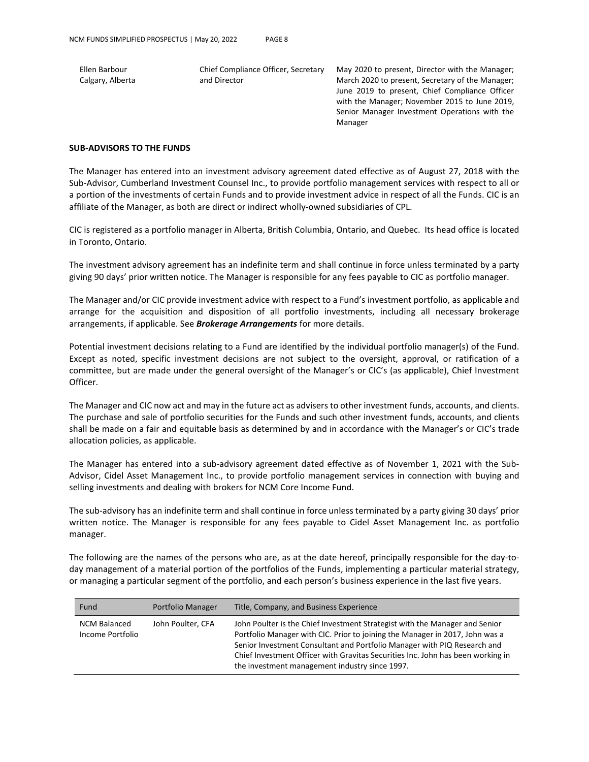| | | |
|---|---|---|
| Ellen Barbour<br>Calgary, Alberta | Chief Compliance Officer, Secretary and Director | May 2020 to present, Director with the Manager; March 2020 to present, Secretary of the Manager; June 2019 to present, Chief Compliance Officer with the Manager; November 2015 to June 2019, Senior Manager Investment Operations with the Manager |

**SUB-ADVISORS TO THE FUNDS**

The Manager has entered into an investment advisory agreement dated effective as of August 27, 2018 with the Sub-Advisor, Cumberland Investment Counsel Inc., to provide portfolio management services with respect to all or a portion of the investments of certain Funds and to provide investment advice in respect of all the Funds. CIC is an affiliate of the Manager, as both are direct or indirect wholly-owned subsidiaries of CPL.

CIC is registered as a portfolio manager in Alberta, British Columbia, Ontario, and Quebec. Its head office is located in Toronto, Ontario.

The investment advisory agreement has an indefinite term and shall continue in force unless terminated by a party giving 90 days' prior written notice. The Manager is responsible for any fees payable to CIC as portfolio manager.

The Manager and/or CIC provide investment advice with respect to a Fund's investment portfolio, as applicable and arrange for the acquisition and disposition of all portfolio investments, including all necessary brokerage arrangements, if applicable. See ***Brokerage Arrangements*** for more details.

Potential investment decisions relating to a Fund are identified by the individual portfolio manager(s) of the Fund. Except as noted, specific investment decisions are not subject to the oversight, approval, or ratification of a committee, but are made under the general oversight of the Manager's or CIC's (as applicable), Chief Investment Officer.

The Manager and CIC now act and may in the future act as advisers to other investment funds, accounts, and clients. The purchase and sale of portfolio securities for the Funds and such other investment funds, accounts, and clients shall be made on a fair and equitable basis as determined by and in accordance with the Manager's or CIC's trade allocation policies, as applicable.

The Manager has entered into a sub-advisory agreement dated effective as of November 1, 2021 with the Sub-Advisor, Cidel Asset Management Inc., to provide portfolio management services in connection with buying and selling investments and dealing with brokers for NCM Core Income Fund.

The sub-advisory has an indefinite term and shall continue in force unless terminated by a party giving 30 days' prior written notice. The Manager is responsible for any fees payable to Cidel Asset Management Inc. as portfolio manager.

The following are the names of the persons who are, as at the date hereof, principally responsible for the day-to-day management of a material portion of the portfolios of the Funds, implementing a particular material strategy, or managing a particular segment of the portfolio, and each person's business experience in the last five years.

| Fund | Portfolio Manager | Title, Company, and Business Experience |
|---|---|---|
| NCM Balanced Income Portfolio | John Poulter, CFA | John Poulter is the Chief Investment Strategist with the Manager and Senior Portfolio Manager with CIC. Prior to joining the Manager in 2017, John was a Senior Investment Consultant and Portfolio Manager with PIQ Research and Chief Investment Officer with Gravitas Securities Inc. John has been working in the investment management industry since 1997. |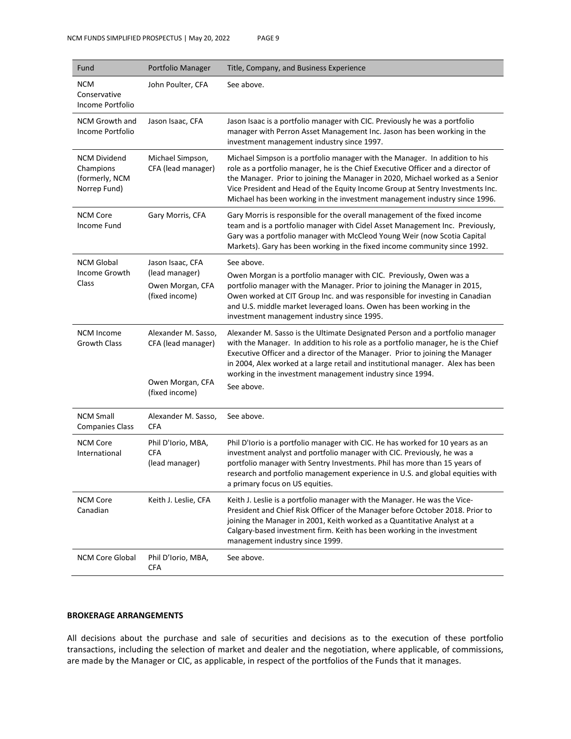| Fund | Portfolio Manager | Title, Company, and Business Experience |
|---|---|---|
| NCM Conservative Income Portfolio | John Poulter, CFA | See above. |
| NCM Growth and Income Portfolio | Jason Isaac, CFA | Jason Isaac is a portfolio manager with CIC. Previously he was a portfolio manager with Perron Asset Management Inc. Jason has been working in the investment management industry since 1997. |
| NCM Dividend Champions (formerly, NCM Norrep Fund) | Michael Simpson, CFA (lead manager) | Michael Simpson is a portfolio manager with the Manager. In addition to his role as a portfolio manager, he is the Chief Executive Officer and a director of the Manager. Prior to joining the Manager in 2020, Michael worked as a Senior Vice President and Head of the Equity Income Group at Sentry Investments Inc. Michael has been working in the investment management industry since 1996. |
| NCM Core Income Fund | Gary Morris, CFA | Gary Morris is responsible for the overall management of the fixed income team and is a portfolio manager with Cidel Asset Management Inc. Previously, Gary was a portfolio manager with McCleod Young Weir (now Scotia Capital Markets). Gary has been working in the fixed income community since 1992. |
| NCM Global Income Growth Class | Jason Isaac, CFA (lead manager) | See above. |
| | Owen Morgan, CFA (fixed income) | Owen Morgan is a portfolio manager with CIC. Previously, Owen was a portfolio manager with the Manager. Prior to joining the Manager in 2015, Owen worked at CIT Group Inc. and was responsible for investing in Canadian and U.S. middle market leveraged loans. Owen has been working in the investment management industry since 1995. |
| NCM Income Growth Class | Alexander M. Sasso, CFA (lead manager) | Alexander M. Sasso is the Ultimate Designated Person and a portfolio manager with the Manager. In addition to his role as a portfolio manager, he is the Chief Executive Officer and a director of the Manager. Prior to joining the Manager in 2004, Alex worked at a large retail and institutional manager. Alex has been working in the investment management industry since 1994. |
| | Owen Morgan, CFA (fixed income) | See above. |
| NCM Small Companies Class | Alexander M. Sasso, CFA | See above. |
| NCM Core International | Phil D'Iorio, MBA, CFA (lead manager) | Phil D'Iorio is a portfolio manager with CIC. He has worked for 10 years as an investment analyst and portfolio manager with CIC. Previously, he was a portfolio manager with Sentry Investments. Phil has more than 15 years of research and portfolio management experience in U.S. and global equities with a primary focus on US equities. |
| NCM Core Canadian | Keith J. Leslie, CFA | Keith J. Leslie is a portfolio manager with the Manager. He was the Vice-President and Chief Risk Officer of the Manager before October 2018. Prior to joining the Manager in 2001, Keith worked as a Quantitative Analyst at a Calgary-based investment firm. Keith has been working in the investment management industry since 1999. |
| NCM Core Global | Phil D'Iorio, MBA, CFA | See above. |

**BROKERAGE ARRANGEMENTS**

All decisions about the purchase and sale of securities and decisions as to the execution of these portfolio transactions, including the selection of market and dealer and the negotiation, where applicable, of commissions, are made by the Manager or CIC, as applicable, in respect of the portfolios of the Funds that it manages.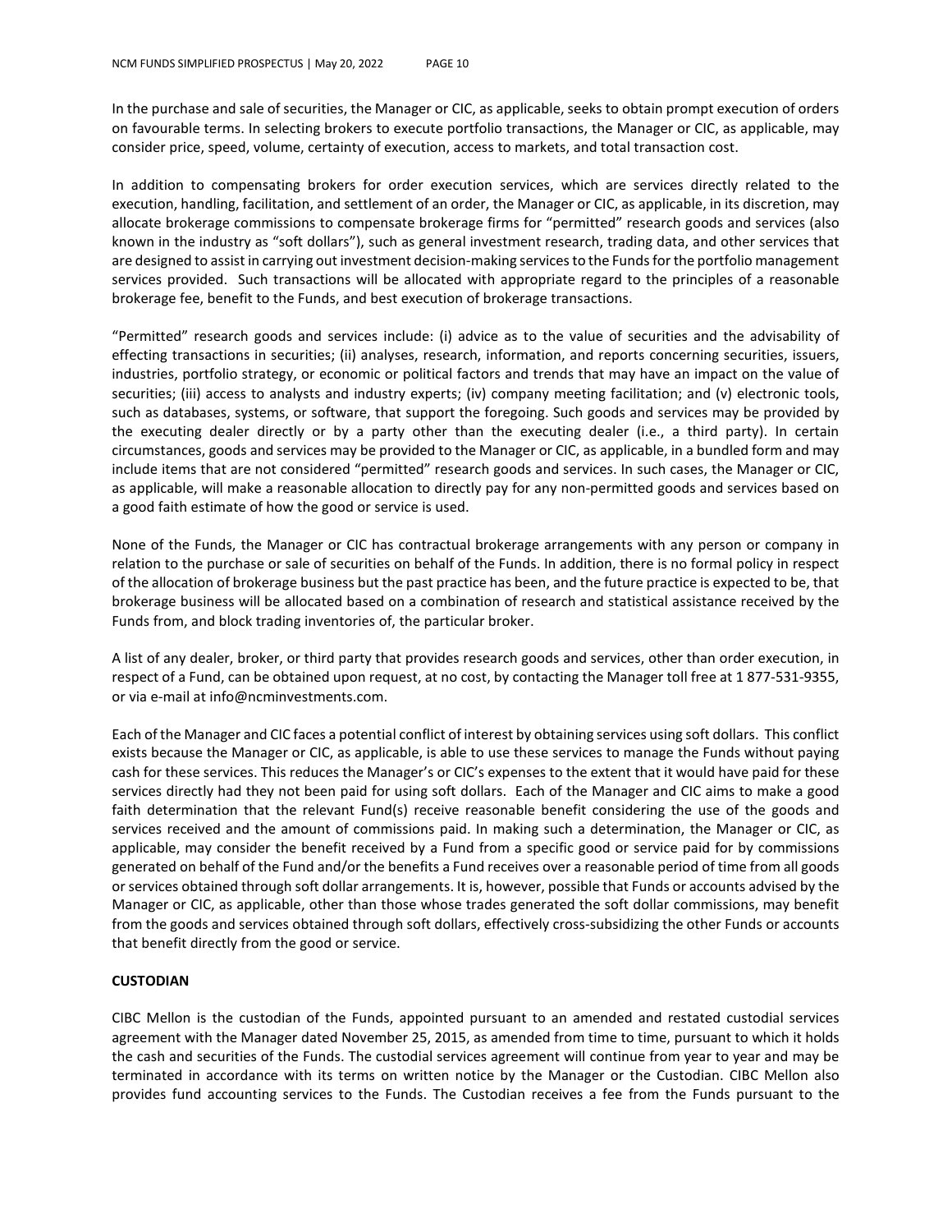In the purchase and sale of securities, the Manager or CIC, as applicable, seeks to obtain prompt execution of orders on favourable terms. In selecting brokers to execute portfolio transactions, the Manager or CIC, as applicable, may consider price, speed, volume, certainty of execution, access to markets, and total transaction cost.

In addition to compensating brokers for order execution services, which are services directly related to the execution, handling, facilitation, and settlement of an order, the Manager or CIC, as applicable, in its discretion, may allocate brokerage commissions to compensate brokerage firms for "permitted" research goods and services (also known in the industry as "soft dollars"), such as general investment research, trading data, and other services that are designed to assist in carrying out investment decision-making services to the Funds for the portfolio management services provided. Such transactions will be allocated with appropriate regard to the principles of a reasonable brokerage fee, benefit to the Funds, and best execution of brokerage transactions.

"Permitted" research goods and services include: (i) advice as to the value of securities and the advisability of effecting transactions in securities; (ii) analyses, research, information, and reports concerning securities, issuers, industries, portfolio strategy, or economic or political factors and trends that may have an impact on the value of securities; (iii) access to analysts and industry experts; (iv) company meeting facilitation; and (v) electronic tools, such as databases, systems, or software, that support the foregoing. Such goods and services may be provided by the executing dealer directly or by a party other than the executing dealer (i.e., a third party). In certain circumstances, goods and services may be provided to the Manager or CIC, as applicable, in a bundled form and may include items that are not considered "permitted" research goods and services. In such cases, the Manager or CIC, as applicable, will make a reasonable allocation to directly pay for any non-permitted goods and services based on a good faith estimate of how the good or service is used.

None of the Funds, the Manager or CIC has contractual brokerage arrangements with any person or company in relation to the purchase or sale of securities on behalf of the Funds. In addition, there is no formal policy in respect of the allocation of brokerage business but the past practice has been, and the future practice is expected to be, that brokerage business will be allocated based on a combination of research and statistical assistance received by the Funds from, and block trading inventories of, the particular broker.

A list of any dealer, broker, or third party that provides research goods and services, other than order execution, in respect of a Fund, can be obtained upon request, at no cost, by contacting the Manager toll free at 1 877-531-9355, or via e-mail at info@ncminvestments.com.

Each of the Manager and CIC faces a potential conflict of interest by obtaining services using soft dollars. This conflict exists because the Manager or CIC, as applicable, is able to use these services to manage the Funds without paying cash for these services. This reduces the Manager's or CIC's expenses to the extent that it would have paid for these services directly had they not been paid for using soft dollars. Each of the Manager and CIC aims to make a good faith determination that the relevant Fund(s) receive reasonable benefit considering the use of the goods and services received and the amount of commissions paid. In making such a determination, the Manager or CIC, as applicable, may consider the benefit received by a Fund from a specific good or service paid for by commissions generated on behalf of the Fund and/or the benefits a Fund receives over a reasonable period of time from all goods or services obtained through soft dollar arrangements. It is, however, possible that Funds or accounts advised by the Manager or CIC, as applicable, other than those whose trades generated the soft dollar commissions, may benefit from the goods and services obtained through soft dollars, effectively cross-subsidizing the other Funds or accounts that benefit directly from the good or service.

**CUSTODIAN**

CIBC Mellon is the custodian of the Funds, appointed pursuant to an amended and restated custodial services agreement with the Manager dated November 25, 2015, as amended from time to time, pursuant to which it holds the cash and securities of the Funds. The custodial services agreement will continue from year to year and may be terminated in accordance with its terms on written notice by the Manager or the Custodian. CIBC Mellon also provides fund accounting services to the Funds. The Custodian receives a fee from the Funds pursuant to the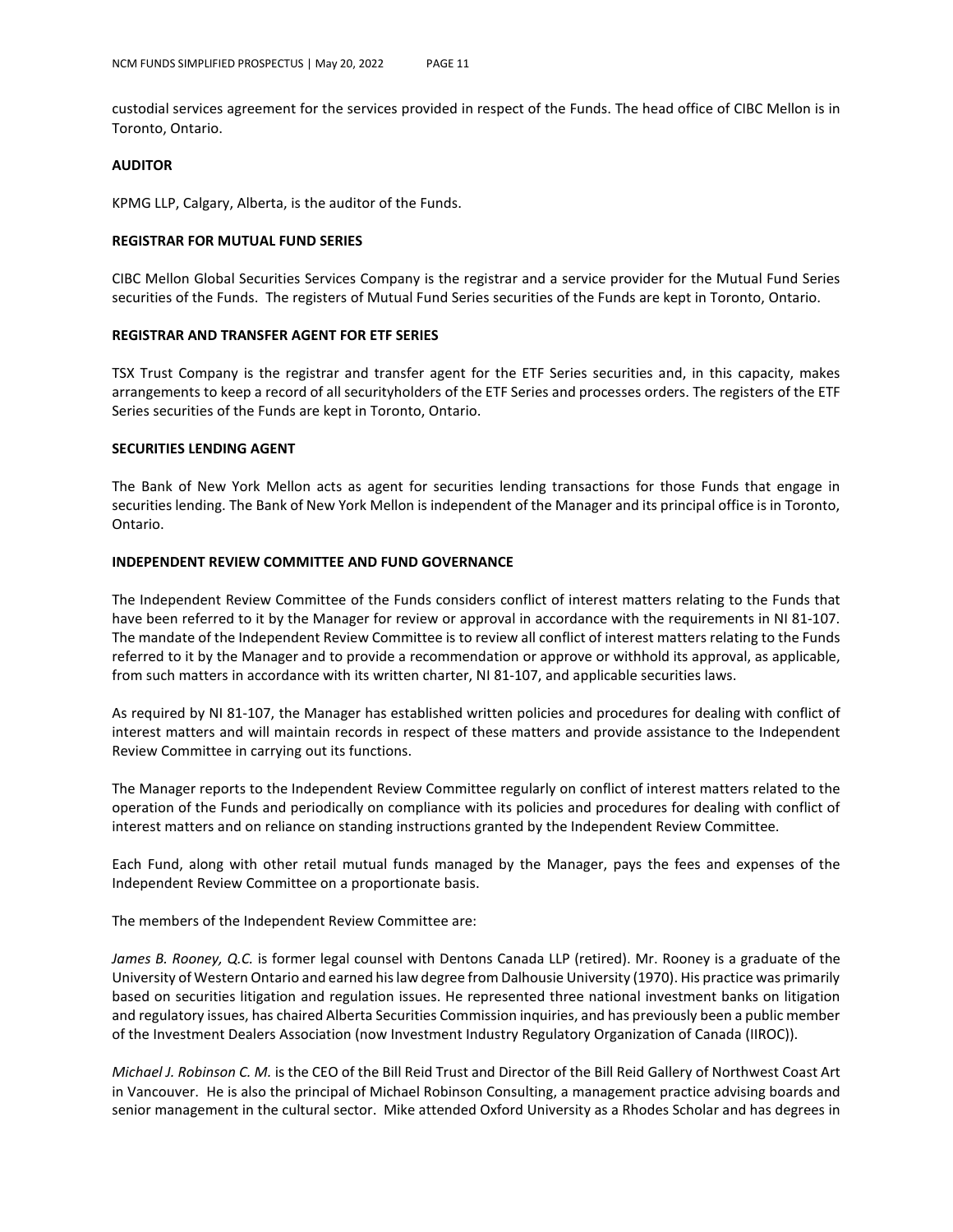custodial services agreement for the services provided in respect of the Funds. The head office of CIBC Mellon is in Toronto, Ontario.

**AUDITOR**

KPMG LLP, Calgary, Alberta, is the auditor of the Funds.

**REGISTRAR FOR MUTUAL FUND SERIES**

CIBC Mellon Global Securities Services Company is the registrar and a service provider for the Mutual Fund Series securities of the Funds. The registers of Mutual Fund Series securities of the Funds are kept in Toronto, Ontario.

**REGISTRAR AND TRANSFER AGENT FOR ETF SERIES**

TSX Trust Company is the registrar and transfer agent for the ETF Series securities and, in this capacity, makes arrangements to keep a record of all securityholders of the ETF Series and processes orders. The registers of the ETF Series securities of the Funds are kept in Toronto, Ontario.

**SECURITIES LENDING AGENT**

The Bank of New York Mellon acts as agent for securities lending transactions for those Funds that engage in securities lending. The Bank of New York Mellon is independent of the Manager and its principal office is in Toronto, Ontario.

**INDEPENDENT REVIEW COMMITTEE AND FUND GOVERNANCE**

The Independent Review Committee of the Funds considers conflict of interest matters relating to the Funds that have been referred to it by the Manager for review or approval in accordance with the requirements in NI 81-107. The mandate of the Independent Review Committee is to review all conflict of interest matters relating to the Funds referred to it by the Manager and to provide a recommendation or approve or withhold its approval, as applicable, from such matters in accordance with its written charter, NI 81-107, and applicable securities laws.

As required by NI 81-107, the Manager has established written policies and procedures for dealing with conflict of interest matters and will maintain records in respect of these matters and provide assistance to the Independent Review Committee in carrying out its functions.

The Manager reports to the Independent Review Committee regularly on conflict of interest matters related to the operation of the Funds and periodically on compliance with its policies and procedures for dealing with conflict of interest matters and on reliance on standing instructions granted by the Independent Review Committee.

Each Fund, along with other retail mutual funds managed by the Manager, pays the fees and expenses of the Independent Review Committee on a proportionate basis.

The members of the Independent Review Committee are:

*James B. Rooney, Q.C.* is former legal counsel with Dentons Canada LLP (retired). Mr. Rooney is a graduate of the University of Western Ontario and earned his law degree from Dalhousie University (1970). His practice was primarily based on securities litigation and regulation issues. He represented three national investment banks on litigation and regulatory issues, has chaired Alberta Securities Commission inquiries, and has previously been a public member of the Investment Dealers Association (now Investment Industry Regulatory Organization of Canada (IIROC)).

*Michael J. Robinson C. M.* is the CEO of the Bill Reid Trust and Director of the Bill Reid Gallery of Northwest Coast Art in Vancouver. He is also the principal of Michael Robinson Consulting, a management practice advising boards and senior management in the cultural sector. Mike attended Oxford University as a Rhodes Scholar and has degrees in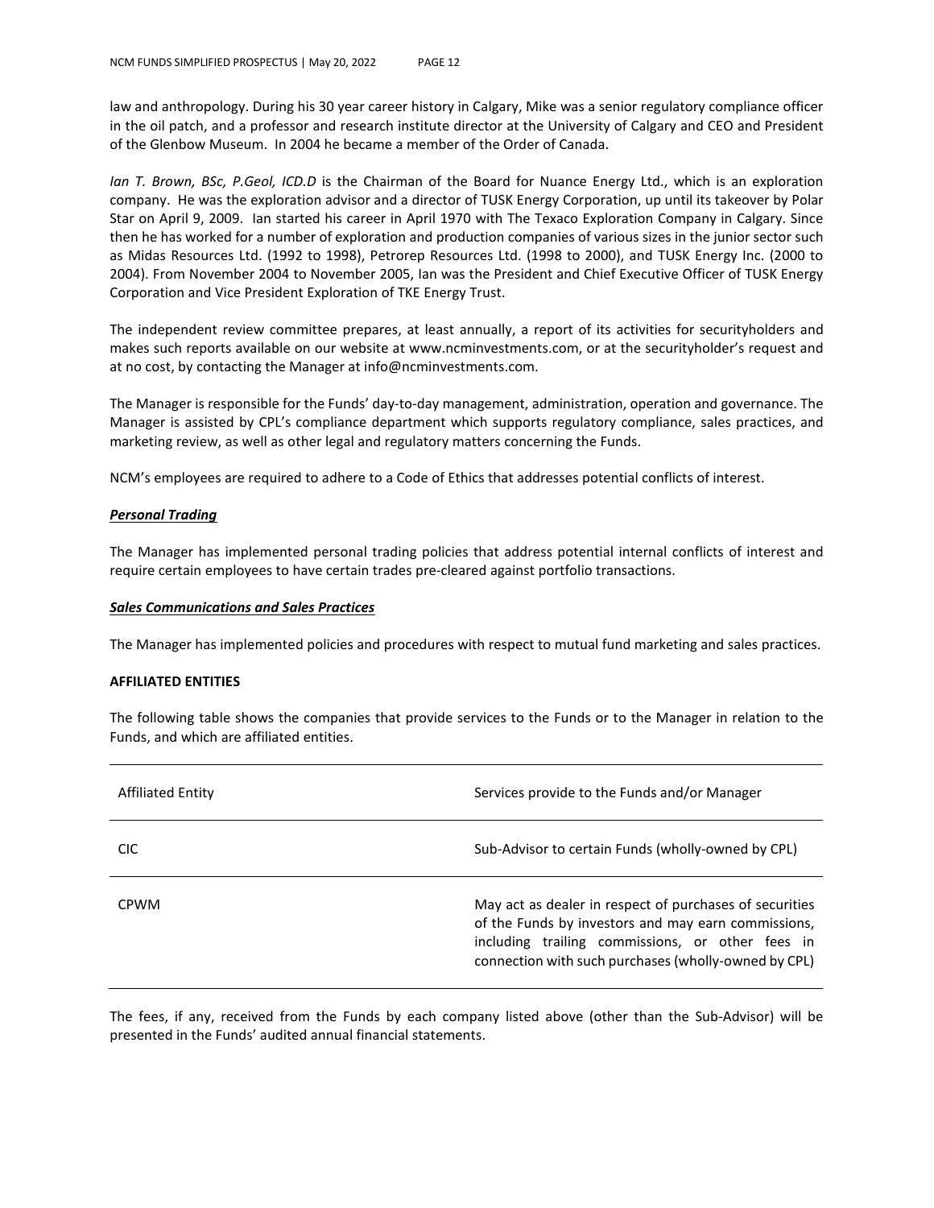law and anthropology. During his 30 year career history in Calgary, Mike was a senior regulatory compliance officer in the oil patch, and a professor and research institute director at the University of Calgary and CEO and President of the Glenbow Museum. In 2004 he became a member of the Order of Canada.

*Ian T. Brown, BSc, P.Geol, ICD.D* is the Chairman of the Board for Nuance Energy Ltd., which is an exploration company. He was the exploration advisor and a director of TUSK Energy Corporation, up until its takeover by Polar Star on April 9, 2009. Ian started his career in April 1970 with The Texaco Exploration Company in Calgary. Since then he has worked for a number of exploration and production companies of various sizes in the junior sector such as Midas Resources Ltd. (1992 to 1998), Petrorep Resources Ltd. (1998 to 2000), and TUSK Energy Inc. (2000 to 2004). From November 2004 to November 2005, Ian was the President and Chief Executive Officer of TUSK Energy Corporation and Vice President Exploration of TKE Energy Trust.

The independent review committee prepares, at least annually, a report of its activities for securityholders and makes such reports available on our website at www.ncminvestments.com, or at the securityholder's request and at no cost, by contacting the Manager at info@ncminvestments.com.

The Manager is responsible for the Funds' day-to-day management, administration, operation and governance. The Manager is assisted by CPL's compliance department which supports regulatory compliance, sales practices, and marketing review, as well as other legal and regulatory matters concerning the Funds.

NCM's employees are required to adhere to a Code of Ethics that addresses potential conflicts of interest.

***Personal Trading***

The Manager has implemented personal trading policies that address potential internal conflicts of interest and require certain employees to have certain trades pre-cleared against portfolio transactions.

***Sales Communications and Sales Practices***

The Manager has implemented policies and procedures with respect to mutual fund marketing and sales practices.

**AFFILIATED ENTITIES**

The following table shows the companies that provide services to the Funds or to the Manager in relation to the Funds, and which are affiliated entities.

| Affiliated Entity | Services provide to the Funds and/or Manager |
|---|---|
| CIC | Sub-Advisor to certain Funds (wholly-owned by CPL) |
| CPWM | May act as dealer in respect of purchases of securities of the Funds by investors and may earn commissions, including trailing commissions, or other fees in connection with such purchases (wholly-owned by CPL) |

The fees, if any, received from the Funds by each company listed above (other than the Sub-Advisor) will be presented in the Funds' audited annual financial statements.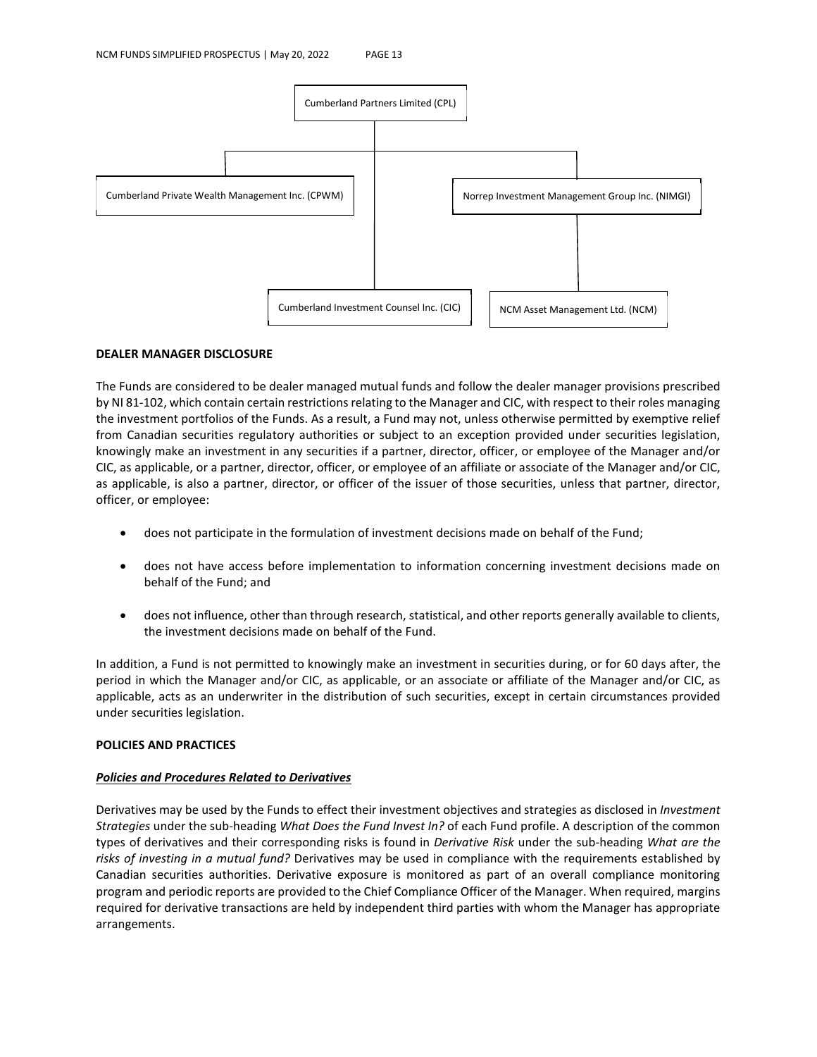Cumberland Partners Limited (CPL)

Cumberland Private Wealth Management Inc. (CPWM)

Norrep Investment Management Group Inc. (NIMGI)

Cumberland Investment Counsel Inc. (CIC)

NCM Asset Management Ltd. (NCM)

**DEALER MANAGER DISCLOSURE**

The Funds are considered to be dealer managed mutual funds and follow the dealer manager provisions prescribed by NI 81-102, which contain certain restrictions relating to the Manager and CIC, with respect to their roles managing the investment portfolios of the Funds. As a result, a Fund may not, unless otherwise permitted by exemptive relief from Canadian securities regulatory authorities or subject to an exception provided under securities legislation, knowingly make an investment in any securities if a partner, director, officer, or employee of the Manager and/or CIC, as applicable, or a partner, director, officer, or employee of an affiliate or associate of the Manager and/or CIC, as applicable, is also a partner, director, or officer of the issuer of those securities, unless that partner, director, officer, or employee:

- does not participate in the formulation of investment decisions made on behalf of the Fund;
- does not have access before implementation to information concerning investment decisions made on behalf of the Fund; and
- does not influence, other than through research, statistical, and other reports generally available to clients, the investment decisions made on behalf of the Fund.

In addition, a Fund is not permitted to knowingly make an investment in securities during, or for 60 days after, the period in which the Manager and/or CIC, as applicable, or an associate or affiliate of the Manager and/or CIC, as applicable, acts as an underwriter in the distribution of such securities, except in certain circumstances provided under securities legislation.

**POLICIES AND PRACTICES**

***Policies and Procedures Related to Derivatives***

Derivatives may be used by the Funds to effect their investment objectives and strategies as disclosed in *Investment Strategies* under the sub-heading *What Does the Fund Invest In?* of each Fund profile. A description of the common types of derivatives and their corresponding risks is found in *Derivative Risk* under the sub-heading *What are the risks of investing in a mutual fund?* Derivatives may be used in compliance with the requirements established by Canadian securities authorities. Derivative exposure is monitored as part of an overall compliance monitoring program and periodic reports are provided to the Chief Compliance Officer of the Manager. When required, margins required for derivative transactions are held by independent third parties with whom the Manager has appropriate arrangements.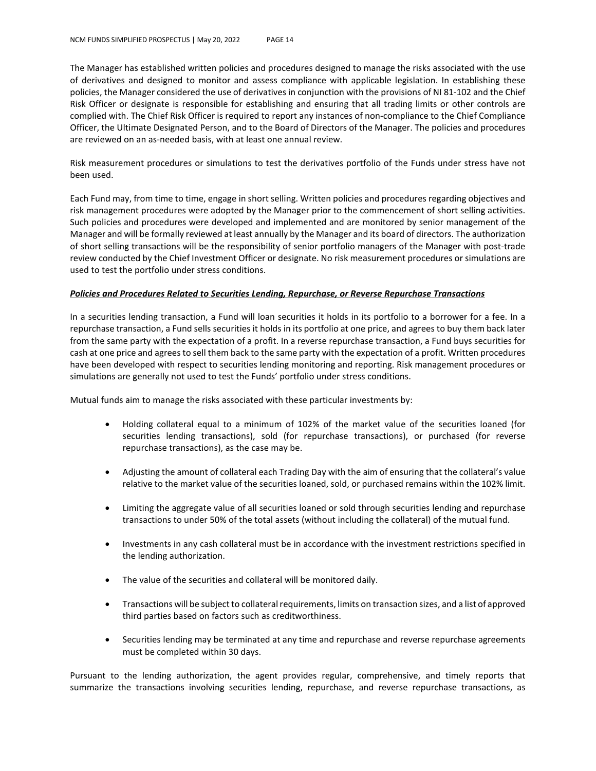The Manager has established written policies and procedures designed to manage the risks associated with the use of derivatives and designed to monitor and assess compliance with applicable legislation. In establishing these policies, the Manager considered the use of derivatives in conjunction with the provisions of NI 81-102 and the Chief Risk Officer or designate is responsible for establishing and ensuring that all trading limits or other controls are complied with. The Chief Risk Officer is required to report any instances of non-compliance to the Chief Compliance Officer, the Ultimate Designated Person, and to the Board of Directors of the Manager. The policies and procedures are reviewed on an as-needed basis, with at least one annual review.

Risk measurement procedures or simulations to test the derivatives portfolio of the Funds under stress have not been used.

Each Fund may, from time to time, engage in short selling. Written policies and procedures regarding objectives and risk management procedures were adopted by the Manager prior to the commencement of short selling activities. Such policies and procedures were developed and implemented and are monitored by senior management of the Manager and will be formally reviewed at least annually by the Manager and its board of directors. The authorization of short selling transactions will be the responsibility of senior portfolio managers of the Manager with post-trade review conducted by the Chief Investment Officer or designate. No risk measurement procedures or simulations are used to test the portfolio under stress conditions.

***Policies and Procedures Related to Securities Lending, Repurchase, or Reverse Repurchase Transactions***

In a securities lending transaction, a Fund will loan securities it holds in its portfolio to a borrower for a fee. In a repurchase transaction, a Fund sells securities it holds in its portfolio at one price, and agrees to buy them back later from the same party with the expectation of a profit. In a reverse repurchase transaction, a Fund buys securities for cash at one price and agrees to sell them back to the same party with the expectation of a profit. Written procedures have been developed with respect to securities lending monitoring and reporting. Risk management procedures or simulations are generally not used to test the Funds' portfolio under stress conditions.

Mutual funds aim to manage the risks associated with these particular investments by:

- Holding collateral equal to a minimum of 102% of the market value of the securities loaned (for securities lending transactions), sold (for repurchase transactions), or purchased (for reverse repurchase transactions), as the case may be.
- Adjusting the amount of collateral each Trading Day with the aim of ensuring that the collateral's value relative to the market value of the securities loaned, sold, or purchased remains within the 102% limit.
- Limiting the aggregate value of all securities loaned or sold through securities lending and repurchase transactions to under 50% of the total assets (without including the collateral) of the mutual fund.
- Investments in any cash collateral must be in accordance with the investment restrictions specified in the lending authorization.
- The value of the securities and collateral will be monitored daily.
- Transactions will be subject to collateral requirements, limits on transaction sizes, and a list of approved third parties based on factors such as creditworthiness.
- Securities lending may be terminated at any time and repurchase and reverse repurchase agreements must be completed within 30 days.

Pursuant to the lending authorization, the agent provides regular, comprehensive, and timely reports that summarize the transactions involving securities lending, repurchase, and reverse repurchase transactions, as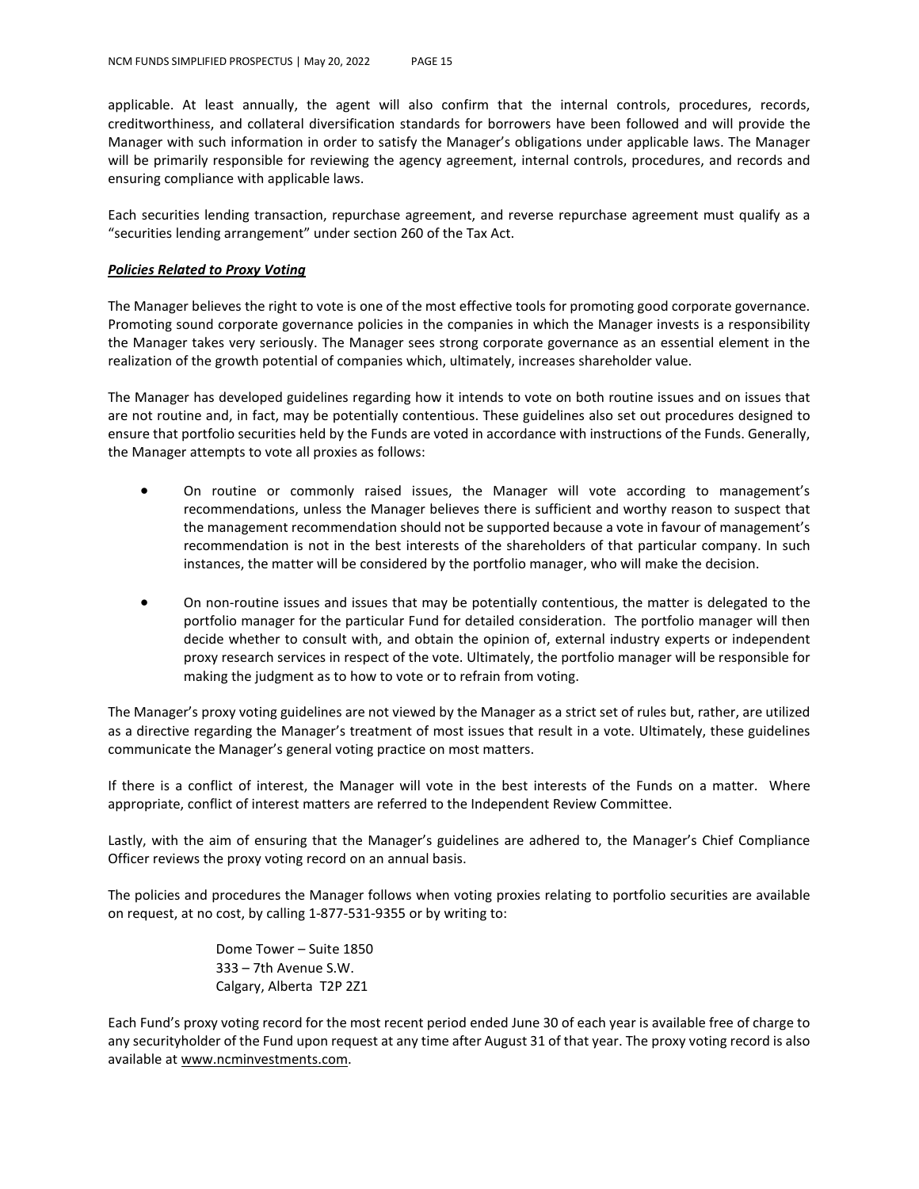applicable. At least annually, the agent will also confirm that the internal controls, procedures, records, creditworthiness, and collateral diversification standards for borrowers have been followed and will provide the Manager with such information in order to satisfy the Manager's obligations under applicable laws. The Manager will be primarily responsible for reviewing the agency agreement, internal controls, procedures, and records and ensuring compliance with applicable laws.

Each securities lending transaction, repurchase agreement, and reverse repurchase agreement must qualify as a "securities lending arrangement" under section 260 of the Tax Act.

***Policies Related to Proxy Voting***

The Manager believes the right to vote is one of the most effective tools for promoting good corporate governance. Promoting sound corporate governance policies in the companies in which the Manager invests is a responsibility the Manager takes very seriously. The Manager sees strong corporate governance as an essential element in the realization of the growth potential of companies which, ultimately, increases shareholder value.

The Manager has developed guidelines regarding how it intends to vote on both routine issues and on issues that are not routine and, in fact, may be potentially contentious. These guidelines also set out procedures designed to ensure that portfolio securities held by the Funds are voted in accordance with instructions of the Funds. Generally, the Manager attempts to vote all proxies as follows:

- On routine or commonly raised issues, the Manager will vote according to management's recommendations, unless the Manager believes there is sufficient and worthy reason to suspect that the management recommendation should not be supported because a vote in favour of management's recommendation is not in the best interests of the shareholders of that particular company. In such instances, the matter will be considered by the portfolio manager, who will make the decision.

- On non-routine issues and issues that may be potentially contentious, the matter is delegated to the portfolio manager for the particular Fund for detailed consideration. The portfolio manager will then decide whether to consult with, and obtain the opinion of, external industry experts or independent proxy research services in respect of the vote. Ultimately, the portfolio manager will be responsible for making the judgment as to how to vote or to refrain from voting.

The Manager's proxy voting guidelines are not viewed by the Manager as a strict set of rules but, rather, are utilized as a directive regarding the Manager's treatment of most issues that result in a vote. Ultimately, these guidelines communicate the Manager's general voting practice on most matters.

If there is a conflict of interest, the Manager will vote in the best interests of the Funds on a matter. Where appropriate, conflict of interest matters are referred to the Independent Review Committee.

Lastly, with the aim of ensuring that the Manager's guidelines are adhered to, the Manager's Chief Compliance Officer reviews the proxy voting record on an annual basis.

The policies and procedures the Manager follows when voting proxies relating to portfolio securities are available on request, at no cost, by calling 1-877-531-9355 or by writing to:

Dome Tower – Suite 1850
333 – 7th Avenue S.W.
Calgary, Alberta T2P 2Z1

Each Fund's proxy voting record for the most recent period ended June 30 of each year is available free of charge to any securityholder of the Fund upon request at any time after August 31 of that year. The proxy voting record is also available at www.ncminvestments.com.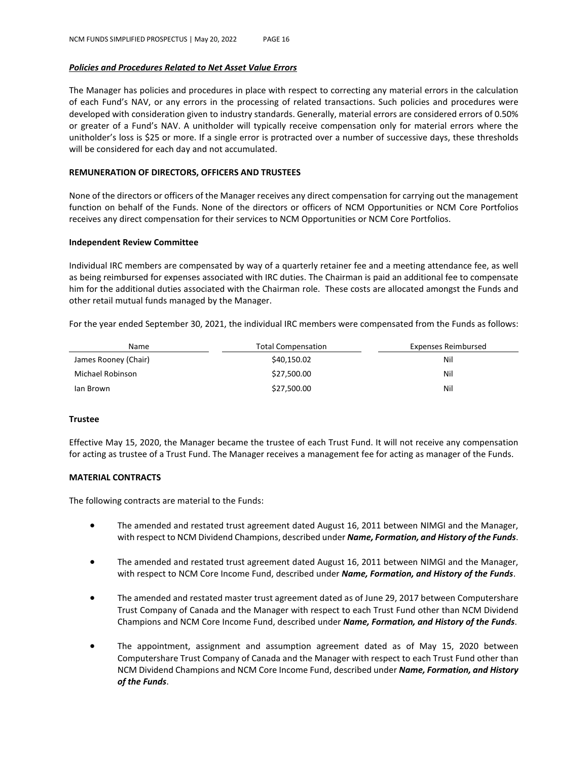***Policies and Procedures Related to Net Asset Value Errors***

The Manager has policies and procedures in place with respect to correcting any material errors in the calculation of each Fund's NAV, or any errors in the processing of related transactions. Such policies and procedures were developed with consideration given to industry standards. Generally, material errors are considered errors of 0.50% or greater of a Fund's NAV. A unitholder will typically receive compensation only for material errors where the unitholder's loss is $25 or more. If a single error is protracted over a number of successive days, these thresholds will be considered for each day and not accumulated.

**REMUNERATION OF DIRECTORS, OFFICERS AND TRUSTEES**

None of the directors or officers of the Manager receives any direct compensation for carrying out the management function on behalf of the Funds. None of the directors or officers of NCM Opportunities or NCM Core Portfolios receives any direct compensation for their services to NCM Opportunities or NCM Core Portfolios.

**Independent Review Committee**

Individual IRC members are compensated by way of a quarterly retainer fee and a meeting attendance fee, as well as being reimbursed for expenses associated with IRC duties. The Chairman is paid an additional fee to compensate him for the additional duties associated with the Chairman role. These costs are allocated amongst the Funds and other retail mutual funds managed by the Manager.

For the year ended September 30, 2021, the individual IRC members were compensated from the Funds as follows:

| Name | Total Compensation | Expenses Reimbursed |
|---|---|---|
| James Rooney (Chair) | $40,150.02 | Nil |
| Michael Robinson | $27,500.00 | Nil |
| Ian Brown | $27,500.00 | Nil |

**Trustee**

Effective May 15, 2020, the Manager became the trustee of each Trust Fund. It will not receive any compensation for acting as trustee of a Trust Fund. The Manager receives a management fee for acting as manager of the Funds.

**MATERIAL CONTRACTS**

The following contracts are material to the Funds:

- The amended and restated trust agreement dated August 16, 2011 between NIMGI and the Manager, with respect to NCM Dividend Champions, described under ***Name, Formation, and History of the Funds***.
- The amended and restated trust agreement dated August 16, 2011 between NIMGI and the Manager, with respect to NCM Core Income Fund, described under ***Name, Formation, and History of the Funds***.
- The amended and restated master trust agreement dated as of June 29, 2017 between Computershare Trust Company of Canada and the Manager with respect to each Trust Fund other than NCM Dividend Champions and NCM Core Income Fund, described under ***Name, Formation, and History of the Funds***.
- The appointment, assignment and assumption agreement dated as of May 15, 2020 between Computershare Trust Company of Canada and the Manager with respect to each Trust Fund other than NCM Dividend Champions and NCM Core Income Fund, described under ***Name, Formation, and History of the Funds***.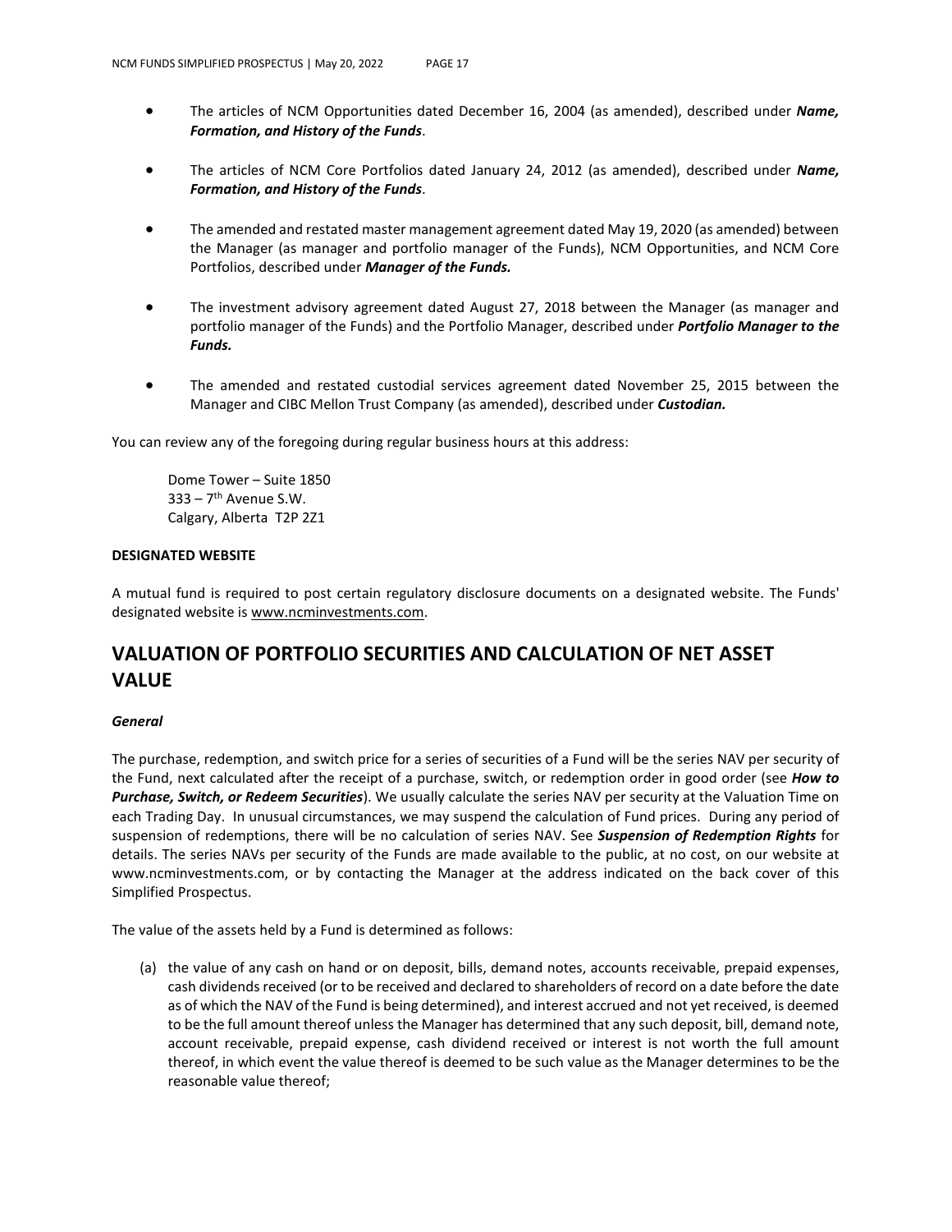- The articles of NCM Opportunities dated December 16, 2004 (as amended), described under ***Name, Formation, and History of the Funds***.

- The articles of NCM Core Portfolios dated January 24, 2012 (as amended), described under ***Name, Formation, and History of the Funds***.

- The amended and restated master management agreement dated May 19, 2020 (as amended) between the Manager (as manager and portfolio manager of the Funds), NCM Opportunities, and NCM Core Portfolios, described under ***Manager of the Funds.***

- The investment advisory agreement dated August 27, 2018 between the Manager (as manager and portfolio manager of the Funds) and the Portfolio Manager, described under ***Portfolio Manager to the Funds.***

- The amended and restated custodial services agreement dated November 25, 2015 between the Manager and CIBC Mellon Trust Company (as amended), described under ***Custodian.***

You can review any of the foregoing during regular business hours at this address:

Dome Tower – Suite 1850
333 – 7th Avenue S.W.
Calgary, Alberta T2P 2Z1

**DESIGNATED WEBSITE**

A mutual fund is required to post certain regulatory disclosure documents on a designated website. The Funds' designated website is www.ncminvestments.com.

## VALUATION OF PORTFOLIO SECURITIES AND CALCULATION OF NET ASSET VALUE

***General***

The purchase, redemption, and switch price for a series of securities of a Fund will be the series NAV per security of the Fund, next calculated after the receipt of a purchase, switch, or redemption order in good order (see ***How to Purchase, Switch, or Redeem Securities***). We usually calculate the series NAV per security at the Valuation Time on each Trading Day. In unusual circumstances, we may suspend the calculation of Fund prices. During any period of suspension of redemptions, there will be no calculation of series NAV. See ***Suspension of Redemption Rights*** for details. The series NAVs per security of the Funds are made available to the public, at no cost, on our website at www.ncminvestments.com, or by contacting the Manager at the address indicated on the back cover of this Simplified Prospectus.

The value of the assets held by a Fund is determined as follows:

(a) the value of any cash on hand or on deposit, bills, demand notes, accounts receivable, prepaid expenses, cash dividends received (or to be received and declared to shareholders of record on a date before the date as of which the NAV of the Fund is being determined), and interest accrued and not yet received, is deemed to be the full amount thereof unless the Manager has determined that any such deposit, bill, demand note, account receivable, prepaid expense, cash dividend received or interest is not worth the full amount thereof, in which event the value thereof is deemed to be such value as the Manager determines to be the reasonable value thereof;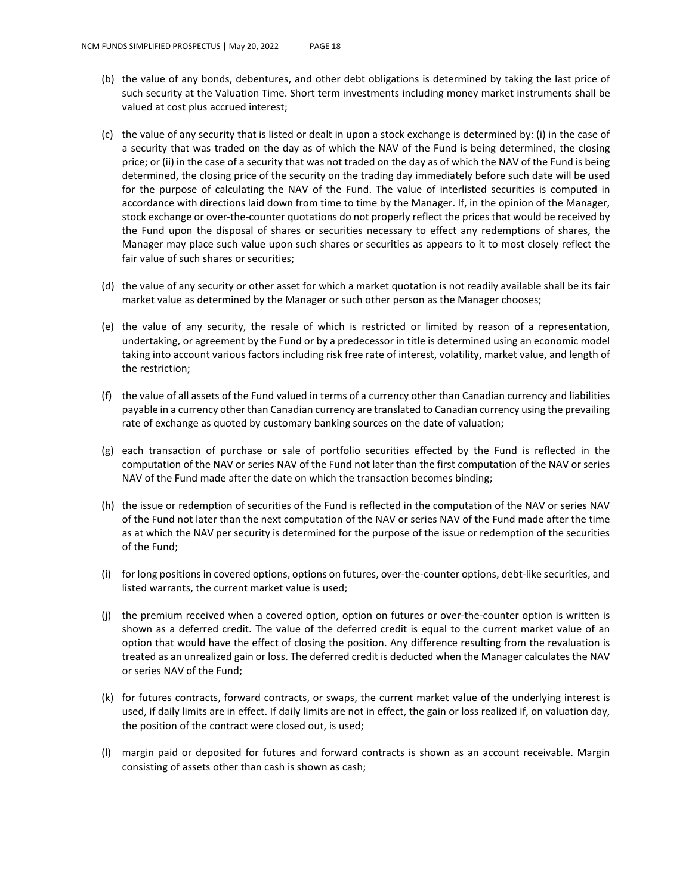(b) the value of any bonds, debentures, and other debt obligations is determined by taking the last price of such security at the Valuation Time. Short term investments including money market instruments shall be valued at cost plus accrued interest;

(c) the value of any security that is listed or dealt in upon a stock exchange is determined by: (i) in the case of a security that was traded on the day as of which the NAV of the Fund is being determined, the closing price; or (ii) in the case of a security that was not traded on the day as of which the NAV of the Fund is being determined, the closing price of the security on the trading day immediately before such date will be used for the purpose of calculating the NAV of the Fund. The value of interlisted securities is computed in accordance with directions laid down from time to time by the Manager. If, in the opinion of the Manager, stock exchange or over-the-counter quotations do not properly reflect the prices that would be received by the Fund upon the disposal of shares or securities necessary to effect any redemptions of shares, the Manager may place such value upon such shares or securities as appears to it to most closely reflect the fair value of such shares or securities;

(d) the value of any security or other asset for which a market quotation is not readily available shall be its fair market value as determined by the Manager or such other person as the Manager chooses;

(e) the value of any security, the resale of which is restricted or limited by reason of a representation, undertaking, or agreement by the Fund or by a predecessor in title is determined using an economic model taking into account various factors including risk free rate of interest, volatility, market value, and length of the restriction;

(f) the value of all assets of the Fund valued in terms of a currency other than Canadian currency and liabilities payable in a currency other than Canadian currency are translated to Canadian currency using the prevailing rate of exchange as quoted by customary banking sources on the date of valuation;

(g) each transaction of purchase or sale of portfolio securities effected by the Fund is reflected in the computation of the NAV or series NAV of the Fund not later than the first computation of the NAV or series NAV of the Fund made after the date on which the transaction becomes binding;

(h) the issue or redemption of securities of the Fund is reflected in the computation of the NAV or series NAV of the Fund not later than the next computation of the NAV or series NAV of the Fund made after the time as at which the NAV per security is determined for the purpose of the issue or redemption of the securities of the Fund;

(i) for long positions in covered options, options on futures, over-the-counter options, debt-like securities, and listed warrants, the current market value is used;

(j) the premium received when a covered option, option on futures or over-the-counter option is written is shown as a deferred credit. The value of the deferred credit is equal to the current market value of an option that would have the effect of closing the position. Any difference resulting from the revaluation is treated as an unrealized gain or loss. The deferred credit is deducted when the Manager calculates the NAV or series NAV of the Fund;

(k) for futures contracts, forward contracts, or swaps, the current market value of the underlying interest is used, if daily limits are in effect. If daily limits are not in effect, the gain or loss realized if, on valuation day, the position of the contract were closed out, is used;

(l) margin paid or deposited for futures and forward contracts is shown as an account receivable. Margin consisting of assets other than cash is shown as cash;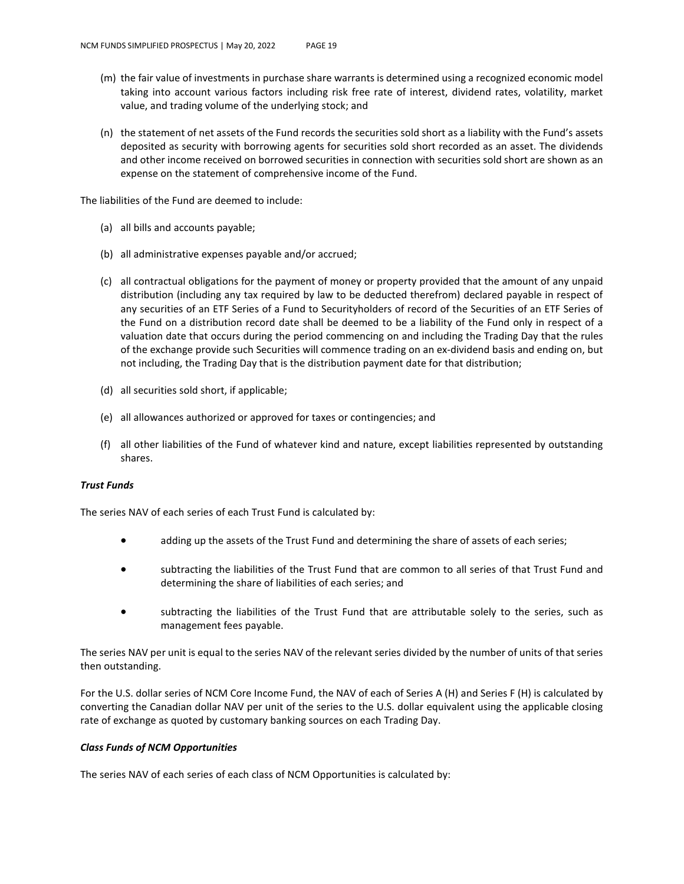(m) the fair value of investments in purchase share warrants is determined using a recognized economic model taking into account various factors including risk free rate of interest, dividend rates, volatility, market value, and trading volume of the underlying stock; and

(n) the statement of net assets of the Fund records the securities sold short as a liability with the Fund's assets deposited as security with borrowing agents for securities sold short recorded as an asset. The dividends and other income received on borrowed securities in connection with securities sold short are shown as an expense on the statement of comprehensive income of the Fund.

The liabilities of the Fund are deemed to include:

(a) all bills and accounts payable;

(b) all administrative expenses payable and/or accrued;

(c) all contractual obligations for the payment of money or property provided that the amount of any unpaid distribution (including any tax required by law to be deducted therefrom) declared payable in respect of any securities of an ETF Series of a Fund to Securityholders of record of the Securities of an ETF Series of the Fund on a distribution record date shall be deemed to be a liability of the Fund only in respect of a valuation date that occurs during the period commencing on and including the Trading Day that the rules of the exchange provide such Securities will commence trading on an ex-dividend basis and ending on, but not including, the Trading Day that is the distribution payment date for that distribution;

(d) all securities sold short, if applicable;

(e) all allowances authorized or approved for taxes or contingencies; and

(f) all other liabilities of the Fund of whatever kind and nature, except liabilities represented by outstanding shares.

***Trust Funds***

The series NAV of each series of each Trust Fund is calculated by:

- adding up the assets of the Trust Fund and determining the share of assets of each series;
- subtracting the liabilities of the Trust Fund that are common to all series of that Trust Fund and determining the share of liabilities of each series; and
- subtracting the liabilities of the Trust Fund that are attributable solely to the series, such as management fees payable.

The series NAV per unit is equal to the series NAV of the relevant series divided by the number of units of that series then outstanding.

For the U.S. dollar series of NCM Core Income Fund, the NAV of each of Series A (H) and Series F (H) is calculated by converting the Canadian dollar NAV per unit of the series to the U.S. dollar equivalent using the applicable closing rate of exchange as quoted by customary banking sources on each Trading Day.

***Class Funds of NCM Opportunities***

The series NAV of each series of each class of NCM Opportunities is calculated by: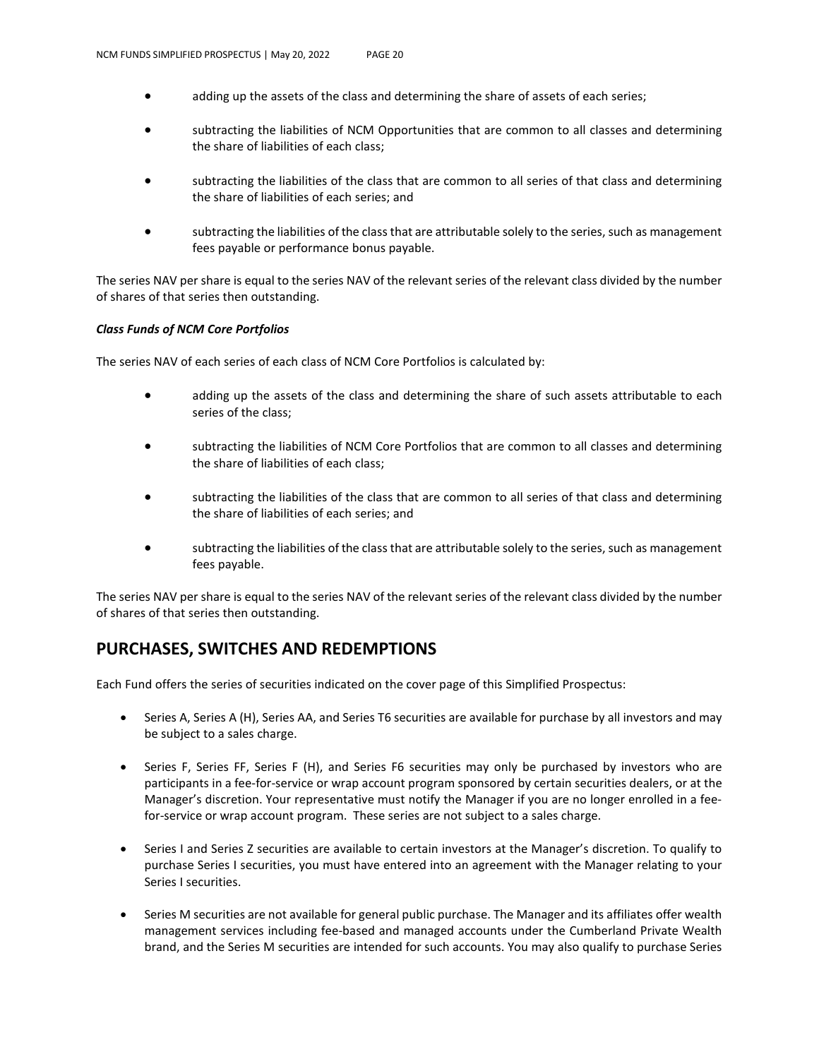- adding up the assets of the class and determining the share of assets of each series;
- subtracting the liabilities of NCM Opportunities that are common to all classes and determining the share of liabilities of each class;
- subtracting the liabilities of the class that are common to all series of that class and determining the share of liabilities of each series; and
- subtracting the liabilities of the class that are attributable solely to the series, such as management fees payable or performance bonus payable.

The series NAV per share is equal to the series NAV of the relevant series of the relevant class divided by the number of shares of that series then outstanding.

***Class Funds of NCM Core Portfolios***

The series NAV of each series of each class of NCM Core Portfolios is calculated by:

- adding up the assets of the class and determining the share of such assets attributable to each series of the class;
- subtracting the liabilities of NCM Core Portfolios that are common to all classes and determining the share of liabilities of each class;
- subtracting the liabilities of the class that are common to all series of that class and determining the share of liabilities of each series; and
- subtracting the liabilities of the class that are attributable solely to the series, such as management fees payable.

The series NAV per share is equal to the series NAV of the relevant series of the relevant class divided by the number of shares of that series then outstanding.

## PURCHASES, SWITCHES AND REDEMPTIONS

Each Fund offers the series of securities indicated on the cover page of this Simplified Prospectus:

- Series A, Series A (H), Series AA, and Series T6 securities are available for purchase by all investors and may be subject to a sales charge.
- Series F, Series FF, Series F (H), and Series F6 securities may only be purchased by investors who are participants in a fee-for-service or wrap account program sponsored by certain securities dealers, or at the Manager's discretion. Your representative must notify the Manager if you are no longer enrolled in a fee-for-service or wrap account program. These series are not subject to a sales charge.
- Series I and Series Z securities are available to certain investors at the Manager's discretion. To qualify to purchase Series I securities, you must have entered into an agreement with the Manager relating to your Series I securities.
- Series M securities are not available for general public purchase. The Manager and its affiliates offer wealth management services including fee-based and managed accounts under the Cumberland Private Wealth brand, and the Series M securities are intended for such accounts. You may also qualify to purchase Series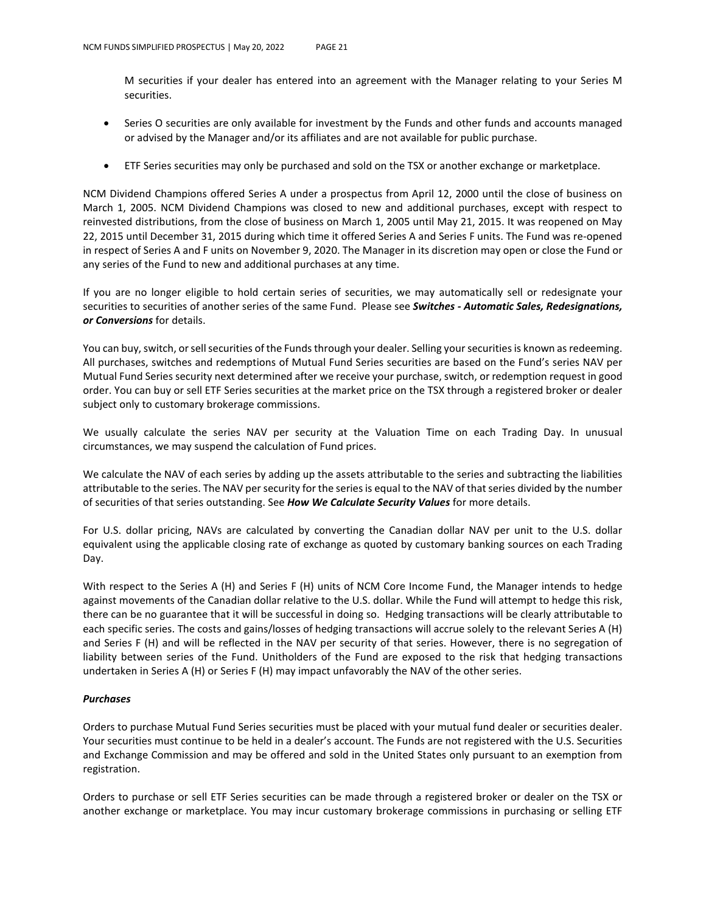M securities if your dealer has entered into an agreement with the Manager relating to your Series M securities.

- Series O securities are only available for investment by the Funds and other funds and accounts managed or advised by the Manager and/or its affiliates and are not available for public purchase.
- ETF Series securities may only be purchased and sold on the TSX or another exchange or marketplace.

NCM Dividend Champions offered Series A under a prospectus from April 12, 2000 until the close of business on March 1, 2005. NCM Dividend Champions was closed to new and additional purchases, except with respect to reinvested distributions, from the close of business on March 1, 2005 until May 21, 2015. It was reopened on May 22, 2015 until December 31, 2015 during which time it offered Series A and Series F units. The Fund was re-opened in respect of Series A and F units on November 9, 2020. The Manager in its discretion may open or close the Fund or any series of the Fund to new and additional purchases at any time.

If you are no longer eligible to hold certain series of securities, we may automatically sell or redesignate your securities to securities of another series of the same Fund. Please see ***Switches - Automatic Sales, Redesignations, or Conversions*** for details.

You can buy, switch, or sell securities of the Funds through your dealer. Selling your securities is known as redeeming. All purchases, switches and redemptions of Mutual Fund Series securities are based on the Fund's series NAV per Mutual Fund Series security next determined after we receive your purchase, switch, or redemption request in good order. You can buy or sell ETF Series securities at the market price on the TSX through a registered broker or dealer subject only to customary brokerage commissions.

We usually calculate the series NAV per security at the Valuation Time on each Trading Day. In unusual circumstances, we may suspend the calculation of Fund prices.

We calculate the NAV of each series by adding up the assets attributable to the series and subtracting the liabilities attributable to the series. The NAV per security for the series is equal to the NAV of that series divided by the number of securities of that series outstanding. See ***How We Calculate Security Values*** for more details.

For U.S. dollar pricing, NAVs are calculated by converting the Canadian dollar NAV per unit to the U.S. dollar equivalent using the applicable closing rate of exchange as quoted by customary banking sources on each Trading Day.

With respect to the Series A (H) and Series F (H) units of NCM Core Income Fund, the Manager intends to hedge against movements of the Canadian dollar relative to the U.S. dollar. While the Fund will attempt to hedge this risk, there can be no guarantee that it will be successful in doing so. Hedging transactions will be clearly attributable to each specific series. The costs and gains/losses of hedging transactions will accrue solely to the relevant Series A (H) and Series F (H) and will be reflected in the NAV per security of that series. However, there is no segregation of liability between series of the Fund. Unitholders of the Fund are exposed to the risk that hedging transactions undertaken in Series A (H) or Series F (H) may impact unfavorably the NAV of the other series.

***Purchases***

Orders to purchase Mutual Fund Series securities must be placed with your mutual fund dealer or securities dealer. Your securities must continue to be held in a dealer's account. The Funds are not registered with the U.S. Securities and Exchange Commission and may be offered and sold in the United States only pursuant to an exemption from registration.

Orders to purchase or sell ETF Series securities can be made through a registered broker or dealer on the TSX or another exchange or marketplace. You may incur customary brokerage commissions in purchasing or selling ETF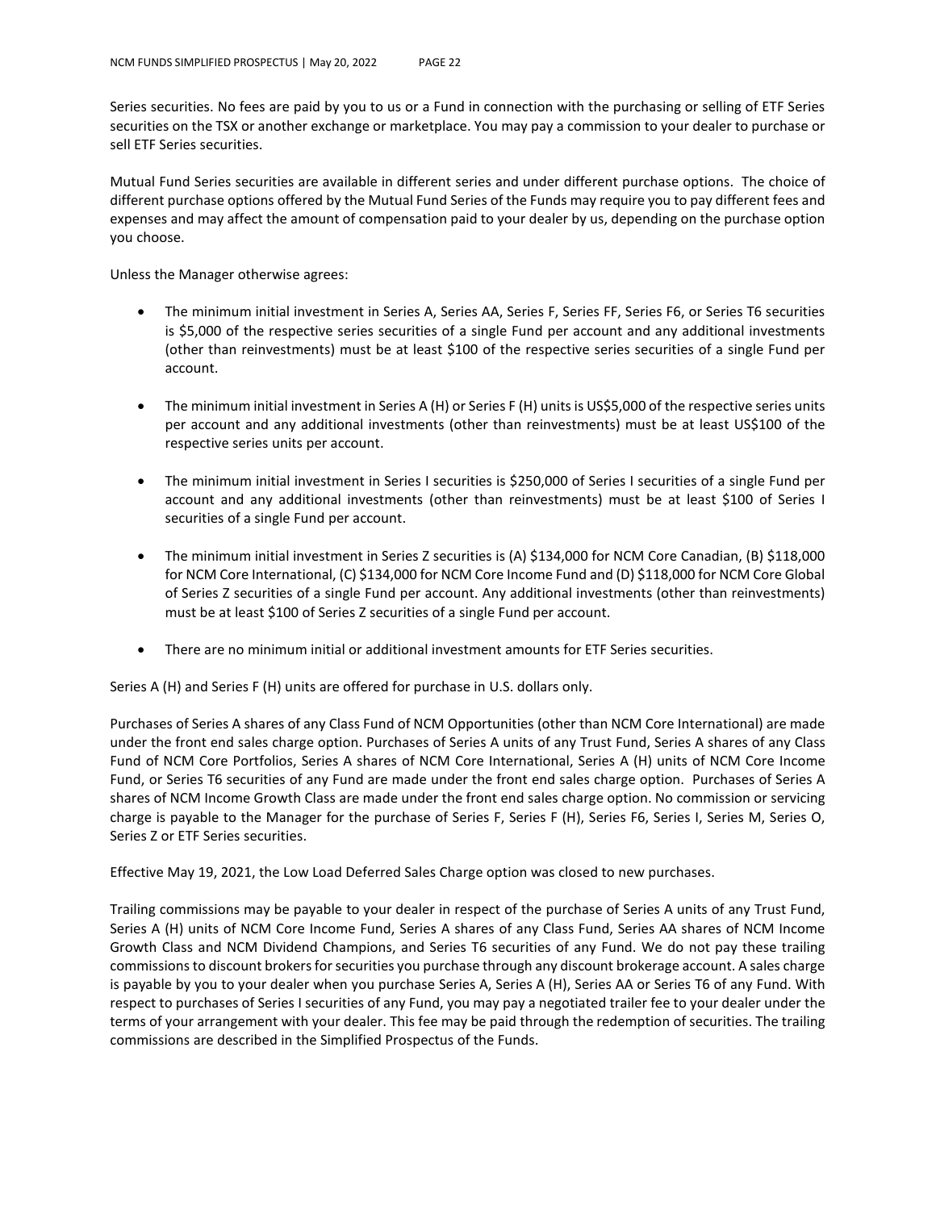Series securities. No fees are paid by you to us or a Fund in connection with the purchasing or selling of ETF Series securities on the TSX or another exchange or marketplace. You may pay a commission to your dealer to purchase or sell ETF Series securities.

Mutual Fund Series securities are available in different series and under different purchase options. The choice of different purchase options offered by the Mutual Fund Series of the Funds may require you to pay different fees and expenses and may affect the amount of compensation paid to your dealer by us, depending on the purchase option you choose.

Unless the Manager otherwise agrees:

- The minimum initial investment in Series A, Series AA, Series F, Series FF, Series F6, or Series T6 securities is $5,000 of the respective series securities of a single Fund per account and any additional investments (other than reinvestments) must be at least $100 of the respective series securities of a single Fund per account.
- The minimum initial investment in Series A (H) or Series F (H) units is US$5,000 of the respective series units per account and any additional investments (other than reinvestments) must be at least US$100 of the respective series units per account.
- The minimum initial investment in Series I securities is $250,000 of Series I securities of a single Fund per account and any additional investments (other than reinvestments) must be at least $100 of Series I securities of a single Fund per account.
- The minimum initial investment in Series Z securities is (A) $134,000 for NCM Core Canadian, (B) $118,000 for NCM Core International, (C) $134,000 for NCM Core Income Fund and (D) $118,000 for NCM Core Global of Series Z securities of a single Fund per account. Any additional investments (other than reinvestments) must be at least $100 of Series Z securities of a single Fund per account.
- There are no minimum initial or additional investment amounts for ETF Series securities.

Series A (H) and Series F (H) units are offered for purchase in U.S. dollars only.

Purchases of Series A shares of any Class Fund of NCM Opportunities (other than NCM Core International) are made under the front end sales charge option. Purchases of Series A units of any Trust Fund, Series A shares of any Class Fund of NCM Core Portfolios, Series A shares of NCM Core International, Series A (H) units of NCM Core Income Fund, or Series T6 securities of any Fund are made under the front end sales charge option. Purchases of Series A shares of NCM Income Growth Class are made under the front end sales charge option. No commission or servicing charge is payable to the Manager for the purchase of Series F, Series F (H), Series F6, Series I, Series M, Series O, Series Z or ETF Series securities.

Effective May 19, 2021, the Low Load Deferred Sales Charge option was closed to new purchases.

Trailing commissions may be payable to your dealer in respect of the purchase of Series A units of any Trust Fund, Series A (H) units of NCM Core Income Fund, Series A shares of any Class Fund, Series AA shares of NCM Income Growth Class and NCM Dividend Champions, and Series T6 securities of any Fund. We do not pay these trailing commissions to discount brokers for securities you purchase through any discount brokerage account. A sales charge is payable by you to your dealer when you purchase Series A, Series A (H), Series AA or Series T6 of any Fund. With respect to purchases of Series I securities of any Fund, you may pay a negotiated trailer fee to your dealer under the terms of your arrangement with your dealer. This fee may be paid through the redemption of securities. The trailing commissions are described in the Simplified Prospectus of the Funds.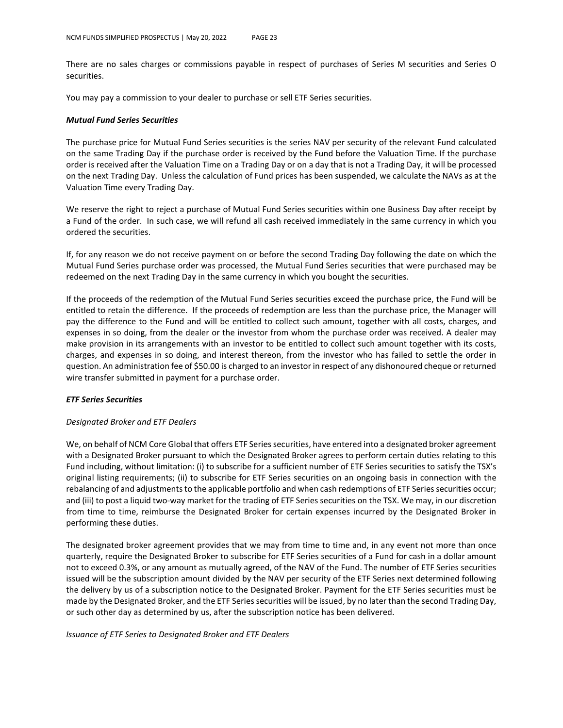There are no sales charges or commissions payable in respect of purchases of Series M securities and Series O securities.

You may pay a commission to your dealer to purchase or sell ETF Series securities.

***Mutual Fund Series Securities***

The purchase price for Mutual Fund Series securities is the series NAV per security of the relevant Fund calculated on the same Trading Day if the purchase order is received by the Fund before the Valuation Time. If the purchase order is received after the Valuation Time on a Trading Day or on a day that is not a Trading Day, it will be processed on the next Trading Day. Unless the calculation of Fund prices has been suspended, we calculate the NAVs as at the Valuation Time every Trading Day.

We reserve the right to reject a purchase of Mutual Fund Series securities within one Business Day after receipt by a Fund of the order. In such case, we will refund all cash received immediately in the same currency in which you ordered the securities.

If, for any reason we do not receive payment on or before the second Trading Day following the date on which the Mutual Fund Series purchase order was processed, the Mutual Fund Series securities that were purchased may be redeemed on the next Trading Day in the same currency in which you bought the securities.

If the proceeds of the redemption of the Mutual Fund Series securities exceed the purchase price, the Fund will be entitled to retain the difference. If the proceeds of redemption are less than the purchase price, the Manager will pay the difference to the Fund and will be entitled to collect such amount, together with all costs, charges, and expenses in so doing, from the dealer or the investor from whom the purchase order was received. A dealer may make provision in its arrangements with an investor to be entitled to collect such amount together with its costs, charges, and expenses in so doing, and interest thereon, from the investor who has failed to settle the order in question. An administration fee of $50.00 is charged to an investor in respect of any dishonoured cheque or returned wire transfer submitted in payment for a purchase order.

***ETF Series Securities***

*Designated Broker and ETF Dealers*

We, on behalf of NCM Core Global that offers ETF Series securities, have entered into a designated broker agreement with a Designated Broker pursuant to which the Designated Broker agrees to perform certain duties relating to this Fund including, without limitation: (i) to subscribe for a sufficient number of ETF Series securities to satisfy the TSX's original listing requirements; (ii) to subscribe for ETF Series securities on an ongoing basis in connection with the rebalancing of and adjustments to the applicable portfolio and when cash redemptions of ETF Series securities occur; and (iii) to post a liquid two-way market for the trading of ETF Series securities on the TSX. We may, in our discretion from time to time, reimburse the Designated Broker for certain expenses incurred by the Designated Broker in performing these duties.

The designated broker agreement provides that we may from time to time and, in any event not more than once quarterly, require the Designated Broker to subscribe for ETF Series securities of a Fund for cash in a dollar amount not to exceed 0.3%, or any amount as mutually agreed, of the NAV of the Fund. The number of ETF Series securities issued will be the subscription amount divided by the NAV per security of the ETF Series next determined following the delivery by us of a subscription notice to the Designated Broker. Payment for the ETF Series securities must be made by the Designated Broker, and the ETF Series securities will be issued, by no later than the second Trading Day, or such other day as determined by us, after the subscription notice has been delivered.

*Issuance of ETF Series to Designated Broker and ETF Dealers*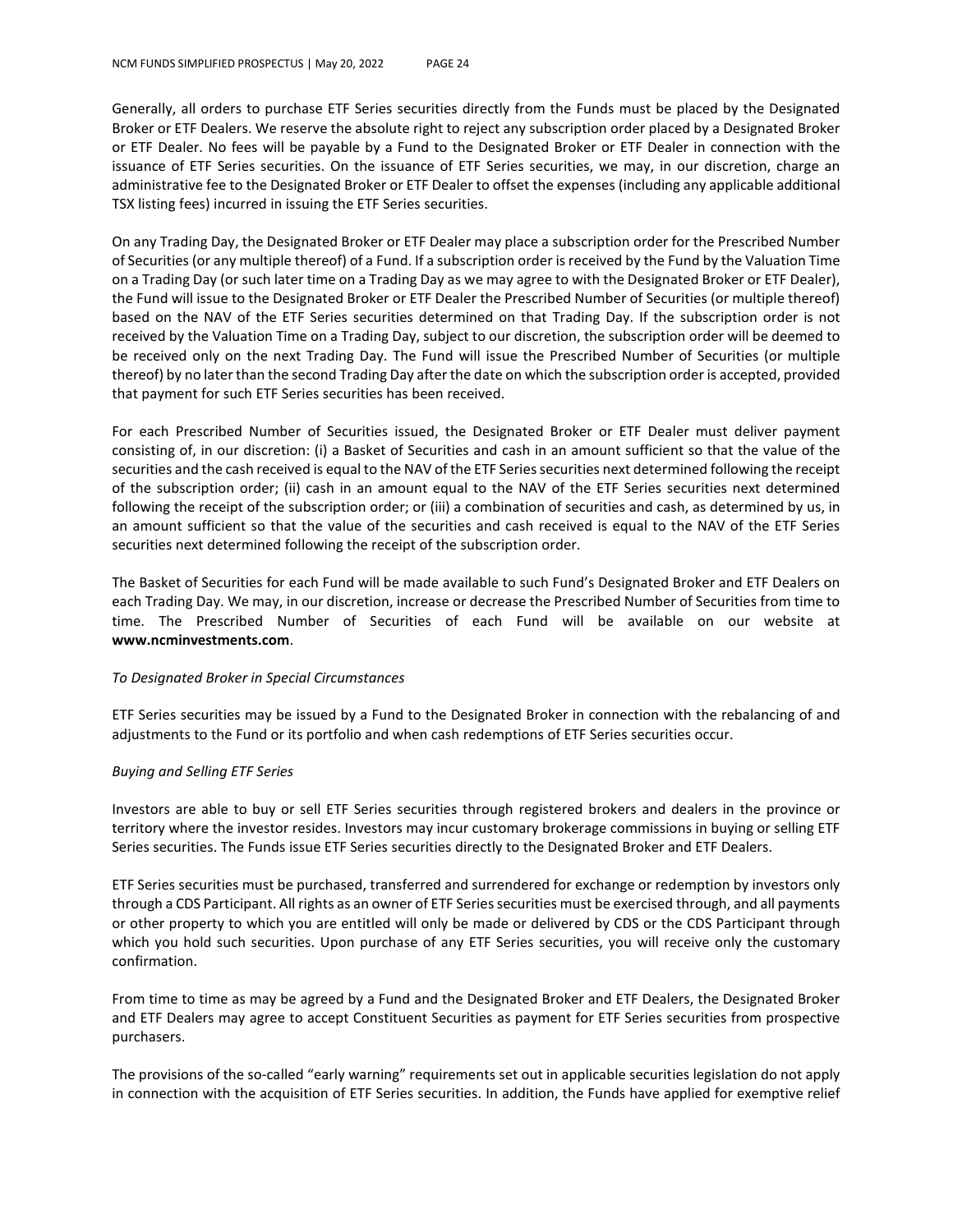Generally, all orders to purchase ETF Series securities directly from the Funds must be placed by the Designated Broker or ETF Dealers. We reserve the absolute right to reject any subscription order placed by a Designated Broker or ETF Dealer. No fees will be payable by a Fund to the Designated Broker or ETF Dealer in connection with the issuance of ETF Series securities. On the issuance of ETF Series securities, we may, in our discretion, charge an administrative fee to the Designated Broker or ETF Dealer to offset the expenses (including any applicable additional TSX listing fees) incurred in issuing the ETF Series securities.

On any Trading Day, the Designated Broker or ETF Dealer may place a subscription order for the Prescribed Number of Securities (or any multiple thereof) of a Fund. If a subscription order is received by the Fund by the Valuation Time on a Trading Day (or such later time on a Trading Day as we may agree to with the Designated Broker or ETF Dealer), the Fund will issue to the Designated Broker or ETF Dealer the Prescribed Number of Securities (or multiple thereof) based on the NAV of the ETF Series securities determined on that Trading Day. If the subscription order is not received by the Valuation Time on a Trading Day, subject to our discretion, the subscription order will be deemed to be received only on the next Trading Day. The Fund will issue the Prescribed Number of Securities (or multiple thereof) by no later than the second Trading Day after the date on which the subscription order is accepted, provided that payment for such ETF Series securities has been received.

For each Prescribed Number of Securities issued, the Designated Broker or ETF Dealer must deliver payment consisting of, in our discretion: (i) a Basket of Securities and cash in an amount sufficient so that the value of the securities and the cash received is equal to the NAV of the ETF Series securities next determined following the receipt of the subscription order; (ii) cash in an amount equal to the NAV of the ETF Series securities next determined following the receipt of the subscription order; or (iii) a combination of securities and cash, as determined by us, in an amount sufficient so that the value of the securities and cash received is equal to the NAV of the ETF Series securities next determined following the receipt of the subscription order.

The Basket of Securities for each Fund will be made available to such Fund's Designated Broker and ETF Dealers on each Trading Day. We may, in our discretion, increase or decrease the Prescribed Number of Securities from time to time. The Prescribed Number of Securities of each Fund will be available on our website at **www.ncminvestments.com**.

*To Designated Broker in Special Circumstances*

ETF Series securities may be issued by a Fund to the Designated Broker in connection with the rebalancing of and adjustments to the Fund or its portfolio and when cash redemptions of ETF Series securities occur.

*Buying and Selling ETF Series*

Investors are able to buy or sell ETF Series securities through registered brokers and dealers in the province or territory where the investor resides. Investors may incur customary brokerage commissions in buying or selling ETF Series securities. The Funds issue ETF Series securities directly to the Designated Broker and ETF Dealers.

ETF Series securities must be purchased, transferred and surrendered for exchange or redemption by investors only through a CDS Participant. All rights as an owner of ETF Series securities must be exercised through, and all payments or other property to which you are entitled will only be made or delivered by CDS or the CDS Participant through which you hold such securities. Upon purchase of any ETF Series securities, you will receive only the customary confirmation.

From time to time as may be agreed by a Fund and the Designated Broker and ETF Dealers, the Designated Broker and ETF Dealers may agree to accept Constituent Securities as payment for ETF Series securities from prospective purchasers.

The provisions of the so-called "early warning" requirements set out in applicable securities legislation do not apply in connection with the acquisition of ETF Series securities. In addition, the Funds have applied for exemptive relief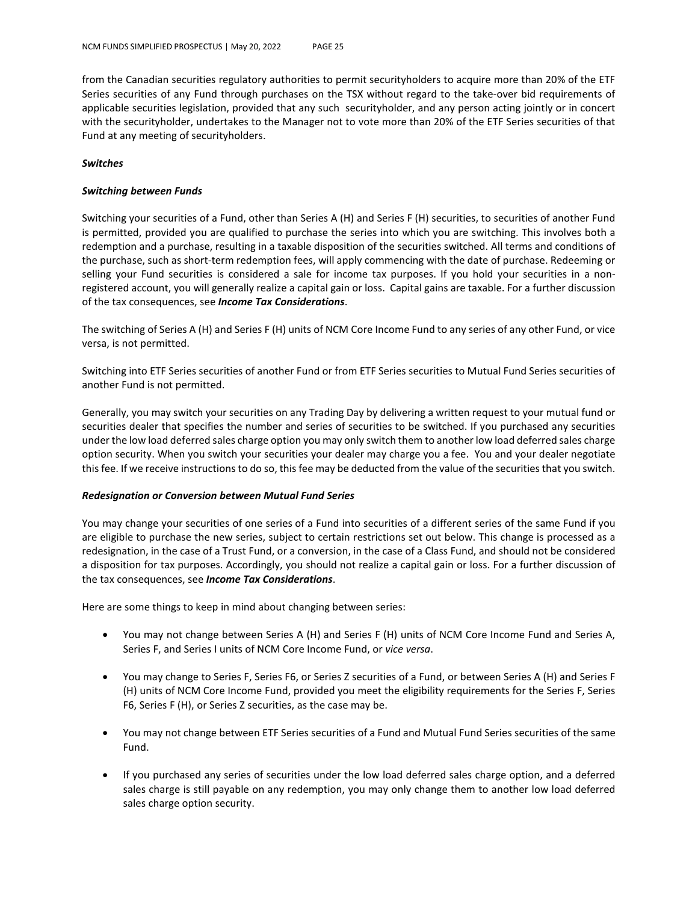from the Canadian securities regulatory authorities to permit securityholders to acquire more than 20% of the ETF Series securities of any Fund through purchases on the TSX without regard to the take-over bid requirements of applicable securities legislation, provided that any such securityholder, and any person acting jointly or in concert with the securityholder, undertakes to the Manager not to vote more than 20% of the ETF Series securities of that Fund at any meeting of securityholders.

***Switches***

***Switching between Funds***

Switching your securities of a Fund, other than Series A (H) and Series F (H) securities, to securities of another Fund is permitted, provided you are qualified to purchase the series into which you are switching. This involves both a redemption and a purchase, resulting in a taxable disposition of the securities switched. All terms and conditions of the purchase, such as short-term redemption fees, will apply commencing with the date of purchase. Redeeming or selling your Fund securities is considered a sale for income tax purposes. If you hold your securities in a non-registered account, you will generally realize a capital gain or loss. Capital gains are taxable. For a further discussion of the tax consequences, see ***Income Tax Considerations***.

The switching of Series A (H) and Series F (H) units of NCM Core Income Fund to any series of any other Fund, or vice versa, is not permitted.

Switching into ETF Series securities of another Fund or from ETF Series securities to Mutual Fund Series securities of another Fund is not permitted.

Generally, you may switch your securities on any Trading Day by delivering a written request to your mutual fund or securities dealer that specifies the number and series of securities to be switched. If you purchased any securities under the low load deferred sales charge option you may only switch them to another low load deferred sales charge option security. When you switch your securities your dealer may charge you a fee. You and your dealer negotiate this fee. If we receive instructions to do so, this fee may be deducted from the value of the securities that you switch.

***Redesignation or Conversion between Mutual Fund Series***

You may change your securities of one series of a Fund into securities of a different series of the same Fund if you are eligible to purchase the new series, subject to certain restrictions set out below. This change is processed as a redesignation, in the case of a Trust Fund, or a conversion, in the case of a Class Fund, and should not be considered a disposition for tax purposes. Accordingly, you should not realize a capital gain or loss. For a further discussion of the tax consequences, see ***Income Tax Considerations***.

Here are some things to keep in mind about changing between series:

- You may not change between Series A (H) and Series F (H) units of NCM Core Income Fund and Series A, Series F, and Series I units of NCM Core Income Fund, or *vice versa*.
- You may change to Series F, Series F6, or Series Z securities of a Fund, or between Series A (H) and Series F (H) units of NCM Core Income Fund, provided you meet the eligibility requirements for the Series F, Series F6, Series F (H), or Series Z securities, as the case may be.
- You may not change between ETF Series securities of a Fund and Mutual Fund Series securities of the same Fund.
- If you purchased any series of securities under the low load deferred sales charge option, and a deferred sales charge is still payable on any redemption, you may only change them to another low load deferred sales charge option security.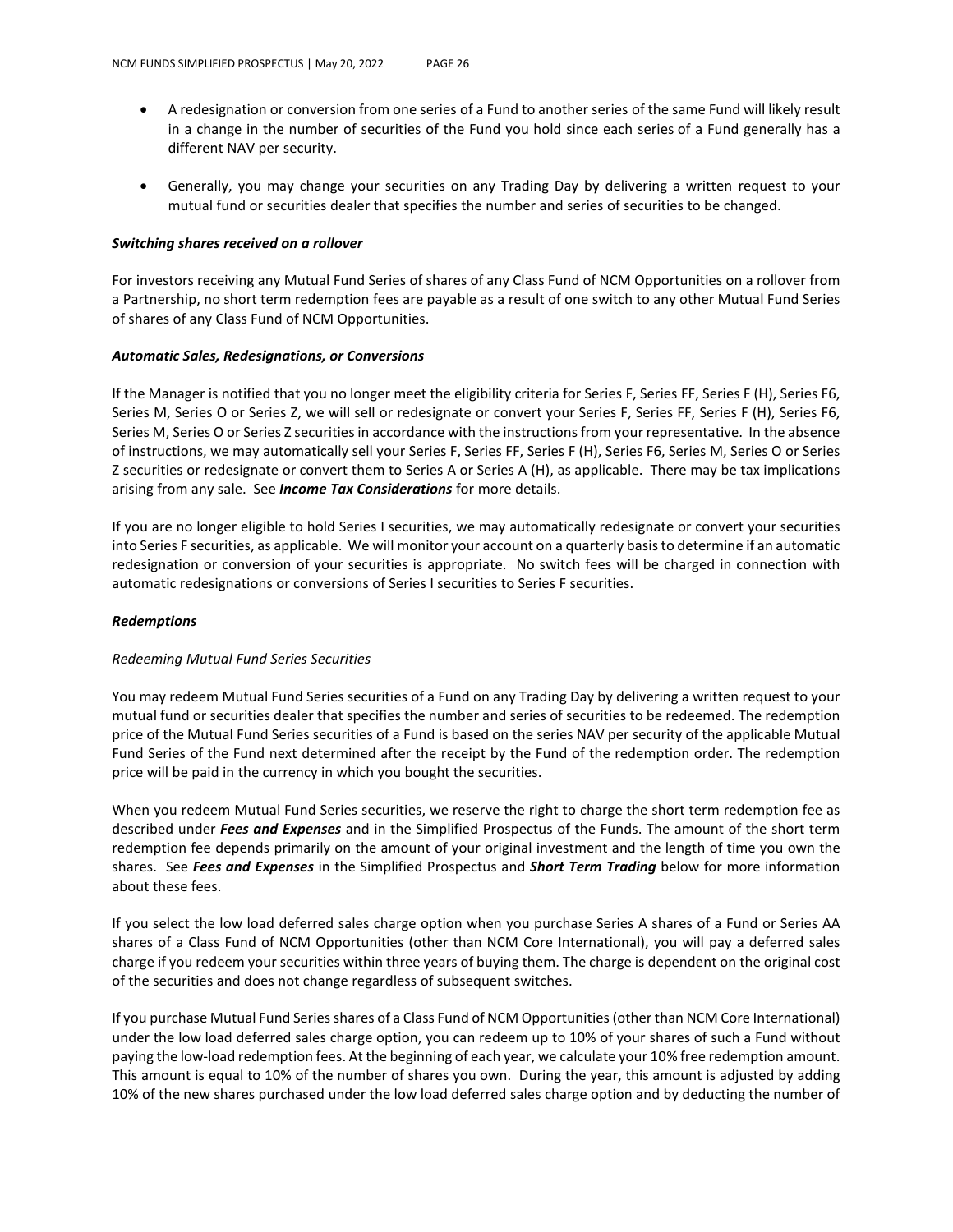- A redesignation or conversion from one series of a Fund to another series of the same Fund will likely result in a change in the number of securities of the Fund you hold since each series of a Fund generally has a different NAV per security.

- Generally, you may change your securities on any Trading Day by delivering a written request to your mutual fund or securities dealer that specifies the number and series of securities to be changed.

***Switching shares received on a rollover***

For investors receiving any Mutual Fund Series of shares of any Class Fund of NCM Opportunities on a rollover from a Partnership, no short term redemption fees are payable as a result of one switch to any other Mutual Fund Series of shares of any Class Fund of NCM Opportunities.

***Automatic Sales, Redesignations, or Conversions***

If the Manager is notified that you no longer meet the eligibility criteria for Series F, Series FF, Series F (H), Series F6, Series M, Series O or Series Z, we will sell or redesignate or convert your Series F, Series FF, Series F (H), Series F6, Series M, Series O or Series Z securities in accordance with the instructions from your representative. In the absence of instructions, we may automatically sell your Series F, Series FF, Series F (H), Series F6, Series M, Series O or Series Z securities or redesignate or convert them to Series A or Series A (H), as applicable. There may be tax implications arising from any sale. See ***Income Tax Considerations*** for more details.

If you are no longer eligible to hold Series I securities, we may automatically redesignate or convert your securities into Series F securities, as applicable. We will monitor your account on a quarterly basis to determine if an automatic redesignation or conversion of your securities is appropriate. No switch fees will be charged in connection with automatic redesignations or conversions of Series I securities to Series F securities.

***Redemptions***

*Redeeming Mutual Fund Series Securities*

You may redeem Mutual Fund Series securities of a Fund on any Trading Day by delivering a written request to your mutual fund or securities dealer that specifies the number and series of securities to be redeemed. The redemption price of the Mutual Fund Series securities of a Fund is based on the series NAV per security of the applicable Mutual Fund Series of the Fund next determined after the receipt by the Fund of the redemption order. The redemption price will be paid in the currency in which you bought the securities.

When you redeem Mutual Fund Series securities, we reserve the right to charge the short term redemption fee as described under ***Fees and Expenses*** and in the Simplified Prospectus of the Funds. The amount of the short term redemption fee depends primarily on the amount of your original investment and the length of time you own the shares. See ***Fees and Expenses*** in the Simplified Prospectus and ***Short Term Trading*** below for more information about these fees.

If you select the low load deferred sales charge option when you purchase Series A shares of a Fund or Series AA shares of a Class Fund of NCM Opportunities (other than NCM Core International), you will pay a deferred sales charge if you redeem your securities within three years of buying them. The charge is dependent on the original cost of the securities and does not change regardless of subsequent switches.

If you purchase Mutual Fund Series shares of a Class Fund of NCM Opportunities (other than NCM Core International) under the low load deferred sales charge option, you can redeem up to 10% of your shares of such a Fund without paying the low-load redemption fees. At the beginning of each year, we calculate your 10% free redemption amount. This amount is equal to 10% of the number of shares you own. During the year, this amount is adjusted by adding 10% of the new shares purchased under the low load deferred sales charge option and by deducting the number of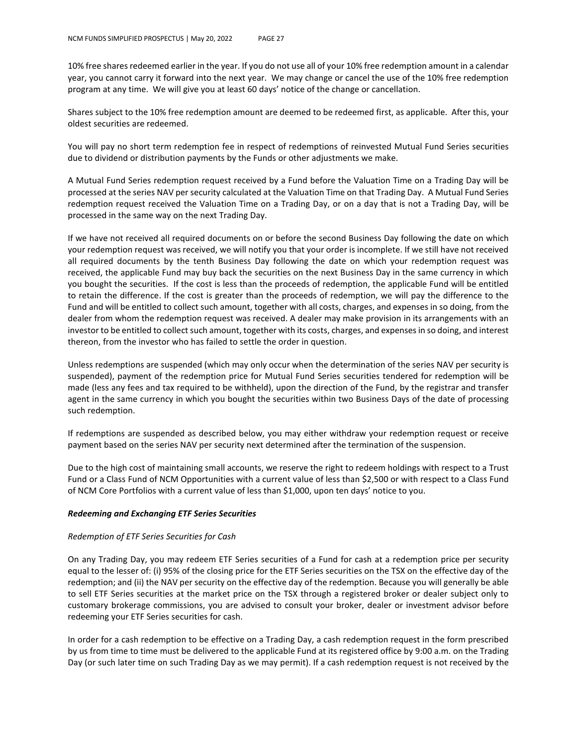10% free shares redeemed earlier in the year. If you do not use all of your 10% free redemption amount in a calendar year, you cannot carry it forward into the next year. We may change or cancel the use of the 10% free redemption program at any time. We will give you at least 60 days' notice of the change or cancellation.

Shares subject to the 10% free redemption amount are deemed to be redeemed first, as applicable. After this, your oldest securities are redeemed.

You will pay no short term redemption fee in respect of redemptions of reinvested Mutual Fund Series securities due to dividend or distribution payments by the Funds or other adjustments we make.

A Mutual Fund Series redemption request received by a Fund before the Valuation Time on a Trading Day will be processed at the series NAV per security calculated at the Valuation Time on that Trading Day. A Mutual Fund Series redemption request received the Valuation Time on a Trading Day, or on a day that is not a Trading Day, will be processed in the same way on the next Trading Day.

If we have not received all required documents on or before the second Business Day following the date on which your redemption request was received, we will notify you that your order is incomplete. If we still have not received all required documents by the tenth Business Day following the date on which your redemption request was received, the applicable Fund may buy back the securities on the next Business Day in the same currency in which you bought the securities. If the cost is less than the proceeds of redemption, the applicable Fund will be entitled to retain the difference. If the cost is greater than the proceeds of redemption, we will pay the difference to the Fund and will be entitled to collect such amount, together with all costs, charges, and expenses in so doing, from the dealer from whom the redemption request was received. A dealer may make provision in its arrangements with an investor to be entitled to collect such amount, together with its costs, charges, and expenses in so doing, and interest thereon, from the investor who has failed to settle the order in question.

Unless redemptions are suspended (which may only occur when the determination of the series NAV per security is suspended), payment of the redemption price for Mutual Fund Series securities tendered for redemption will be made (less any fees and tax required to be withheld), upon the direction of the Fund, by the registrar and transfer agent in the same currency in which you bought the securities within two Business Days of the date of processing such redemption.

If redemptions are suspended as described below, you may either withdraw your redemption request or receive payment based on the series NAV per security next determined after the termination of the suspension.

Due to the high cost of maintaining small accounts, we reserve the right to redeem holdings with respect to a Trust Fund or a Class Fund of NCM Opportunities with a current value of less than $2,500 or with respect to a Class Fund of NCM Core Portfolios with a current value of less than $1,000, upon ten days' notice to you.

***Redeeming and Exchanging ETF Series Securities***

*Redemption of ETF Series Securities for Cash*

On any Trading Day, you may redeem ETF Series securities of a Fund for cash at a redemption price per security equal to the lesser of: (i) 95% of the closing price for the ETF Series securities on the TSX on the effective day of the redemption; and (ii) the NAV per security on the effective day of the redemption. Because you will generally be able to sell ETF Series securities at the market price on the TSX through a registered broker or dealer subject only to customary brokerage commissions, you are advised to consult your broker, dealer or investment advisor before redeeming your ETF Series securities for cash.

In order for a cash redemption to be effective on a Trading Day, a cash redemption request in the form prescribed by us from time to time must be delivered to the applicable Fund at its registered office by 9:00 a.m. on the Trading Day (or such later time on such Trading Day as we may permit). If a cash redemption request is not received by the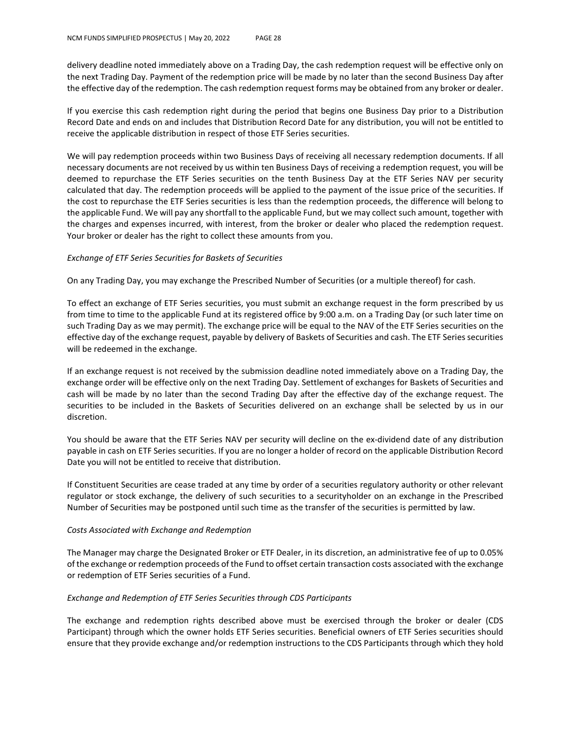delivery deadline noted immediately above on a Trading Day, the cash redemption request will be effective only on the next Trading Day. Payment of the redemption price will be made by no later than the second Business Day after the effective day of the redemption. The cash redemption request forms may be obtained from any broker or dealer.

If you exercise this cash redemption right during the period that begins one Business Day prior to a Distribution Record Date and ends on and includes that Distribution Record Date for any distribution, you will not be entitled to receive the applicable distribution in respect of those ETF Series securities.

We will pay redemption proceeds within two Business Days of receiving all necessary redemption documents. If all necessary documents are not received by us within ten Business Days of receiving a redemption request, you will be deemed to repurchase the ETF Series securities on the tenth Business Day at the ETF Series NAV per security calculated that day. The redemption proceeds will be applied to the payment of the issue price of the securities. If the cost to repurchase the ETF Series securities is less than the redemption proceeds, the difference will belong to the applicable Fund. We will pay any shortfall to the applicable Fund, but we may collect such amount, together with the charges and expenses incurred, with interest, from the broker or dealer who placed the redemption request. Your broker or dealer has the right to collect these amounts from you.

*Exchange of ETF Series Securities for Baskets of Securities*

On any Trading Day, you may exchange the Prescribed Number of Securities (or a multiple thereof) for cash.

To effect an exchange of ETF Series securities, you must submit an exchange request in the form prescribed by us from time to time to the applicable Fund at its registered office by 9:00 a.m. on a Trading Day (or such later time on such Trading Day as we may permit). The exchange price will be equal to the NAV of the ETF Series securities on the effective day of the exchange request, payable by delivery of Baskets of Securities and cash. The ETF Series securities will be redeemed in the exchange.

If an exchange request is not received by the submission deadline noted immediately above on a Trading Day, the exchange order will be effective only on the next Trading Day. Settlement of exchanges for Baskets of Securities and cash will be made by no later than the second Trading Day after the effective day of the exchange request. The securities to be included in the Baskets of Securities delivered on an exchange shall be selected by us in our discretion.

You should be aware that the ETF Series NAV per security will decline on the ex-dividend date of any distribution payable in cash on ETF Series securities. If you are no longer a holder of record on the applicable Distribution Record Date you will not be entitled to receive that distribution.

If Constituent Securities are cease traded at any time by order of a securities regulatory authority or other relevant regulator or stock exchange, the delivery of such securities to a securityholder on an exchange in the Prescribed Number of Securities may be postponed until such time as the transfer of the securities is permitted by law.

*Costs Associated with Exchange and Redemption*

The Manager may charge the Designated Broker or ETF Dealer, in its discretion, an administrative fee of up to 0.05% of the exchange or redemption proceeds of the Fund to offset certain transaction costs associated with the exchange or redemption of ETF Series securities of a Fund.

*Exchange and Redemption of ETF Series Securities through CDS Participants*

The exchange and redemption rights described above must be exercised through the broker or dealer (CDS Participant) through which the owner holds ETF Series securities. Beneficial owners of ETF Series securities should ensure that they provide exchange and/or redemption instructions to the CDS Participants through which they hold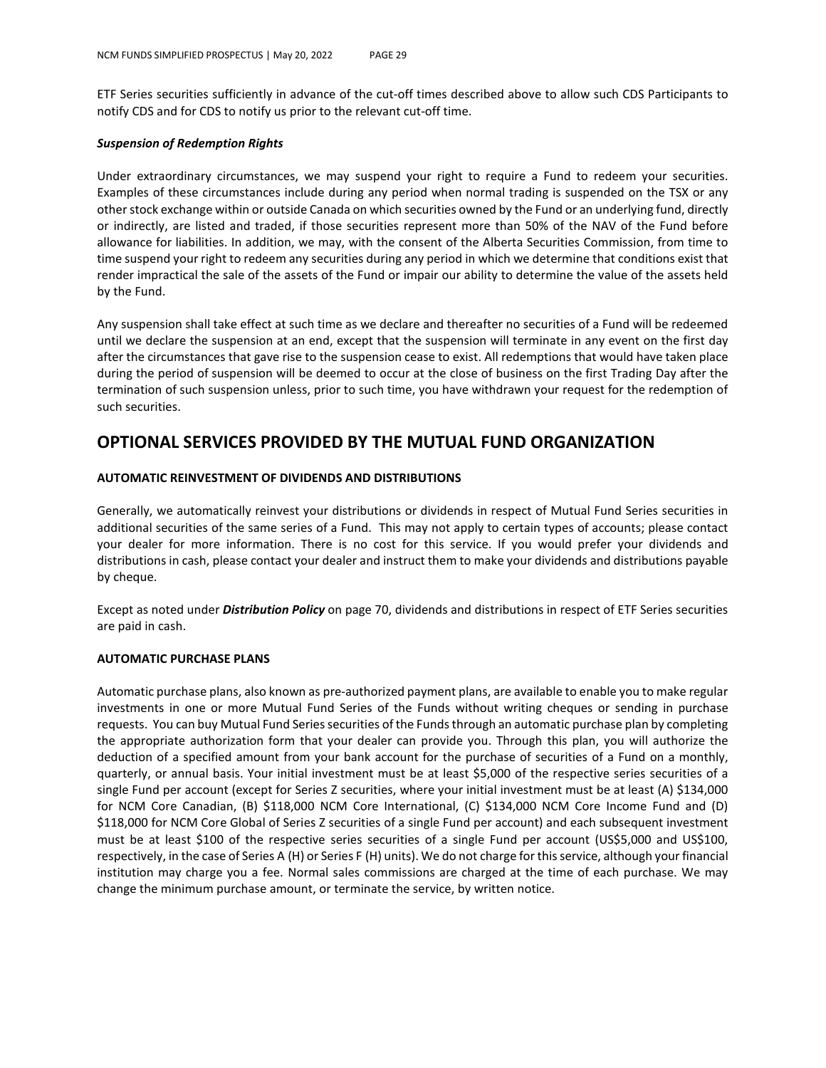ETF Series securities sufficiently in advance of the cut-off times described above to allow such CDS Participants to notify CDS and for CDS to notify us prior to the relevant cut-off time.

***Suspension of Redemption Rights***

Under extraordinary circumstances, we may suspend your right to require a Fund to redeem your securities. Examples of these circumstances include during any period when normal trading is suspended on the TSX or any other stock exchange within or outside Canada on which securities owned by the Fund or an underlying fund, directly or indirectly, are listed and traded, if those securities represent more than 50% of the NAV of the Fund before allowance for liabilities. In addition, we may, with the consent of the Alberta Securities Commission, from time to time suspend your right to redeem any securities during any period in which we determine that conditions exist that render impractical the sale of the assets of the Fund or impair our ability to determine the value of the assets held by the Fund.

Any suspension shall take effect at such time as we declare and thereafter no securities of a Fund will be redeemed until we declare the suspension at an end, except that the suspension will terminate in any event on the first day after the circumstances that gave rise to the suspension cease to exist. All redemptions that would have taken place during the period of suspension will be deemed to occur at the close of business on the first Trading Day after the termination of such suspension unless, prior to such time, you have withdrawn your request for the redemption of such securities.

# OPTIONAL SERVICES PROVIDED BY THE MUTUAL FUND ORGANIZATION

## AUTOMATIC REINVESTMENT OF DIVIDENDS AND DISTRIBUTIONS

Generally, we automatically reinvest your distributions or dividends in respect of Mutual Fund Series securities in additional securities of the same series of a Fund. This may not apply to certain types of accounts; please contact your dealer for more information. There is no cost for this service. If you would prefer your dividends and distributions in cash, please contact your dealer and instruct them to make your dividends and distributions payable by cheque.

Except as noted under ***Distribution Policy*** on page 70, dividends and distributions in respect of ETF Series securities are paid in cash.

## AUTOMATIC PURCHASE PLANS

Automatic purchase plans, also known as pre-authorized payment plans, are available to enable you to make regular investments in one or more Mutual Fund Series of the Funds without writing cheques or sending in purchase requests. You can buy Mutual Fund Series securities of the Funds through an automatic purchase plan by completing the appropriate authorization form that your dealer can provide you. Through this plan, you will authorize the deduction of a specified amount from your bank account for the purchase of securities of a Fund on a monthly, quarterly, or annual basis. Your initial investment must be at least $5,000 of the respective series securities of a single Fund per account (except for Series Z securities, where your initial investment must be at least (A) $134,000 for NCM Core Canadian, (B) $118,000 NCM Core International, (C) $134,000 NCM Core Income Fund and (D) $118,000 for NCM Core Global of Series Z securities of a single Fund per account) and each subsequent investment must be at least $100 of the respective series securities of a single Fund per account (US$5,000 and US$100, respectively, in the case of Series A (H) or Series F (H) units). We do not charge for this service, although your financial institution may charge you a fee. Normal sales commissions are charged at the time of each purchase. We may change the minimum purchase amount, or terminate the service, by written notice.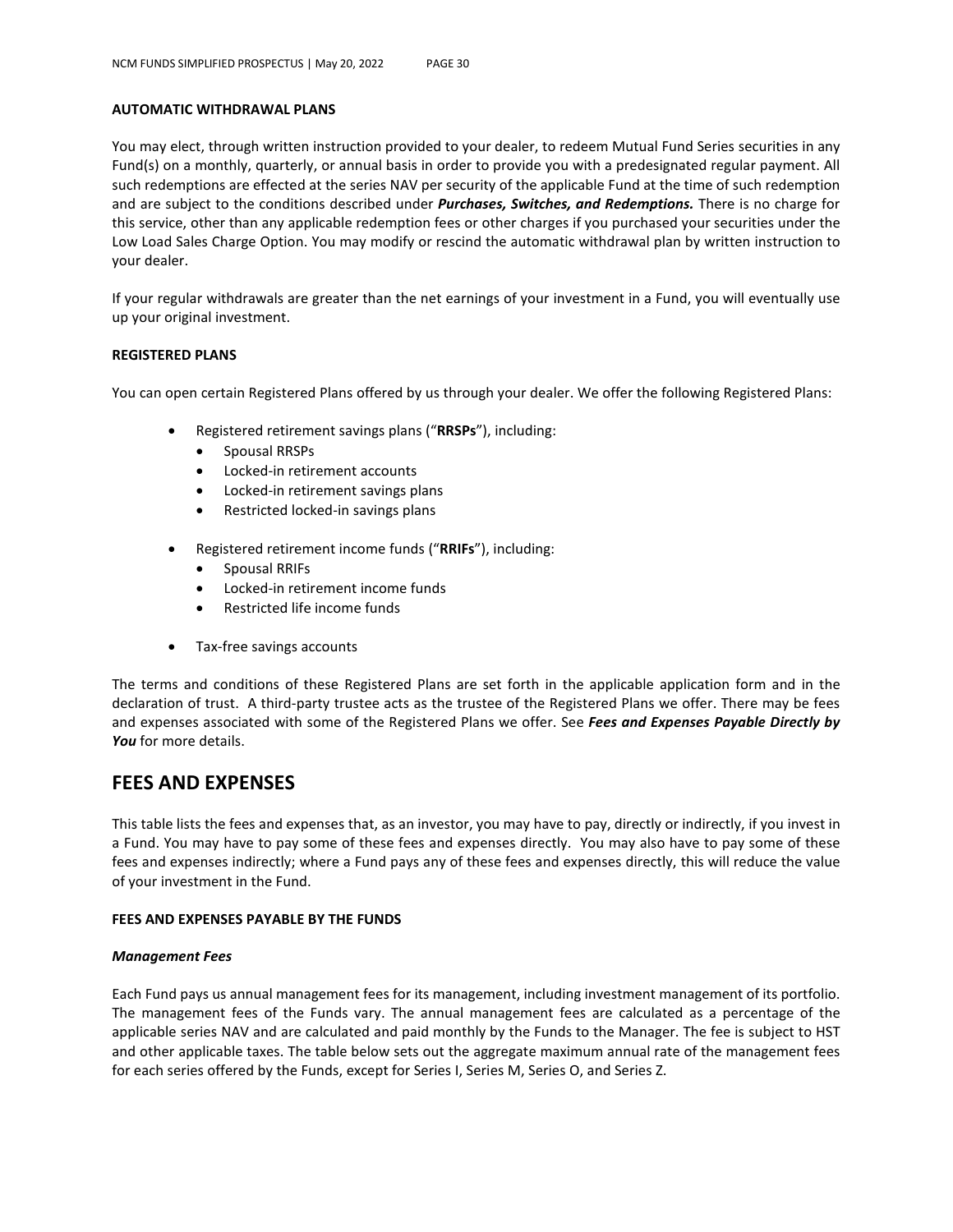### AUTOMATIC WITHDRAWAL PLANS

You may elect, through written instruction provided to your dealer, to redeem Mutual Fund Series securities in any Fund(s) on a monthly, quarterly, or annual basis in order to provide you with a predesignated regular payment. All such redemptions are effected at the series NAV per security of the applicable Fund at the time of such redemption and are subject to the conditions described under ***Purchases, Switches, and Redemptions.*** There is no charge for this service, other than any applicable redemption fees or other charges if you purchased your securities under the Low Load Sales Charge Option. You may modify or rescind the automatic withdrawal plan by written instruction to your dealer.

If your regular withdrawals are greater than the net earnings of your investment in a Fund, you will eventually use up your original investment.

### REGISTERED PLANS

You can open certain Registered Plans offered by us through your dealer. We offer the following Registered Plans:

- Registered retirement savings plans ("**RRSPs**"), including:
  - Spousal RRSPs
  - Locked-in retirement accounts
  - Locked-in retirement savings plans
  - Restricted locked-in savings plans
- Registered retirement income funds ("**RRIFs**"), including:
  - Spousal RRIFs
  - Locked-in retirement income funds
  - Restricted life income funds
- Tax-free savings accounts

The terms and conditions of these Registered Plans are set forth in the applicable application form and in the declaration of trust. A third-party trustee acts as the trustee of the Registered Plans we offer. There may be fees and expenses associated with some of the Registered Plans we offer. See ***Fees and Expenses Payable Directly by You*** for more details.

## FEES AND EXPENSES

This table lists the fees and expenses that, as an investor, you may have to pay, directly or indirectly, if you invest in a Fund. You may have to pay some of these fees and expenses directly. You may also have to pay some of these fees and expenses indirectly; where a Fund pays any of these fees and expenses directly, this will reduce the value of your investment in the Fund.

### FEES AND EXPENSES PAYABLE BY THE FUNDS

#### *Management Fees*

Each Fund pays us annual management fees for its management, including investment management of its portfolio. The management fees of the Funds vary. The annual management fees are calculated as a percentage of the applicable series NAV and are calculated and paid monthly by the Funds to the Manager. The fee is subject to HST and other applicable taxes. The table below sets out the aggregate maximum annual rate of the management fees for each series offered by the Funds, except for Series I, Series M, Series O, and Series Z.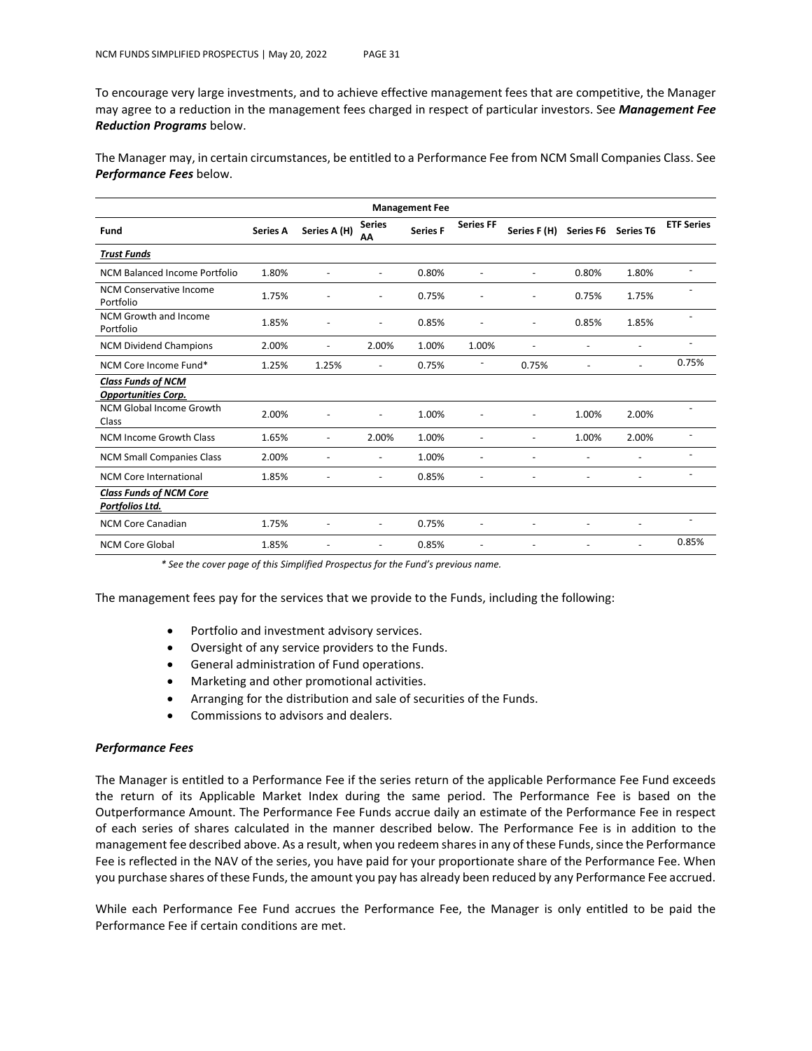To encourage very large investments, and to achieve effective management fees that are competitive, the Manager may agree to a reduction in the management fees charged in respect of particular investors. See ***Management Fee Reduction Programs*** below.

The Manager may, in certain circumstances, be entitled to a Performance Fee from NCM Small Companies Class. See ***Performance Fees*** below.

| Management Fee | | | | | | | | | |
|---|---|---|---|---|---|---|---|---|---|
| **Fund** | **Series A** | **Series A (H)** | **Series AA** | **Series F** | **Series FF** | **Series F (H)** | **Series F6** | **Series T6** | **ETF Series** |
| ***Trust Funds*** | | | | | | | | | |
| NCM Balanced Income Portfolio | 1.80% | - | - | 0.80% | - | - | 0.80% | 1.80% | - |
| NCM Conservative Income Portfolio | 1.75% | - | - | 0.75% | - | - | 0.75% | 1.75% | - |
| NCM Growth and Income Portfolio | 1.85% | - | - | 0.85% | - | - | 0.85% | 1.85% | - |
| NCM Dividend Champions | 2.00% | - | 2.00% | 1.00% | 1.00% | - | - | - | - |
| NCM Core Income Fund* | 1.25% | 1.25% | - | 0.75% | - | 0.75% | - | - | 0.75% |
| ***Class Funds of NCM Opportunities Corp.*** | | | | | | | | | |
| NCM Global Income Growth Class | 2.00% | - | - | 1.00% | - | - | 1.00% | 2.00% | - |
| NCM Income Growth Class | 1.65% | - | 2.00% | 1.00% | - | - | 1.00% | 2.00% | - |
| NCM Small Companies Class | 2.00% | - | - | 1.00% | - | - | - | - | - |
| NCM Core International | 1.85% | - | - | 0.85% | - | - | - | - | - |
| ***Class Funds of NCM Core Portfolios Ltd.*** | | | | | | | | | |
| NCM Core Canadian | 1.75% | - | - | 0.75% | - | - | - | - | - |
| NCM Core Global | 1.85% | - | - | 0.85% | - | - | - | - | 0.85% |

*\* See the cover page of this Simplified Prospectus for the Fund's previous name.*

The management fees pay for the services that we provide to the Funds, including the following:

- Portfolio and investment advisory services.
- Oversight of any service providers to the Funds.
- General administration of Fund operations.
- Marketing and other promotional activities.
- Arranging for the distribution and sale of securities of the Funds.
- Commissions to advisors and dealers.

### *Performance Fees*

The Manager is entitled to a Performance Fee if the series return of the applicable Performance Fee Fund exceeds the return of its Applicable Market Index during the same period. The Performance Fee is based on the Outperformance Amount. The Performance Fee Funds accrue daily an estimate of the Performance Fee in respect of each series of shares calculated in the manner described below. The Performance Fee is in addition to the management fee described above. As a result, when you redeem shares in any of these Funds, since the Performance Fee is reflected in the NAV of the series, you have paid for your proportionate share of the Performance Fee. When you purchase shares of these Funds, the amount you pay has already been reduced by any Performance Fee accrued.

While each Performance Fee Fund accrues the Performance Fee, the Manager is only entitled to be paid the Performance Fee if certain conditions are met.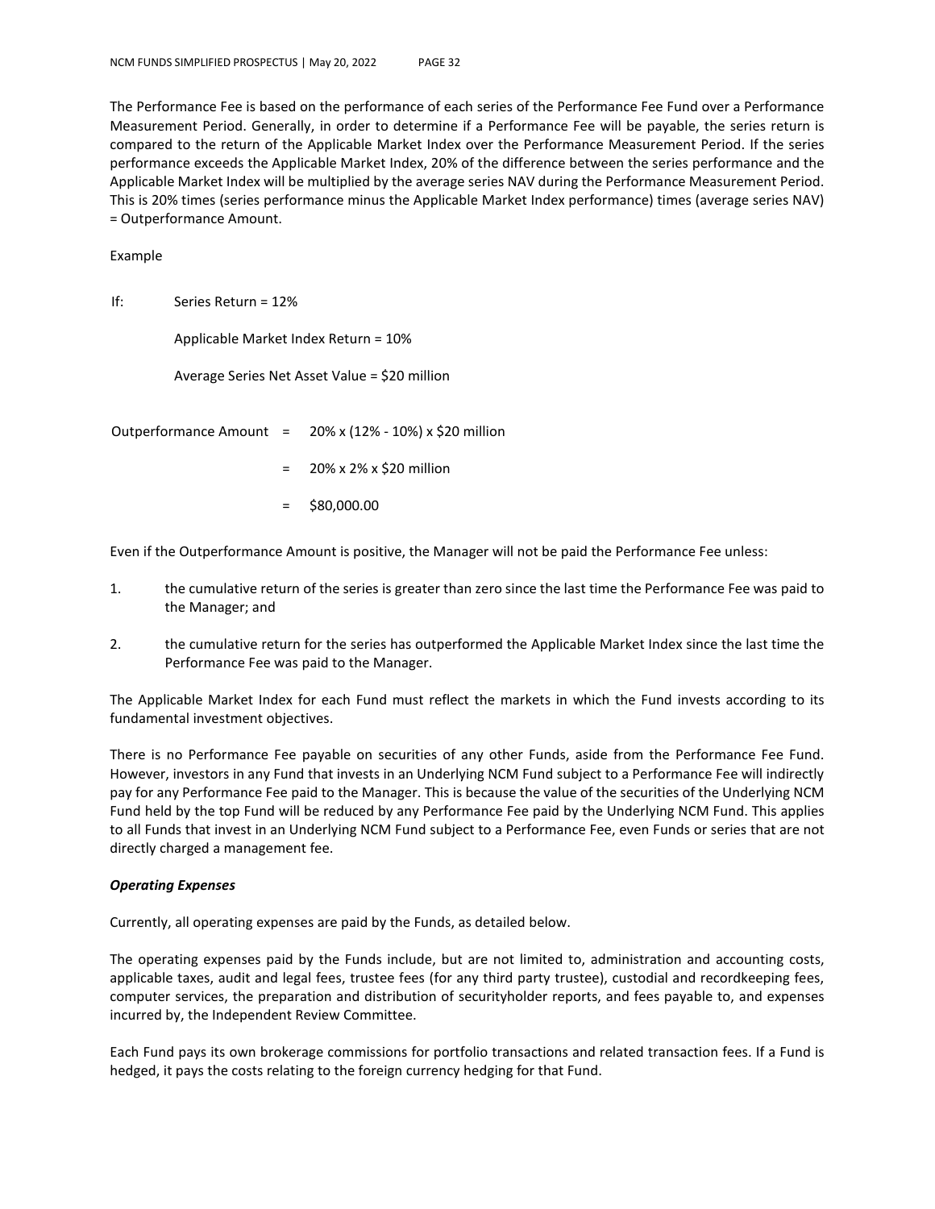The Performance Fee is based on the performance of each series of the Performance Fee Fund over a Performance Measurement Period. Generally, in order to determine if a Performance Fee will be payable, the series return is compared to the return of the Applicable Market Index over the Performance Measurement Period. If the series performance exceeds the Applicable Market Index, 20% of the difference between the series performance and the Applicable Market Index will be multiplied by the average series NAV during the Performance Measurement Period. This is 20% times (series performance minus the Applicable Market Index performance) times (average series NAV) = Outperformance Amount.

Example

If: Series Return = 12%

Applicable Market Index Return = 10%

Average Series Net Asset Value = $20 million

Outperformance Amount = 20% x (12% - 10%) x $20 million

= 20% x 2% x $20 million

= $80,000.00

Even if the Outperformance Amount is positive, the Manager will not be paid the Performance Fee unless:

1. the cumulative return of the series is greater than zero since the last time the Performance Fee was paid to the Manager; and
2. the cumulative return for the series has outperformed the Applicable Market Index since the last time the Performance Fee was paid to the Manager.

The Applicable Market Index for each Fund must reflect the markets in which the Fund invests according to its fundamental investment objectives.

There is no Performance Fee payable on securities of any other Funds, aside from the Performance Fee Fund. However, investors in any Fund that invests in an Underlying NCM Fund subject to a Performance Fee will indirectly pay for any Performance Fee paid to the Manager. This is because the value of the securities of the Underlying NCM Fund held by the top Fund will be reduced by any Performance Fee paid by the Underlying NCM Fund. This applies to all Funds that invest in an Underlying NCM Fund subject to a Performance Fee, even Funds or series that are not directly charged a management fee.

***Operating Expenses***

Currently, all operating expenses are paid by the Funds, as detailed below.

The operating expenses paid by the Funds include, but are not limited to, administration and accounting costs, applicable taxes, audit and legal fees, trustee fees (for any third party trustee), custodial and recordkeeping fees, computer services, the preparation and distribution of securityholder reports, and fees payable to, and expenses incurred by, the Independent Review Committee.

Each Fund pays its own brokerage commissions for portfolio transactions and related transaction fees. If a Fund is hedged, it pays the costs relating to the foreign currency hedging for that Fund.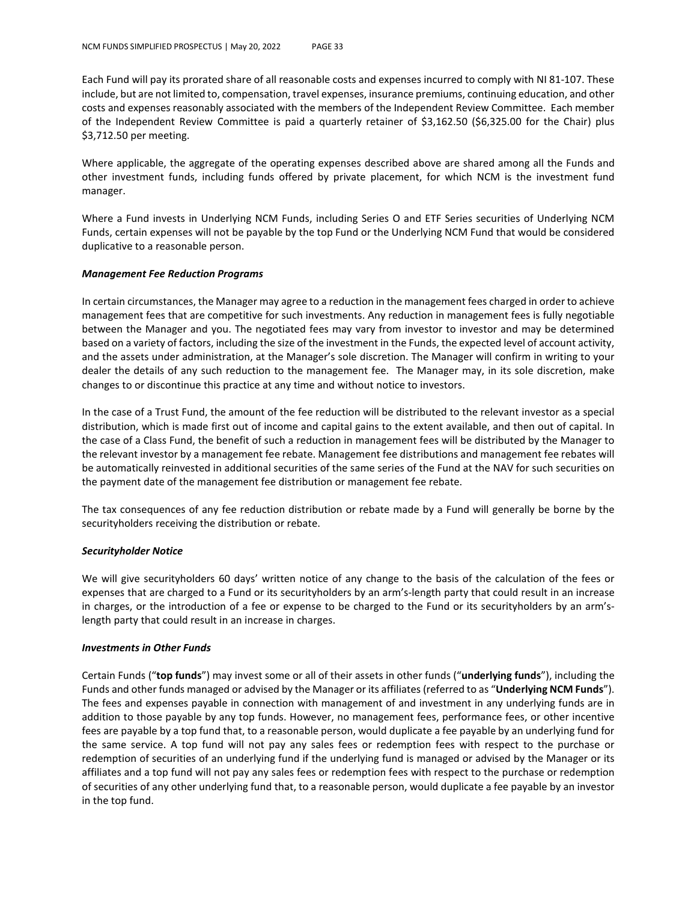Each Fund will pay its prorated share of all reasonable costs and expenses incurred to comply with NI 81-107. These include, but are not limited to, compensation, travel expenses, insurance premiums, continuing education, and other costs and expenses reasonably associated with the members of the Independent Review Committee. Each member of the Independent Review Committee is paid a quarterly retainer of $3,162.50 ($6,325.00 for the Chair) plus $3,712.50 per meeting.

Where applicable, the aggregate of the operating expenses described above are shared among all the Funds and other investment funds, including funds offered by private placement, for which NCM is the investment fund manager.

Where a Fund invests in Underlying NCM Funds, including Series O and ETF Series securities of Underlying NCM Funds, certain expenses will not be payable by the top Fund or the Underlying NCM Fund that would be considered duplicative to a reasonable person.

***Management Fee Reduction Programs***

In certain circumstances, the Manager may agree to a reduction in the management fees charged in order to achieve management fees that are competitive for such investments. Any reduction in management fees is fully negotiable between the Manager and you. The negotiated fees may vary from investor to investor and may be determined based on a variety of factors, including the size of the investment in the Funds, the expected level of account activity, and the assets under administration, at the Manager's sole discretion. The Manager will confirm in writing to your dealer the details of any such reduction to the management fee. The Manager may, in its sole discretion, make changes to or discontinue this practice at any time and without notice to investors.

In the case of a Trust Fund, the amount of the fee reduction will be distributed to the relevant investor as a special distribution, which is made first out of income and capital gains to the extent available, and then out of capital. In the case of a Class Fund, the benefit of such a reduction in management fees will be distributed by the Manager to the relevant investor by a management fee rebate. Management fee distributions and management fee rebates will be automatically reinvested in additional securities of the same series of the Fund at the NAV for such securities on the payment date of the management fee distribution or management fee rebate.

The tax consequences of any fee reduction distribution or rebate made by a Fund will generally be borne by the securityholders receiving the distribution or rebate.

***Securityholder Notice***

We will give securityholders 60 days' written notice of any change to the basis of the calculation of the fees or expenses that are charged to a Fund or its securityholders by an arm's-length party that could result in an increase in charges, or the introduction of a fee or expense to be charged to the Fund or its securityholders by an arm's-length party that could result in an increase in charges.

***Investments in Other Funds***

Certain Funds ("**top funds**") may invest some or all of their assets in other funds ("**underlying funds**"), including the Funds and other funds managed or advised by the Manager or its affiliates (referred to as "**Underlying NCM Funds**"). The fees and expenses payable in connection with management of and investment in any underlying funds are in addition to those payable by any top funds. However, no management fees, performance fees, or other incentive fees are payable by a top fund that, to a reasonable person, would duplicate a fee payable by an underlying fund for the same service. A top fund will not pay any sales fees or redemption fees with respect to the purchase or redemption of securities of an underlying fund if the underlying fund is managed or advised by the Manager or its affiliates and a top fund will not pay any sales fees or redemption fees with respect to the purchase or redemption of securities of any other underlying fund that, to a reasonable person, would duplicate a fee payable by an investor in the top fund.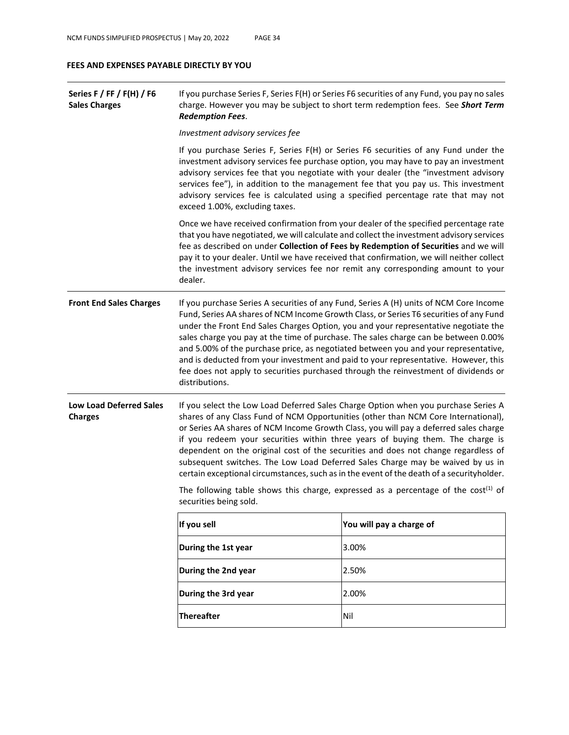## FEES AND EXPENSES PAYABLE DIRECTLY BY YOU

**Series F / FF / F(H) / F6 Sales Charges**

If you purchase Series F, Series F(H) or Series F6 securities of any Fund, you pay no sales charge. However you may be subject to short term redemption fees. See ***Short Term Redemption Fees***.

*Investment advisory services fee*

If you purchase Series F, Series F(H) or Series F6 securities of any Fund under the investment advisory services fee purchase option, you may have to pay an investment advisory services fee that you negotiate with your dealer (the "investment advisory services fee"), in addition to the management fee that you pay us. This investment advisory services fee is calculated using a specified percentage rate that may not exceed 1.00%, excluding taxes.

Once we have received confirmation from your dealer of the specified percentage rate that you have negotiated, we will calculate and collect the investment advisory services fee as described on under **Collection of Fees by Redemption of Securities** and we will pay it to your dealer. Until we have received that confirmation, we will neither collect the investment advisory services fee nor remit any corresponding amount to your dealer.

**Front End Sales Charges**

If you purchase Series A securities of any Fund, Series A (H) units of NCM Core Income Fund, Series AA shares of NCM Income Growth Class, or Series T6 securities of any Fund under the Front End Sales Charges Option, you and your representative negotiate the sales charge you pay at the time of purchase. The sales charge can be between 0.00% and 5.00% of the purchase price, as negotiated between you and your representative, and is deducted from your investment and paid to your representative. However, this fee does not apply to securities purchased through the reinvestment of dividends or distributions.

**Low Load Deferred Sales Charges**

If you select the Low Load Deferred Sales Charge Option when you purchase Series A shares of any Class Fund of NCM Opportunities (other than NCM Core International), or Series AA shares of NCM Income Growth Class, you will pay a deferred sales charge if you redeem your securities within three years of buying them. The charge is dependent on the original cost of the securities and does not change regardless of subsequent switches. The Low Load Deferred Sales Charge may be waived by us in certain exceptional circumstances, such as in the event of the death of a securityholder.

The following table shows this charge, expressed as a percentage of the cost[1] of securities being sold.

| If you sell | You will pay a charge of |
|---|---|
| **During the 1st year** | 3.00% |
| **During the 2nd year** | 2.50% |
| **During the 3rd year** | 2.00% |
| **Thereafter** | Nil |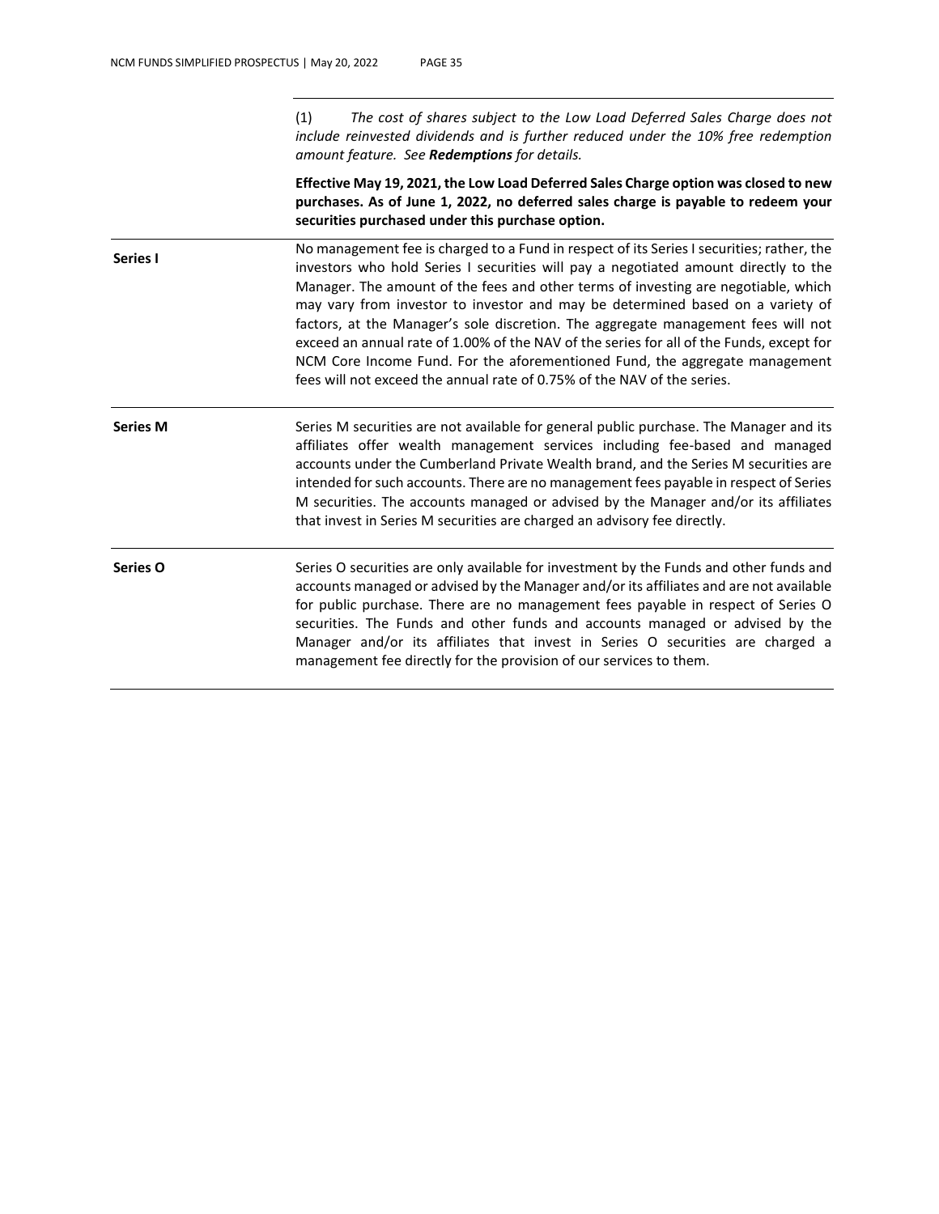| | |
|---|---|
| | (1) *The cost of shares subject to the Low Load Deferred Sales Charge does not include reinvested dividends and is further reduced under the 10% free redemption amount feature. See **Redemptions** for details.*<br><br>**Effective May 19, 2021, the Low Load Deferred Sales Charge option was closed to new purchases. As of June 1, 2022, no deferred sales charge is payable to redeem your securities purchased under this purchase option.** |
| **Series I** | No management fee is charged to a Fund in respect of its Series I securities; rather, the investors who hold Series I securities will pay a negotiated amount directly to the Manager. The amount of the fees and other terms of investing are negotiable, which may vary from investor to investor and may be determined based on a variety of factors, at the Manager's sole discretion. The aggregate management fees will not exceed an annual rate of 1.00% of the NAV of the series for all of the Funds, except for NCM Core Income Fund. For the aforementioned Fund, the aggregate management fees will not exceed the annual rate of 0.75% of the NAV of the series. |
| **Series M** | Series M securities are not available for general public purchase. The Manager and its affiliates offer wealth management services including fee-based and managed accounts under the Cumberland Private Wealth brand, and the Series M securities are intended for such accounts. There are no management fees payable in respect of Series M securities. The accounts managed or advised by the Manager and/or its affiliates that invest in Series M securities are charged an advisory fee directly. |
| **Series O** | Series O securities are only available for investment by the Funds and other funds and accounts managed or advised by the Manager and/or its affiliates and are not available for public purchase. There are no management fees payable in respect of Series O securities. The Funds and other funds and accounts managed or advised by the Manager and/or its affiliates that invest in Series O securities are charged a management fee directly for the provision of our services to them. |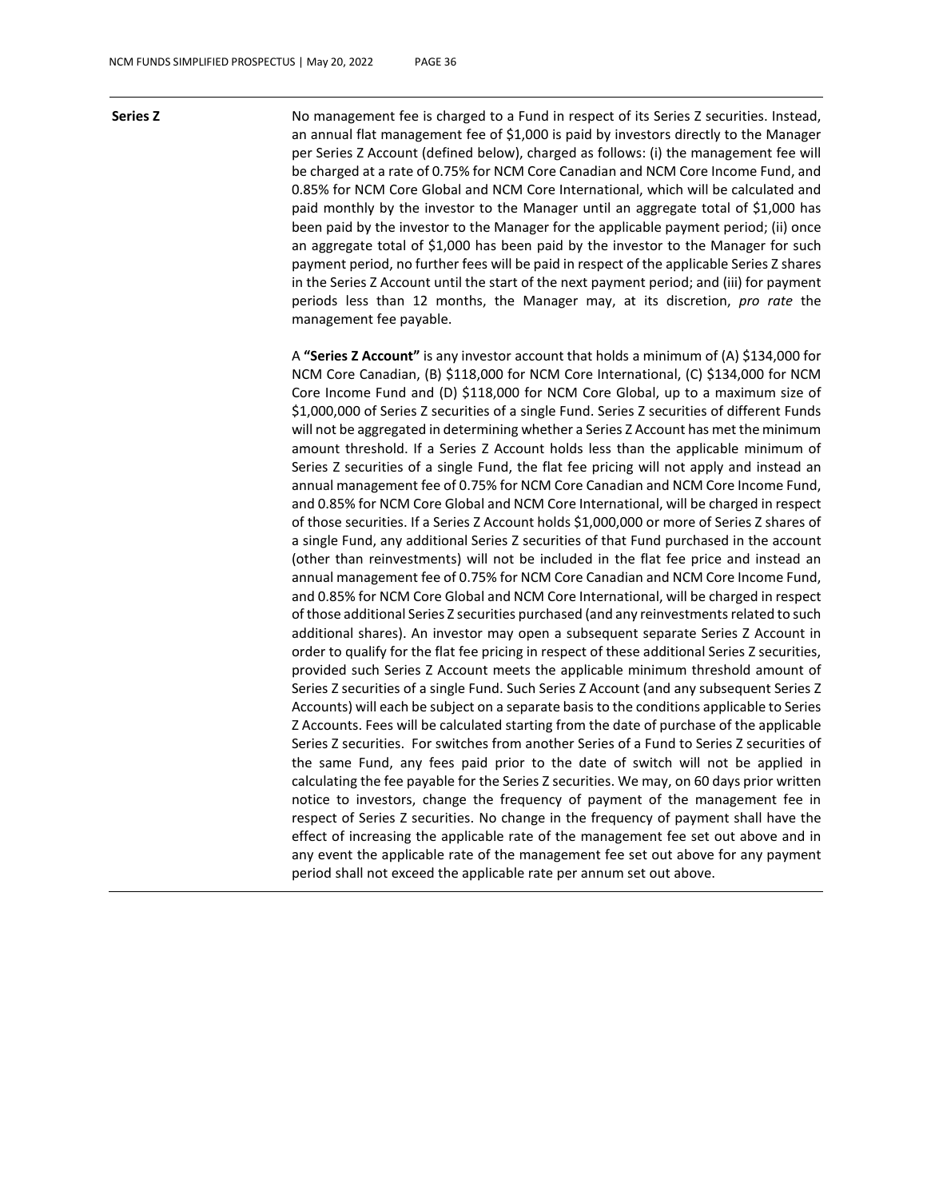| | |
|---|---|
| **Series Z** | No management fee is charged to a Fund in respect of its Series Z securities. Instead, an annual flat management fee of $1,000 is paid by investors directly to the Manager per Series Z Account (defined below), charged as follows: (i) the management fee will be charged at a rate of 0.75% for NCM Core Canadian and NCM Core Income Fund, and 0.85% for NCM Core Global and NCM Core International, which will be calculated and paid monthly by the investor to the Manager until an aggregate total of $1,000 has been paid by the investor to the Manager for the applicable payment period; (ii) once an aggregate total of $1,000 has been paid by the investor to the Manager for such payment period, no further fees will be paid in respect of the applicable Series Z shares in the Series Z Account until the start of the next payment period; and (iii) for payment periods less than 12 months, the Manager may, at its discretion, *pro rate* the management fee payable.<br><br>A **"Series Z Account"** is any investor account that holds a minimum of (A) $134,000 for NCM Core Canadian, (B) $118,000 for NCM Core International, (C) $134,000 for NCM Core Income Fund and (D) $118,000 for NCM Core Global, up to a maximum size of $1,000,000 of Series Z securities of a single Fund. Series Z securities of different Funds will not be aggregated in determining whether a Series Z Account has met the minimum amount threshold. If a Series Z Account holds less than the applicable minimum of Series Z securities of a single Fund, the flat fee pricing will not apply and instead an annual management fee of 0.75% for NCM Core Canadian and NCM Core Income Fund, and 0.85% for NCM Core Global and NCM Core International, will be charged in respect of those securities. If a Series Z Account holds $1,000,000 or more of Series Z shares of a single Fund, any additional Series Z securities of that Fund purchased in the account (other than reinvestments) will not be included in the flat fee price and instead an annual management fee of 0.75% for NCM Core Canadian and NCM Core Income Fund, and 0.85% for NCM Core Global and NCM Core International, will be charged in respect of those additional Series Z securities purchased (and any reinvestments related to such additional shares). An investor may open a subsequent separate Series Z Account in order to qualify for the flat fee pricing in respect of these additional Series Z securities, provided such Series Z Account meets the applicable minimum threshold amount of Series Z securities of a single Fund. Such Series Z Account (and any subsequent Series Z Accounts) will each be subject on a separate basis to the conditions applicable to Series Z Accounts. Fees will be calculated starting from the date of purchase of the applicable Series Z securities. For switches from another Series of a Fund to Series Z securities of the same Fund, any fees paid prior to the date of switch will not be applied in calculating the fee payable for the Series Z securities. We may, on 60 days prior written notice to investors, change the frequency of payment of the management fee in respect of Series Z securities. No change in the frequency of payment shall have the effect of increasing the applicable rate of the management fee set out above and in any event the applicable rate of the management fee set out above for any payment period shall not exceed the applicable rate per annum set out above. |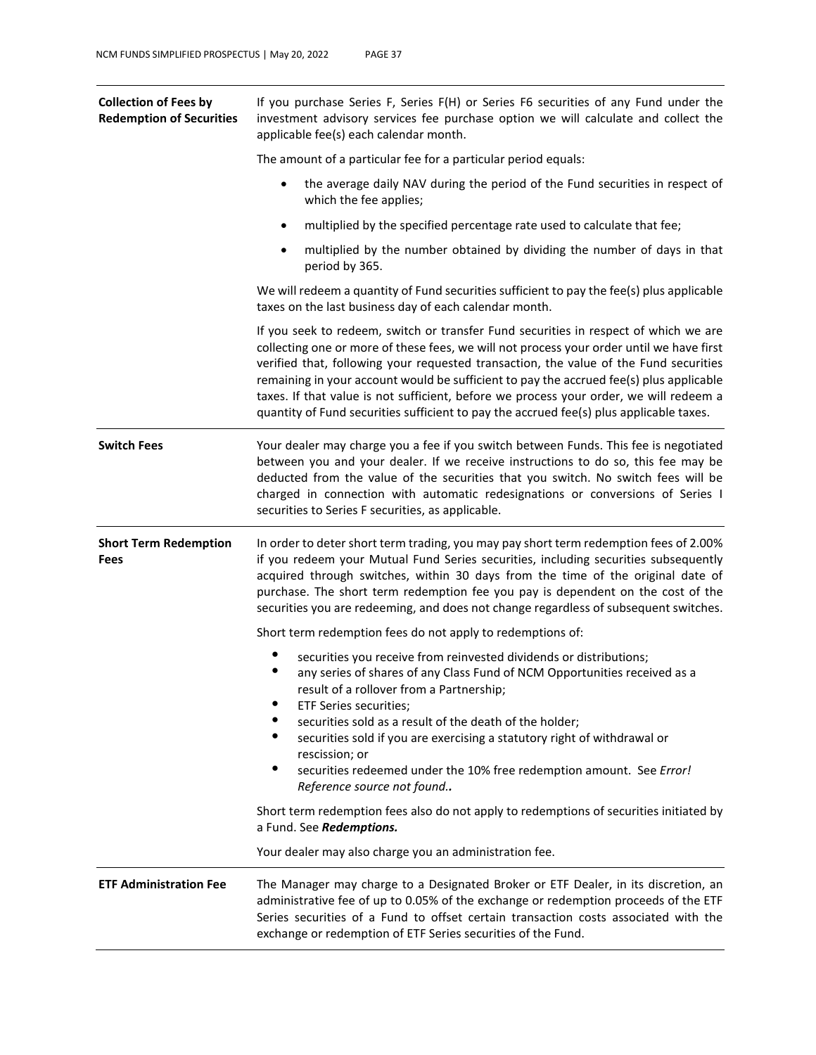| | |
|---|---|
| **Collection of Fees by Redemption of Securities** | If you purchase Series F, Series F(H) or Series F6 securities of any Fund under the investment advisory services fee purchase option we will calculate and collect the applicable fee(s) each calendar month.<br><br>The amount of a particular fee for a particular period equals:<br><br>• the average daily NAV during the period of the Fund securities in respect of which the fee applies;<br>• multiplied by the specified percentage rate used to calculate that fee;<br>• multiplied by the number obtained by dividing the number of days in that period by 365.<br><br>We will redeem a quantity of Fund securities sufficient to pay the fee(s) plus applicable taxes on the last business day of each calendar month.<br><br>If you seek to redeem, switch or transfer Fund securities in respect of which we are collecting one or more of these fees, we will not process your order until we have first verified that, following your requested transaction, the value of the Fund securities remaining in your account would be sufficient to pay the accrued fee(s) plus applicable taxes. If that value is not sufficient, before we process your order, we will redeem a quantity of Fund securities sufficient to pay the accrued fee(s) plus applicable taxes. |
| **Switch Fees** | Your dealer may charge you a fee if you switch between Funds. This fee is negotiated between you and your dealer. If we receive instructions to do so, this fee may be deducted from the value of the securities that you switch. No switch fees will be charged in connection with automatic redesignations or conversions of Series I securities to Series F securities, as applicable. |
| **Short Term Redemption Fees** | In order to deter short term trading, you may pay short term redemption fees of 2.00% if you redeem your Mutual Fund Series securities, including securities subsequently acquired through switches, within 30 days from the time of the original date of purchase. The short term redemption fee you pay is dependent on the cost of the securities you are redeeming, and does not change regardless of subsequent switches.<br><br>Short term redemption fees do not apply to redemptions of:<br><br>• securities you receive from reinvested dividends or distributions;<br>• any series of shares of any Class Fund of NCM Opportunities received as a result of a rollover from a Partnership;<br>• ETF Series securities;<br>• securities sold as a result of the death of the holder;<br>• securities sold if you are exercising a statutory right of withdrawal or rescission; or<br>• securities redeemed under the 10% free redemption amount. See *Error! Reference source not found.*.<br><br>Short term redemption fees also do not apply to redemptions of securities initiated by a Fund. See ***Redemptions.***<br><br>Your dealer may also charge you an administration fee. |
| **ETF Administration Fee** | The Manager may charge to a Designated Broker or ETF Dealer, in its discretion, an administrative fee of up to 0.05% of the exchange or redemption proceeds of the ETF Series securities of a Fund to offset certain transaction costs associated with the exchange or redemption of ETF Series securities of the Fund. |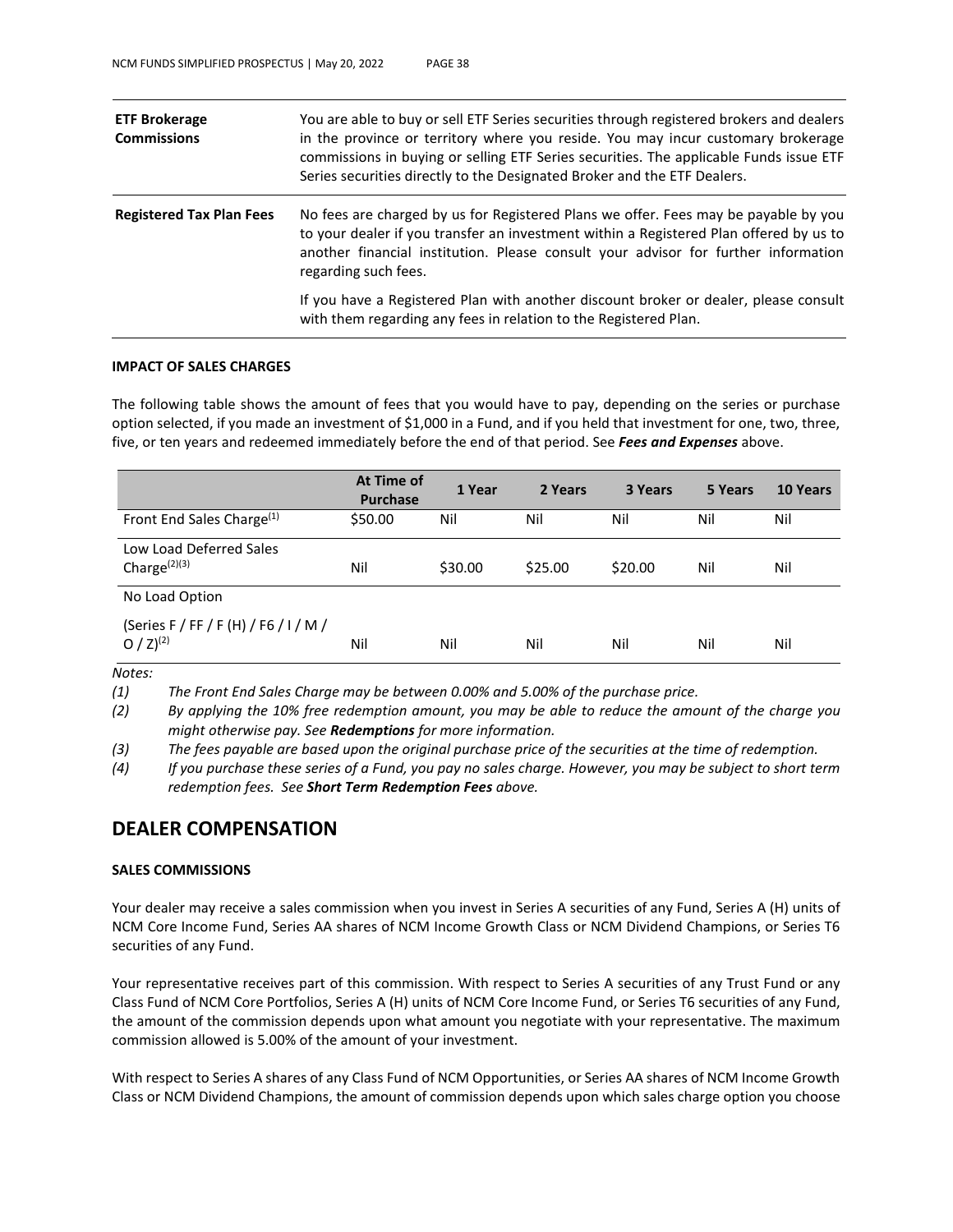| | |
|---|---|
| **ETF Brokerage Commissions** | You are able to buy or sell ETF Series securities through registered brokers and dealers in the province or territory where you reside. You may incur customary brokerage commissions in buying or selling ETF Series securities. The applicable Funds issue ETF Series securities directly to the Designated Broker and the ETF Dealers. |
| **Registered Tax Plan Fees** | No fees are charged by us for Registered Plans we offer. Fees may be payable by you to your dealer if you transfer an investment within a Registered Plan offered by us to another financial institution. Please consult your advisor for further information regarding such fees.<br><br>If you have a Registered Plan with another discount broker or dealer, please consult with them regarding any fees in relation to the Registered Plan. |

**IMPACT OF SALES CHARGES**

The following table shows the amount of fees that you would have to pay, depending on the series or purchase option selected, if you made an investment of $1,000 in a Fund, and if you held that investment for one, two, three, five, or ten years and redeemed immediately before the end of that period. See ***Fees and Expenses*** above.

| | At Time of Purchase | 1 Year | 2 Years | 3 Years | 5 Years | 10 Years |
|---|---|---|---|---|---|---|
| Front End Sales Charge[(1)] | $50.00 | Nil | Nil | Nil | Nil | Nil |
| Low Load Deferred Sales Charge[(2)(3)] | Nil | $30.00 | $25.00 | $20.00 | Nil | Nil |
| No Load Option<br><br>(Series F / FF / F (H) / F6 / I / M / O / Z)[(2)] | Nil | Nil | Nil | Nil | Nil | Nil |

*Notes:*

*(1) The Front End Sales Charge may be between 0.00% and 5.00% of the purchase price.*

*(2) By applying the 10% free redemption amount, you may be able to reduce the amount of the charge you might otherwise pay. See **Redemptions** for more information.*

*(3) The fees payable are based upon the original purchase price of the securities at the time of redemption.*

*(4) If you purchase these series of a Fund, you pay no sales charge. However, you may be subject to short term redemption fees. See **Short Term Redemption Fees** above.*

## DEALER COMPENSATION

**SALES COMMISSIONS**

Your dealer may receive a sales commission when you invest in Series A securities of any Fund, Series A (H) units of NCM Core Income Fund, Series AA shares of NCM Income Growth Class or NCM Dividend Champions, or Series T6 securities of any Fund.

Your representative receives part of this commission. With respect to Series A securities of any Trust Fund or any Class Fund of NCM Core Portfolios, Series A (H) units of NCM Core Income Fund, or Series T6 securities of any Fund, the amount of the commission depends upon what amount you negotiate with your representative. The maximum commission allowed is 5.00% of the amount of your investment.

With respect to Series A shares of any Class Fund of NCM Opportunities, or Series AA shares of NCM Income Growth Class or NCM Dividend Champions, the amount of commission depends upon which sales charge option you choose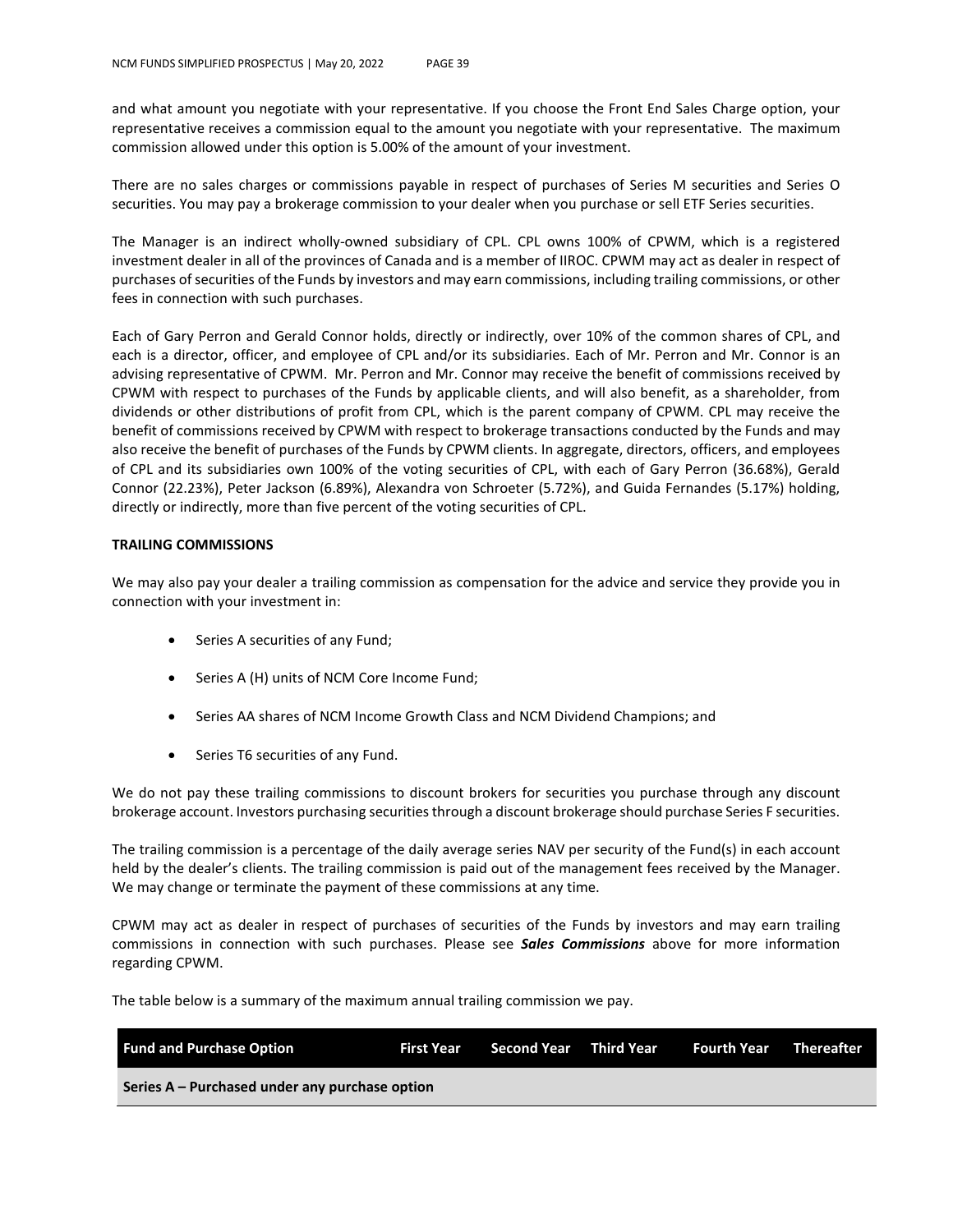and what amount you negotiate with your representative. If you choose the Front End Sales Charge option, your representative receives a commission equal to the amount you negotiate with your representative. The maximum commission allowed under this option is 5.00% of the amount of your investment.

There are no sales charges or commissions payable in respect of purchases of Series M securities and Series O securities. You may pay a brokerage commission to your dealer when you purchase or sell ETF Series securities.

The Manager is an indirect wholly-owned subsidiary of CPL. CPL owns 100% of CPWM, which is a registered investment dealer in all of the provinces of Canada and is a member of IIROC. CPWM may act as dealer in respect of purchases of securities of the Funds by investors and may earn commissions, including trailing commissions, or other fees in connection with such purchases.

Each of Gary Perron and Gerald Connor holds, directly or indirectly, over 10% of the common shares of CPL, and each is a director, officer, and employee of CPL and/or its subsidiaries. Each of Mr. Perron and Mr. Connor is an advising representative of CPWM. Mr. Perron and Mr. Connor may receive the benefit of commissions received by CPWM with respect to purchases of the Funds by applicable clients, and will also benefit, as a shareholder, from dividends or other distributions of profit from CPL, which is the parent company of CPWM. CPL may receive the benefit of commissions received by CPWM with respect to brokerage transactions conducted by the Funds and may also receive the benefit of purchases of the Funds by CPWM clients. In aggregate, directors, officers, and employees of CPL and its subsidiaries own 100% of the voting securities of CPL, with each of Gary Perron (36.68%), Gerald Connor (22.23%), Peter Jackson (6.89%), Alexandra von Schroeter (5.72%), and Guida Fernandes (5.17%) holding, directly or indirectly, more than five percent of the voting securities of CPL.

### TRAILING COMMISSIONS

We may also pay your dealer a trailing commission as compensation for the advice and service they provide you in connection with your investment in:

- Series A securities of any Fund;
- Series A (H) units of NCM Core Income Fund;
- Series AA shares of NCM Income Growth Class and NCM Dividend Champions; and
- Series T6 securities of any Fund.

We do not pay these trailing commissions to discount brokers for securities you purchase through any discount brokerage account. Investors purchasing securities through a discount brokerage should purchase Series F securities.

The trailing commission is a percentage of the daily average series NAV per security of the Fund(s) in each account held by the dealer's clients. The trailing commission is paid out of the management fees received by the Manager. We may change or terminate the payment of these commissions at any time.

CPWM may act as dealer in respect of purchases of securities of the Funds by investors and may earn trailing commissions in connection with such purchases. Please see ***Sales Commissions*** above for more information regarding CPWM.

The table below is a summary of the maximum annual trailing commission we pay.

| Fund and Purchase Option | First Year | Second Year | Third Year | Fourth Year | Thereafter |
|---|---|---|---|---|---|
| **Series A – Purchased under any purchase option** | | | | | |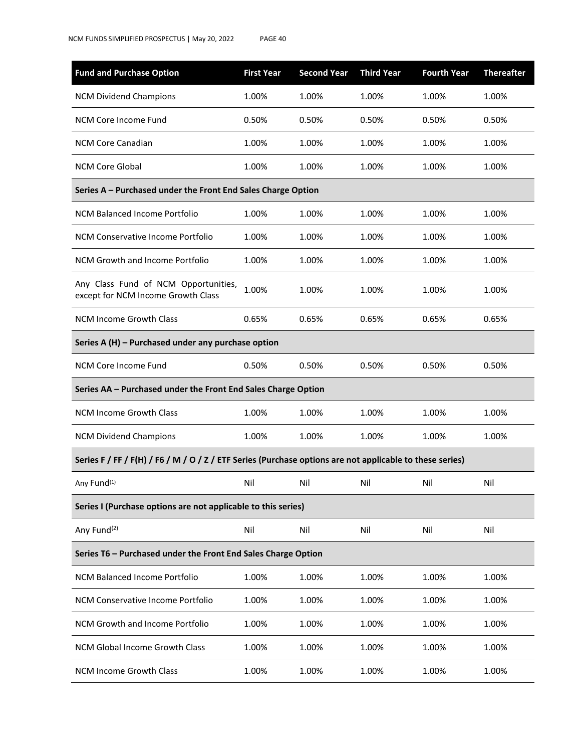| Fund and Purchase Option | First Year | Second Year | Third Year | Fourth Year | Thereafter |
| --- | --- | --- | --- | --- | --- |
| NCM Dividend Champions | 1.00% | 1.00% | 1.00% | 1.00% | 1.00% |
| NCM Core Income Fund | 0.50% | 0.50% | 0.50% | 0.50% | 0.50% |
| NCM Core Canadian | 1.00% | 1.00% | 1.00% | 1.00% | 1.00% |
| NCM Core Global | 1.00% | 1.00% | 1.00% | 1.00% | 1.00% |
| **Series A – Purchased under the Front End Sales Charge Option** | | | | | |
| NCM Balanced Income Portfolio | 1.00% | 1.00% | 1.00% | 1.00% | 1.00% |
| NCM Conservative Income Portfolio | 1.00% | 1.00% | 1.00% | 1.00% | 1.00% |
| NCM Growth and Income Portfolio | 1.00% | 1.00% | 1.00% | 1.00% | 1.00% |
| Any Class Fund of NCM Opportunities, except for NCM Income Growth Class | 1.00% | 1.00% | 1.00% | 1.00% | 1.00% |
| NCM Income Growth Class | 0.65% | 0.65% | 0.65% | 0.65% | 0.65% |
| **Series A (H) – Purchased under any purchase option** | | | | | |
| NCM Core Income Fund | 0.50% | 0.50% | 0.50% | 0.50% | 0.50% |
| **Series AA – Purchased under the Front End Sales Charge Option** | | | | | |
| NCM Income Growth Class | 1.00% | 1.00% | 1.00% | 1.00% | 1.00% |
| NCM Dividend Champions | 1.00% | 1.00% | 1.00% | 1.00% | 1.00% |
| **Series F / FF / F(H) / F6 / M / O / Z / ETF Series (Purchase options are not applicable to these series)** | | | | | |
| Any Fund[(1)] | Nil | Nil | Nil | Nil | Nil |
| **Series I (Purchase options are not applicable to this series)** | | | | | |
| Any Fund[(2)] | Nil | Nil | Nil | Nil | Nil |
| **Series T6 – Purchased under the Front End Sales Charge Option** | | | | | |
| NCM Balanced Income Portfolio | 1.00% | 1.00% | 1.00% | 1.00% | 1.00% |
| NCM Conservative Income Portfolio | 1.00% | 1.00% | 1.00% | 1.00% | 1.00% |
| NCM Growth and Income Portfolio | 1.00% | 1.00% | 1.00% | 1.00% | 1.00% |
| NCM Global Income Growth Class | 1.00% | 1.00% | 1.00% | 1.00% | 1.00% |
| NCM Income Growth Class | 1.00% | 1.00% | 1.00% | 1.00% | 1.00% |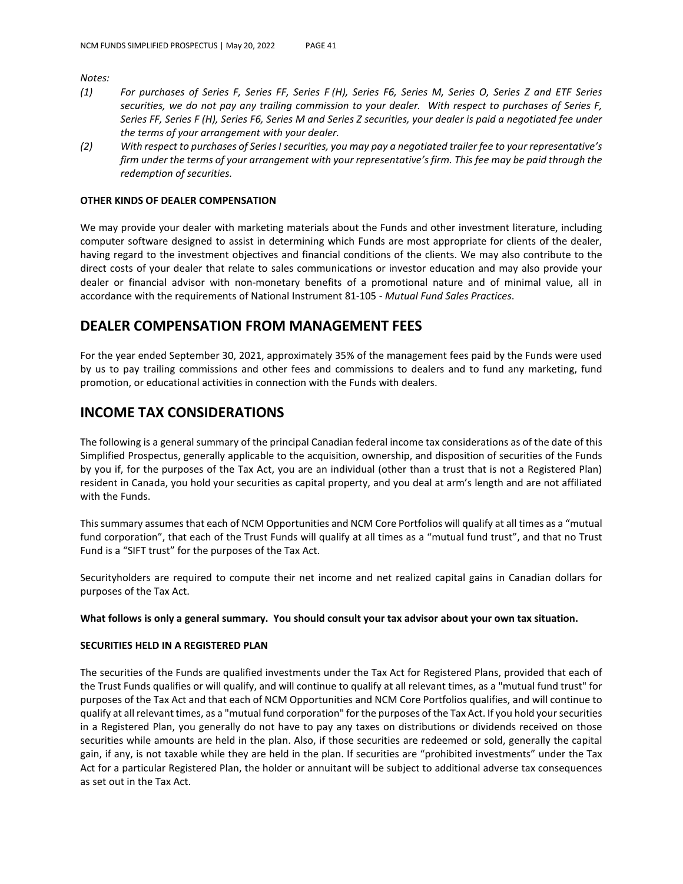*Notes:*

*(1) For purchases of Series F, Series FF, Series F (H), Series F6, Series M, Series O, Series Z and ETF Series securities, we do not pay any trailing commission to your dealer. With respect to purchases of Series F, Series FF, Series F (H), Series F6, Series M and Series Z securities, your dealer is paid a negotiated fee under the terms of your arrangement with your dealer.*

*(2) With respect to purchases of Series I securities, you may pay a negotiated trailer fee to your representative's firm under the terms of your arrangement with your representative's firm. This fee may be paid through the redemption of securities.*

**OTHER KINDS OF DEALER COMPENSATION**

We may provide your dealer with marketing materials about the Funds and other investment literature, including computer software designed to assist in determining which Funds are most appropriate for clients of the dealer, having regard to the investment objectives and financial conditions of the clients. We may also contribute to the direct costs of your dealer that relate to sales communications or investor education and may also provide your dealer or financial advisor with non-monetary benefits of a promotional nature and of minimal value, all in accordance with the requirements of National Instrument 81-105 - *Mutual Fund Sales Practices*.

## DEALER COMPENSATION FROM MANAGEMENT FEES

For the year ended September 30, 2021, approximately 35% of the management fees paid by the Funds were used by us to pay trailing commissions and other fees and commissions to dealers and to fund any marketing, fund promotion, or educational activities in connection with the Funds with dealers.

## INCOME TAX CONSIDERATIONS

The following is a general summary of the principal Canadian federal income tax considerations as of the date of this Simplified Prospectus, generally applicable to the acquisition, ownership, and disposition of securities of the Funds by you if, for the purposes of the Tax Act, you are an individual (other than a trust that is not a Registered Plan) resident in Canada, you hold your securities as capital property, and you deal at arm's length and are not affiliated with the Funds.

This summary assumes that each of NCM Opportunities and NCM Core Portfolios will qualify at all times as a "mutual fund corporation", that each of the Trust Funds will qualify at all times as a "mutual fund trust", and that no Trust Fund is a "SIFT trust" for the purposes of the Tax Act.

Securityholders are required to compute their net income and net realized capital gains in Canadian dollars for purposes of the Tax Act.

**What follows is only a general summary. You should consult your tax advisor about your own tax situation.**

**SECURITIES HELD IN A REGISTERED PLAN**

The securities of the Funds are qualified investments under the Tax Act for Registered Plans, provided that each of the Trust Funds qualifies or will qualify, and will continue to qualify at all relevant times, as a "mutual fund trust" for purposes of the Tax Act and that each of NCM Opportunities and NCM Core Portfolios qualifies, and will continue to qualify at all relevant times, as a "mutual fund corporation" for the purposes of the Tax Act. If you hold your securities in a Registered Plan, you generally do not have to pay any taxes on distributions or dividends received on those securities while amounts are held in the plan. Also, if those securities are redeemed or sold, generally the capital gain, if any, is not taxable while they are held in the plan. If securities are "prohibited investments" under the Tax Act for a particular Registered Plan, the holder or annuitant will be subject to additional adverse tax consequences as set out in the Tax Act.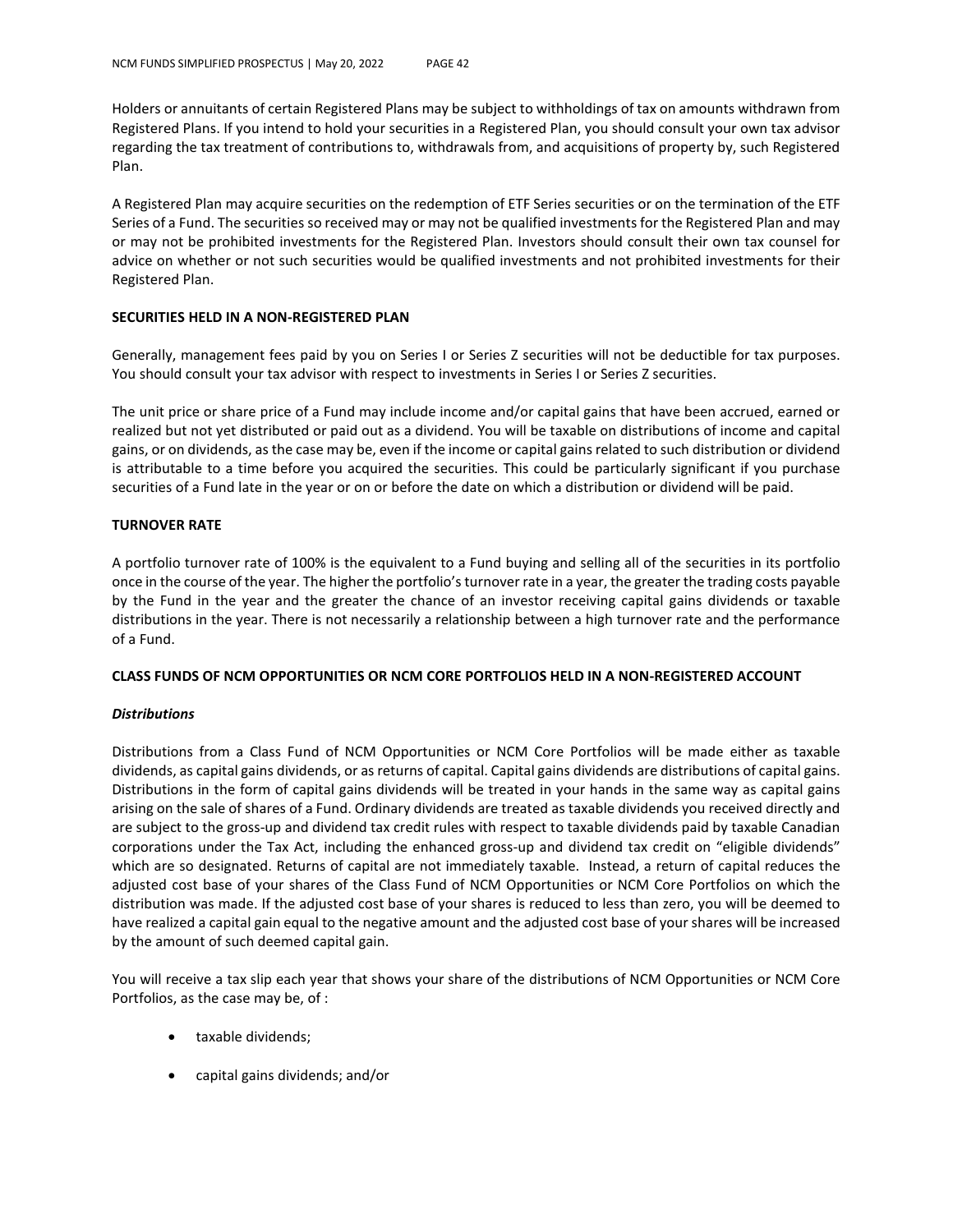Holders or annuitants of certain Registered Plans may be subject to withholdings of tax on amounts withdrawn from Registered Plans. If you intend to hold your securities in a Registered Plan, you should consult your own tax advisor regarding the tax treatment of contributions to, withdrawals from, and acquisitions of property by, such Registered Plan.

A Registered Plan may acquire securities on the redemption of ETF Series securities or on the termination of the ETF Series of a Fund. The securities so received may or may not be qualified investments for the Registered Plan and may or may not be prohibited investments for the Registered Plan. Investors should consult their own tax counsel for advice on whether or not such securities would be qualified investments and not prohibited investments for their Registered Plan.

**SECURITIES HELD IN A NON-REGISTERED PLAN**

Generally, management fees paid by you on Series I or Series Z securities will not be deductible for tax purposes. You should consult your tax advisor with respect to investments in Series I or Series Z securities.

The unit price or share price of a Fund may include income and/or capital gains that have been accrued, earned or realized but not yet distributed or paid out as a dividend. You will be taxable on distributions of income and capital gains, or on dividends, as the case may be, even if the income or capital gains related to such distribution or dividend is attributable to a time before you acquired the securities. This could be particularly significant if you purchase securities of a Fund late in the year or on or before the date on which a distribution or dividend will be paid.

**TURNOVER RATE**

A portfolio turnover rate of 100% is the equivalent to a Fund buying and selling all of the securities in its portfolio once in the course of the year. The higher the portfolio's turnover rate in a year, the greater the trading costs payable by the Fund in the year and the greater the chance of an investor receiving capital gains dividends or taxable distributions in the year. There is not necessarily a relationship between a high turnover rate and the performance of a Fund.

**CLASS FUNDS OF NCM OPPORTUNITIES OR NCM CORE PORTFOLIOS HELD IN A NON-REGISTERED ACCOUNT**

***Distributions***

Distributions from a Class Fund of NCM Opportunities or NCM Core Portfolios will be made either as taxable dividends, as capital gains dividends, or as returns of capital. Capital gains dividends are distributions of capital gains. Distributions in the form of capital gains dividends will be treated in your hands in the same way as capital gains arising on the sale of shares of a Fund. Ordinary dividends are treated as taxable dividends you received directly and are subject to the gross-up and dividend tax credit rules with respect to taxable dividends paid by taxable Canadian corporations under the Tax Act, including the enhanced gross-up and dividend tax credit on "eligible dividends" which are so designated. Returns of capital are not immediately taxable. Instead, a return of capital reduces the adjusted cost base of your shares of the Class Fund of NCM Opportunities or NCM Core Portfolios on which the distribution was made. If the adjusted cost base of your shares is reduced to less than zero, you will be deemed to have realized a capital gain equal to the negative amount and the adjusted cost base of your shares will be increased by the amount of such deemed capital gain.

You will receive a tax slip each year that shows your share of the distributions of NCM Opportunities or NCM Core Portfolios, as the case may be, of :

- taxable dividends;
- capital gains dividends; and/or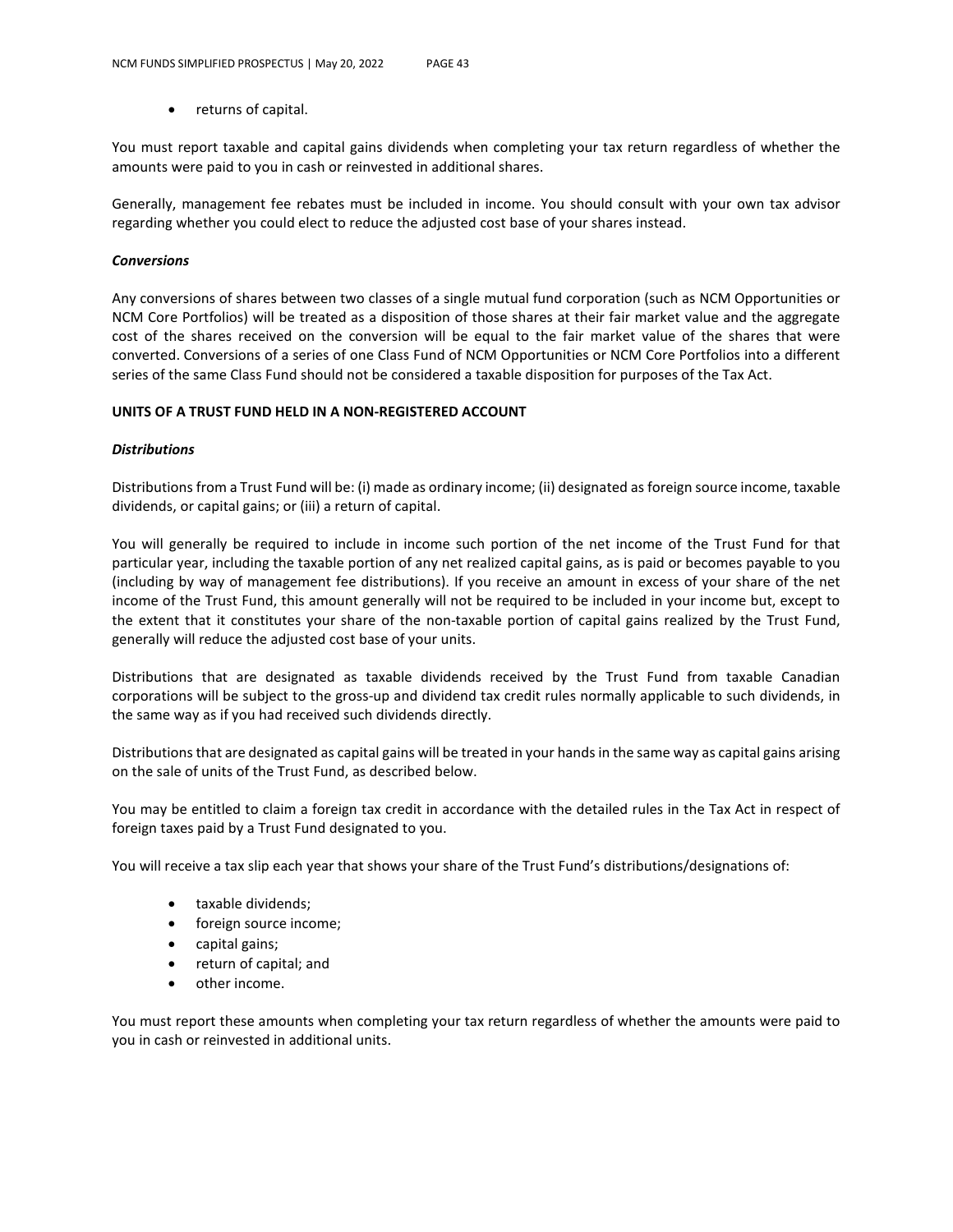- returns of capital.

You must report taxable and capital gains dividends when completing your tax return regardless of whether the amounts were paid to you in cash or reinvested in additional shares.

Generally, management fee rebates must be included in income. You should consult with your own tax advisor regarding whether you could elect to reduce the adjusted cost base of your shares instead.

***Conversions***

Any conversions of shares between two classes of a single mutual fund corporation (such as NCM Opportunities or NCM Core Portfolios) will be treated as a disposition of those shares at their fair market value and the aggregate cost of the shares received on the conversion will be equal to the fair market value of the shares that were converted. Conversions of a series of one Class Fund of NCM Opportunities or NCM Core Portfolios into a different series of the same Class Fund should not be considered a taxable disposition for purposes of the Tax Act.

**UNITS OF A TRUST FUND HELD IN A NON-REGISTERED ACCOUNT**

***Distributions***

Distributions from a Trust Fund will be: (i) made as ordinary income; (ii) designated as foreign source income, taxable dividends, or capital gains; or (iii) a return of capital.

You will generally be required to include in income such portion of the net income of the Trust Fund for that particular year, including the taxable portion of any net realized capital gains, as is paid or becomes payable to you (including by way of management fee distributions). If you receive an amount in excess of your share of the net income of the Trust Fund, this amount generally will not be required to be included in your income but, except to the extent that it constitutes your share of the non-taxable portion of capital gains realized by the Trust Fund, generally will reduce the adjusted cost base of your units.

Distributions that are designated as taxable dividends received by the Trust Fund from taxable Canadian corporations will be subject to the gross-up and dividend tax credit rules normally applicable to such dividends, in the same way as if you had received such dividends directly.

Distributions that are designated as capital gains will be treated in your hands in the same way as capital gains arising on the sale of units of the Trust Fund, as described below.

You may be entitled to claim a foreign tax credit in accordance with the detailed rules in the Tax Act in respect of foreign taxes paid by a Trust Fund designated to you.

You will receive a tax slip each year that shows your share of the Trust Fund's distributions/designations of:

- taxable dividends;
- foreign source income;
- capital gains;
- return of capital; and
- other income.

You must report these amounts when completing your tax return regardless of whether the amounts were paid to you in cash or reinvested in additional units.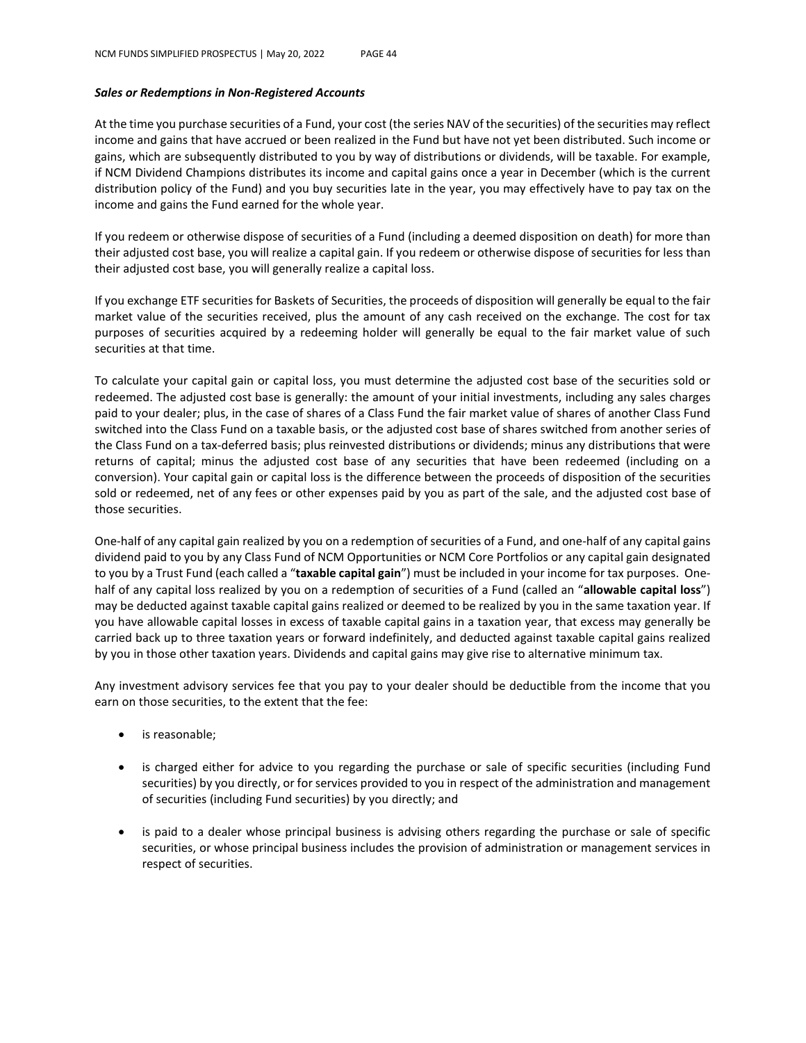***Sales or Redemptions in Non-Registered Accounts***

At the time you purchase securities of a Fund, your cost (the series NAV of the securities) of the securities may reflect income and gains that have accrued or been realized in the Fund but have not yet been distributed. Such income or gains, which are subsequently distributed to you by way of distributions or dividends, will be taxable. For example, if NCM Dividend Champions distributes its income and capital gains once a year in December (which is the current distribution policy of the Fund) and you buy securities late in the year, you may effectively have to pay tax on the income and gains the Fund earned for the whole year.

If you redeem or otherwise dispose of securities of a Fund (including a deemed disposition on death) for more than their adjusted cost base, you will realize a capital gain. If you redeem or otherwise dispose of securities for less than their adjusted cost base, you will generally realize a capital loss.

If you exchange ETF securities for Baskets of Securities, the proceeds of disposition will generally be equal to the fair market value of the securities received, plus the amount of any cash received on the exchange. The cost for tax purposes of securities acquired by a redeeming holder will generally be equal to the fair market value of such securities at that time.

To calculate your capital gain or capital loss, you must determine the adjusted cost base of the securities sold or redeemed. The adjusted cost base is generally: the amount of your initial investments, including any sales charges paid to your dealer; plus, in the case of shares of a Class Fund the fair market value of shares of another Class Fund switched into the Class Fund on a taxable basis, or the adjusted cost base of shares switched from another series of the Class Fund on a tax-deferred basis; plus reinvested distributions or dividends; minus any distributions that were returns of capital; minus the adjusted cost base of any securities that have been redeemed (including on a conversion). Your capital gain or capital loss is the difference between the proceeds of disposition of the securities sold or redeemed, net of any fees or other expenses paid by you as part of the sale, and the adjusted cost base of those securities.

One-half of any capital gain realized by you on a redemption of securities of a Fund, and one-half of any capital gains dividend paid to you by any Class Fund of NCM Opportunities or NCM Core Portfolios or any capital gain designated to you by a Trust Fund (each called a "**taxable capital gain**") must be included in your income for tax purposes. One-half of any capital loss realized by you on a redemption of securities of a Fund (called an "**allowable capital loss**") may be deducted against taxable capital gains realized or deemed to be realized by you in the same taxation year. If you have allowable capital losses in excess of taxable capital gains in a taxation year, that excess may generally be carried back up to three taxation years or forward indefinitely, and deducted against taxable capital gains realized by you in those other taxation years. Dividends and capital gains may give rise to alternative minimum tax.

Any investment advisory services fee that you pay to your dealer should be deductible from the income that you earn on those securities, to the extent that the fee:

- is reasonable;
- is charged either for advice to you regarding the purchase or sale of specific securities (including Fund securities) by you directly, or for services provided to you in respect of the administration and management of securities (including Fund securities) by you directly; and
- is paid to a dealer whose principal business is advising others regarding the purchase or sale of specific securities, or whose principal business includes the provision of administration or management services in respect of securities.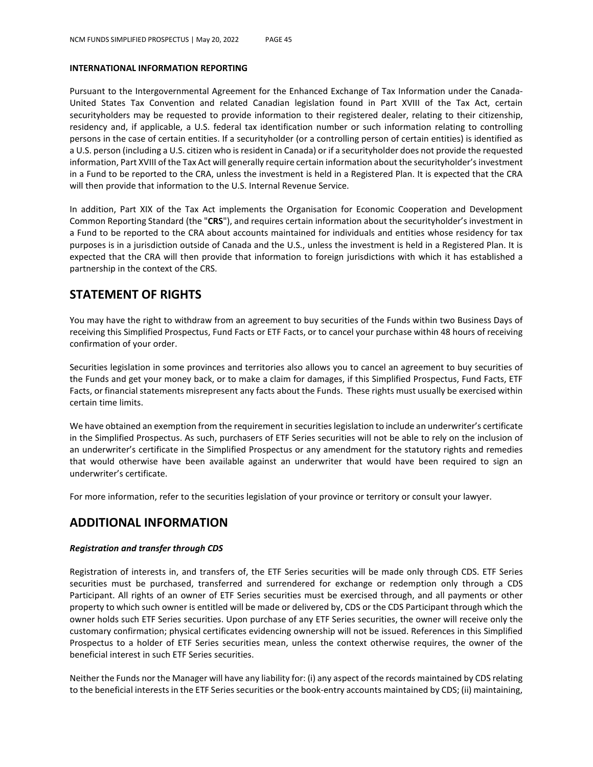#### INTERNATIONAL INFORMATION REPORTING

Pursuant to the Intergovernmental Agreement for the Enhanced Exchange of Tax Information under the Canada-United States Tax Convention and related Canadian legislation found in Part XVIII of the Tax Act, certain securityholders may be requested to provide information to their registered dealer, relating to their citizenship, residency and, if applicable, a U.S. federal tax identification number or such information relating to controlling persons in the case of certain entities. If a securityholder (or a controlling person of certain entities) is identified as a U.S. person (including a U.S. citizen who is resident in Canada) or if a securityholder does not provide the requested information, Part XVIII of the Tax Act will generally require certain information about the securityholder's investment in a Fund to be reported to the CRA, unless the investment is held in a Registered Plan. It is expected that the CRA will then provide that information to the U.S. Internal Revenue Service.

In addition, Part XIX of the Tax Act implements the Organisation for Economic Cooperation and Development Common Reporting Standard (the "**CRS**"), and requires certain information about the securityholder's investment in a Fund to be reported to the CRA about accounts maintained for individuals and entities whose residency for tax purposes is in a jurisdiction outside of Canada and the U.S., unless the investment is held in a Registered Plan. It is expected that the CRA will then provide that information to foreign jurisdictions with which it has established a partnership in the context of the CRS.

## STATEMENT OF RIGHTS

You may have the right to withdraw from an agreement to buy securities of the Funds within two Business Days of receiving this Simplified Prospectus, Fund Facts or ETF Facts, or to cancel your purchase within 48 hours of receiving confirmation of your order.

Securities legislation in some provinces and territories also allows you to cancel an agreement to buy securities of the Funds and get your money back, or to make a claim for damages, if this Simplified Prospectus, Fund Facts, ETF Facts, or financial statements misrepresent any facts about the Funds. These rights must usually be exercised within certain time limits.

We have obtained an exemption from the requirement in securities legislation to include an underwriter's certificate in the Simplified Prospectus. As such, purchasers of ETF Series securities will not be able to rely on the inclusion of an underwriter's certificate in the Simplified Prospectus or any amendment for the statutory rights and remedies that would otherwise have been available against an underwriter that would have been required to sign an underwriter's certificate.

For more information, refer to the securities legislation of your province or territory or consult your lawyer.

## ADDITIONAL INFORMATION

#### *Registration and transfer through CDS*

Registration of interests in, and transfers of, the ETF Series securities will be made only through CDS. ETF Series securities must be purchased, transferred and surrendered for exchange or redemption only through a CDS Participant. All rights of an owner of ETF Series securities must be exercised through, and all payments or other property to which such owner is entitled will be made or delivered by, CDS or the CDS Participant through which the owner holds such ETF Series securities. Upon purchase of any ETF Series securities, the owner will receive only the customary confirmation; physical certificates evidencing ownership will not be issued. References in this Simplified Prospectus to a holder of ETF Series securities mean, unless the context otherwise requires, the owner of the beneficial interest in such ETF Series securities.

Neither the Funds nor the Manager will have any liability for: (i) any aspect of the records maintained by CDS relating to the beneficial interests in the ETF Series securities or the book-entry accounts maintained by CDS; (ii) maintaining,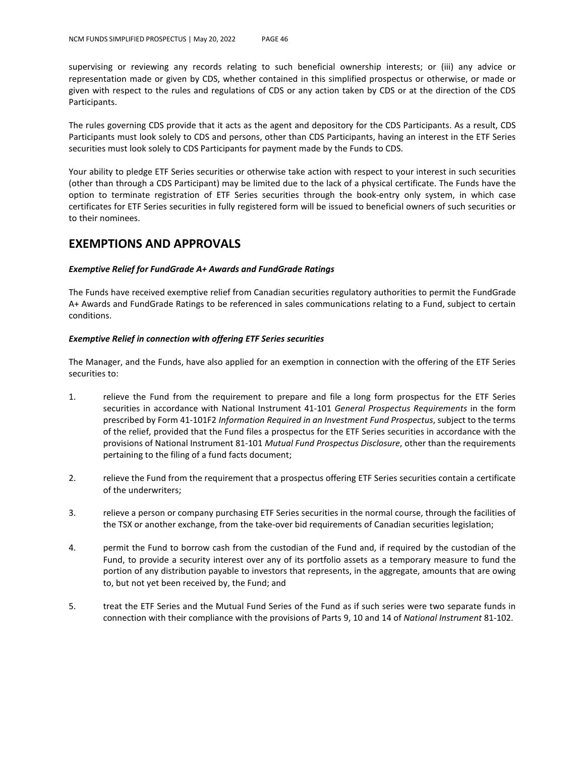supervising or reviewing any records relating to such beneficial ownership interests; or (iii) any advice or representation made or given by CDS, whether contained in this simplified prospectus or otherwise, or made or given with respect to the rules and regulations of CDS or any action taken by CDS or at the direction of the CDS Participants.

The rules governing CDS provide that it acts as the agent and depository for the CDS Participants. As a result, CDS Participants must look solely to CDS and persons, other than CDS Participants, having an interest in the ETF Series securities must look solely to CDS Participants for payment made by the Funds to CDS.

Your ability to pledge ETF Series securities or otherwise take action with respect to your interest in such securities (other than through a CDS Participant) may be limited due to the lack of a physical certificate. The Funds have the option to terminate registration of ETF Series securities through the book-entry only system, in which case certificates for ETF Series securities in fully registered form will be issued to beneficial owners of such securities or to their nominees.

## EXEMPTIONS AND APPROVALS

***Exemptive Relief for FundGrade A+ Awards and FundGrade Ratings***

The Funds have received exemptive relief from Canadian securities regulatory authorities to permit the FundGrade A+ Awards and FundGrade Ratings to be referenced in sales communications relating to a Fund, subject to certain conditions.

***Exemptive Relief in connection with offering ETF Series securities***

The Manager, and the Funds, have also applied for an exemption in connection with the offering of the ETF Series securities to:

1. relieve the Fund from the requirement to prepare and file a long form prospectus for the ETF Series securities in accordance with National Instrument 41-101 *General Prospectus Requirements* in the form prescribed by Form 41-101F2 *Information Required in an Investment Fund Prospectus*, subject to the terms of the relief, provided that the Fund files a prospectus for the ETF Series securities in accordance with the provisions of National Instrument 81-101 *Mutual Fund Prospectus Disclosure*, other than the requirements pertaining to the filing of a fund facts document;

2. relieve the Fund from the requirement that a prospectus offering ETF Series securities contain a certificate of the underwriters;

3. relieve a person or company purchasing ETF Series securities in the normal course, through the facilities of the TSX or another exchange, from the take-over bid requirements of Canadian securities legislation;

4. permit the Fund to borrow cash from the custodian of the Fund and, if required by the custodian of the Fund, to provide a security interest over any of its portfolio assets as a temporary measure to fund the portion of any distribution payable to investors that represents, in the aggregate, amounts that are owing to, but not yet been received by, the Fund; and

5. treat the ETF Series and the Mutual Fund Series of the Fund as if such series were two separate funds in connection with their compliance with the provisions of Parts 9, 10 and 14 of *National Instrument* 81-102.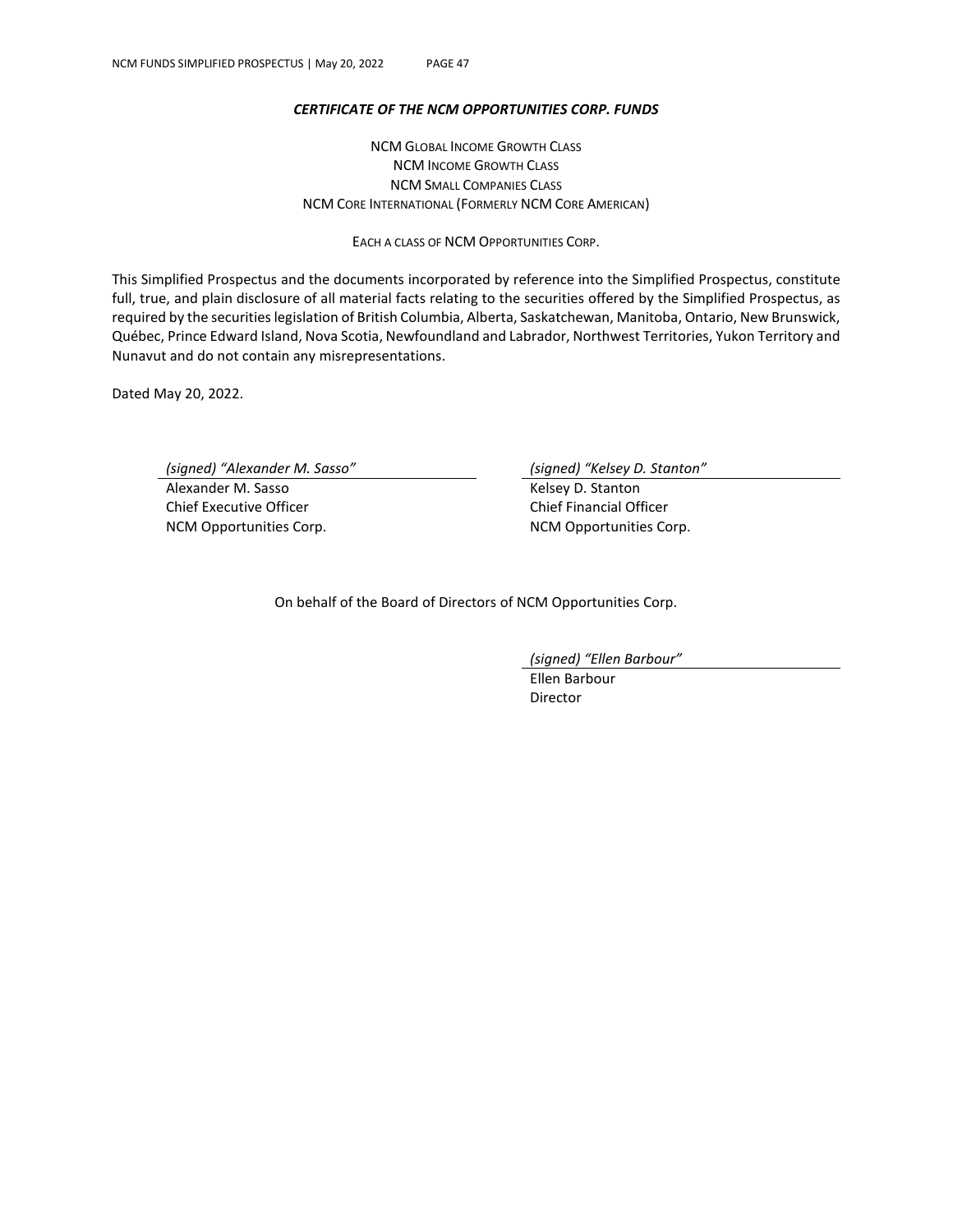### *CERTIFICATE OF THE NCM OPPORTUNITIES CORP. FUNDS*

NCM GLOBAL INCOME GROWTH CLASS
NCM INCOME GROWTH CLASS
NCM SMALL COMPANIES CLASS
NCM CORE INTERNATIONAL (FORMERLY NCM CORE AMERICAN)

EACH A CLASS OF NCM OPPORTUNITIES CORP.

This Simplified Prospectus and the documents incorporated by reference into the Simplified Prospectus, constitute full, true, and plain disclosure of all material facts relating to the securities offered by the Simplified Prospectus, as required by the securities legislation of British Columbia, Alberta, Saskatchewan, Manitoba, Ontario, New Brunswick, Québec, Prince Edward Island, Nova Scotia, Newfoundland and Labrador, Northwest Territories, Yukon Territory and Nunavut and do not contain any misrepresentations.

Dated May 20, 2022.

*(signed) "Alexander M. Sasso"*
Alexander M. Sasso
Chief Executive Officer
NCM Opportunities Corp.

*(signed) "Kelsey D. Stanton"*
Kelsey D. Stanton
Chief Financial Officer
NCM Opportunities Corp.

On behalf of the Board of Directors of NCM Opportunities Corp.

*(signed) "Ellen Barbour"*
Ellen Barbour
Director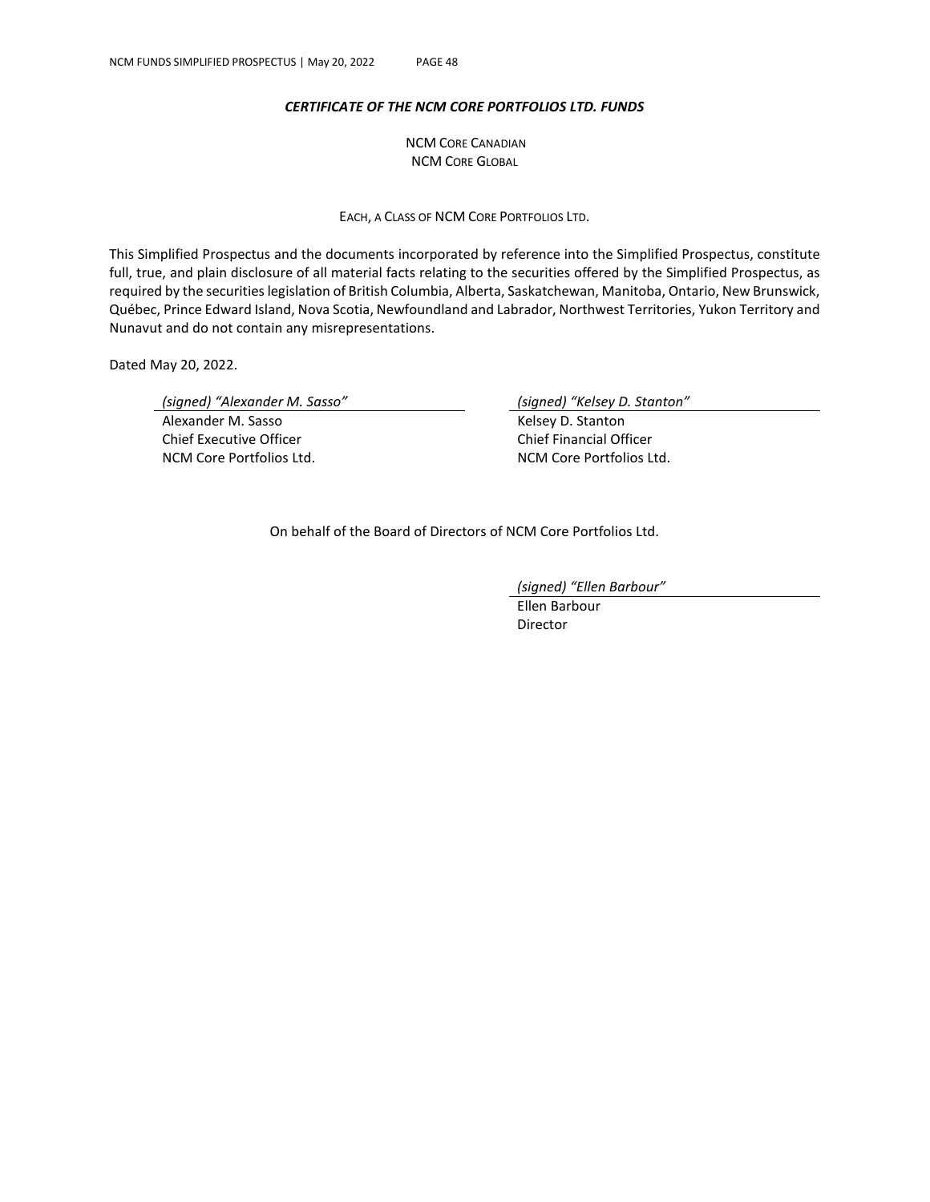### *CERTIFICATE OF THE NCM CORE PORTFOLIOS LTD. FUNDS*

NCM CORE CANADIAN
NCM CORE GLOBAL

EACH, A CLASS OF NCM CORE PORTFOLIOS LTD.

This Simplified Prospectus and the documents incorporated by reference into the Simplified Prospectus, constitute full, true, and plain disclosure of all material facts relating to the securities offered by the Simplified Prospectus, as required by the securities legislation of British Columbia, Alberta, Saskatchewan, Manitoba, Ontario, New Brunswick, Québec, Prince Edward Island, Nova Scotia, Newfoundland and Labrador, Northwest Territories, Yukon Territory and Nunavut and do not contain any misrepresentations.

Dated May 20, 2022.

*(signed) "Alexander M. Sasso"*
Alexander M. Sasso
Chief Executive Officer
NCM Core Portfolios Ltd.

*(signed) "Kelsey D. Stanton"*
Kelsey D. Stanton
Chief Financial Officer
NCM Core Portfolios Ltd.

On behalf of the Board of Directors of NCM Core Portfolios Ltd.

*(signed) "Ellen Barbour"*
Ellen Barbour
Director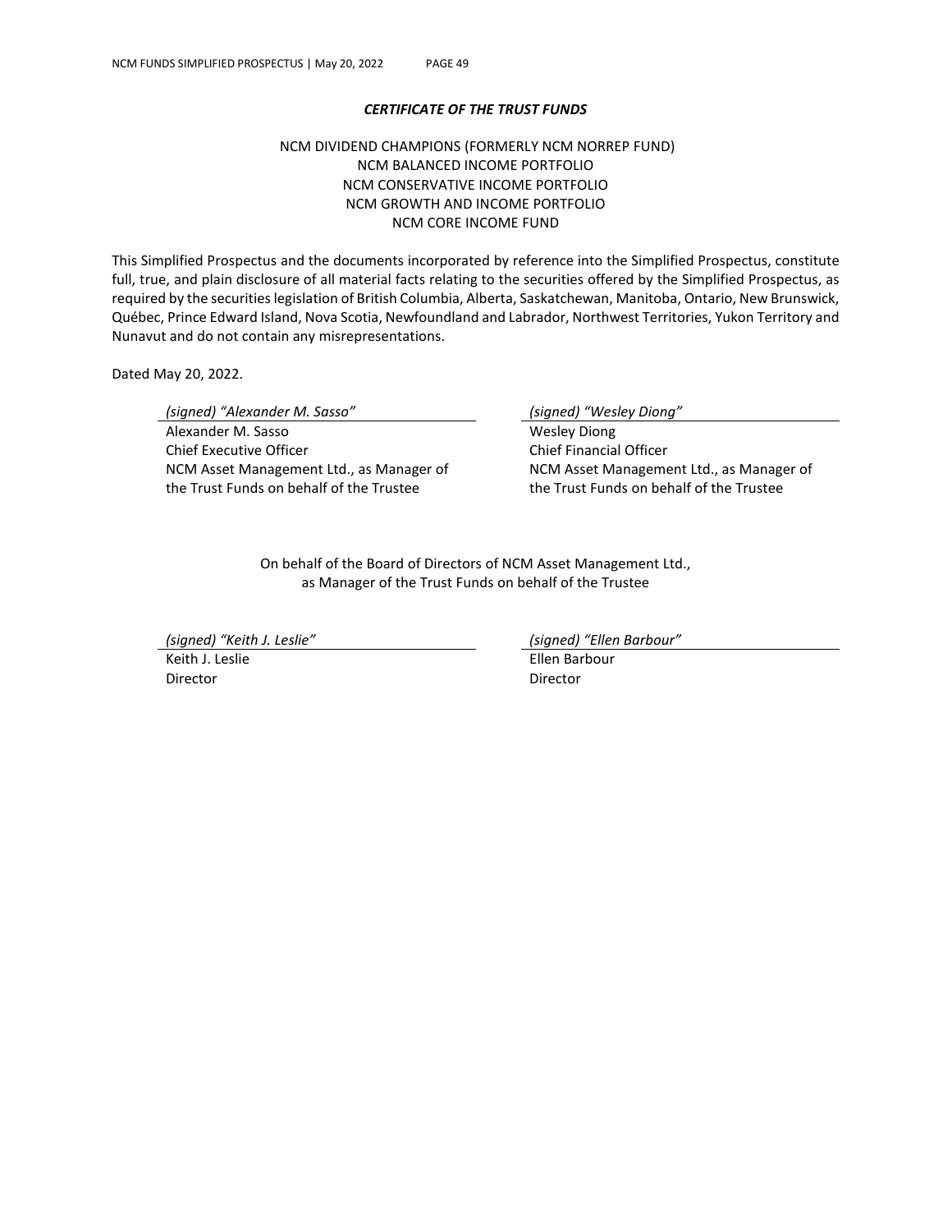### *CERTIFICATE OF THE TRUST FUNDS*

NCM DIVIDEND CHAMPIONS (FORMERLY NCM NORREP FUND)
NCM BALANCED INCOME PORTFOLIO
NCM CONSERVATIVE INCOME PORTFOLIO
NCM GROWTH AND INCOME PORTFOLIO
NCM CORE INCOME FUND

This Simplified Prospectus and the documents incorporated by reference into the Simplified Prospectus, constitute full, true, and plain disclosure of all material facts relating to the securities offered by the Simplified Prospectus, as required by the securities legislation of British Columbia, Alberta, Saskatchewan, Manitoba, Ontario, New Brunswick, Québec, Prince Edward Island, Nova Scotia, Newfoundland and Labrador, Northwest Territories, Yukon Territory and Nunavut and do not contain any misrepresentations.

Dated May 20, 2022.

*(signed) "Alexander M. Sasso"*
Alexander M. Sasso
Chief Executive Officer
NCM Asset Management Ltd., as Manager of the Trust Funds on behalf of the Trustee

*(signed) "Wesley Diong"*
Wesley Diong
Chief Financial Officer
NCM Asset Management Ltd., as Manager of the Trust Funds on behalf of the Trustee

On behalf of the Board of Directors of NCM Asset Management Ltd., as Manager of the Trust Funds on behalf of the Trustee

*(signed) "Keith J. Leslie"*
Keith J. Leslie
Director

*(signed) "Ellen Barbour"*
Ellen Barbour
Director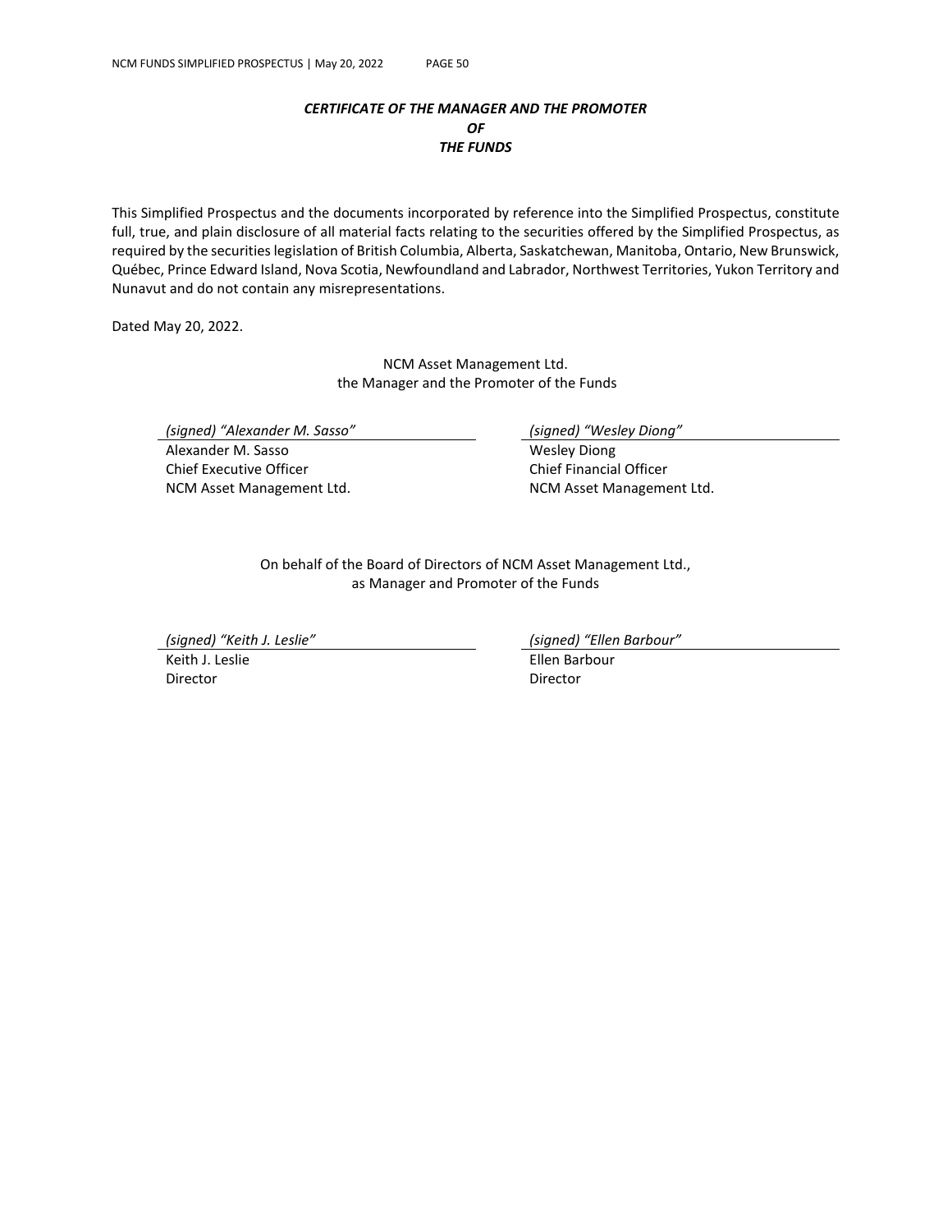***CERTIFICATE OF THE MANAGER AND THE PROMOTER***
***OF***
***THE FUNDS***

This Simplified Prospectus and the documents incorporated by reference into the Simplified Prospectus, constitute full, true, and plain disclosure of all material facts relating to the securities offered by the Simplified Prospectus, as required by the securities legislation of British Columbia, Alberta, Saskatchewan, Manitoba, Ontario, New Brunswick, Québec, Prince Edward Island, Nova Scotia, Newfoundland and Labrador, Northwest Territories, Yukon Territory and Nunavut and do not contain any misrepresentations.

Dated May 20, 2022.

NCM Asset Management Ltd.
the Manager and the Promoter of the Funds

*(signed) "Alexander M. Sasso"*
Alexander M. Sasso
Chief Executive Officer
NCM Asset Management Ltd.

*(signed) "Wesley Diong"*
Wesley Diong
Chief Financial Officer
NCM Asset Management Ltd.

On behalf of the Board of Directors of NCM Asset Management Ltd.,
as Manager and Promoter of the Funds

*(signed) "Keith J. Leslie"*
Keith J. Leslie
Director

*(signed) "Ellen Barbour"*
Ellen Barbour
Director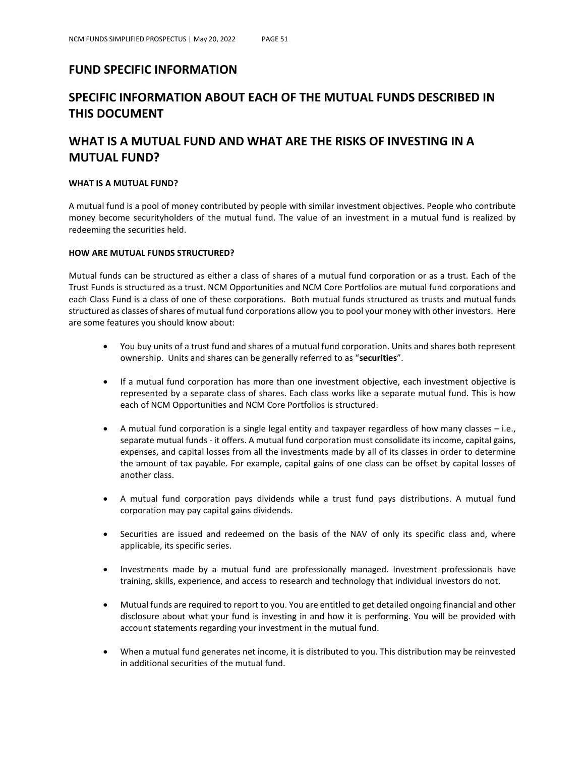# FUND SPECIFIC INFORMATION

# SPECIFIC INFORMATION ABOUT EACH OF THE MUTUAL FUNDS DESCRIBED IN THIS DOCUMENT

## WHAT IS A MUTUAL FUND AND WHAT ARE THE RISKS OF INVESTING IN A MUTUAL FUND?

### WHAT IS A MUTUAL FUND?

A mutual fund is a pool of money contributed by people with similar investment objectives. People who contribute money become securityholders of the mutual fund. The value of an investment in a mutual fund is realized by redeeming the securities held.

### HOW ARE MUTUAL FUNDS STRUCTURED?

Mutual funds can be structured as either a class of shares of a mutual fund corporation or as a trust. Each of the Trust Funds is structured as a trust. NCM Opportunities and NCM Core Portfolios are mutual fund corporations and each Class Fund is a class of one of these corporations. Both mutual funds structured as trusts and mutual funds structured as classes of shares of mutual fund corporations allow you to pool your money with other investors. Here are some features you should know about:

- You buy units of a trust fund and shares of a mutual fund corporation. Units and shares both represent ownership. Units and shares can be generally referred to as "**securities**".
- If a mutual fund corporation has more than one investment objective, each investment objective is represented by a separate class of shares. Each class works like a separate mutual fund. This is how each of NCM Opportunities and NCM Core Portfolios is structured.
- A mutual fund corporation is a single legal entity and taxpayer regardless of how many classes – i.e., separate mutual funds - it offers. A mutual fund corporation must consolidate its income, capital gains, expenses, and capital losses from all the investments made by all of its classes in order to determine the amount of tax payable. For example, capital gains of one class can be offset by capital losses of another class.
- A mutual fund corporation pays dividends while a trust fund pays distributions. A mutual fund corporation may pay capital gains dividends.
- Securities are issued and redeemed on the basis of the NAV of only its specific class and, where applicable, its specific series.
- Investments made by a mutual fund are professionally managed. Investment professionals have training, skills, experience, and access to research and technology that individual investors do not.
- Mutual funds are required to report to you. You are entitled to get detailed ongoing financial and other disclosure about what your fund is investing in and how it is performing. You will be provided with account statements regarding your investment in the mutual fund.
- When a mutual fund generates net income, it is distributed to you. This distribution may be reinvested in additional securities of the mutual fund.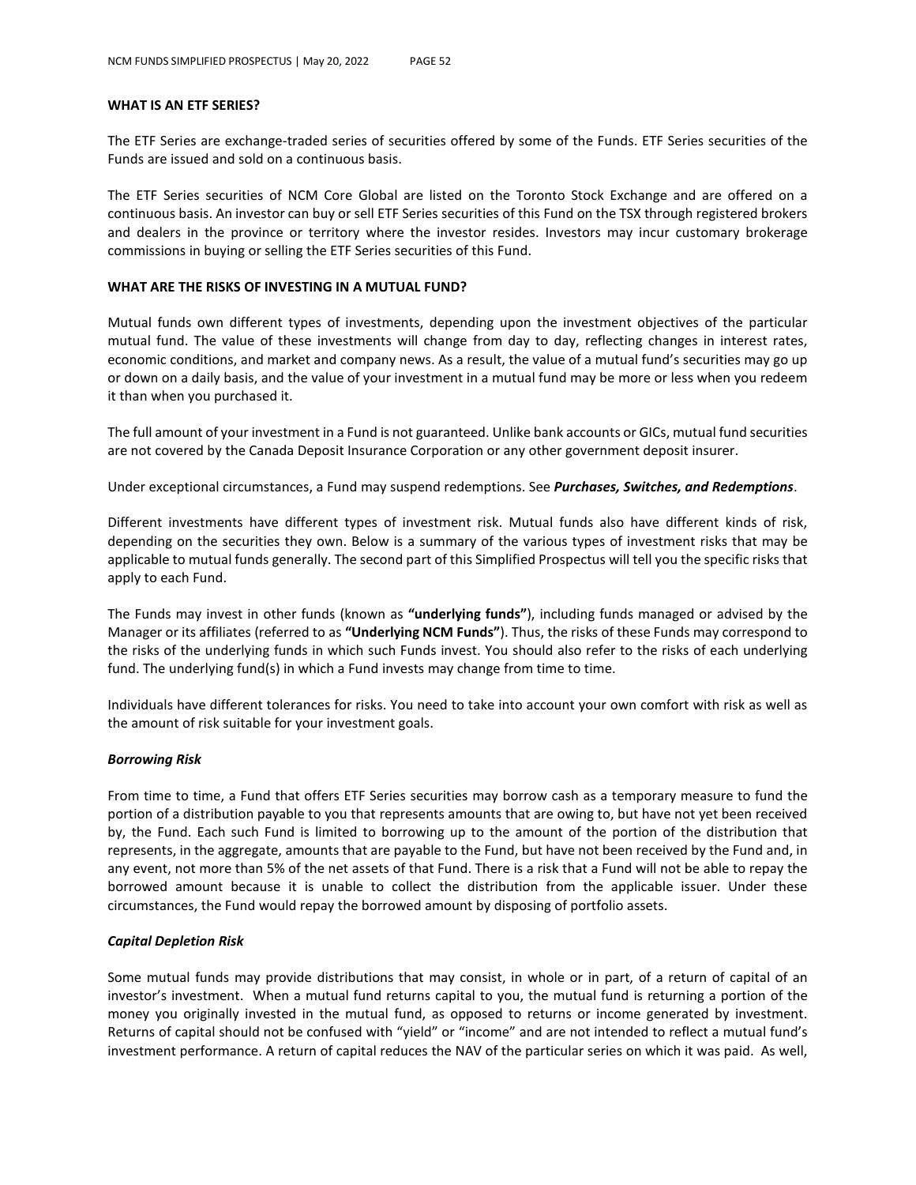**WHAT IS AN ETF SERIES?**

The ETF Series are exchange-traded series of securities offered by some of the Funds. ETF Series securities of the Funds are issued and sold on a continuous basis.

The ETF Series securities of NCM Core Global are listed on the Toronto Stock Exchange and are offered on a continuous basis. An investor can buy or sell ETF Series securities of this Fund on the TSX through registered brokers and dealers in the province or territory where the investor resides. Investors may incur customary brokerage commissions in buying or selling the ETF Series securities of this Fund.

**WHAT ARE THE RISKS OF INVESTING IN A MUTUAL FUND?**

Mutual funds own different types of investments, depending upon the investment objectives of the particular mutual fund. The value of these investments will change from day to day, reflecting changes in interest rates, economic conditions, and market and company news. As a result, the value of a mutual fund's securities may go up or down on a daily basis, and the value of your investment in a mutual fund may be more or less when you redeem it than when you purchased it.

The full amount of your investment in a Fund is not guaranteed. Unlike bank accounts or GICs, mutual fund securities are not covered by the Canada Deposit Insurance Corporation or any other government deposit insurer.

Under exceptional circumstances, a Fund may suspend redemptions. See ***Purchases, Switches, and Redemptions***.

Different investments have different types of investment risk. Mutual funds also have different kinds of risk, depending on the securities they own. Below is a summary of the various types of investment risks that may be applicable to mutual funds generally. The second part of this Simplified Prospectus will tell you the specific risks that apply to each Fund.

The Funds may invest in other funds (known as **"underlying funds"**), including funds managed or advised by the Manager or its affiliates (referred to as **"Underlying NCM Funds"**). Thus, the risks of these Funds may correspond to the risks of the underlying funds in which such Funds invest. You should also refer to the risks of each underlying fund. The underlying fund(s) in which a Fund invests may change from time to time.

Individuals have different tolerances for risks. You need to take into account your own comfort with risk as well as the amount of risk suitable for your investment goals.

***Borrowing Risk***

From time to time, a Fund that offers ETF Series securities may borrow cash as a temporary measure to fund the portion of a distribution payable to you that represents amounts that are owing to, but have not yet been received by, the Fund. Each such Fund is limited to borrowing up to the amount of the portion of the distribution that represents, in the aggregate, amounts that are payable to the Fund, but have not been received by the Fund and, in any event, not more than 5% of the net assets of that Fund. There is a risk that a Fund will not be able to repay the borrowed amount because it is unable to collect the distribution from the applicable issuer. Under these circumstances, the Fund would repay the borrowed amount by disposing of portfolio assets.

***Capital Depletion Risk***

Some mutual funds may provide distributions that may consist, in whole or in part, of a return of capital of an investor's investment. When a mutual fund returns capital to you, the mutual fund is returning a portion of the money you originally invested in the mutual fund, as opposed to returns or income generated by investment. Returns of capital should not be confused with "yield" or "income" and are not intended to reflect a mutual fund's investment performance. A return of capital reduces the NAV of the particular series on which it was paid. As well,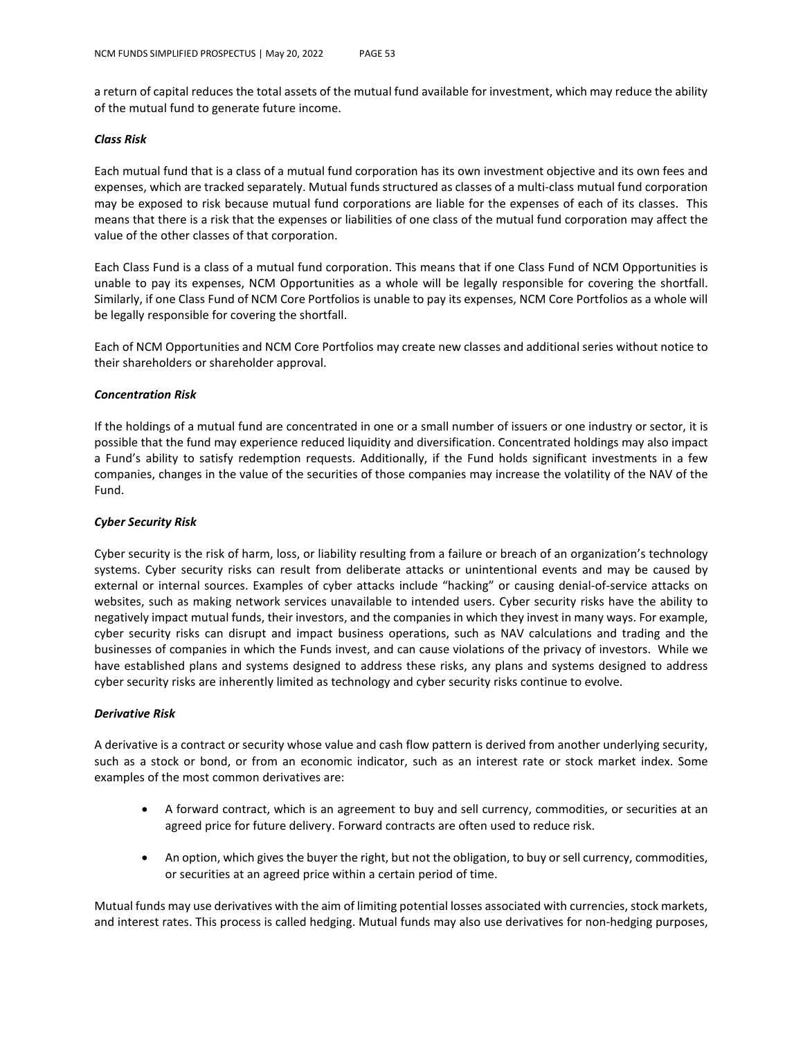a return of capital reduces the total assets of the mutual fund available for investment, which may reduce the ability of the mutual fund to generate future income.

### *Class Risk*

Each mutual fund that is a class of a mutual fund corporation has its own investment objective and its own fees and expenses, which are tracked separately. Mutual funds structured as classes of a multi-class mutual fund corporation may be exposed to risk because mutual fund corporations are liable for the expenses of each of its classes. This means that there is a risk that the expenses or liabilities of one class of the mutual fund corporation may affect the value of the other classes of that corporation.

Each Class Fund is a class of a mutual fund corporation. This means that if one Class Fund of NCM Opportunities is unable to pay its expenses, NCM Opportunities as a whole will be legally responsible for covering the shortfall. Similarly, if one Class Fund of NCM Core Portfolios is unable to pay its expenses, NCM Core Portfolios as a whole will be legally responsible for covering the shortfall.

Each of NCM Opportunities and NCM Core Portfolios may create new classes and additional series without notice to their shareholders or shareholder approval.

### *Concentration Risk*

If the holdings of a mutual fund are concentrated in one or a small number of issuers or one industry or sector, it is possible that the fund may experience reduced liquidity and diversification. Concentrated holdings may also impact a Fund's ability to satisfy redemption requests. Additionally, if the Fund holds significant investments in a few companies, changes in the value of the securities of those companies may increase the volatility of the NAV of the Fund.

### *Cyber Security Risk*

Cyber security is the risk of harm, loss, or liability resulting from a failure or breach of an organization's technology systems. Cyber security risks can result from deliberate attacks or unintentional events and may be caused by external or internal sources. Examples of cyber attacks include "hacking" or causing denial-of-service attacks on websites, such as making network services unavailable to intended users. Cyber security risks have the ability to negatively impact mutual funds, their investors, and the companies in which they invest in many ways. For example, cyber security risks can disrupt and impact business operations, such as NAV calculations and trading and the businesses of companies in which the Funds invest, and can cause violations of the privacy of investors. While we have established plans and systems designed to address these risks, any plans and systems designed to address cyber security risks are inherently limited as technology and cyber security risks continue to evolve.

### *Derivative Risk*

A derivative is a contract or security whose value and cash flow pattern is derived from another underlying security, such as a stock or bond, or from an economic indicator, such as an interest rate or stock market index. Some examples of the most common derivatives are:

- A forward contract, which is an agreement to buy and sell currency, commodities, or securities at an agreed price for future delivery. Forward contracts are often used to reduce risk.
- An option, which gives the buyer the right, but not the obligation, to buy or sell currency, commodities, or securities at an agreed price within a certain period of time.

Mutual funds may use derivatives with the aim of limiting potential losses associated with currencies, stock markets, and interest rates. This process is called hedging. Mutual funds may also use derivatives for non-hedging purposes,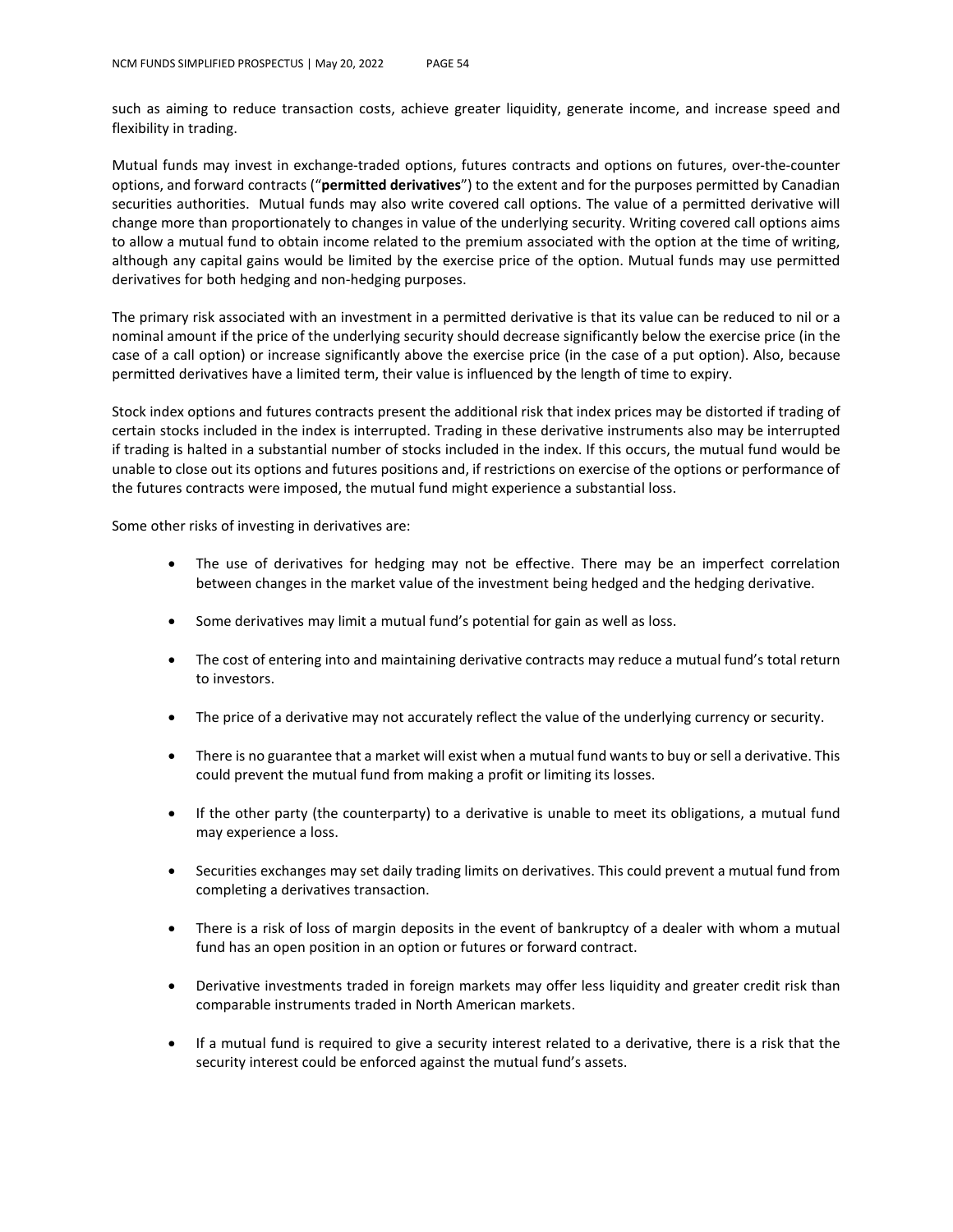such as aiming to reduce transaction costs, achieve greater liquidity, generate income, and increase speed and flexibility in trading.

Mutual funds may invest in exchange-traded options, futures contracts and options on futures, over-the-counter options, and forward contracts ("**permitted derivatives**") to the extent and for the purposes permitted by Canadian securities authorities. Mutual funds may also write covered call options. The value of a permitted derivative will change more than proportionately to changes in value of the underlying security. Writing covered call options aims to allow a mutual fund to obtain income related to the premium associated with the option at the time of writing, although any capital gains would be limited by the exercise price of the option. Mutual funds may use permitted derivatives for both hedging and non-hedging purposes.

The primary risk associated with an investment in a permitted derivative is that its value can be reduced to nil or a nominal amount if the price of the underlying security should decrease significantly below the exercise price (in the case of a call option) or increase significantly above the exercise price (in the case of a put option). Also, because permitted derivatives have a limited term, their value is influenced by the length of time to expiry.

Stock index options and futures contracts present the additional risk that index prices may be distorted if trading of certain stocks included in the index is interrupted. Trading in these derivative instruments also may be interrupted if trading is halted in a substantial number of stocks included in the index. If this occurs, the mutual fund would be unable to close out its options and futures positions and, if restrictions on exercise of the options or performance of the futures contracts were imposed, the mutual fund might experience a substantial loss.

Some other risks of investing in derivatives are:

- The use of derivatives for hedging may not be effective. There may be an imperfect correlation between changes in the market value of the investment being hedged and the hedging derivative.
- Some derivatives may limit a mutual fund's potential for gain as well as loss.
- The cost of entering into and maintaining derivative contracts may reduce a mutual fund's total return to investors.
- The price of a derivative may not accurately reflect the value of the underlying currency or security.
- There is no guarantee that a market will exist when a mutual fund wants to buy or sell a derivative. This could prevent the mutual fund from making a profit or limiting its losses.
- If the other party (the counterparty) to a derivative is unable to meet its obligations, a mutual fund may experience a loss.
- Securities exchanges may set daily trading limits on derivatives. This could prevent a mutual fund from completing a derivatives transaction.
- There is a risk of loss of margin deposits in the event of bankruptcy of a dealer with whom a mutual fund has an open position in an option or futures or forward contract.
- Derivative investments traded in foreign markets may offer less liquidity and greater credit risk than comparable instruments traded in North American markets.
- If a mutual fund is required to give a security interest related to a derivative, there is a risk that the security interest could be enforced against the mutual fund's assets.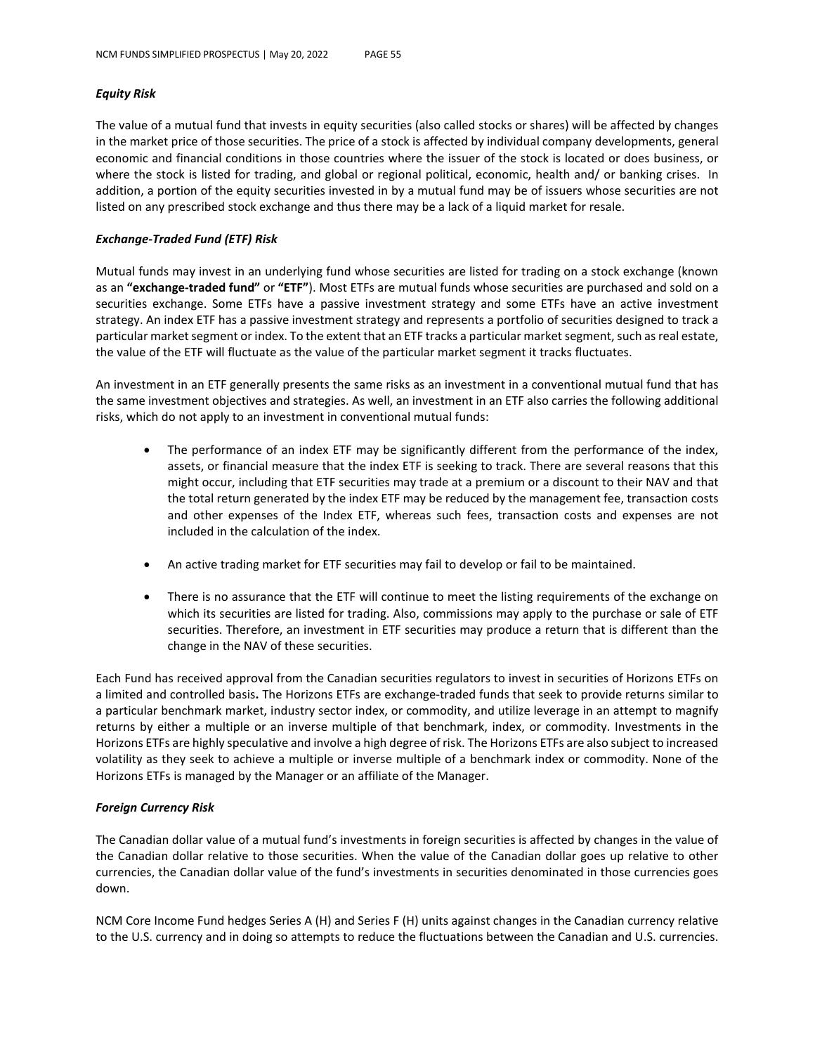***Equity Risk***

The value of a mutual fund that invests in equity securities (also called stocks or shares) will be affected by changes in the market price of those securities. The price of a stock is affected by individual company developments, general economic and financial conditions in those countries where the issuer of the stock is located or does business, or where the stock is listed for trading, and global or regional political, economic, health and/ or banking crises. In addition, a portion of the equity securities invested in by a mutual fund may be of issuers whose securities are not listed on any prescribed stock exchange and thus there may be a lack of a liquid market for resale.

***Exchange-Traded Fund (ETF) Risk***

Mutual funds may invest in an underlying fund whose securities are listed for trading on a stock exchange (known as an **"exchange-traded fund"** or **"ETF"**). Most ETFs are mutual funds whose securities are purchased and sold on a securities exchange. Some ETFs have a passive investment strategy and some ETFs have an active investment strategy. An index ETF has a passive investment strategy and represents a portfolio of securities designed to track a particular market segment or index. To the extent that an ETF tracks a particular market segment, such as real estate, the value of the ETF will fluctuate as the value of the particular market segment it tracks fluctuates.

An investment in an ETF generally presents the same risks as an investment in a conventional mutual fund that has the same investment objectives and strategies. As well, an investment in an ETF also carries the following additional risks, which do not apply to an investment in conventional mutual funds:

- The performance of an index ETF may be significantly different from the performance of the index, assets, or financial measure that the index ETF is seeking to track. There are several reasons that this might occur, including that ETF securities may trade at a premium or a discount to their NAV and that the total return generated by the index ETF may be reduced by the management fee, transaction costs and other expenses of the Index ETF, whereas such fees, transaction costs and expenses are not included in the calculation of the index.

- An active trading market for ETF securities may fail to develop or fail to be maintained.

- There is no assurance that the ETF will continue to meet the listing requirements of the exchange on which its securities are listed for trading. Also, commissions may apply to the purchase or sale of ETF securities. Therefore, an investment in ETF securities may produce a return that is different than the change in the NAV of these securities.

Each Fund has received approval from the Canadian securities regulators to invest in securities of Horizons ETFs on a limited and controlled basis**.** The Horizons ETFs are exchange-traded funds that seek to provide returns similar to a particular benchmark market, industry sector index, or commodity, and utilize leverage in an attempt to magnify returns by either a multiple or an inverse multiple of that benchmark, index, or commodity. Investments in the Horizons ETFs are highly speculative and involve a high degree of risk. The Horizons ETFs are also subject to increased volatility as they seek to achieve a multiple or inverse multiple of a benchmark index or commodity. None of the Horizons ETFs is managed by the Manager or an affiliate of the Manager.

***Foreign Currency Risk***

The Canadian dollar value of a mutual fund's investments in foreign securities is affected by changes in the value of the Canadian dollar relative to those securities. When the value of the Canadian dollar goes up relative to other currencies, the Canadian dollar value of the fund's investments in securities denominated in those currencies goes down.

NCM Core Income Fund hedges Series A (H) and Series F (H) units against changes in the Canadian currency relative to the U.S. currency and in doing so attempts to reduce the fluctuations between the Canadian and U.S. currencies.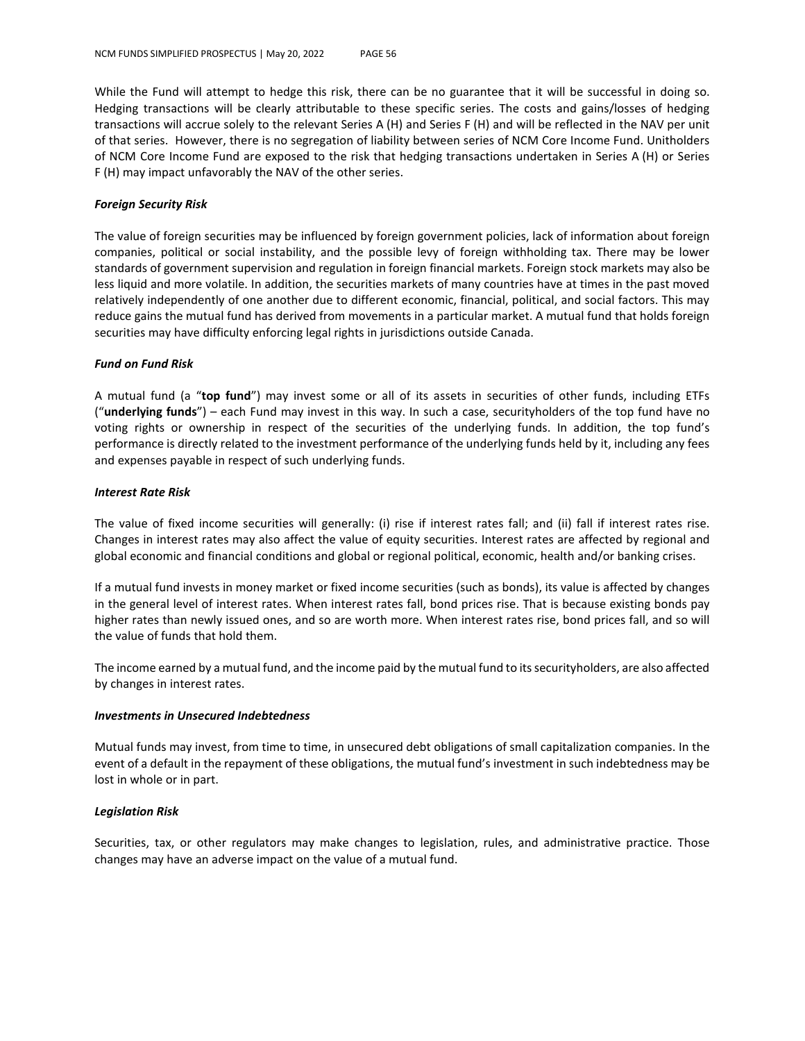While the Fund will attempt to hedge this risk, there can be no guarantee that it will be successful in doing so. Hedging transactions will be clearly attributable to these specific series. The costs and gains/losses of hedging transactions will accrue solely to the relevant Series A (H) and Series F (H) and will be reflected in the NAV per unit of that series. However, there is no segregation of liability between series of NCM Core Income Fund. Unitholders of NCM Core Income Fund are exposed to the risk that hedging transactions undertaken in Series A (H) or Series F (H) may impact unfavorably the NAV of the other series.

***Foreign Security Risk***

The value of foreign securities may be influenced by foreign government policies, lack of information about foreign companies, political or social instability, and the possible levy of foreign withholding tax. There may be lower standards of government supervision and regulation in foreign financial markets. Foreign stock markets may also be less liquid and more volatile. In addition, the securities markets of many countries have at times in the past moved relatively independently of one another due to different economic, financial, political, and social factors. This may reduce gains the mutual fund has derived from movements in a particular market. A mutual fund that holds foreign securities may have difficulty enforcing legal rights in jurisdictions outside Canada.

***Fund on Fund Risk***

A mutual fund (a "**top fund**") may invest some or all of its assets in securities of other funds, including ETFs ("**underlying funds**") – each Fund may invest in this way. In such a case, securityholders of the top fund have no voting rights or ownership in respect of the securities of the underlying funds. In addition, the top fund's performance is directly related to the investment performance of the underlying funds held by it, including any fees and expenses payable in respect of such underlying funds.

***Interest Rate Risk***

The value of fixed income securities will generally: (i) rise if interest rates fall; and (ii) fall if interest rates rise. Changes in interest rates may also affect the value of equity securities. Interest rates are affected by regional and global economic and financial conditions and global or regional political, economic, health and/or banking crises.

If a mutual fund invests in money market or fixed income securities (such as bonds), its value is affected by changes in the general level of interest rates. When interest rates fall, bond prices rise. That is because existing bonds pay higher rates than newly issued ones, and so are worth more. When interest rates rise, bond prices fall, and so will the value of funds that hold them.

The income earned by a mutual fund, and the income paid by the mutual fund to its securityholders, are also affected by changes in interest rates.

***Investments in Unsecured Indebtedness***

Mutual funds may invest, from time to time, in unsecured debt obligations of small capitalization companies. In the event of a default in the repayment of these obligations, the mutual fund's investment in such indebtedness may be lost in whole or in part.

***Legislation Risk***

Securities, tax, or other regulators may make changes to legislation, rules, and administrative practice. Those changes may have an adverse impact on the value of a mutual fund.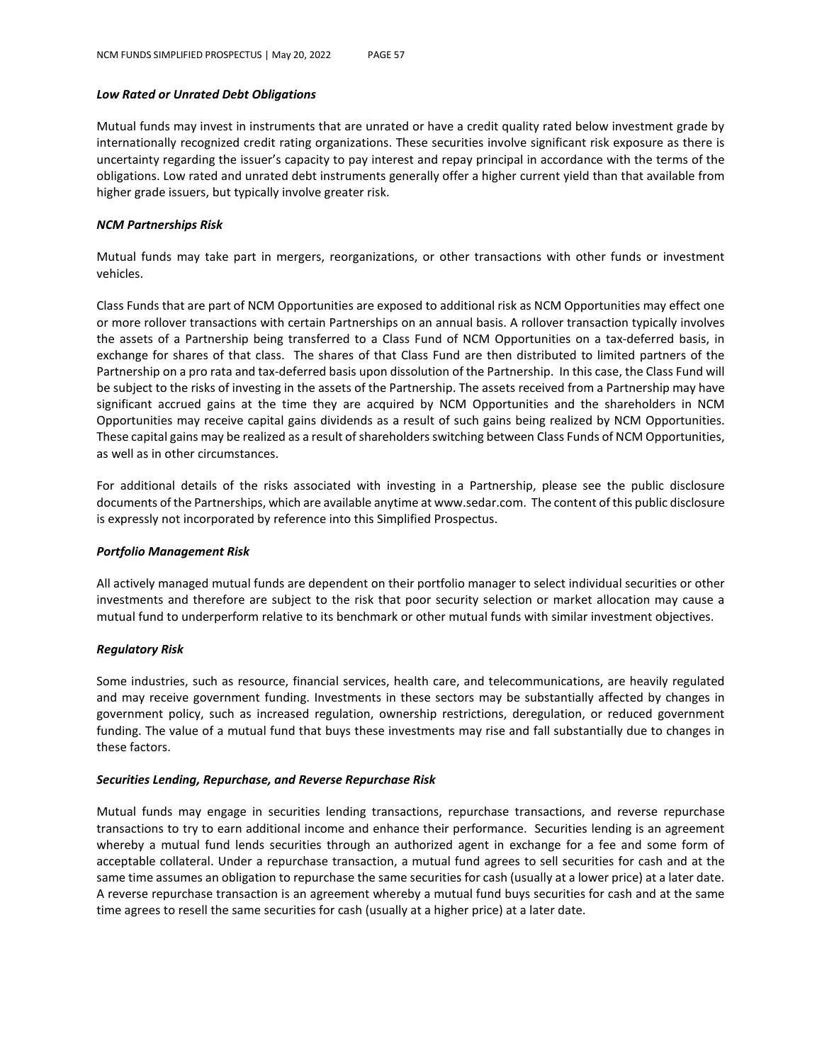***Low Rated or Unrated Debt Obligations***

Mutual funds may invest in instruments that are unrated or have a credit quality rated below investment grade by internationally recognized credit rating organizations. These securities involve significant risk exposure as there is uncertainty regarding the issuer's capacity to pay interest and repay principal in accordance with the terms of the obligations. Low rated and unrated debt instruments generally offer a higher current yield than that available from higher grade issuers, but typically involve greater risk.

***NCM Partnerships Risk***

Mutual funds may take part in mergers, reorganizations, or other transactions with other funds or investment vehicles.

Class Funds that are part of NCM Opportunities are exposed to additional risk as NCM Opportunities may effect one or more rollover transactions with certain Partnerships on an annual basis. A rollover transaction typically involves the assets of a Partnership being transferred to a Class Fund of NCM Opportunities on a tax-deferred basis, in exchange for shares of that class. The shares of that Class Fund are then distributed to limited partners of the Partnership on a pro rata and tax-deferred basis upon dissolution of the Partnership. In this case, the Class Fund will be subject to the risks of investing in the assets of the Partnership. The assets received from a Partnership may have significant accrued gains at the time they are acquired by NCM Opportunities and the shareholders in NCM Opportunities may receive capital gains dividends as a result of such gains being realized by NCM Opportunities. These capital gains may be realized as a result of shareholders switching between Class Funds of NCM Opportunities, as well as in other circumstances.

For additional details of the risks associated with investing in a Partnership, please see the public disclosure documents of the Partnerships, which are available anytime at www.sedar.com. The content of this public disclosure is expressly not incorporated by reference into this Simplified Prospectus.

***Portfolio Management Risk***

All actively managed mutual funds are dependent on their portfolio manager to select individual securities or other investments and therefore are subject to the risk that poor security selection or market allocation may cause a mutual fund to underperform relative to its benchmark or other mutual funds with similar investment objectives.

***Regulatory Risk***

Some industries, such as resource, financial services, health care, and telecommunications, are heavily regulated and may receive government funding. Investments in these sectors may be substantially affected by changes in government policy, such as increased regulation, ownership restrictions, deregulation, or reduced government funding. The value of a mutual fund that buys these investments may rise and fall substantially due to changes in these factors.

***Securities Lending, Repurchase, and Reverse Repurchase Risk***

Mutual funds may engage in securities lending transactions, repurchase transactions, and reverse repurchase transactions to try to earn additional income and enhance their performance. Securities lending is an agreement whereby a mutual fund lends securities through an authorized agent in exchange for a fee and some form of acceptable collateral. Under a repurchase transaction, a mutual fund agrees to sell securities for cash and at the same time assumes an obligation to repurchase the same securities for cash (usually at a lower price) at a later date. A reverse repurchase transaction is an agreement whereby a mutual fund buys securities for cash and at the same time agrees to resell the same securities for cash (usually at a higher price) at a later date.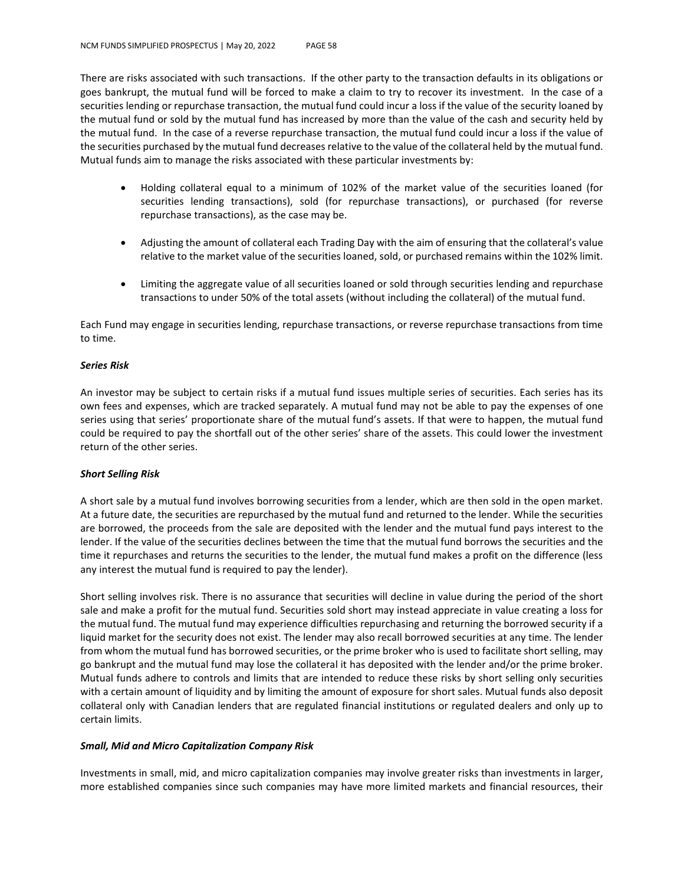There are risks associated with such transactions. If the other party to the transaction defaults in its obligations or goes bankrupt, the mutual fund will be forced to make a claim to try to recover its investment. In the case of a securities lending or repurchase transaction, the mutual fund could incur a loss if the value of the security loaned by the mutual fund or sold by the mutual fund has increased by more than the value of the cash and security held by the mutual fund. In the case of a reverse repurchase transaction, the mutual fund could incur a loss if the value of the securities purchased by the mutual fund decreases relative to the value of the collateral held by the mutual fund. Mutual funds aim to manage the risks associated with these particular investments by:

- Holding collateral equal to a minimum of 102% of the market value of the securities loaned (for securities lending transactions), sold (for repurchase transactions), or purchased (for reverse repurchase transactions), as the case may be.
- Adjusting the amount of collateral each Trading Day with the aim of ensuring that the collateral's value relative to the market value of the securities loaned, sold, or purchased remains within the 102% limit.
- Limiting the aggregate value of all securities loaned or sold through securities lending and repurchase transactions to under 50% of the total assets (without including the collateral) of the mutual fund.

Each Fund may engage in securities lending, repurchase transactions, or reverse repurchase transactions from time to time.

***Series Risk***

An investor may be subject to certain risks if a mutual fund issues multiple series of securities. Each series has its own fees and expenses, which are tracked separately. A mutual fund may not be able to pay the expenses of one series using that series' proportionate share of the mutual fund's assets. If that were to happen, the mutual fund could be required to pay the shortfall out of the other series' share of the assets. This could lower the investment return of the other series.

***Short Selling Risk***

A short sale by a mutual fund involves borrowing securities from a lender, which are then sold in the open market. At a future date, the securities are repurchased by the mutual fund and returned to the lender. While the securities are borrowed, the proceeds from the sale are deposited with the lender and the mutual fund pays interest to the lender. If the value of the securities declines between the time that the mutual fund borrows the securities and the time it repurchases and returns the securities to the lender, the mutual fund makes a profit on the difference (less any interest the mutual fund is required to pay the lender).

Short selling involves risk. There is no assurance that securities will decline in value during the period of the short sale and make a profit for the mutual fund. Securities sold short may instead appreciate in value creating a loss for the mutual fund. The mutual fund may experience difficulties repurchasing and returning the borrowed security if a liquid market for the security does not exist. The lender may also recall borrowed securities at any time. The lender from whom the mutual fund has borrowed securities, or the prime broker who is used to facilitate short selling, may go bankrupt and the mutual fund may lose the collateral it has deposited with the lender and/or the prime broker. Mutual funds adhere to controls and limits that are intended to reduce these risks by short selling only securities with a certain amount of liquidity and by limiting the amount of exposure for short sales. Mutual funds also deposit collateral only with Canadian lenders that are regulated financial institutions or regulated dealers and only up to certain limits.

***Small, Mid and Micro Capitalization Company Risk***

Investments in small, mid, and micro capitalization companies may involve greater risks than investments in larger, more established companies since such companies may have more limited markets and financial resources, their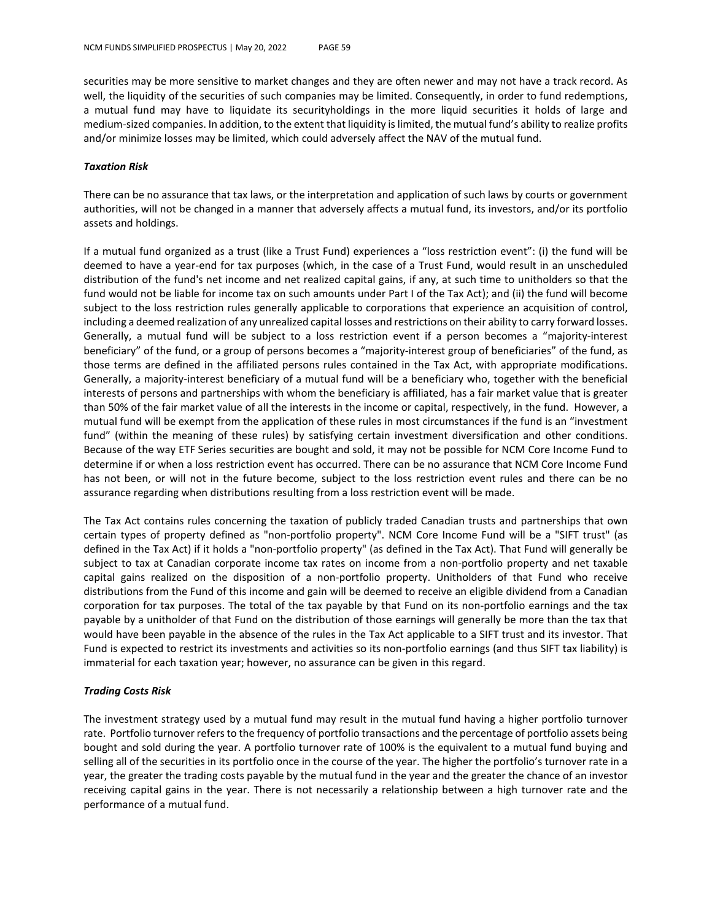securities may be more sensitive to market changes and they are often newer and may not have a track record. As well, the liquidity of the securities of such companies may be limited. Consequently, in order to fund redemptions, a mutual fund may have to liquidate its securityholdings in the more liquid securities it holds of large and medium-sized companies. In addition, to the extent that liquidity is limited, the mutual fund's ability to realize profits and/or minimize losses may be limited, which could adversely affect the NAV of the mutual fund.

***Taxation Risk***

There can be no assurance that tax laws, or the interpretation and application of such laws by courts or government authorities, will not be changed in a manner that adversely affects a mutual fund, its investors, and/or its portfolio assets and holdings.

If a mutual fund organized as a trust (like a Trust Fund) experiences a "loss restriction event": (i) the fund will be deemed to have a year-end for tax purposes (which, in the case of a Trust Fund, would result in an unscheduled distribution of the fund's net income and net realized capital gains, if any, at such time to unitholders so that the fund would not be liable for income tax on such amounts under Part I of the Tax Act); and (ii) the fund will become subject to the loss restriction rules generally applicable to corporations that experience an acquisition of control, including a deemed realization of any unrealized capital losses and restrictions on their ability to carry forward losses. Generally, a mutual fund will be subject to a loss restriction event if a person becomes a "majority-interest beneficiary" of the fund, or a group of persons becomes a "majority-interest group of beneficiaries" of the fund, as those terms are defined in the affiliated persons rules contained in the Tax Act, with appropriate modifications. Generally, a majority-interest beneficiary of a mutual fund will be a beneficiary who, together with the beneficial interests of persons and partnerships with whom the beneficiary is affiliated, has a fair market value that is greater than 50% of the fair market value of all the interests in the income or capital, respectively, in the fund. However, a mutual fund will be exempt from the application of these rules in most circumstances if the fund is an "investment fund" (within the meaning of these rules) by satisfying certain investment diversification and other conditions. Because of the way ETF Series securities are bought and sold, it may not be possible for NCM Core Income Fund to determine if or when a loss restriction event has occurred. There can be no assurance that NCM Core Income Fund has not been, or will not in the future become, subject to the loss restriction event rules and there can be no assurance regarding when distributions resulting from a loss restriction event will be made.

The Tax Act contains rules concerning the taxation of publicly traded Canadian trusts and partnerships that own certain types of property defined as "non-portfolio property". NCM Core Income Fund will be a "SIFT trust" (as defined in the Tax Act) if it holds a "non-portfolio property" (as defined in the Tax Act). That Fund will generally be subject to tax at Canadian corporate income tax rates on income from a non-portfolio property and net taxable capital gains realized on the disposition of a non-portfolio property. Unitholders of that Fund who receive distributions from the Fund of this income and gain will be deemed to receive an eligible dividend from a Canadian corporation for tax purposes. The total of the tax payable by that Fund on its non-portfolio earnings and the tax payable by a unitholder of that Fund on the distribution of those earnings will generally be more than the tax that would have been payable in the absence of the rules in the Tax Act applicable to a SIFT trust and its investor. That Fund is expected to restrict its investments and activities so its non-portfolio earnings (and thus SIFT tax liability) is immaterial for each taxation year; however, no assurance can be given in this regard.

***Trading Costs Risk***

The investment strategy used by a mutual fund may result in the mutual fund having a higher portfolio turnover rate. Portfolio turnover refers to the frequency of portfolio transactions and the percentage of portfolio assets being bought and sold during the year. A portfolio turnover rate of 100% is the equivalent to a mutual fund buying and selling all of the securities in its portfolio once in the course of the year. The higher the portfolio's turnover rate in a year, the greater the trading costs payable by the mutual fund in the year and the greater the chance of an investor receiving capital gains in the year. There is not necessarily a relationship between a high turnover rate and the performance of a mutual fund.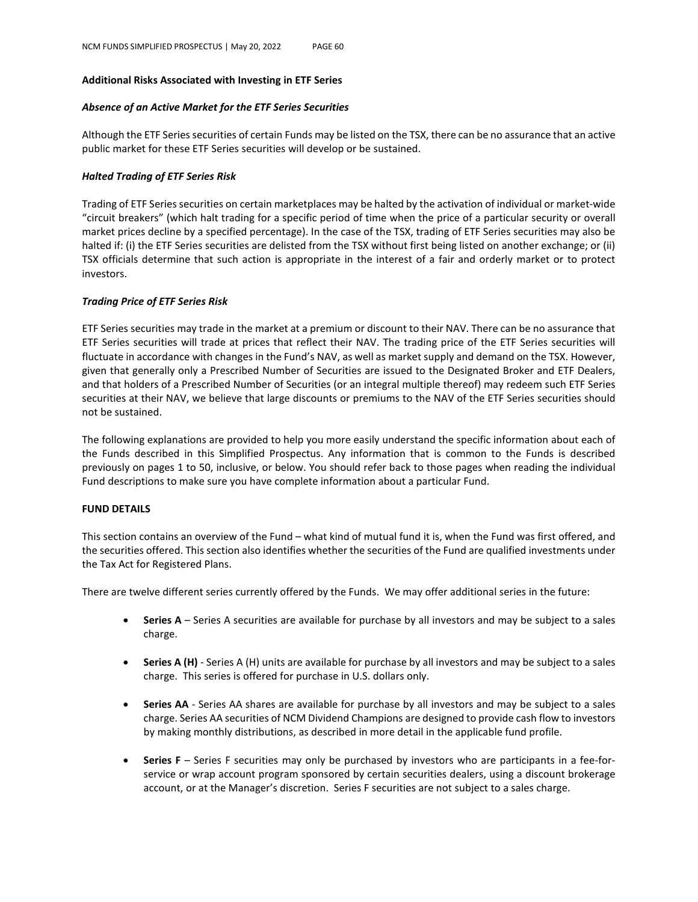**Additional Risks Associated with Investing in ETF Series**

***Absence of an Active Market for the ETF Series Securities***

Although the ETF Series securities of certain Funds may be listed on the TSX, there can be no assurance that an active public market for these ETF Series securities will develop or be sustained.

***Halted Trading of ETF Series Risk***

Trading of ETF Series securities on certain marketplaces may be halted by the activation of individual or market-wide "circuit breakers" (which halt trading for a specific period of time when the price of a particular security or overall market prices decline by a specified percentage). In the case of the TSX, trading of ETF Series securities may also be halted if: (i) the ETF Series securities are delisted from the TSX without first being listed on another exchange; or (ii) TSX officials determine that such action is appropriate in the interest of a fair and orderly market or to protect investors.

***Trading Price of ETF Series Risk***

ETF Series securities may trade in the market at a premium or discount to their NAV. There can be no assurance that ETF Series securities will trade at prices that reflect their NAV. The trading price of the ETF Series securities will fluctuate in accordance with changes in the Fund's NAV, as well as market supply and demand on the TSX. However, given that generally only a Prescribed Number of Securities are issued to the Designated Broker and ETF Dealers, and that holders of a Prescribed Number of Securities (or an integral multiple thereof) may redeem such ETF Series securities at their NAV, we believe that large discounts or premiums to the NAV of the ETF Series securities should not be sustained.

The following explanations are provided to help you more easily understand the specific information about each of the Funds described in this Simplified Prospectus. Any information that is common to the Funds is described previously on pages 1 to 50, inclusive, or below. You should refer back to those pages when reading the individual Fund descriptions to make sure you have complete information about a particular Fund.

**FUND DETAILS**

This section contains an overview of the Fund – what kind of mutual fund it is, when the Fund was first offered, and the securities offered. This section also identifies whether the securities of the Fund are qualified investments under the Tax Act for Registered Plans.

There are twelve different series currently offered by the Funds. We may offer additional series in the future:

- **Series A** – Series A securities are available for purchase by all investors and may be subject to a sales charge.
- **Series A (H)** - Series A (H) units are available for purchase by all investors and may be subject to a sales charge. This series is offered for purchase in U.S. dollars only.
- **Series AA** - Series AA shares are available for purchase by all investors and may be subject to a sales charge. Series AA securities of NCM Dividend Champions are designed to provide cash flow to investors by making monthly distributions, as described in more detail in the applicable fund profile.
- **Series F** – Series F securities may only be purchased by investors who are participants in a fee-for-service or wrap account program sponsored by certain securities dealers, using a discount brokerage account, or at the Manager's discretion. Series F securities are not subject to a sales charge.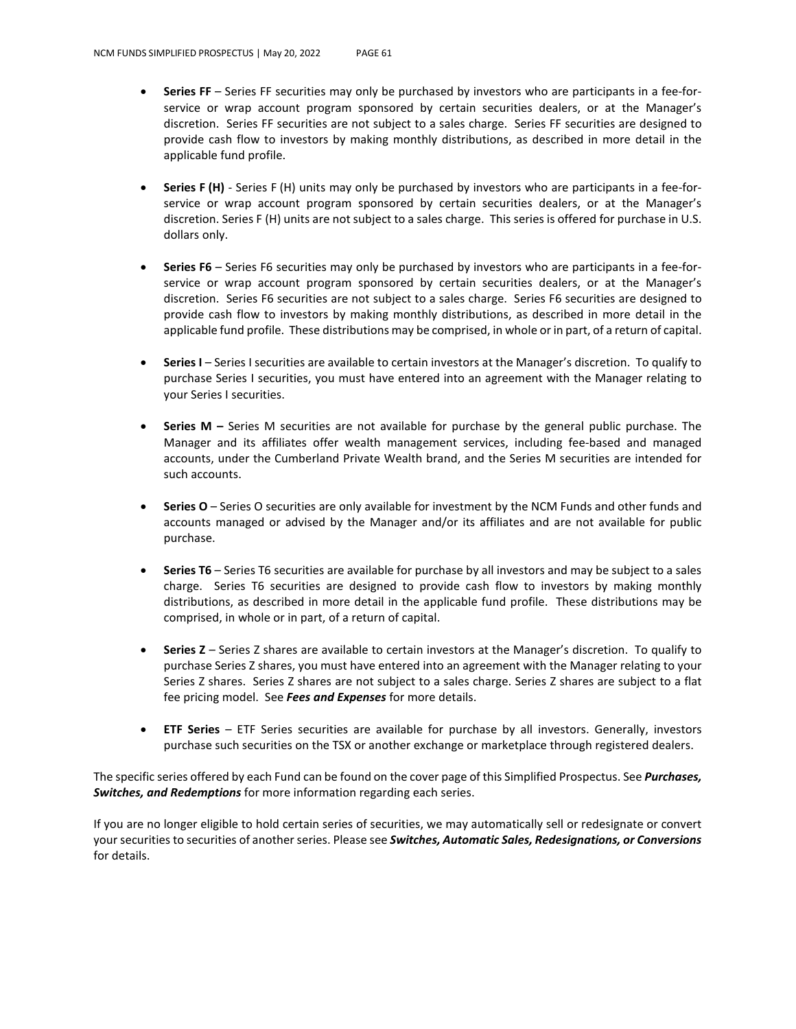- **Series FF** – Series FF securities may only be purchased by investors who are participants in a fee-for-service or wrap account program sponsored by certain securities dealers, or at the Manager's discretion. Series FF securities are not subject to a sales charge. Series FF securities are designed to provide cash flow to investors by making monthly distributions, as described in more detail in the applicable fund profile.

- **Series F (H)** - Series F (H) units may only be purchased by investors who are participants in a fee-for-service or wrap account program sponsored by certain securities dealers, or at the Manager's discretion. Series F (H) units are not subject to a sales charge. This series is offered for purchase in U.S. dollars only.

- **Series F6** – Series F6 securities may only be purchased by investors who are participants in a fee-for-service or wrap account program sponsored by certain securities dealers, or at the Manager's discretion. Series F6 securities are not subject to a sales charge. Series F6 securities are designed to provide cash flow to investors by making monthly distributions, as described in more detail in the applicable fund profile. These distributions may be comprised, in whole or in part, of a return of capital.

- **Series I** – Series I securities are available to certain investors at the Manager's discretion. To qualify to purchase Series I securities, you must have entered into an agreement with the Manager relating to your Series I securities.

- **Series M –** Series M securities are not available for purchase by the general public purchase. The Manager and its affiliates offer wealth management services, including fee-based and managed accounts, under the Cumberland Private Wealth brand, and the Series M securities are intended for such accounts.

- **Series O** – Series O securities are only available for investment by the NCM Funds and other funds and accounts managed or advised by the Manager and/or its affiliates and are not available for public purchase.

- **Series T6** – Series T6 securities are available for purchase by all investors and may be subject to a sales charge. Series T6 securities are designed to provide cash flow to investors by making monthly distributions, as described in more detail in the applicable fund profile. These distributions may be comprised, in whole or in part, of a return of capital.

- **Series Z** – Series Z shares are available to certain investors at the Manager's discretion. To qualify to purchase Series Z shares, you must have entered into an agreement with the Manager relating to your Series Z shares. Series Z shares are not subject to a sales charge. Series Z shares are subject to a flat fee pricing model. See ***Fees and Expenses*** for more details.

- **ETF Series** – ETF Series securities are available for purchase by all investors. Generally, investors purchase such securities on the TSX or another exchange or marketplace through registered dealers.

The specific series offered by each Fund can be found on the cover page of this Simplified Prospectus. See ***Purchases, Switches, and Redemptions*** for more information regarding each series.

If you are no longer eligible to hold certain series of securities, we may automatically sell or redesignate or convert your securities to securities of another series. Please see ***Switches, Automatic Sales, Redesignations, or Conversions*** for details.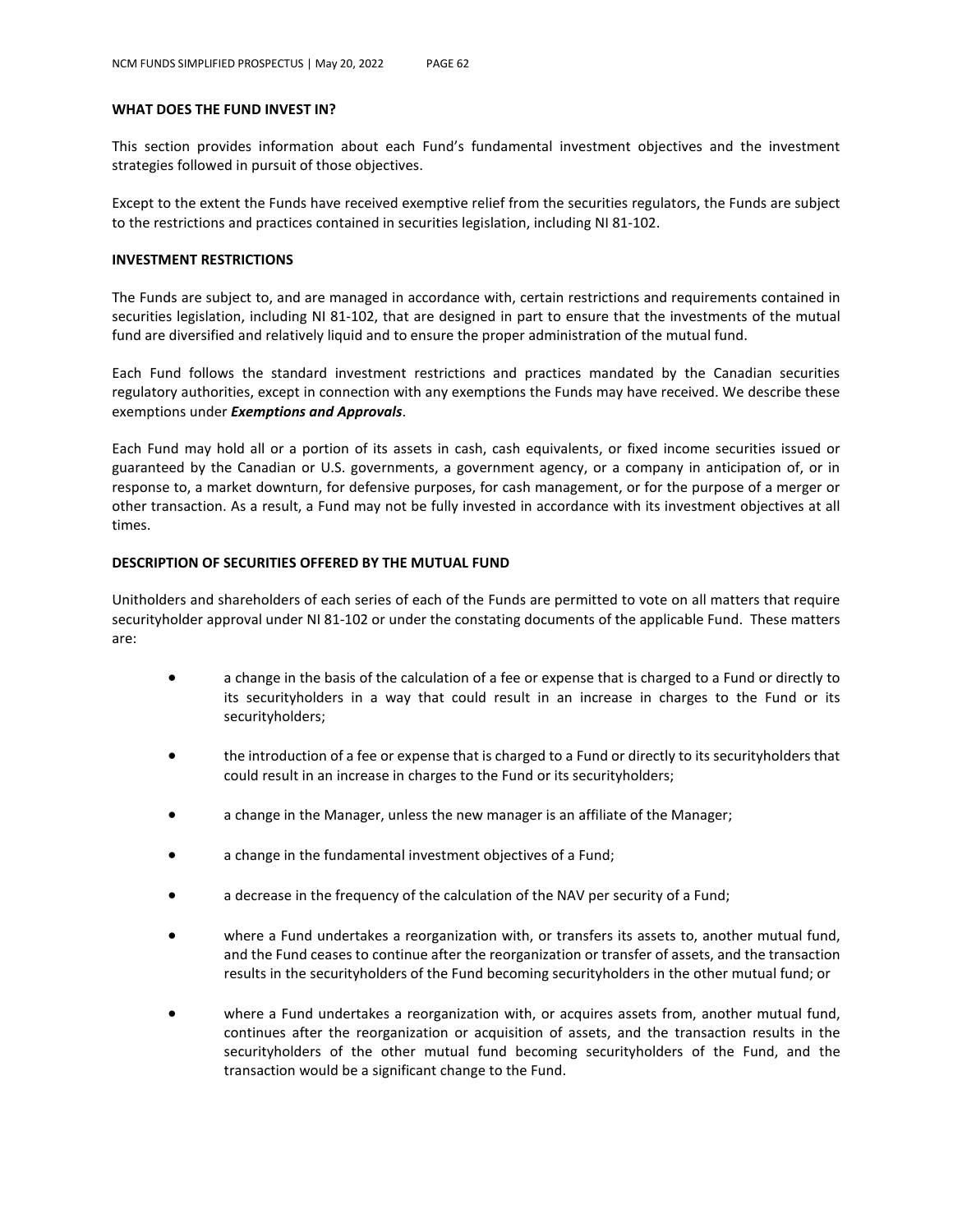## WHAT DOES THE FUND INVEST IN?

This section provides information about each Fund's fundamental investment objectives and the investment strategies followed in pursuit of those objectives.

Except to the extent the Funds have received exemptive relief from the securities regulators, the Funds are subject to the restrictions and practices contained in securities legislation, including NI 81-102.

## INVESTMENT RESTRICTIONS

The Funds are subject to, and are managed in accordance with, certain restrictions and requirements contained in securities legislation, including NI 81-102, that are designed in part to ensure that the investments of the mutual fund are diversified and relatively liquid and to ensure the proper administration of the mutual fund.

Each Fund follows the standard investment restrictions and practices mandated by the Canadian securities regulatory authorities, except in connection with any exemptions the Funds may have received. We describe these exemptions under ***Exemptions and Approvals***.

Each Fund may hold all or a portion of its assets in cash, cash equivalents, or fixed income securities issued or guaranteed by the Canadian or U.S. governments, a government agency, or a company in anticipation of, or in response to, a market downturn, for defensive purposes, for cash management, or for the purpose of a merger or other transaction. As a result, a Fund may not be fully invested in accordance with its investment objectives at all times.

## DESCRIPTION OF SECURITIES OFFERED BY THE MUTUAL FUND

Unitholders and shareholders of each series of each of the Funds are permitted to vote on all matters that require securityholder approval under NI 81-102 or under the constating documents of the applicable Fund. These matters are:

- a change in the basis of the calculation of a fee or expense that is charged to a Fund or directly to its securityholders in a way that could result in an increase in charges to the Fund or its securityholders;
- the introduction of a fee or expense that is charged to a Fund or directly to its securityholders that could result in an increase in charges to the Fund or its securityholders;
- a change in the Manager, unless the new manager is an affiliate of the Manager;
- a change in the fundamental investment objectives of a Fund;
- a decrease in the frequency of the calculation of the NAV per security of a Fund;
- where a Fund undertakes a reorganization with, or transfers its assets to, another mutual fund, and the Fund ceases to continue after the reorganization or transfer of assets, and the transaction results in the securityholders of the Fund becoming securityholders in the other mutual fund; or
- where a Fund undertakes a reorganization with, or acquires assets from, another mutual fund, continues after the reorganization or acquisition of assets, and the transaction results in the securityholders of the other mutual fund becoming securityholders of the Fund, and the transaction would be a significant change to the Fund.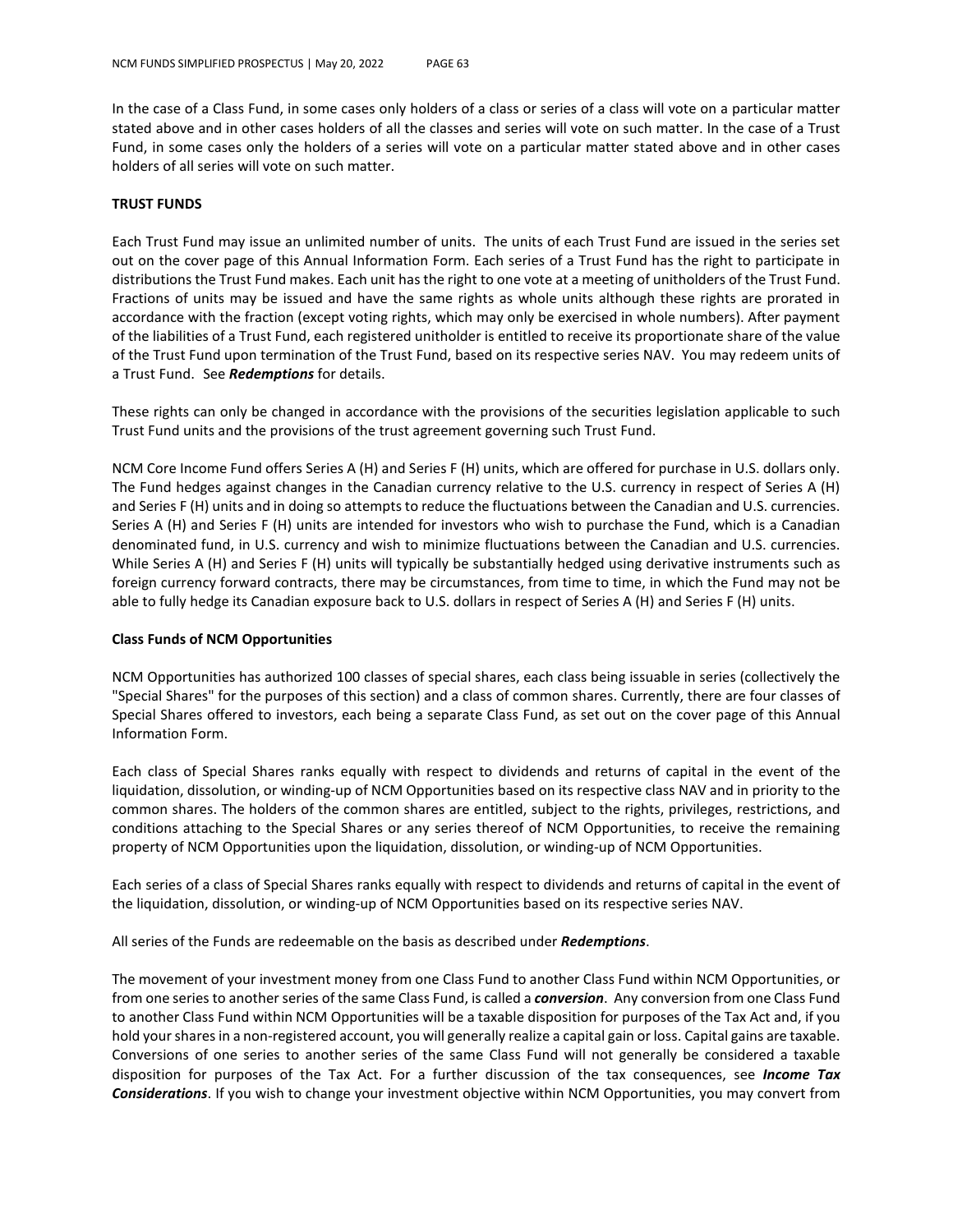In the case of a Class Fund, in some cases only holders of a class or series of a class will vote on a particular matter stated above and in other cases holders of all the classes and series will vote on such matter. In the case of a Trust Fund, in some cases only the holders of a series will vote on a particular matter stated above and in other cases holders of all series will vote on such matter.

## TRUST FUNDS

Each Trust Fund may issue an unlimited number of units. The units of each Trust Fund are issued in the series set out on the cover page of this Annual Information Form. Each series of a Trust Fund has the right to participate in distributions the Trust Fund makes. Each unit has the right to one vote at a meeting of unitholders of the Trust Fund. Fractions of units may be issued and have the same rights as whole units although these rights are prorated in accordance with the fraction (except voting rights, which may only be exercised in whole numbers). After payment of the liabilities of a Trust Fund, each registered unitholder is entitled to receive its proportionate share of the value of the Trust Fund upon termination of the Trust Fund, based on its respective series NAV. You may redeem units of a Trust Fund. See ***Redemptions*** for details.

These rights can only be changed in accordance with the provisions of the securities legislation applicable to such Trust Fund units and the provisions of the trust agreement governing such Trust Fund.

NCM Core Income Fund offers Series A (H) and Series F (H) units, which are offered for purchase in U.S. dollars only. The Fund hedges against changes in the Canadian currency relative to the U.S. currency in respect of Series A (H) and Series F (H) units and in doing so attempts to reduce the fluctuations between the Canadian and U.S. currencies. Series A (H) and Series F (H) units are intended for investors who wish to purchase the Fund, which is a Canadian denominated fund, in U.S. currency and wish to minimize fluctuations between the Canadian and U.S. currencies. While Series A (H) and Series F (H) units will typically be substantially hedged using derivative instruments such as foreign currency forward contracts, there may be circumstances, from time to time, in which the Fund may not be able to fully hedge its Canadian exposure back to U.S. dollars in respect of Series A (H) and Series F (H) units.

### Class Funds of NCM Opportunities

NCM Opportunities has authorized 100 classes of special shares, each class being issuable in series (collectively the "Special Shares" for the purposes of this section) and a class of common shares. Currently, there are four classes of Special Shares offered to investors, each being a separate Class Fund, as set out on the cover page of this Annual Information Form.

Each class of Special Shares ranks equally with respect to dividends and returns of capital in the event of the liquidation, dissolution, or winding-up of NCM Opportunities based on its respective class NAV and in priority to the common shares. The holders of the common shares are entitled, subject to the rights, privileges, restrictions, and conditions attaching to the Special Shares or any series thereof of NCM Opportunities, to receive the remaining property of NCM Opportunities upon the liquidation, dissolution, or winding-up of NCM Opportunities.

Each series of a class of Special Shares ranks equally with respect to dividends and returns of capital in the event of the liquidation, dissolution, or winding-up of NCM Opportunities based on its respective series NAV.

All series of the Funds are redeemable on the basis as described under ***Redemptions***.

The movement of your investment money from one Class Fund to another Class Fund within NCM Opportunities, or from one series to another series of the same Class Fund, is called a ***conversion***. Any conversion from one Class Fund to another Class Fund within NCM Opportunities will be a taxable disposition for purposes of the Tax Act and, if you hold your shares in a non-registered account, you will generally realize a capital gain or loss. Capital gains are taxable. Conversions of one series to another series of the same Class Fund will not generally be considered a taxable disposition for purposes of the Tax Act. For a further discussion of the tax consequences, see ***Income Tax Considerations***. If you wish to change your investment objective within NCM Opportunities, you may convert from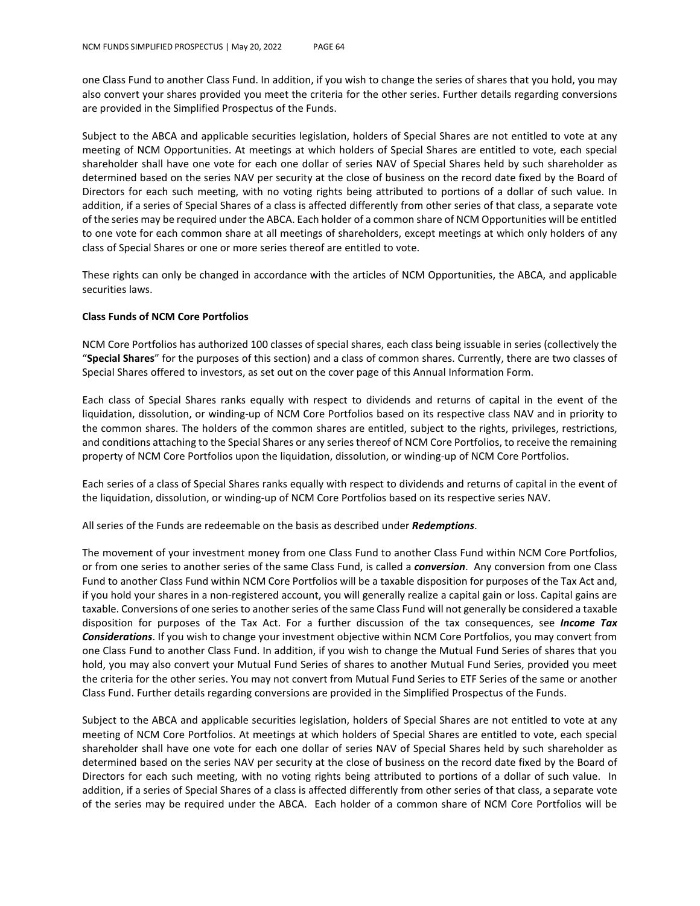one Class Fund to another Class Fund. In addition, if you wish to change the series of shares that you hold, you may also convert your shares provided you meet the criteria for the other series. Further details regarding conversions are provided in the Simplified Prospectus of the Funds.

Subject to the ABCA and applicable securities legislation, holders of Special Shares are not entitled to vote at any meeting of NCM Opportunities. At meetings at which holders of Special Shares are entitled to vote, each special shareholder shall have one vote for each one dollar of series NAV of Special Shares held by such shareholder as determined based on the series NAV per security at the close of business on the record date fixed by the Board of Directors for each such meeting, with no voting rights being attributed to portions of a dollar of such value. In addition, if a series of Special Shares of a class is affected differently from other series of that class, a separate vote of the series may be required under the ABCA. Each holder of a common share of NCM Opportunities will be entitled to one vote for each common share at all meetings of shareholders, except meetings at which only holders of any class of Special Shares or one or more series thereof are entitled to vote.

These rights can only be changed in accordance with the articles of NCM Opportunities, the ABCA, and applicable securities laws.

**Class Funds of NCM Core Portfolios**

NCM Core Portfolios has authorized 100 classes of special shares, each class being issuable in series (collectively the "**Special Shares**" for the purposes of this section) and a class of common shares. Currently, there are two classes of Special Shares offered to investors, as set out on the cover page of this Annual Information Form.

Each class of Special Shares ranks equally with respect to dividends and returns of capital in the event of the liquidation, dissolution, or winding-up of NCM Core Portfolios based on its respective class NAV and in priority to the common shares. The holders of the common shares are entitled, subject to the rights, privileges, restrictions, and conditions attaching to the Special Shares or any series thereof of NCM Core Portfolios, to receive the remaining property of NCM Core Portfolios upon the liquidation, dissolution, or winding-up of NCM Core Portfolios.

Each series of a class of Special Shares ranks equally with respect to dividends and returns of capital in the event of the liquidation, dissolution, or winding-up of NCM Core Portfolios based on its respective series NAV.

All series of the Funds are redeemable on the basis as described under ***Redemptions***.

The movement of your investment money from one Class Fund to another Class Fund within NCM Core Portfolios, or from one series to another series of the same Class Fund, is called a ***conversion***. Any conversion from one Class Fund to another Class Fund within NCM Core Portfolios will be a taxable disposition for purposes of the Tax Act and, if you hold your shares in a non-registered account, you will generally realize a capital gain or loss. Capital gains are taxable. Conversions of one series to another series of the same Class Fund will not generally be considered a taxable disposition for purposes of the Tax Act. For a further discussion of the tax consequences, see ***Income Tax Considerations***. If you wish to change your investment objective within NCM Core Portfolios, you may convert from one Class Fund to another Class Fund. In addition, if you wish to change the Mutual Fund Series of shares that you hold, you may also convert your Mutual Fund Series of shares to another Mutual Fund Series, provided you meet the criteria for the other series. You may not convert from Mutual Fund Series to ETF Series of the same or another Class Fund. Further details regarding conversions are provided in the Simplified Prospectus of the Funds.

Subject to the ABCA and applicable securities legislation, holders of Special Shares are not entitled to vote at any meeting of NCM Core Portfolios. At meetings at which holders of Special Shares are entitled to vote, each special shareholder shall have one vote for each one dollar of series NAV of Special Shares held by such shareholder as determined based on the series NAV per security at the close of business on the record date fixed by the Board of Directors for each such meeting, with no voting rights being attributed to portions of a dollar of such value. In addition, if a series of Special Shares of a class is affected differently from other series of that class, a separate vote of the series may be required under the ABCA. Each holder of a common share of NCM Core Portfolios will be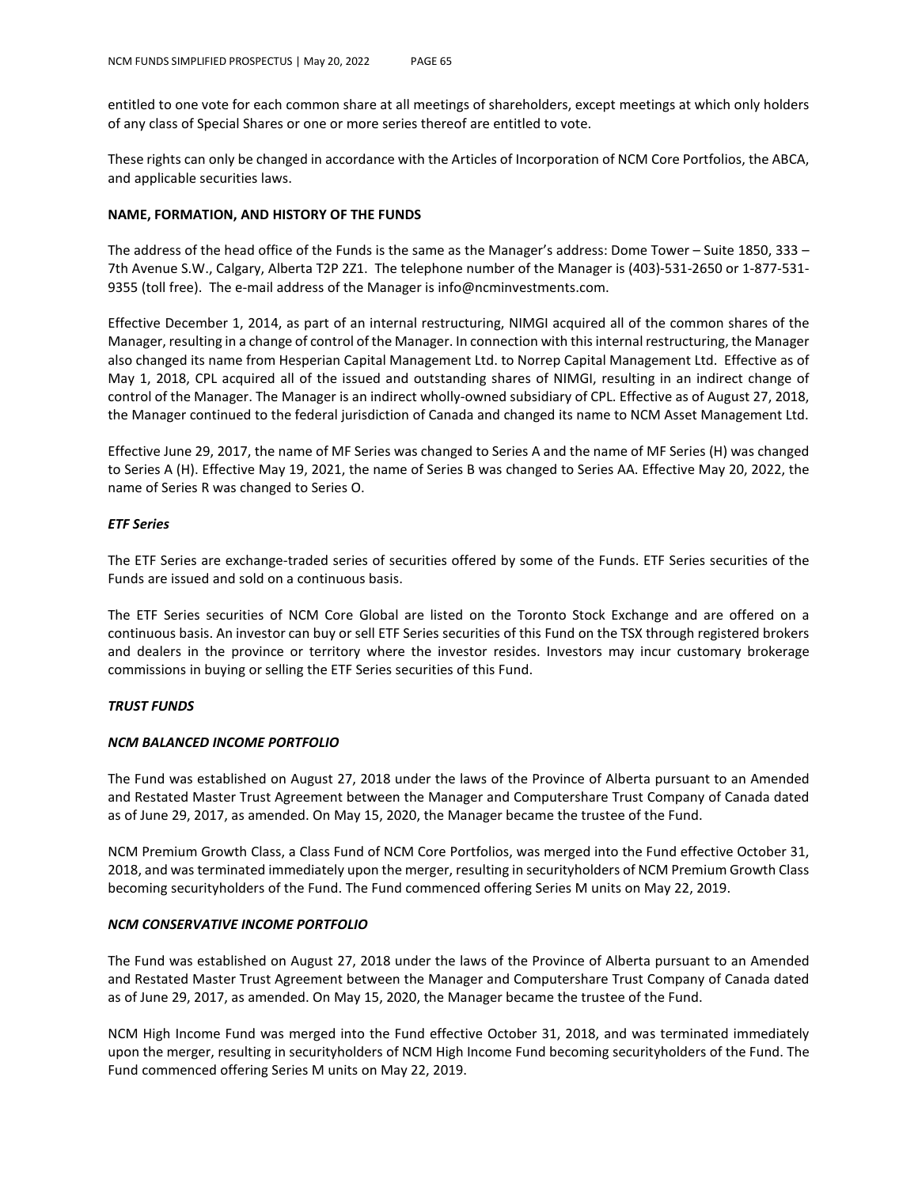entitled to one vote for each common share at all meetings of shareholders, except meetings at which only holders of any class of Special Shares or one or more series thereof are entitled to vote.

These rights can only be changed in accordance with the Articles of Incorporation of NCM Core Portfolios, the ABCA, and applicable securities laws.

**NAME, FORMATION, AND HISTORY OF THE FUNDS**

The address of the head office of the Funds is the same as the Manager's address: Dome Tower – Suite 1850, 333 – 7th Avenue S.W., Calgary, Alberta T2P 2Z1. The telephone number of the Manager is (403)-531-2650 or 1-877-531-9355 (toll free). The e-mail address of the Manager is info@ncminvestments.com.

Effective December 1, 2014, as part of an internal restructuring, NIMGI acquired all of the common shares of the Manager, resulting in a change of control of the Manager. In connection with this internal restructuring, the Manager also changed its name from Hesperian Capital Management Ltd. to Norrep Capital Management Ltd. Effective as of May 1, 2018, CPL acquired all of the issued and outstanding shares of NIMGI, resulting in an indirect change of control of the Manager. The Manager is an indirect wholly-owned subsidiary of CPL. Effective as of August 27, 2018, the Manager continued to the federal jurisdiction of Canada and changed its name to NCM Asset Management Ltd.

Effective June 29, 2017, the name of MF Series was changed to Series A and the name of MF Series (H) was changed to Series A (H). Effective May 19, 2021, the name of Series B was changed to Series AA. Effective May 20, 2022, the name of Series R was changed to Series O.

***ETF Series***

The ETF Series are exchange-traded series of securities offered by some of the Funds. ETF Series securities of the Funds are issued and sold on a continuous basis.

The ETF Series securities of NCM Core Global are listed on the Toronto Stock Exchange and are offered on a continuous basis. An investor can buy or sell ETF Series securities of this Fund on the TSX through registered brokers and dealers in the province or territory where the investor resides. Investors may incur customary brokerage commissions in buying or selling the ETF Series securities of this Fund.

***TRUST FUNDS***

***NCM BALANCED INCOME PORTFOLIO***

The Fund was established on August 27, 2018 under the laws of the Province of Alberta pursuant to an Amended and Restated Master Trust Agreement between the Manager and Computershare Trust Company of Canada dated as of June 29, 2017, as amended. On May 15, 2020, the Manager became the trustee of the Fund.

NCM Premium Growth Class, a Class Fund of NCM Core Portfolios, was merged into the Fund effective October 31, 2018, and was terminated immediately upon the merger, resulting in securityholders of NCM Premium Growth Class becoming securityholders of the Fund. The Fund commenced offering Series M units on May 22, 2019.

***NCM CONSERVATIVE INCOME PORTFOLIO***

The Fund was established on August 27, 2018 under the laws of the Province of Alberta pursuant to an Amended and Restated Master Trust Agreement between the Manager and Computershare Trust Company of Canada dated as of June 29, 2017, as amended. On May 15, 2020, the Manager became the trustee of the Fund.

NCM High Income Fund was merged into the Fund effective October 31, 2018, and was terminated immediately upon the merger, resulting in securityholders of NCM High Income Fund becoming securityholders of the Fund. The Fund commenced offering Series M units on May 22, 2019.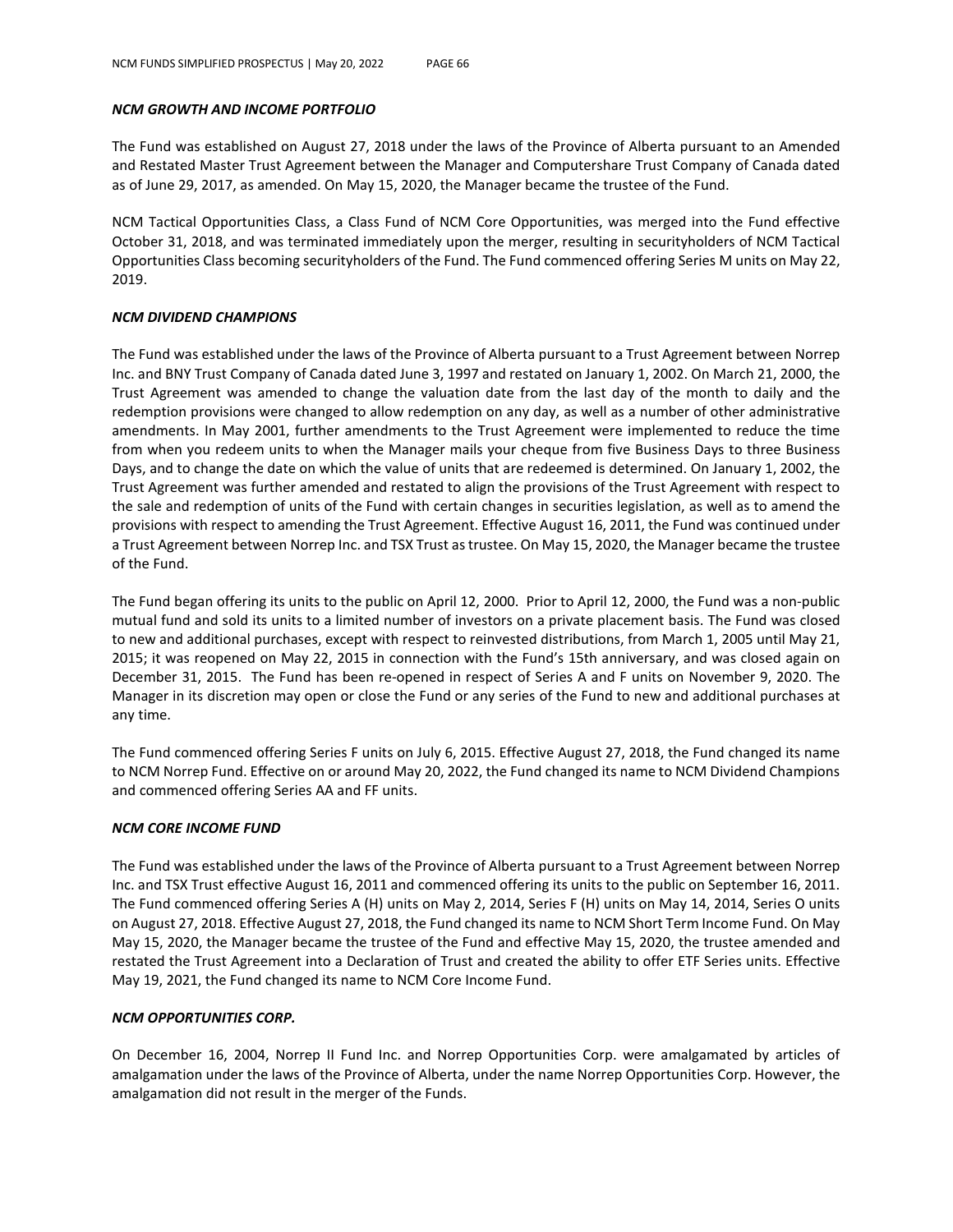### *NCM GROWTH AND INCOME PORTFOLIO*

The Fund was established on August 27, 2018 under the laws of the Province of Alberta pursuant to an Amended and Restated Master Trust Agreement between the Manager and Computershare Trust Company of Canada dated as of June 29, 2017, as amended. On May 15, 2020, the Manager became the trustee of the Fund.

NCM Tactical Opportunities Class, a Class Fund of NCM Core Opportunities, was merged into the Fund effective October 31, 2018, and was terminated immediately upon the merger, resulting in securityholders of NCM Tactical Opportunities Class becoming securityholders of the Fund. The Fund commenced offering Series M units on May 22, 2019.

### *NCM DIVIDEND CHAMPIONS*

The Fund was established under the laws of the Province of Alberta pursuant to a Trust Agreement between Norrep Inc. and BNY Trust Company of Canada dated June 3, 1997 and restated on January 1, 2002. On March 21, 2000, the Trust Agreement was amended to change the valuation date from the last day of the month to daily and the redemption provisions were changed to allow redemption on any day, as well as a number of other administrative amendments. In May 2001, further amendments to the Trust Agreement were implemented to reduce the time from when you redeem units to when the Manager mails your cheque from five Business Days to three Business Days, and to change the date on which the value of units that are redeemed is determined. On January 1, 2002, the Trust Agreement was further amended and restated to align the provisions of the Trust Agreement with respect to the sale and redemption of units of the Fund with certain changes in securities legislation, as well as to amend the provisions with respect to amending the Trust Agreement. Effective August 16, 2011, the Fund was continued under a Trust Agreement between Norrep Inc. and TSX Trust as trustee. On May 15, 2020, the Manager became the trustee of the Fund.

The Fund began offering its units to the public on April 12, 2000. Prior to April 12, 2000, the Fund was a non-public mutual fund and sold its units to a limited number of investors on a private placement basis. The Fund was closed to new and additional purchases, except with respect to reinvested distributions, from March 1, 2005 until May 21, 2015; it was reopened on May 22, 2015 in connection with the Fund's 15th anniversary, and was closed again on December 31, 2015. The Fund has been re-opened in respect of Series A and F units on November 9, 2020. The Manager in its discretion may open or close the Fund or any series of the Fund to new and additional purchases at any time.

The Fund commenced offering Series F units on July 6, 2015. Effective August 27, 2018, the Fund changed its name to NCM Norrep Fund. Effective on or around May 20, 2022, the Fund changed its name to NCM Dividend Champions and commenced offering Series AA and FF units.

### *NCM CORE INCOME FUND*

The Fund was established under the laws of the Province of Alberta pursuant to a Trust Agreement between Norrep Inc. and TSX Trust effective August 16, 2011 and commenced offering its units to the public on September 16, 2011. The Fund commenced offering Series A (H) units on May 2, 2014, Series F (H) units on May 14, 2014, Series O units on August 27, 2018. Effective August 27, 2018, the Fund changed its name to NCM Short Term Income Fund. On May May 15, 2020, the Manager became the trustee of the Fund and effective May 15, 2020, the trustee amended and restated the Trust Agreement into a Declaration of Trust and created the ability to offer ETF Series units. Effective May 19, 2021, the Fund changed its name to NCM Core Income Fund.

### *NCM OPPORTUNITIES CORP.*

On December 16, 2004, Norrep II Fund Inc. and Norrep Opportunities Corp. were amalgamated by articles of amalgamation under the laws of the Province of Alberta, under the name Norrep Opportunities Corp. However, the amalgamation did not result in the merger of the Funds.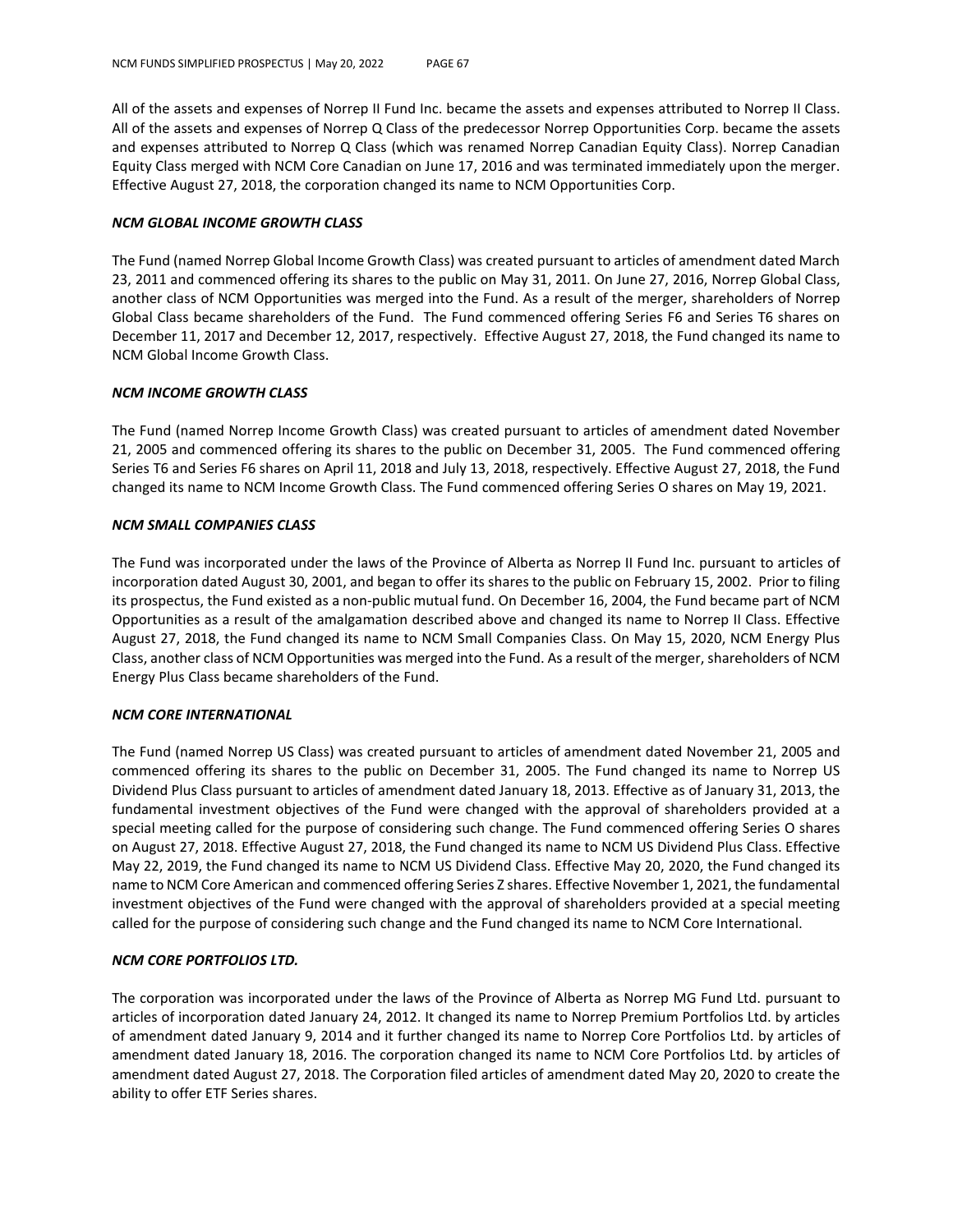All of the assets and expenses of Norrep II Fund Inc. became the assets and expenses attributed to Norrep II Class. All of the assets and expenses of Norrep Q Class of the predecessor Norrep Opportunities Corp. became the assets and expenses attributed to Norrep Q Class (which was renamed Norrep Canadian Equity Class). Norrep Canadian Equity Class merged with NCM Core Canadian on June 17, 2016 and was terminated immediately upon the merger. Effective August 27, 2018, the corporation changed its name to NCM Opportunities Corp.

### *NCM GLOBAL INCOME GROWTH CLASS*

The Fund (named Norrep Global Income Growth Class) was created pursuant to articles of amendment dated March 23, 2011 and commenced offering its shares to the public on May 31, 2011. On June 27, 2016, Norrep Global Class, another class of NCM Opportunities was merged into the Fund. As a result of the merger, shareholders of Norrep Global Class became shareholders of the Fund. The Fund commenced offering Series F6 and Series T6 shares on December 11, 2017 and December 12, 2017, respectively. Effective August 27, 2018, the Fund changed its name to NCM Global Income Growth Class.

### *NCM INCOME GROWTH CLASS*

The Fund (named Norrep Income Growth Class) was created pursuant to articles of amendment dated November 21, 2005 and commenced offering its shares to the public on December 31, 2005. The Fund commenced offering Series T6 and Series F6 shares on April 11, 2018 and July 13, 2018, respectively. Effective August 27, 2018, the Fund changed its name to NCM Income Growth Class. The Fund commenced offering Series O shares on May 19, 2021.

### *NCM SMALL COMPANIES CLASS*

The Fund was incorporated under the laws of the Province of Alberta as Norrep II Fund Inc. pursuant to articles of incorporation dated August 30, 2001, and began to offer its shares to the public on February 15, 2002. Prior to filing its prospectus, the Fund existed as a non-public mutual fund. On December 16, 2004, the Fund became part of NCM Opportunities as a result of the amalgamation described above and changed its name to Norrep II Class. Effective August 27, 2018, the Fund changed its name to NCM Small Companies Class. On May 15, 2020, NCM Energy Plus Class, another class of NCM Opportunities was merged into the Fund. As a result of the merger, shareholders of NCM Energy Plus Class became shareholders of the Fund.

### *NCM CORE INTERNATIONAL*

The Fund (named Norrep US Class) was created pursuant to articles of amendment dated November 21, 2005 and commenced offering its shares to the public on December 31, 2005. The Fund changed its name to Norrep US Dividend Plus Class pursuant to articles of amendment dated January 18, 2013. Effective as of January 31, 2013, the fundamental investment objectives of the Fund were changed with the approval of shareholders provided at a special meeting called for the purpose of considering such change. The Fund commenced offering Series O shares on August 27, 2018. Effective August 27, 2018, the Fund changed its name to NCM US Dividend Plus Class. Effective May 22, 2019, the Fund changed its name to NCM US Dividend Class. Effective May 20, 2020, the Fund changed its name to NCM Core American and commenced offering Series Z shares. Effective November 1, 2021, the fundamental investment objectives of the Fund were changed with the approval of shareholders provided at a special meeting called for the purpose of considering such change and the Fund changed its name to NCM Core International.

### *NCM CORE PORTFOLIOS LTD.*

The corporation was incorporated under the laws of the Province of Alberta as Norrep MG Fund Ltd. pursuant to articles of incorporation dated January 24, 2012. It changed its name to Norrep Premium Portfolios Ltd. by articles of amendment dated January 9, 2014 and it further changed its name to Norrep Core Portfolios Ltd. by articles of amendment dated January 18, 2016. The corporation changed its name to NCM Core Portfolios Ltd. by articles of amendment dated August 27, 2018. The Corporation filed articles of amendment dated May 20, 2020 to create the ability to offer ETF Series shares.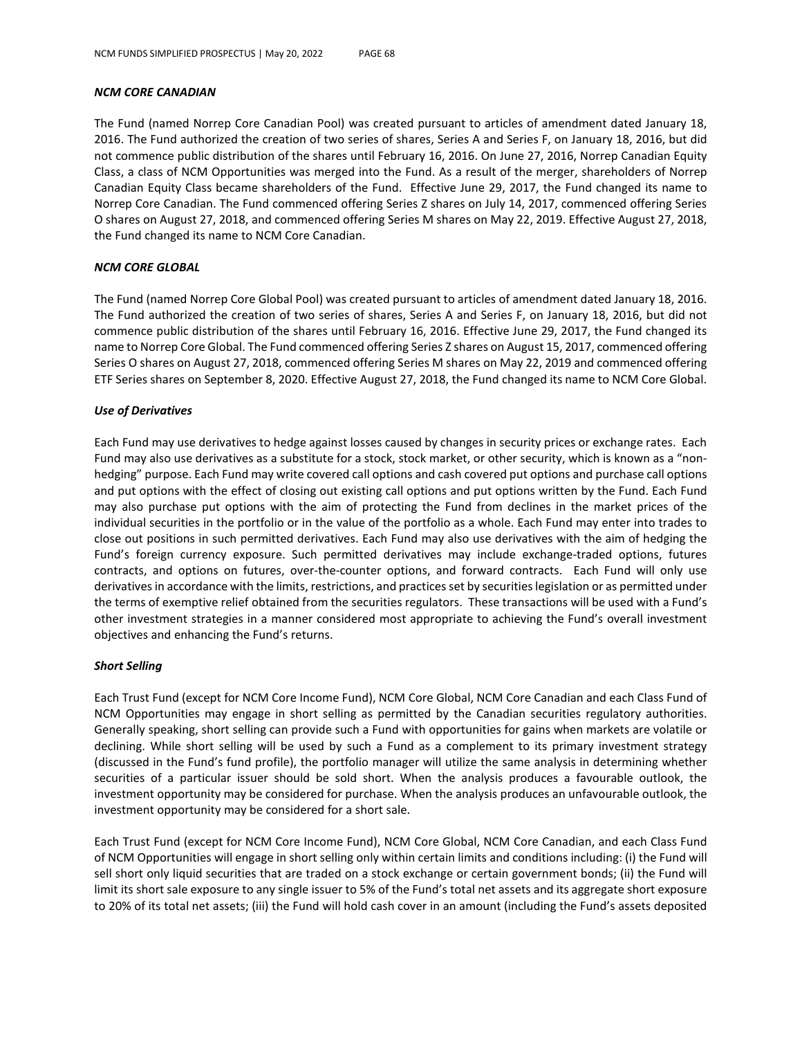### *NCM CORE CANADIAN*

The Fund (named Norrep Core Canadian Pool) was created pursuant to articles of amendment dated January 18, 2016. The Fund authorized the creation of two series of shares, Series A and Series F, on January 18, 2016, but did not commence public distribution of the shares until February 16, 2016. On June 27, 2016, Norrep Canadian Equity Class, a class of NCM Opportunities was merged into the Fund. As a result of the merger, shareholders of Norrep Canadian Equity Class became shareholders of the Fund. Effective June 29, 2017, the Fund changed its name to Norrep Core Canadian. The Fund commenced offering Series Z shares on July 14, 2017, commenced offering Series O shares on August 27, 2018, and commenced offering Series M shares on May 22, 2019. Effective August 27, 2018, the Fund changed its name to NCM Core Canadian.

### *NCM CORE GLOBAL*

The Fund (named Norrep Core Global Pool) was created pursuant to articles of amendment dated January 18, 2016. The Fund authorized the creation of two series of shares, Series A and Series F, on January 18, 2016, but did not commence public distribution of the shares until February 16, 2016. Effective June 29, 2017, the Fund changed its name to Norrep Core Global. The Fund commenced offering Series Z shares on August 15, 2017, commenced offering Series O shares on August 27, 2018, commenced offering Series M shares on May 22, 2019 and commenced offering ETF Series shares on September 8, 2020. Effective August 27, 2018, the Fund changed its name to NCM Core Global.

### *Use of Derivatives*

Each Fund may use derivatives to hedge against losses caused by changes in security prices or exchange rates. Each Fund may also use derivatives as a substitute for a stock, stock market, or other security, which is known as a "non-hedging" purpose. Each Fund may write covered call options and cash covered put options and purchase call options and put options with the effect of closing out existing call options and put options written by the Fund. Each Fund may also purchase put options with the aim of protecting the Fund from declines in the market prices of the individual securities in the portfolio or in the value of the portfolio as a whole. Each Fund may enter into trades to close out positions in such permitted derivatives. Each Fund may also use derivatives with the aim of hedging the Fund's foreign currency exposure. Such permitted derivatives may include exchange-traded options, futures contracts, and options on futures, over-the-counter options, and forward contracts. Each Fund will only use derivatives in accordance with the limits, restrictions, and practices set by securities legislation or as permitted under the terms of exemptive relief obtained from the securities regulators. These transactions will be used with a Fund's other investment strategies in a manner considered most appropriate to achieving the Fund's overall investment objectives and enhancing the Fund's returns.

### *Short Selling*

Each Trust Fund (except for NCM Core Income Fund), NCM Core Global, NCM Core Canadian and each Class Fund of NCM Opportunities may engage in short selling as permitted by the Canadian securities regulatory authorities. Generally speaking, short selling can provide such a Fund with opportunities for gains when markets are volatile or declining. While short selling will be used by such a Fund as a complement to its primary investment strategy (discussed in the Fund's fund profile), the portfolio manager will utilize the same analysis in determining whether securities of a particular issuer should be sold short. When the analysis produces a favourable outlook, the investment opportunity may be considered for purchase. When the analysis produces an unfavourable outlook, the investment opportunity may be considered for a short sale.

Each Trust Fund (except for NCM Core Income Fund), NCM Core Global, NCM Core Canadian, and each Class Fund of NCM Opportunities will engage in short selling only within certain limits and conditions including: (i) the Fund will sell short only liquid securities that are traded on a stock exchange or certain government bonds; (ii) the Fund will limit its short sale exposure to any single issuer to 5% of the Fund's total net assets and its aggregate short exposure to 20% of its total net assets; (iii) the Fund will hold cash cover in an amount (including the Fund's assets deposited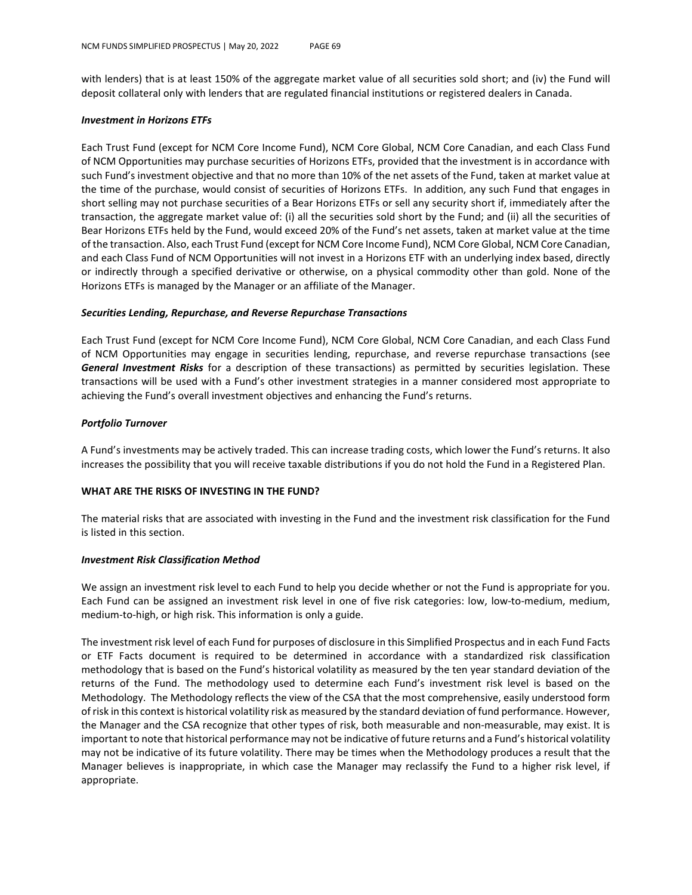with lenders) that is at least 150% of the aggregate market value of all securities sold short; and (iv) the Fund will deposit collateral only with lenders that are regulated financial institutions or registered dealers in Canada.

***Investment in Horizons ETFs***

Each Trust Fund (except for NCM Core Income Fund), NCM Core Global, NCM Core Canadian, and each Class Fund of NCM Opportunities may purchase securities of Horizons ETFs, provided that the investment is in accordance with such Fund's investment objective and that no more than 10% of the net assets of the Fund, taken at market value at the time of the purchase, would consist of securities of Horizons ETFs. In addition, any such Fund that engages in short selling may not purchase securities of a Bear Horizons ETFs or sell any security short if, immediately after the transaction, the aggregate market value of: (i) all the securities sold short by the Fund; and (ii) all the securities of Bear Horizons ETFs held by the Fund, would exceed 20% of the Fund's net assets, taken at market value at the time of the transaction. Also, each Trust Fund (except for NCM Core Income Fund), NCM Core Global, NCM Core Canadian, and each Class Fund of NCM Opportunities will not invest in a Horizons ETF with an underlying index based, directly or indirectly through a specified derivative or otherwise, on a physical commodity other than gold. None of the Horizons ETFs is managed by the Manager or an affiliate of the Manager.

***Securities Lending, Repurchase, and Reverse Repurchase Transactions***

Each Trust Fund (except for NCM Core Income Fund), NCM Core Global, NCM Core Canadian, and each Class Fund of NCM Opportunities may engage in securities lending, repurchase, and reverse repurchase transactions (see ***General Investment Risks*** for a description of these transactions) as permitted by securities legislation. These transactions will be used with a Fund's other investment strategies in a manner considered most appropriate to achieving the Fund's overall investment objectives and enhancing the Fund's returns.

***Portfolio Turnover***

A Fund's investments may be actively traded. This can increase trading costs, which lower the Fund's returns. It also increases the possibility that you will receive taxable distributions if you do not hold the Fund in a Registered Plan.

**WHAT ARE THE RISKS OF INVESTING IN THE FUND?**

The material risks that are associated with investing in the Fund and the investment risk classification for the Fund is listed in this section.

***Investment Risk Classification Method***

We assign an investment risk level to each Fund to help you decide whether or not the Fund is appropriate for you. Each Fund can be assigned an investment risk level in one of five risk categories: low, low-to-medium, medium, medium-to-high, or high risk. This information is only a guide.

The investment risk level of each Fund for purposes of disclosure in this Simplified Prospectus and in each Fund Facts or ETF Facts document is required to be determined in accordance with a standardized risk classification methodology that is based on the Fund's historical volatility as measured by the ten year standard deviation of the returns of the Fund. The methodology used to determine each Fund's investment risk level is based on the Methodology. The Methodology reflects the view of the CSA that the most comprehensive, easily understood form of risk in this context is historical volatility risk as measured by the standard deviation of fund performance. However, the Manager and the CSA recognize that other types of risk, both measurable and non-measurable, may exist. It is important to note that historical performance may not be indicative of future returns and a Fund's historical volatility may not be indicative of its future volatility. There may be times when the Methodology produces a result that the Manager believes is inappropriate, in which case the Manager may reclassify the Fund to a higher risk level, if appropriate.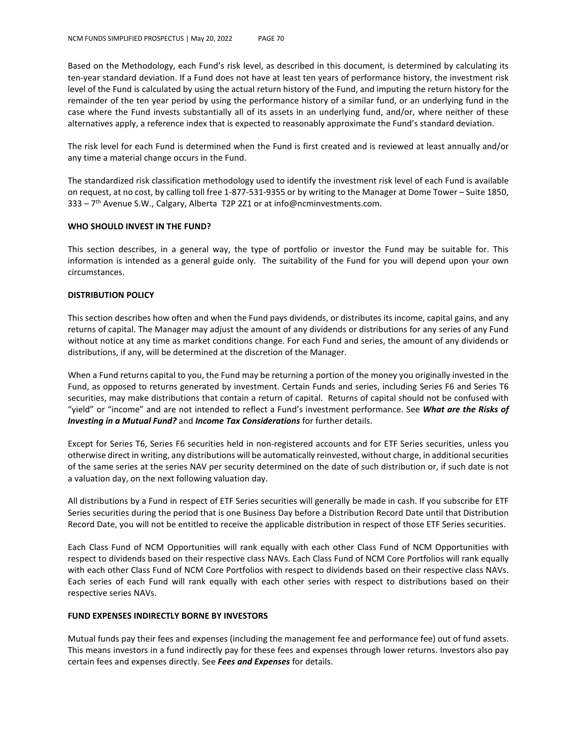Based on the Methodology, each Fund's risk level, as described in this document, is determined by calculating its ten-year standard deviation. If a Fund does not have at least ten years of performance history, the investment risk level of the Fund is calculated by using the actual return history of the Fund, and imputing the return history for the remainder of the ten year period by using the performance history of a similar fund, or an underlying fund in the case where the Fund invests substantially all of its assets in an underlying fund, and/or, where neither of these alternatives apply, a reference index that is expected to reasonably approximate the Fund's standard deviation.

The risk level for each Fund is determined when the Fund is first created and is reviewed at least annually and/or any time a material change occurs in the Fund.

The standardized risk classification methodology used to identify the investment risk level of each Fund is available on request, at no cost, by calling toll free 1-877-531-9355 or by writing to the Manager at Dome Tower – Suite 1850, 333 – 7th Avenue S.W., Calgary, Alberta T2P 2Z1 or at info@ncminvestments.com.

**WHO SHOULD INVEST IN THE FUND?**

This section describes, in a general way, the type of portfolio or investor the Fund may be suitable for. This information is intended as a general guide only. The suitability of the Fund for you will depend upon your own circumstances.

**DISTRIBUTION POLICY**

This section describes how often and when the Fund pays dividends, or distributes its income, capital gains, and any returns of capital. The Manager may adjust the amount of any dividends or distributions for any series of any Fund without notice at any time as market conditions change. For each Fund and series, the amount of any dividends or distributions, if any, will be determined at the discretion of the Manager.

When a Fund returns capital to you, the Fund may be returning a portion of the money you originally invested in the Fund, as opposed to returns generated by investment. Certain Funds and series, including Series F6 and Series T6 securities, may make distributions that contain a return of capital. Returns of capital should not be confused with "yield" or "income" and are not intended to reflect a Fund's investment performance. See ***What are the Risks of Investing in a Mutual Fund?*** and ***Income Tax Considerations*** for further details.

Except for Series T6, Series F6 securities held in non-registered accounts and for ETF Series securities, unless you otherwise direct in writing, any distributions will be automatically reinvested, without charge, in additional securities of the same series at the series NAV per security determined on the date of such distribution or, if such date is not a valuation day, on the next following valuation day.

All distributions by a Fund in respect of ETF Series securities will generally be made in cash. If you subscribe for ETF Series securities during the period that is one Business Day before a Distribution Record Date until that Distribution Record Date, you will not be entitled to receive the applicable distribution in respect of those ETF Series securities.

Each Class Fund of NCM Opportunities will rank equally with each other Class Fund of NCM Opportunities with respect to dividends based on their respective class NAVs. Each Class Fund of NCM Core Portfolios will rank equally with each other Class Fund of NCM Core Portfolios with respect to dividends based on their respective class NAVs. Each series of each Fund will rank equally with each other series with respect to distributions based on their respective series NAVs.

**FUND EXPENSES INDIRECTLY BORNE BY INVESTORS**

Mutual funds pay their fees and expenses (including the management fee and performance fee) out of fund assets. This means investors in a fund indirectly pay for these fees and expenses through lower returns. Investors also pay certain fees and expenses directly. See ***Fees and Expenses*** for details.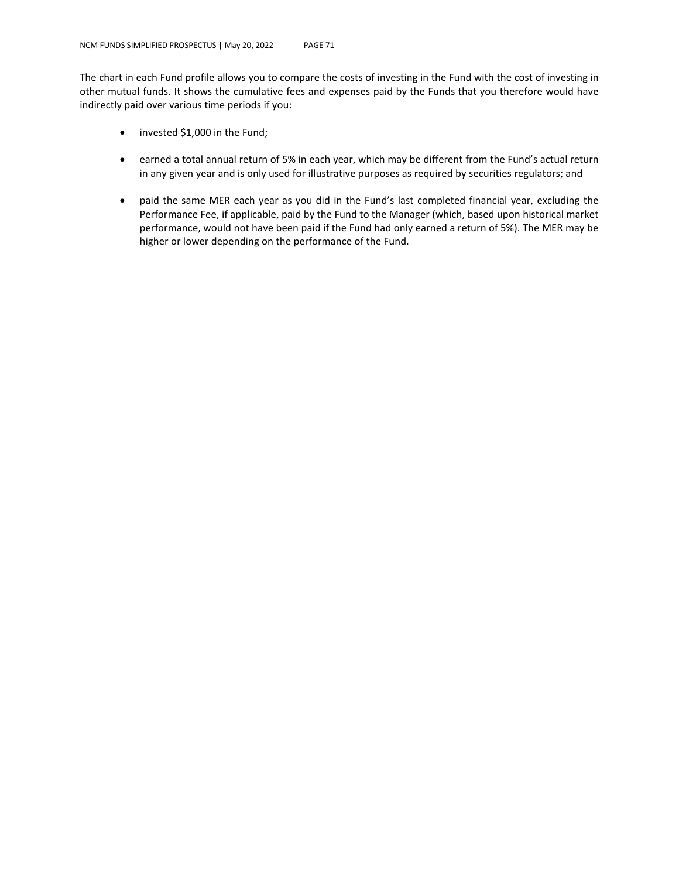The chart in each Fund profile allows you to compare the costs of investing in the Fund with the cost of investing in other mutual funds. It shows the cumulative fees and expenses paid by the Funds that you therefore would have indirectly paid over various time periods if you:

- invested $1,000 in the Fund;
- earned a total annual return of 5% in each year, which may be different from the Fund's actual return in any given year and is only used for illustrative purposes as required by securities regulators; and
- paid the same MER each year as you did in the Fund's last completed financial year, excluding the Performance Fee, if applicable, paid by the Fund to the Manager (which, based upon historical market performance, would not have been paid if the Fund had only earned a return of 5%). The MER may be higher or lower depending on the performance of the Fund.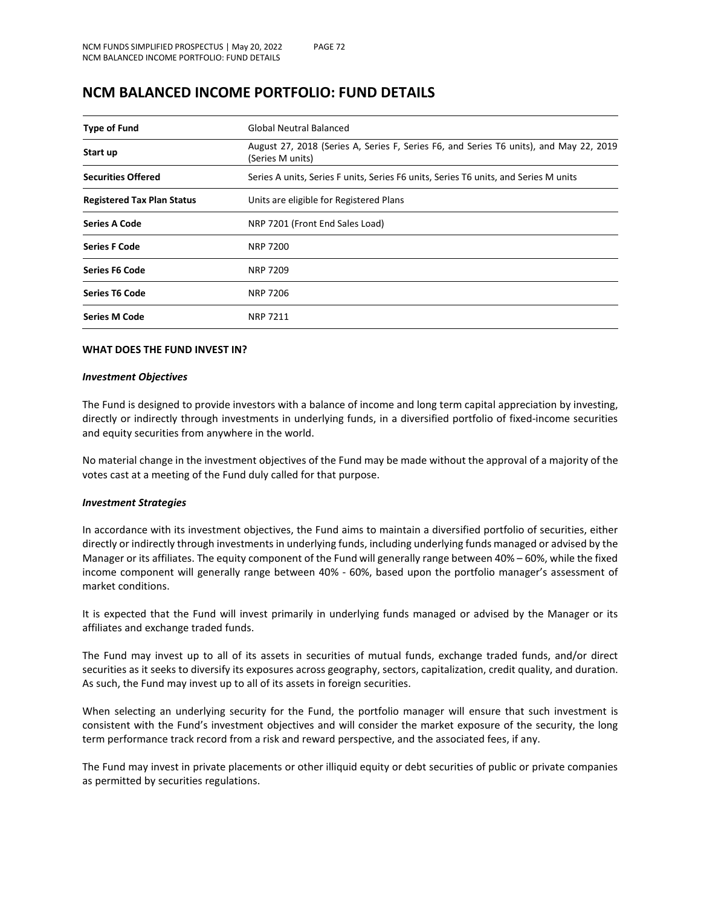# NCM BALANCED INCOME PORTFOLIO: FUND DETAILS

| | |
|---|---|
| **Type of Fund** | Global Neutral Balanced |
| **Start up** | August 27, 2018 (Series A, Series F, Series F6, and Series T6 units), and May 22, 2019 (Series M units) |
| **Securities Offered** | Series A units, Series F units, Series F6 units, Series T6 units, and Series M units |
| **Registered Tax Plan Status** | Units are eligible for Registered Plans |
| **Series A Code** | NRP 7201 (Front End Sales Load) |
| **Series F Code** | NRP 7200 |
| **Series F6 Code** | NRP 7209 |
| **Series T6 Code** | NRP 7206 |
| **Series M Code** | NRP 7211 |

**WHAT DOES THE FUND INVEST IN?**

***Investment Objectives***

The Fund is designed to provide investors with a balance of income and long term capital appreciation by investing, directly or indirectly through investments in underlying funds, in a diversified portfolio of fixed-income securities and equity securities from anywhere in the world.

No material change in the investment objectives of the Fund may be made without the approval of a majority of the votes cast at a meeting of the Fund duly called for that purpose.

***Investment Strategies***

In accordance with its investment objectives, the Fund aims to maintain a diversified portfolio of securities, either directly or indirectly through investments in underlying funds, including underlying funds managed or advised by the Manager or its affiliates. The equity component of the Fund will generally range between 40% – 60%, while the fixed income component will generally range between 40% - 60%, based upon the portfolio manager's assessment of market conditions.

It is expected that the Fund will invest primarily in underlying funds managed or advised by the Manager or its affiliates and exchange traded funds.

The Fund may invest up to all of its assets in securities of mutual funds, exchange traded funds, and/or direct securities as it seeks to diversify its exposures across geography, sectors, capitalization, credit quality, and duration. As such, the Fund may invest up to all of its assets in foreign securities.

When selecting an underlying security for the Fund, the portfolio manager will ensure that such investment is consistent with the Fund's investment objectives and will consider the market exposure of the security, the long term performance track record from a risk and reward perspective, and the associated fees, if any.

The Fund may invest in private placements or other illiquid equity or debt securities of public or private companies as permitted by securities regulations.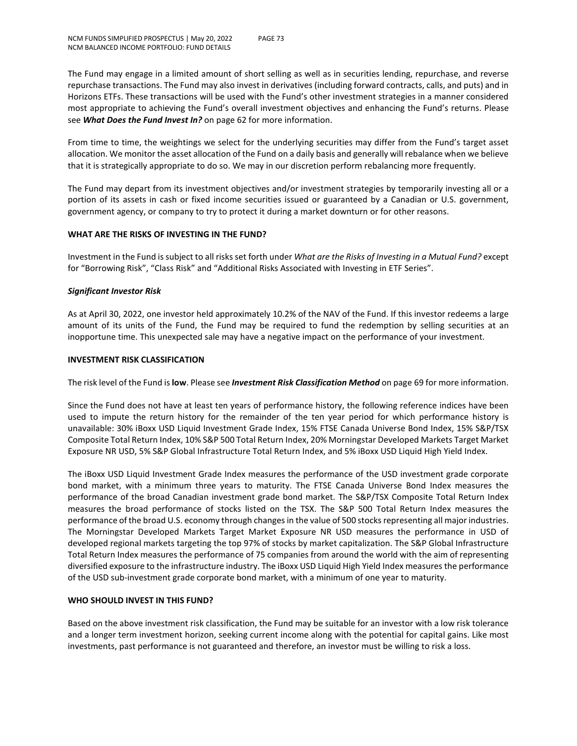The Fund may engage in a limited amount of short selling as well as in securities lending, repurchase, and reverse repurchase transactions. The Fund may also invest in derivatives (including forward contracts, calls, and puts) and in Horizons ETFs. These transactions will be used with the Fund's other investment strategies in a manner considered most appropriate to achieving the Fund's overall investment objectives and enhancing the Fund's returns. Please see ***What Does the Fund Invest In?*** on page 62 for more information.

From time to time, the weightings we select for the underlying securities may differ from the Fund's target asset allocation. We monitor the asset allocation of the Fund on a daily basis and generally will rebalance when we believe that it is strategically appropriate to do so. We may in our discretion perform rebalancing more frequently.

The Fund may depart from its investment objectives and/or investment strategies by temporarily investing all or a portion of its assets in cash or fixed income securities issued or guaranteed by a Canadian or U.S. government, government agency, or company to try to protect it during a market downturn or for other reasons.

## WHAT ARE THE RISKS OF INVESTING IN THE FUND?

Investment in the Fund is subject to all risks set forth under *What are the Risks of Investing in a Mutual Fund?* except for "Borrowing Risk", "Class Risk" and "Additional Risks Associated with Investing in ETF Series".

### *Significant Investor Risk*

As at April 30, 2022, one investor held approximately 10.2% of the NAV of the Fund. If this investor redeems a large amount of its units of the Fund, the Fund may be required to fund the redemption by selling securities at an inopportune time. This unexpected sale may have a negative impact on the performance of your investment.

## INVESTMENT RISK CLASSIFICATION

The risk level of the Fund is **low**. Please see ***Investment Risk Classification Method*** on page 69 for more information.

Since the Fund does not have at least ten years of performance history, the following reference indices have been used to impute the return history for the remainder of the ten year period for which performance history is unavailable: 30% iBoxx USD Liquid Investment Grade Index, 15% FTSE Canada Universe Bond Index, 15% S&P/TSX Composite Total Return Index, 10% S&P 500 Total Return Index, 20% Morningstar Developed Markets Target Market Exposure NR USD, 5% S&P Global Infrastructure Total Return Index, and 5% iBoxx USD Liquid High Yield Index.

The iBoxx USD Liquid Investment Grade Index measures the performance of the USD investment grade corporate bond market, with a minimum three years to maturity. The FTSE Canada Universe Bond Index measures the performance of the broad Canadian investment grade bond market. The S&P/TSX Composite Total Return Index measures the broad performance of stocks listed on the TSX. The S&P 500 Total Return Index measures the performance of the broad U.S. economy through changes in the value of 500 stocks representing all major industries. The Morningstar Developed Markets Target Market Exposure NR USD measures the performance in USD of developed regional markets targeting the top 97% of stocks by market capitalization. The S&P Global Infrastructure Total Return Index measures the performance of 75 companies from around the world with the aim of representing diversified exposure to the infrastructure industry. The iBoxx USD Liquid High Yield Index measures the performance of the USD sub-investment grade corporate bond market, with a minimum of one year to maturity.

## WHO SHOULD INVEST IN THIS FUND?

Based on the above investment risk classification, the Fund may be suitable for an investor with a low risk tolerance and a longer term investment horizon, seeking current income along with the potential for capital gains. Like most investments, past performance is not guaranteed and therefore, an investor must be willing to risk a loss.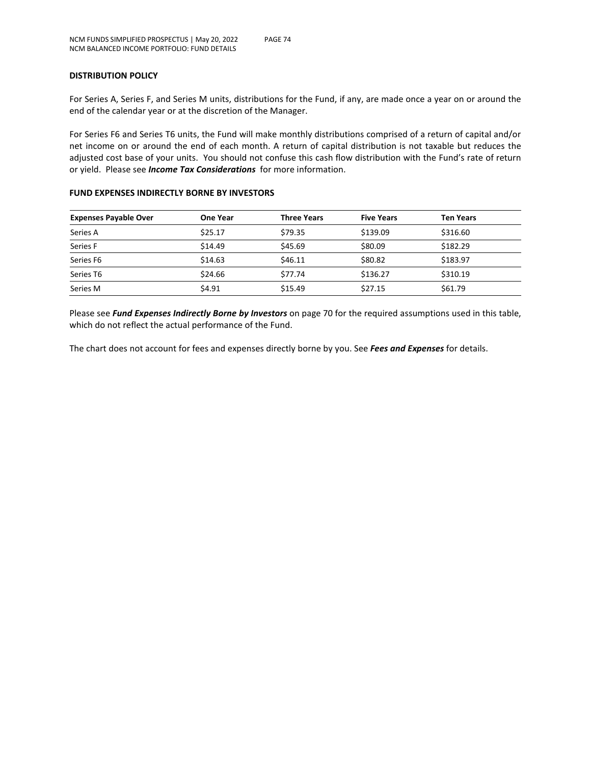## DISTRIBUTION POLICY

For Series A, Series F, and Series M units, distributions for the Fund, if any, are made once a year on or around the end of the calendar year or at the discretion of the Manager.

For Series F6 and Series T6 units, the Fund will make monthly distributions comprised of a return of capital and/or net income on or around the end of each month. A return of capital distribution is not taxable but reduces the adjusted cost base of your units. You should not confuse this cash flow distribution with the Fund's rate of return or yield. Please see ***Income Tax Considerations*** for more information.

## FUND EXPENSES INDIRECTLY BORNE BY INVESTORS

| Expenses Payable Over | One Year | Three Years | Five Years | Ten Years |
|---|---|---|---|---|
| Series A | $25.17 | $79.35 | $139.09 | $316.60 |
| Series F | $14.49 | $45.69 | $80.09 | $182.29 |
| Series F6 | $14.63 | $46.11 | $80.82 | $183.97 |
| Series T6 | $24.66 | $77.74 | $136.27 | $310.19 |
| Series M | $4.91 | $15.49 | $27.15 | $61.79 |

Please see ***Fund Expenses Indirectly Borne by Investors*** on page 70 for the required assumptions used in this table, which do not reflect the actual performance of the Fund.

The chart does not account for fees and expenses directly borne by you. See ***Fees and Expenses*** for details.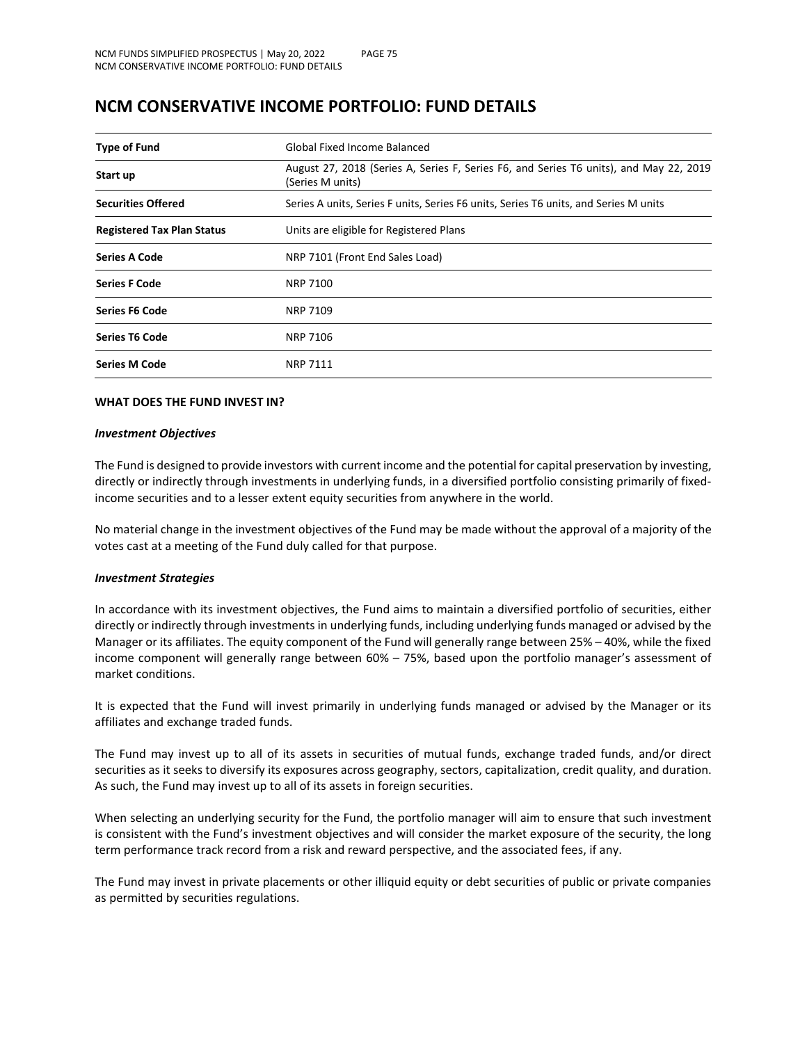# NCM CONSERVATIVE INCOME PORTFOLIO: FUND DETAILS

| | |
|---|---|
| **Type of Fund** | Global Fixed Income Balanced |
| **Start up** | August 27, 2018 (Series A, Series F, Series F6, and Series T6 units), and May 22, 2019 (Series M units) |
| **Securities Offered** | Series A units, Series F units, Series F6 units, Series T6 units, and Series M units |
| **Registered Tax Plan Status** | Units are eligible for Registered Plans |
| **Series A Code** | NRP 7101 (Front End Sales Load) |
| **Series F Code** | NRP 7100 |
| **Series F6 Code** | NRP 7109 |
| **Series T6 Code** | NRP 7106 |
| **Series M Code** | NRP 7111 |

**WHAT DOES THE FUND INVEST IN?**

***Investment Objectives***

The Fund is designed to provide investors with current income and the potential for capital preservation by investing, directly or indirectly through investments in underlying funds, in a diversified portfolio consisting primarily of fixed-income securities and to a lesser extent equity securities from anywhere in the world.

No material change in the investment objectives of the Fund may be made without the approval of a majority of the votes cast at a meeting of the Fund duly called for that purpose.

***Investment Strategies***

In accordance with its investment objectives, the Fund aims to maintain a diversified portfolio of securities, either directly or indirectly through investments in underlying funds, including underlying funds managed or advised by the Manager or its affiliates. The equity component of the Fund will generally range between 25% – 40%, while the fixed income component will generally range between 60% – 75%, based upon the portfolio manager's assessment of market conditions.

It is expected that the Fund will invest primarily in underlying funds managed or advised by the Manager or its affiliates and exchange traded funds.

The Fund may invest up to all of its assets in securities of mutual funds, exchange traded funds, and/or direct securities as it seeks to diversify its exposures across geography, sectors, capitalization, credit quality, and duration. As such, the Fund may invest up to all of its assets in foreign securities.

When selecting an underlying security for the Fund, the portfolio manager will aim to ensure that such investment is consistent with the Fund's investment objectives and will consider the market exposure of the security, the long term performance track record from a risk and reward perspective, and the associated fees, if any.

The Fund may invest in private placements or other illiquid equity or debt securities of public or private companies as permitted by securities regulations.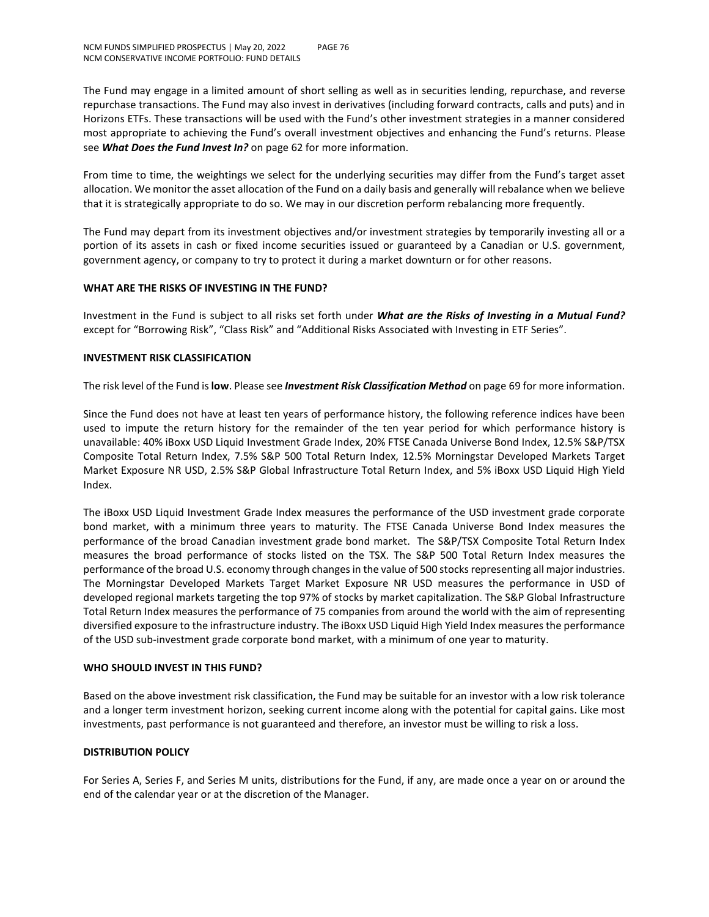The Fund may engage in a limited amount of short selling as well as in securities lending, repurchase, and reverse repurchase transactions. The Fund may also invest in derivatives (including forward contracts, calls and puts) and in Horizons ETFs. These transactions will be used with the Fund's other investment strategies in a manner considered most appropriate to achieving the Fund's overall investment objectives and enhancing the Fund's returns. Please see ***What Does the Fund Invest In?*** on page 62 for more information.

From time to time, the weightings we select for the underlying securities may differ from the Fund's target asset allocation. We monitor the asset allocation of the Fund on a daily basis and generally will rebalance when we believe that it is strategically appropriate to do so. We may in our discretion perform rebalancing more frequently.

The Fund may depart from its investment objectives and/or investment strategies by temporarily investing all or a portion of its assets in cash or fixed income securities issued or guaranteed by a Canadian or U.S. government, government agency, or company to try to protect it during a market downturn or for other reasons.

**WHAT ARE THE RISKS OF INVESTING IN THE FUND?**

Investment in the Fund is subject to all risks set forth under ***What are the Risks of Investing in a Mutual Fund?*** except for "Borrowing Risk", "Class Risk" and "Additional Risks Associated with Investing in ETF Series".

**INVESTMENT RISK CLASSIFICATION**

The risk level of the Fund is **low**. Please see ***Investment Risk Classification Method*** on page 69 for more information.

Since the Fund does not have at least ten years of performance history, the following reference indices have been used to impute the return history for the remainder of the ten year period for which performance history is unavailable: 40% iBoxx USD Liquid Investment Grade Index, 20% FTSE Canada Universe Bond Index, 12.5% S&P/TSX Composite Total Return Index, 7.5% S&P 500 Total Return Index, 12.5% Morningstar Developed Markets Target Market Exposure NR USD, 2.5% S&P Global Infrastructure Total Return Index, and 5% iBoxx USD Liquid High Yield Index.

The iBoxx USD Liquid Investment Grade Index measures the performance of the USD investment grade corporate bond market, with a minimum three years to maturity. The FTSE Canada Universe Bond Index measures the performance of the broad Canadian investment grade bond market. The S&P/TSX Composite Total Return Index measures the broad performance of stocks listed on the TSX. The S&P 500 Total Return Index measures the performance of the broad U.S. economy through changes in the value of 500 stocks representing all major industries. The Morningstar Developed Markets Target Market Exposure NR USD measures the performance in USD of developed regional markets targeting the top 97% of stocks by market capitalization. The S&P Global Infrastructure Total Return Index measures the performance of 75 companies from around the world with the aim of representing diversified exposure to the infrastructure industry. The iBoxx USD Liquid High Yield Index measures the performance of the USD sub-investment grade corporate bond market, with a minimum of one year to maturity.

**WHO SHOULD INVEST IN THIS FUND?**

Based on the above investment risk classification, the Fund may be suitable for an investor with a low risk tolerance and a longer term investment horizon, seeking current income along with the potential for capital gains. Like most investments, past performance is not guaranteed and therefore, an investor must be willing to risk a loss.

**DISTRIBUTION POLICY**

For Series A, Series F, and Series M units, distributions for the Fund, if any, are made once a year on or around the end of the calendar year or at the discretion of the Manager.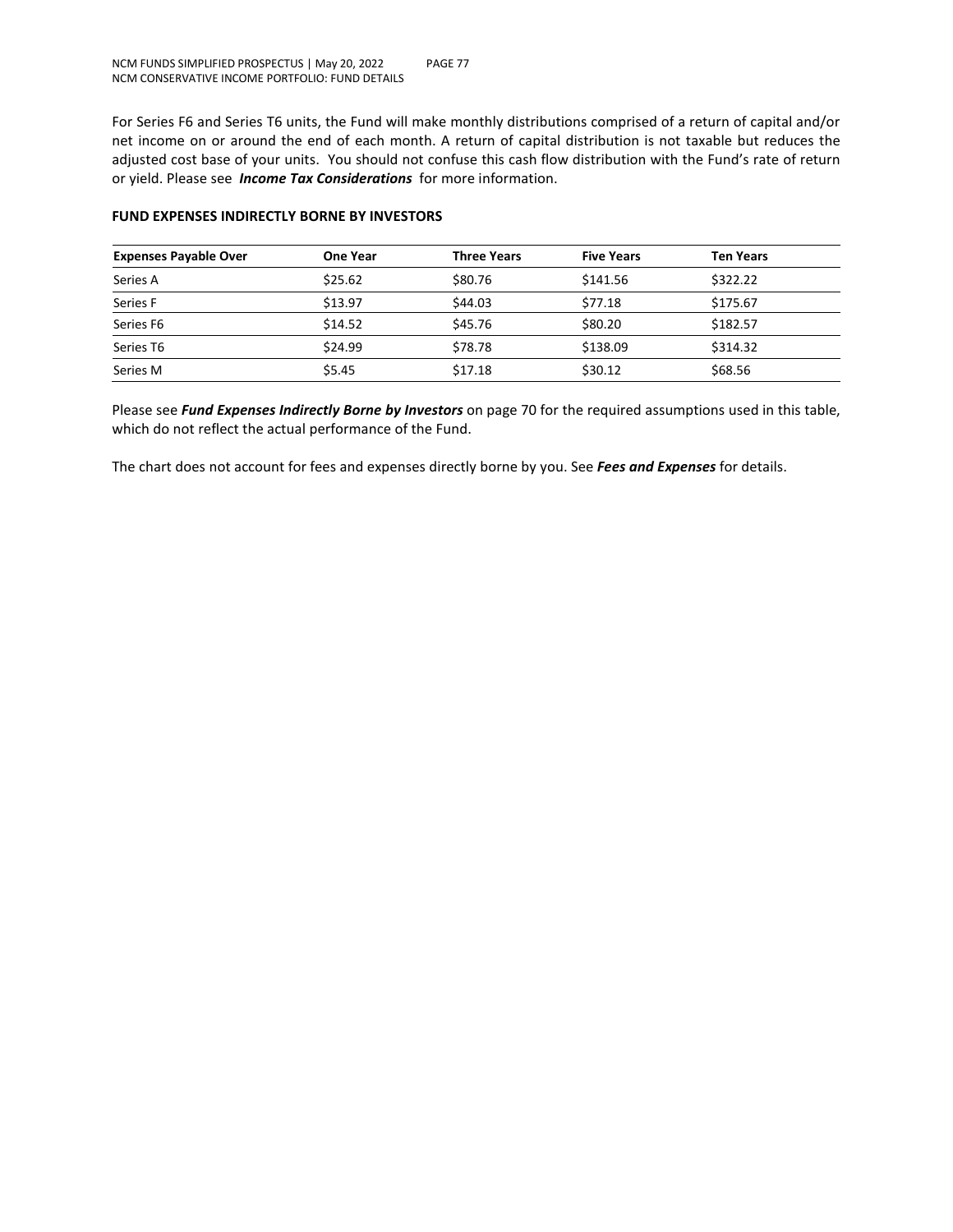For Series F6 and Series T6 units, the Fund will make monthly distributions comprised of a return of capital and/or net income on or around the end of each month. A return of capital distribution is not taxable but reduces the adjusted cost base of your units. You should not confuse this cash flow distribution with the Fund's rate of return or yield. Please see ***Income Tax Considerations*** for more information.

**FUND EXPENSES INDIRECTLY BORNE BY INVESTORS**

| Expenses Payable Over | One Year | Three Years | Five Years | Ten Years |
|---|---|---|---|---|
| Series A | $25.62 | $80.76 | $141.56 | $322.22 |
| Series F | $13.97 | $44.03 | $77.18 | $175.67 |
| Series F6 | $14.52 | $45.76 | $80.20 | $182.57 |
| Series T6 | $24.99 | $78.78 | $138.09 | $314.32 |
| Series M | $5.45 | $17.18 | $30.12 | $68.56 |

Please see ***Fund Expenses Indirectly Borne by Investors*** on page 70 for the required assumptions used in this table, which do not reflect the actual performance of the Fund.

The chart does not account for fees and expenses directly borne by you. See ***Fees and Expenses*** for details.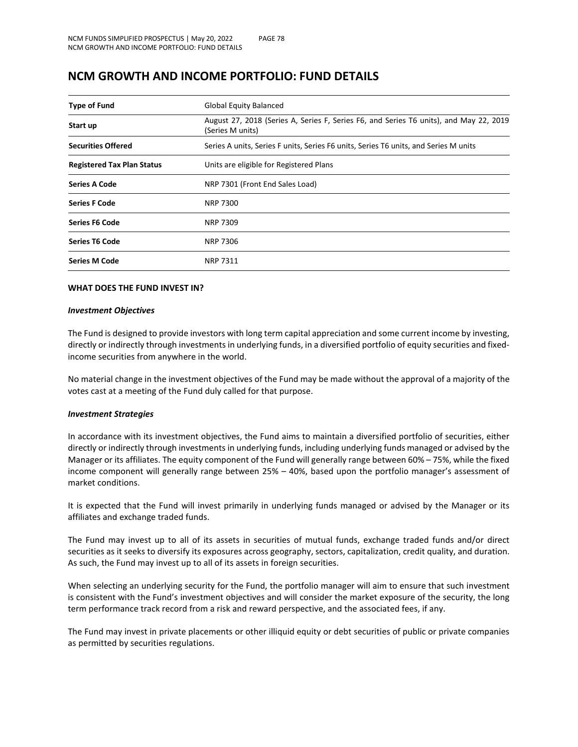# NCM GROWTH AND INCOME PORTFOLIO: FUND DETAILS

| | |
|---|---|
| **Type of Fund** | Global Equity Balanced |
| **Start up** | August 27, 2018 (Series A, Series F, Series F6, and Series T6 units), and May 22, 2019 (Series M units) |
| **Securities Offered** | Series A units, Series F units, Series F6 units, Series T6 units, and Series M units |
| **Registered Tax Plan Status** | Units are eligible for Registered Plans |
| **Series A Code** | NRP 7301 (Front End Sales Load) |
| **Series F Code** | NRP 7300 |
| **Series F6 Code** | NRP 7309 |
| **Series T6 Code** | NRP 7306 |
| **Series M Code** | NRP 7311 |

**WHAT DOES THE FUND INVEST IN?**

***Investment Objectives***

The Fund is designed to provide investors with long term capital appreciation and some current income by investing, directly or indirectly through investments in underlying funds, in a diversified portfolio of equity securities and fixed-income securities from anywhere in the world.

No material change in the investment objectives of the Fund may be made without the approval of a majority of the votes cast at a meeting of the Fund duly called for that purpose.

***Investment Strategies***

In accordance with its investment objectives, the Fund aims to maintain a diversified portfolio of securities, either directly or indirectly through investments in underlying funds, including underlying funds managed or advised by the Manager or its affiliates. The equity component of the Fund will generally range between 60% – 75%, while the fixed income component will generally range between 25% – 40%, based upon the portfolio manager's assessment of market conditions.

It is expected that the Fund will invest primarily in underlying funds managed or advised by the Manager or its affiliates and exchange traded funds.

The Fund may invest up to all of its assets in securities of mutual funds, exchange traded funds and/or direct securities as it seeks to diversify its exposures across geography, sectors, capitalization, credit quality, and duration. As such, the Fund may invest up to all of its assets in foreign securities.

When selecting an underlying security for the Fund, the portfolio manager will aim to ensure that such investment is consistent with the Fund's investment objectives and will consider the market exposure of the security, the long term performance track record from a risk and reward perspective, and the associated fees, if any.

The Fund may invest in private placements or other illiquid equity or debt securities of public or private companies as permitted by securities regulations.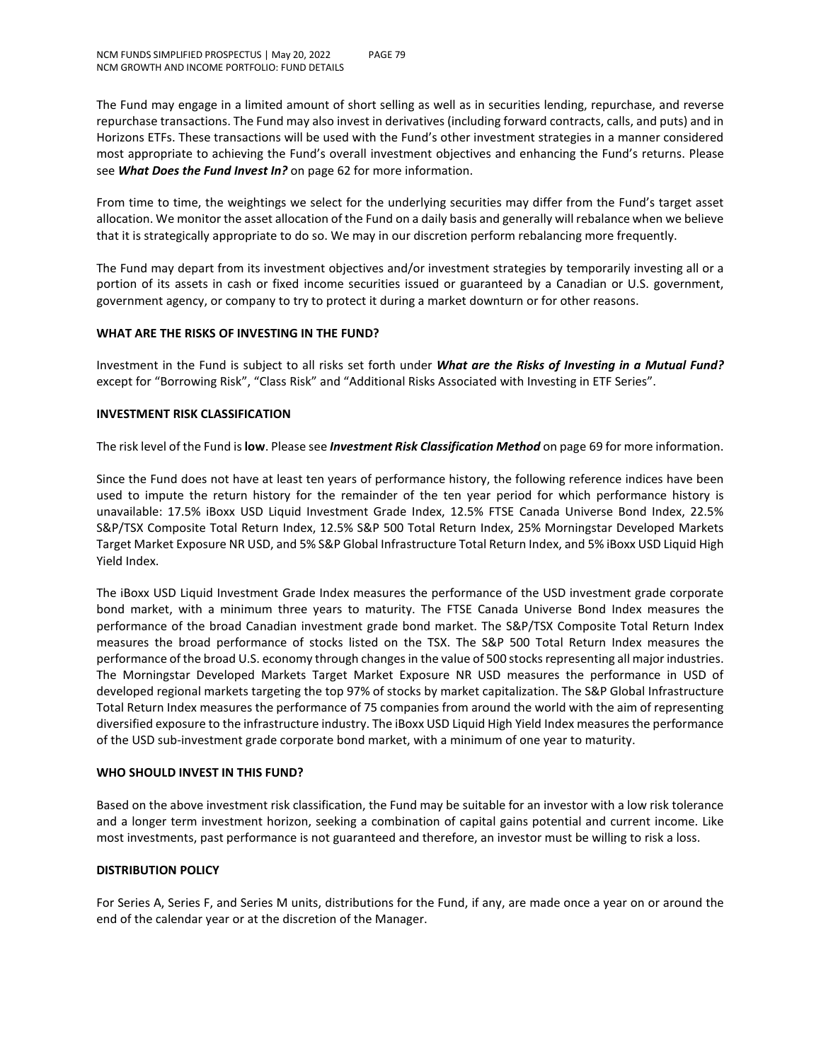The Fund may engage in a limited amount of short selling as well as in securities lending, repurchase, and reverse repurchase transactions. The Fund may also invest in derivatives (including forward contracts, calls, and puts) and in Horizons ETFs. These transactions will be used with the Fund's other investment strategies in a manner considered most appropriate to achieving the Fund's overall investment objectives and enhancing the Fund's returns. Please see ***What Does the Fund Invest In?*** on page 62 for more information.

From time to time, the weightings we select for the underlying securities may differ from the Fund's target asset allocation. We monitor the asset allocation of the Fund on a daily basis and generally will rebalance when we believe that it is strategically appropriate to do so. We may in our discretion perform rebalancing more frequently.

The Fund may depart from its investment objectives and/or investment strategies by temporarily investing all or a portion of its assets in cash or fixed income securities issued or guaranteed by a Canadian or U.S. government, government agency, or company to try to protect it during a market downturn or for other reasons.

**WHAT ARE THE RISKS OF INVESTING IN THE FUND?**

Investment in the Fund is subject to all risks set forth under ***What are the Risks of Investing in a Mutual Fund?*** except for "Borrowing Risk", "Class Risk" and "Additional Risks Associated with Investing in ETF Series".

**INVESTMENT RISK CLASSIFICATION**

The risk level of the Fund is **low**. Please see ***Investment Risk Classification Method*** on page 69 for more information.

Since the Fund does not have at least ten years of performance history, the following reference indices have been used to impute the return history for the remainder of the ten year period for which performance history is unavailable: 17.5% iBoxx USD Liquid Investment Grade Index, 12.5% FTSE Canada Universe Bond Index, 22.5% S&P/TSX Composite Total Return Index, 12.5% S&P 500 Total Return Index, 25% Morningstar Developed Markets Target Market Exposure NR USD, and 5% S&P Global Infrastructure Total Return Index, and 5% iBoxx USD Liquid High Yield Index.

The iBoxx USD Liquid Investment Grade Index measures the performance of the USD investment grade corporate bond market, with a minimum three years to maturity. The FTSE Canada Universe Bond Index measures the performance of the broad Canadian investment grade bond market. The S&P/TSX Composite Total Return Index measures the broad performance of stocks listed on the TSX. The S&P 500 Total Return Index measures the performance of the broad U.S. economy through changes in the value of 500 stocks representing all major industries. The Morningstar Developed Markets Target Market Exposure NR USD measures the performance in USD of developed regional markets targeting the top 97% of stocks by market capitalization. The S&P Global Infrastructure Total Return Index measures the performance of 75 companies from around the world with the aim of representing diversified exposure to the infrastructure industry. The iBoxx USD Liquid High Yield Index measures the performance of the USD sub-investment grade corporate bond market, with a minimum of one year to maturity.

**WHO SHOULD INVEST IN THIS FUND?**

Based on the above investment risk classification, the Fund may be suitable for an investor with a low risk tolerance and a longer term investment horizon, seeking a combination of capital gains potential and current income. Like most investments, past performance is not guaranteed and therefore, an investor must be willing to risk a loss.

**DISTRIBUTION POLICY**

For Series A, Series F, and Series M units, distributions for the Fund, if any, are made once a year on or around the end of the calendar year or at the discretion of the Manager.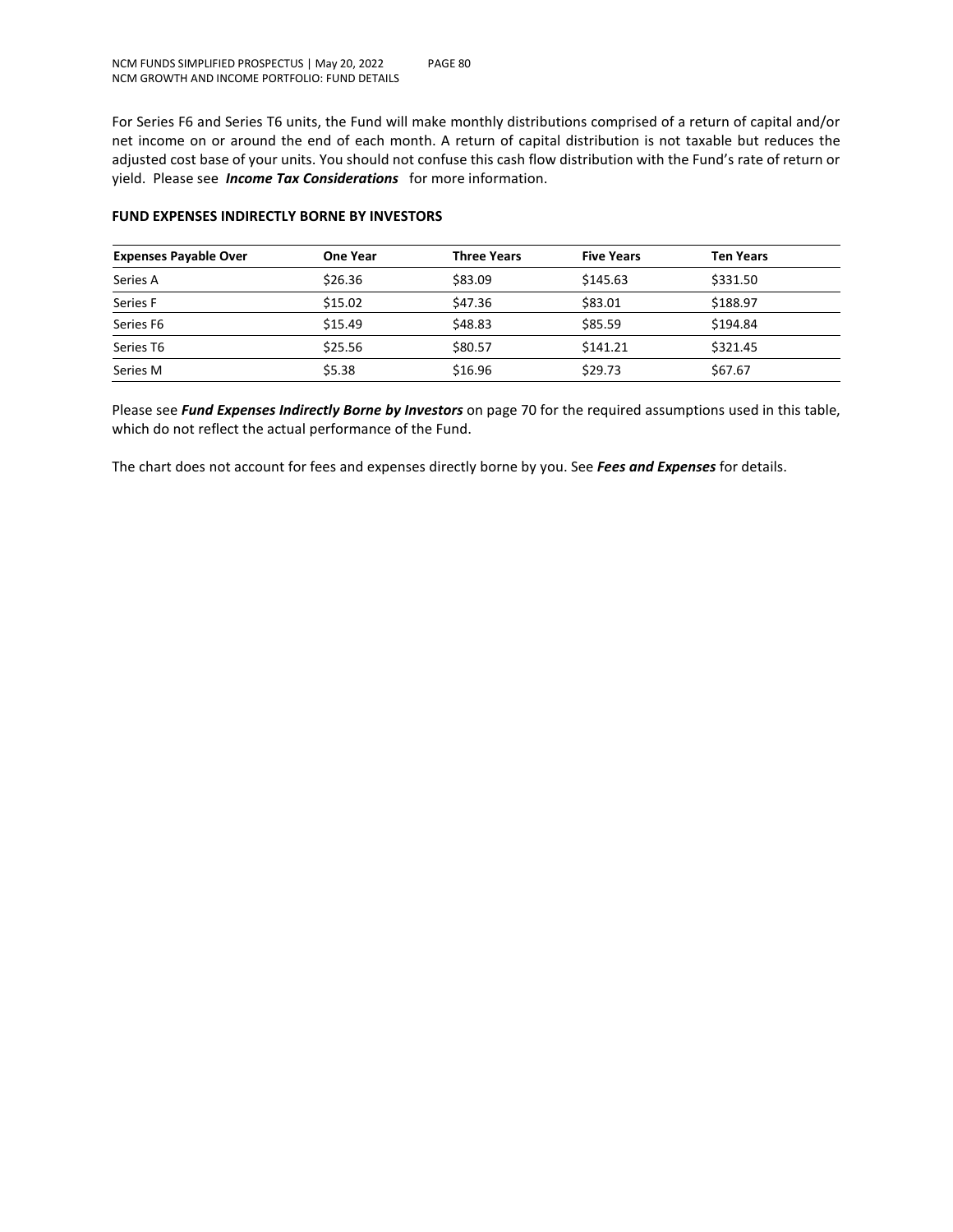For Series F6 and Series T6 units, the Fund will make monthly distributions comprised of a return of capital and/or net income on or around the end of each month. A return of capital distribution is not taxable but reduces the adjusted cost base of your units. You should not confuse this cash flow distribution with the Fund's rate of return or yield. Please see ***Income Tax Considerations*** for more information.

**FUND EXPENSES INDIRECTLY BORNE BY INVESTORS**

| Expenses Payable Over | One Year | Three Years | Five Years | Ten Years |
|---|---|---|---|---|
| Series A | $26.36 | $83.09 | $145.63 | $331.50 |
| Series F | $15.02 | $47.36 | $83.01 | $188.97 |
| Series F6 | $15.49 | $48.83 | $85.59 | $194.84 |
| Series T6 | $25.56 | $80.57 | $141.21 | $321.45 |
| Series M | $5.38 | $16.96 | $29.73 | $67.67 |

Please see ***Fund Expenses Indirectly Borne by Investors*** on page 70 for the required assumptions used in this table, which do not reflect the actual performance of the Fund.

The chart does not account for fees and expenses directly borne by you. See ***Fees and Expenses*** for details.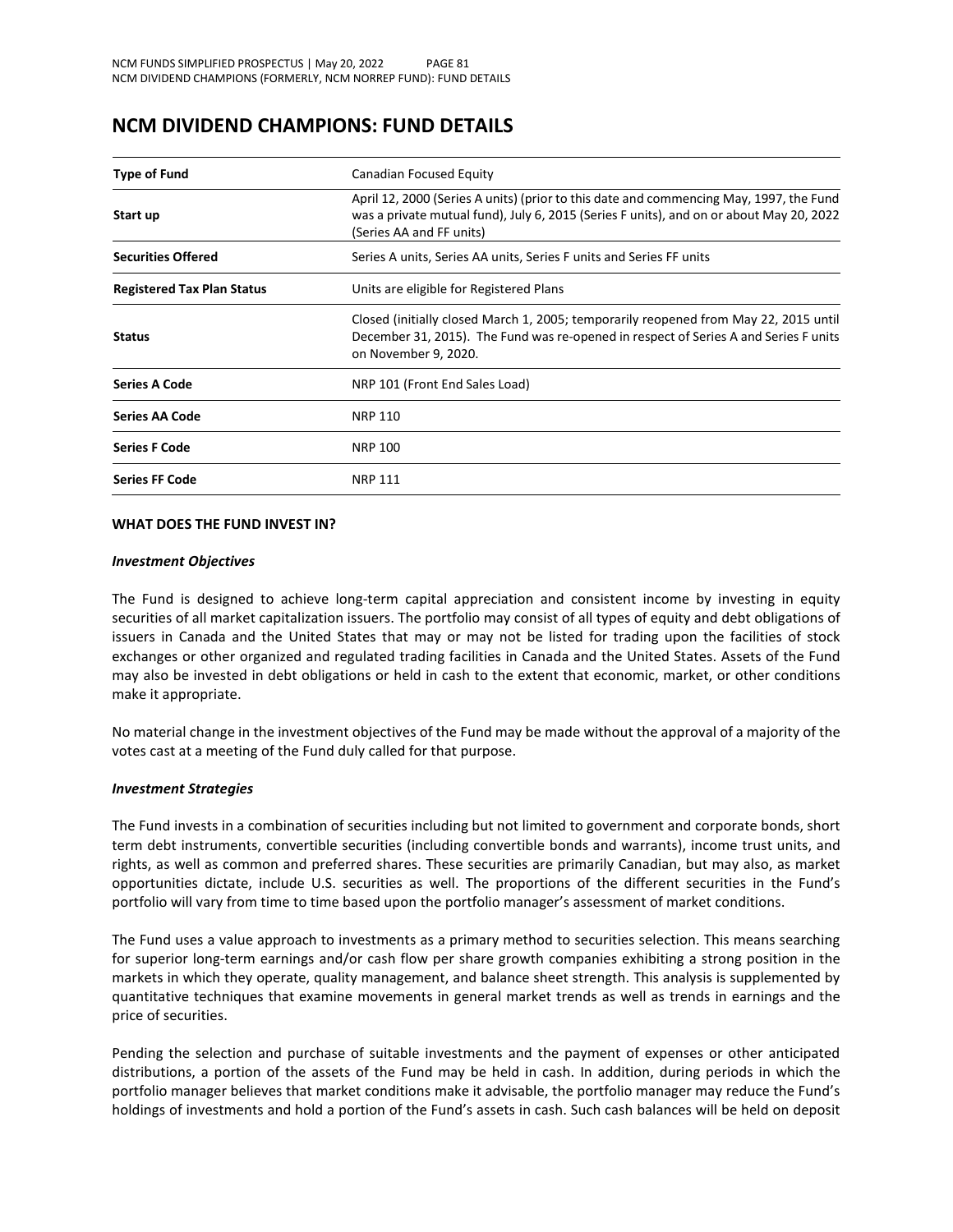# NCM DIVIDEND CHAMPIONS: FUND DETAILS

| | |
|---|---|
| **Type of Fund** | Canadian Focused Equity |
| **Start up** | April 12, 2000 (Series A units) (prior to this date and commencing May, 1997, the Fund was a private mutual fund), July 6, 2015 (Series F units), and on or about May 20, 2022 (Series AA and FF units) |
| **Securities Offered** | Series A units, Series AA units, Series F units and Series FF units |
| **Registered Tax Plan Status** | Units are eligible for Registered Plans |
| **Status** | Closed (initially closed March 1, 2005; temporarily reopened from May 22, 2015 until December 31, 2015). The Fund was re-opened in respect of Series A and Series F units on November 9, 2020. |
| **Series A Code** | NRP 101 (Front End Sales Load) |
| **Series AA Code** | NRP 110 |
| **Series F Code** | NRP 100 |
| **Series FF Code** | NRP 111 |

**WHAT DOES THE FUND INVEST IN?**

***Investment Objectives***

The Fund is designed to achieve long-term capital appreciation and consistent income by investing in equity securities of all market capitalization issuers. The portfolio may consist of all types of equity and debt obligations of issuers in Canada and the United States that may or may not be listed for trading upon the facilities of stock exchanges or other organized and regulated trading facilities in Canada and the United States. Assets of the Fund may also be invested in debt obligations or held in cash to the extent that economic, market, or other conditions make it appropriate.

No material change in the investment objectives of the Fund may be made without the approval of a majority of the votes cast at a meeting of the Fund duly called for that purpose.

***Investment Strategies***

The Fund invests in a combination of securities including but not limited to government and corporate bonds, short term debt instruments, convertible securities (including convertible bonds and warrants), income trust units, and rights, as well as common and preferred shares. These securities are primarily Canadian, but may also, as market opportunities dictate, include U.S. securities as well. The proportions of the different securities in the Fund's portfolio will vary from time to time based upon the portfolio manager's assessment of market conditions.

The Fund uses a value approach to investments as a primary method to securities selection. This means searching for superior long-term earnings and/or cash flow per share growth companies exhibiting a strong position in the markets in which they operate, quality management, and balance sheet strength. This analysis is supplemented by quantitative techniques that examine movements in general market trends as well as trends in earnings and the price of securities.

Pending the selection and purchase of suitable investments and the payment of expenses or other anticipated distributions, a portion of the assets of the Fund may be held in cash. In addition, during periods in which the portfolio manager believes that market conditions make it advisable, the portfolio manager may reduce the Fund's holdings of investments and hold a portion of the Fund's assets in cash. Such cash balances will be held on deposit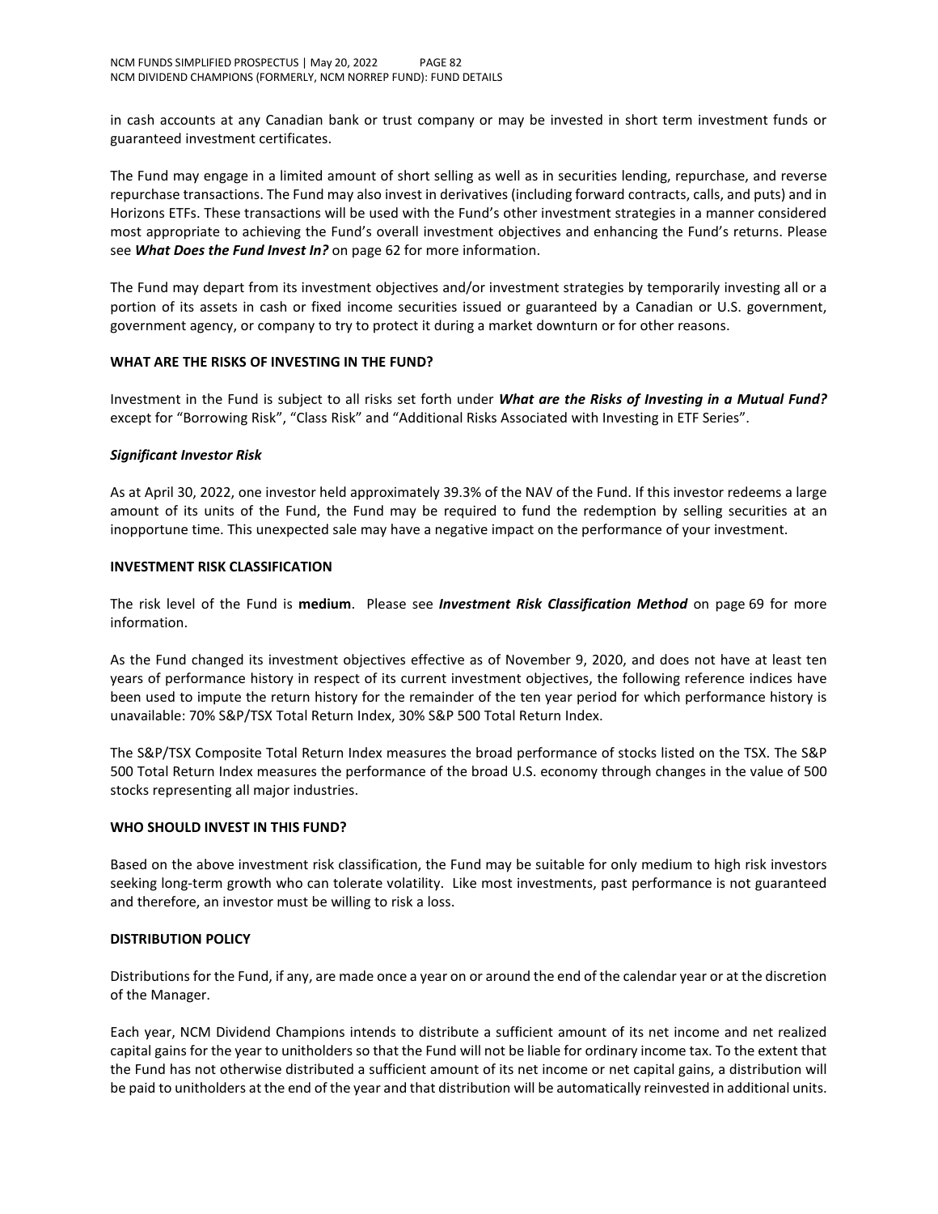in cash accounts at any Canadian bank or trust company or may be invested in short term investment funds or guaranteed investment certificates.

The Fund may engage in a limited amount of short selling as well as in securities lending, repurchase, and reverse repurchase transactions. The Fund may also invest in derivatives (including forward contracts, calls, and puts) and in Horizons ETFs. These transactions will be used with the Fund's other investment strategies in a manner considered most appropriate to achieving the Fund's overall investment objectives and enhancing the Fund's returns. Please see ***What Does the Fund Invest In?*** on page 62 for more information.

The Fund may depart from its investment objectives and/or investment strategies by temporarily investing all or a portion of its assets in cash or fixed income securities issued or guaranteed by a Canadian or U.S. government, government agency, or company to try to protect it during a market downturn or for other reasons.

## WHAT ARE THE RISKS OF INVESTING IN THE FUND?

Investment in the Fund is subject to all risks set forth under ***What are the Risks of Investing in a Mutual Fund?*** except for "Borrowing Risk", "Class Risk" and "Additional Risks Associated with Investing in ETF Series".

### *Significant Investor Risk*

As at April 30, 2022, one investor held approximately 39.3% of the NAV of the Fund. If this investor redeems a large amount of its units of the Fund, the Fund may be required to fund the redemption by selling securities at an inopportune time. This unexpected sale may have a negative impact on the performance of your investment.

## INVESTMENT RISK CLASSIFICATION

The risk level of the Fund is **medium**. Please see ***Investment Risk Classification Method*** on page 69 for more information.

As the Fund changed its investment objectives effective as of November 9, 2020, and does not have at least ten years of performance history in respect of its current investment objectives, the following reference indices have been used to impute the return history for the remainder of the ten year period for which performance history is unavailable: 70% S&P/TSX Total Return Index, 30% S&P 500 Total Return Index.

The S&P/TSX Composite Total Return Index measures the broad performance of stocks listed on the TSX. The S&P 500 Total Return Index measures the performance of the broad U.S. economy through changes in the value of 500 stocks representing all major industries.

## WHO SHOULD INVEST IN THIS FUND?

Based on the above investment risk classification, the Fund may be suitable for only medium to high risk investors seeking long-term growth who can tolerate volatility. Like most investments, past performance is not guaranteed and therefore, an investor must be willing to risk a loss.

## DISTRIBUTION POLICY

Distributions for the Fund, if any, are made once a year on or around the end of the calendar year or at the discretion of the Manager.

Each year, NCM Dividend Champions intends to distribute a sufficient amount of its net income and net realized capital gains for the year to unitholders so that the Fund will not be liable for ordinary income tax. To the extent that the Fund has not otherwise distributed a sufficient amount of its net income or net capital gains, a distribution will be paid to unitholders at the end of the year and that distribution will be automatically reinvested in additional units.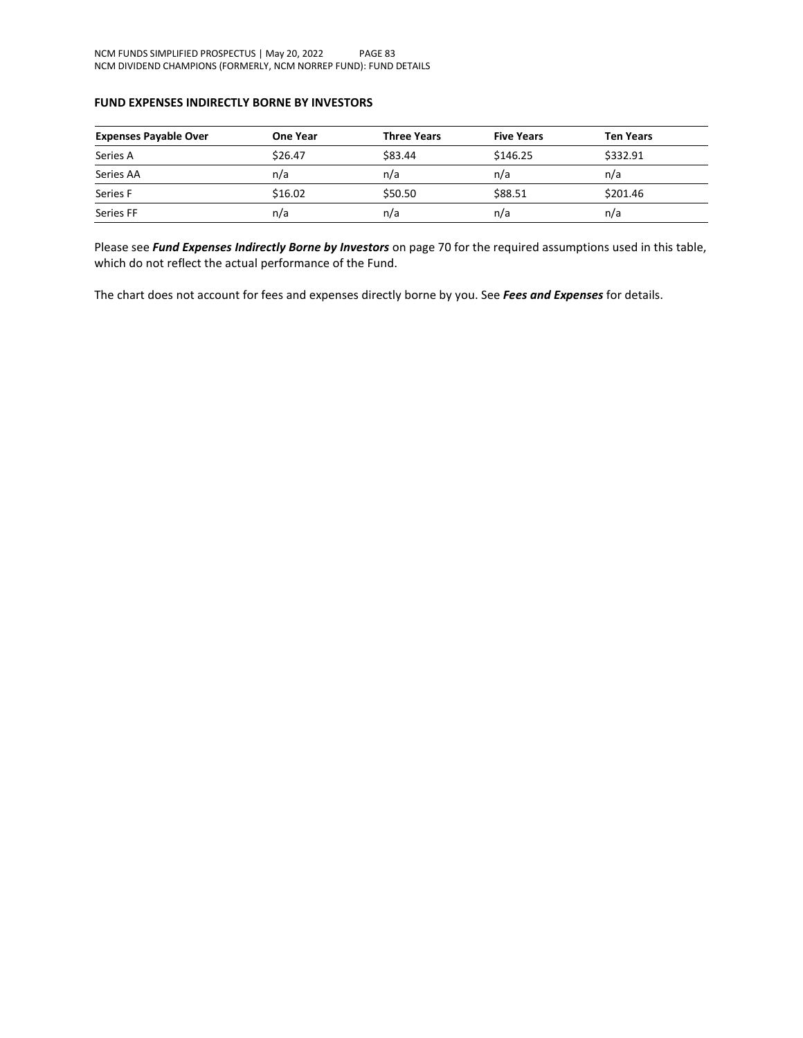### FUND EXPENSES INDIRECTLY BORNE BY INVESTORS

| Expenses Payable Over | One Year | Three Years | Five Years | Ten Years |
|---|---|---|---|---|
| Series A | $26.47 | $83.44 | $146.25 | $332.91 |
| Series AA | n/a | n/a | n/a | n/a |
| Series F | $16.02 | $50.50 | $88.51 | $201.46 |
| Series FF | n/a | n/a | n/a | n/a |

Please see ***Fund Expenses Indirectly Borne by Investors*** on page 70 for the required assumptions used in this table, which do not reflect the actual performance of the Fund.

The chart does not account for fees and expenses directly borne by you. See ***Fees and Expenses*** for details.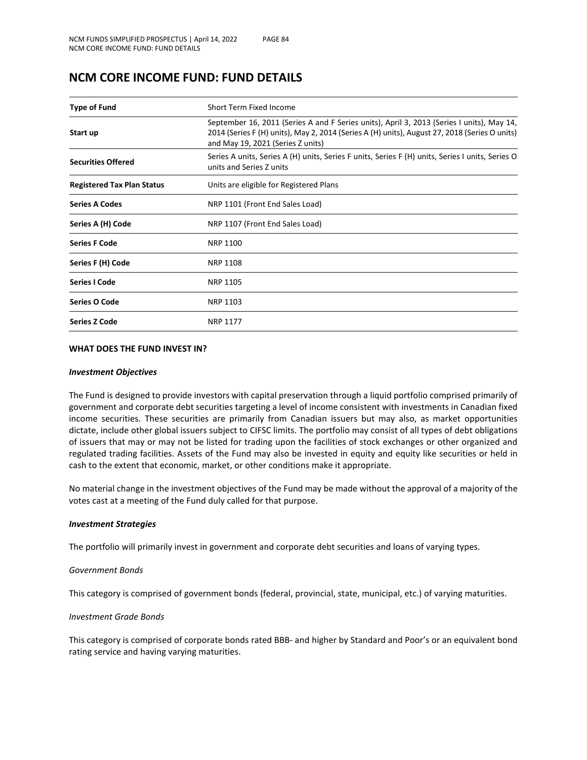# NCM CORE INCOME FUND: FUND DETAILS

| | |
|---|---|
| **Type of Fund** | Short Term Fixed Income |
| **Start up** | September 16, 2011 (Series A and F Series units), April 3, 2013 (Series I units), May 14, 2014 (Series F (H) units), May 2, 2014 (Series A (H) units), August 27, 2018 (Series O units) and May 19, 2021 (Series Z units) |
| **Securities Offered** | Series A units, Series A (H) units, Series F units, Series F (H) units, Series I units, Series O units and Series Z units |
| **Registered Tax Plan Status** | Units are eligible for Registered Plans |
| **Series A Codes** | NRP 1101 (Front End Sales Load) |
| **Series A (H) Code** | NRP 1107 (Front End Sales Load) |
| **Series F Code** | NRP 1100 |
| **Series F (H) Code** | NRP 1108 |
| **Series I Code** | NRP 1105 |
| **Series O Code** | NRP 1103 |
| **Series Z Code** | NRP 1177 |

**WHAT DOES THE FUND INVEST IN?**

***Investment Objectives***

The Fund is designed to provide investors with capital preservation through a liquid portfolio comprised primarily of government and corporate debt securities targeting a level of income consistent with investments in Canadian fixed income securities. These securities are primarily from Canadian issuers but may also, as market opportunities dictate, include other global issuers subject to CIFSC limits. The portfolio may consist of all types of debt obligations of issuers that may or may not be listed for trading upon the facilities of stock exchanges or other organized and regulated trading facilities. Assets of the Fund may also be invested in equity and equity like securities or held in cash to the extent that economic, market, or other conditions make it appropriate.

No material change in the investment objectives of the Fund may be made without the approval of a majority of the votes cast at a meeting of the Fund duly called for that purpose.

***Investment Strategies***

The portfolio will primarily invest in government and corporate debt securities and loans of varying types.

*Government Bonds*

This category is comprised of government bonds (federal, provincial, state, municipal, etc.) of varying maturities.

*Investment Grade Bonds*

This category is comprised of corporate bonds rated BBB- and higher by Standard and Poor's or an equivalent bond rating service and having varying maturities.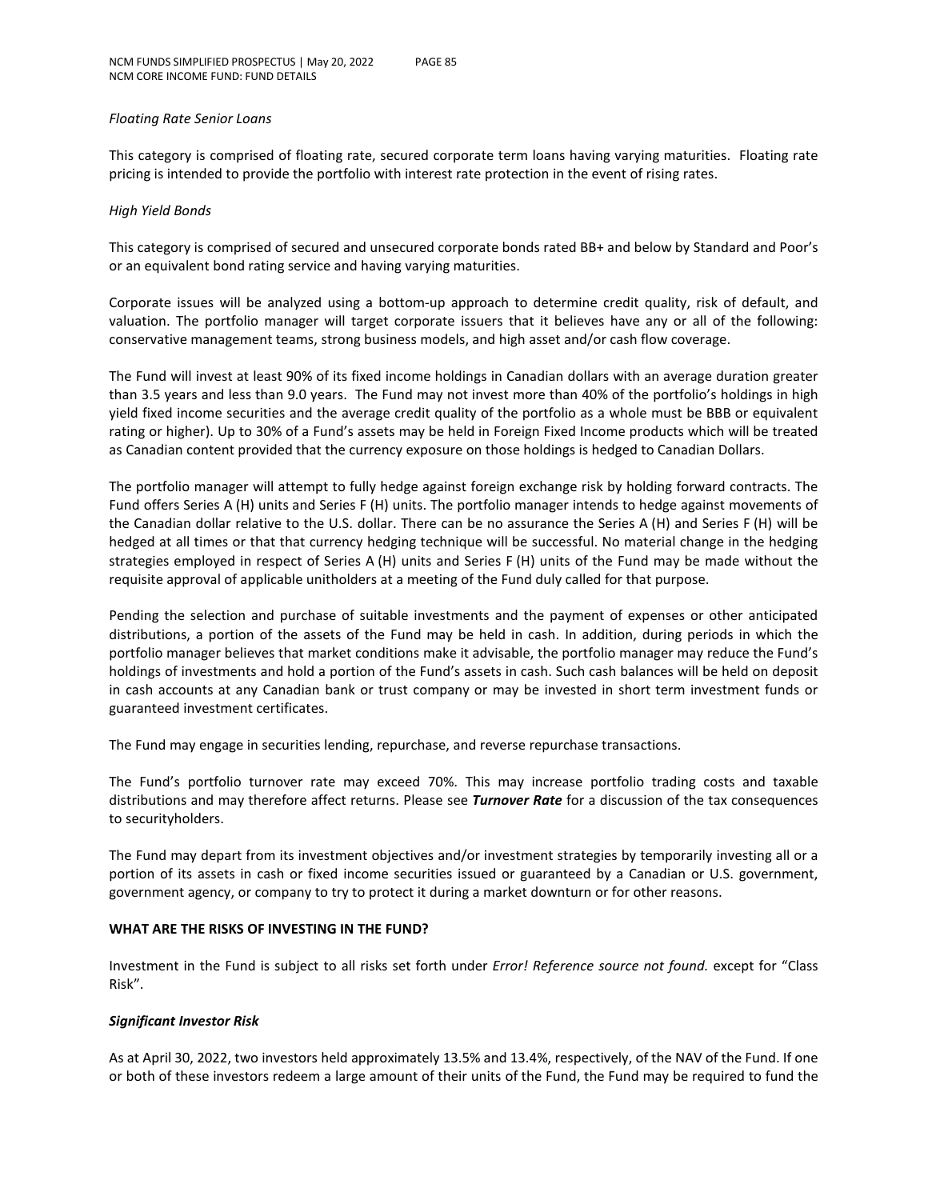*Floating Rate Senior Loans*

This category is comprised of floating rate, secured corporate term loans having varying maturities. Floating rate pricing is intended to provide the portfolio with interest rate protection in the event of rising rates.

*High Yield Bonds*

This category is comprised of secured and unsecured corporate bonds rated BB+ and below by Standard and Poor's or an equivalent bond rating service and having varying maturities.

Corporate issues will be analyzed using a bottom-up approach to determine credit quality, risk of default, and valuation. The portfolio manager will target corporate issuers that it believes have any or all of the following: conservative management teams, strong business models, and high asset and/or cash flow coverage.

The Fund will invest at least 90% of its fixed income holdings in Canadian dollars with an average duration greater than 3.5 years and less than 9.0 years. The Fund may not invest more than 40% of the portfolio's holdings in high yield fixed income securities and the average credit quality of the portfolio as a whole must be BBB or equivalent rating or higher). Up to 30% of a Fund's assets may be held in Foreign Fixed Income products which will be treated as Canadian content provided that the currency exposure on those holdings is hedged to Canadian Dollars.

The portfolio manager will attempt to fully hedge against foreign exchange risk by holding forward contracts. The Fund offers Series A (H) units and Series F (H) units. The portfolio manager intends to hedge against movements of the Canadian dollar relative to the U.S. dollar. There can be no assurance the Series A (H) and Series F (H) will be hedged at all times or that that currency hedging technique will be successful. No material change in the hedging strategies employed in respect of Series A (H) units and Series F (H) units of the Fund may be made without the requisite approval of applicable unitholders at a meeting of the Fund duly called for that purpose.

Pending the selection and purchase of suitable investments and the payment of expenses or other anticipated distributions, a portion of the assets of the Fund may be held in cash. In addition, during periods in which the portfolio manager believes that market conditions make it advisable, the portfolio manager may reduce the Fund's holdings of investments and hold a portion of the Fund's assets in cash. Such cash balances will be held on deposit in cash accounts at any Canadian bank or trust company or may be invested in short term investment funds or guaranteed investment certificates.

The Fund may engage in securities lending, repurchase, and reverse repurchase transactions.

The Fund's portfolio turnover rate may exceed 70%. This may increase portfolio trading costs and taxable distributions and may therefore affect returns. Please see ***Turnover Rate*** for a discussion of the tax consequences to securityholders.

The Fund may depart from its investment objectives and/or investment strategies by temporarily investing all or a portion of its assets in cash or fixed income securities issued or guaranteed by a Canadian or U.S. government, government agency, or company to try to protect it during a market downturn or for other reasons.

**WHAT ARE THE RISKS OF INVESTING IN THE FUND?**

Investment in the Fund is subject to all risks set forth under *Error! Reference source not found.* except for "Class Risk".

***Significant Investor Risk***

As at April 30, 2022, two investors held approximately 13.5% and 13.4%, respectively, of the NAV of the Fund. If one or both of these investors redeem a large amount of their units of the Fund, the Fund may be required to fund the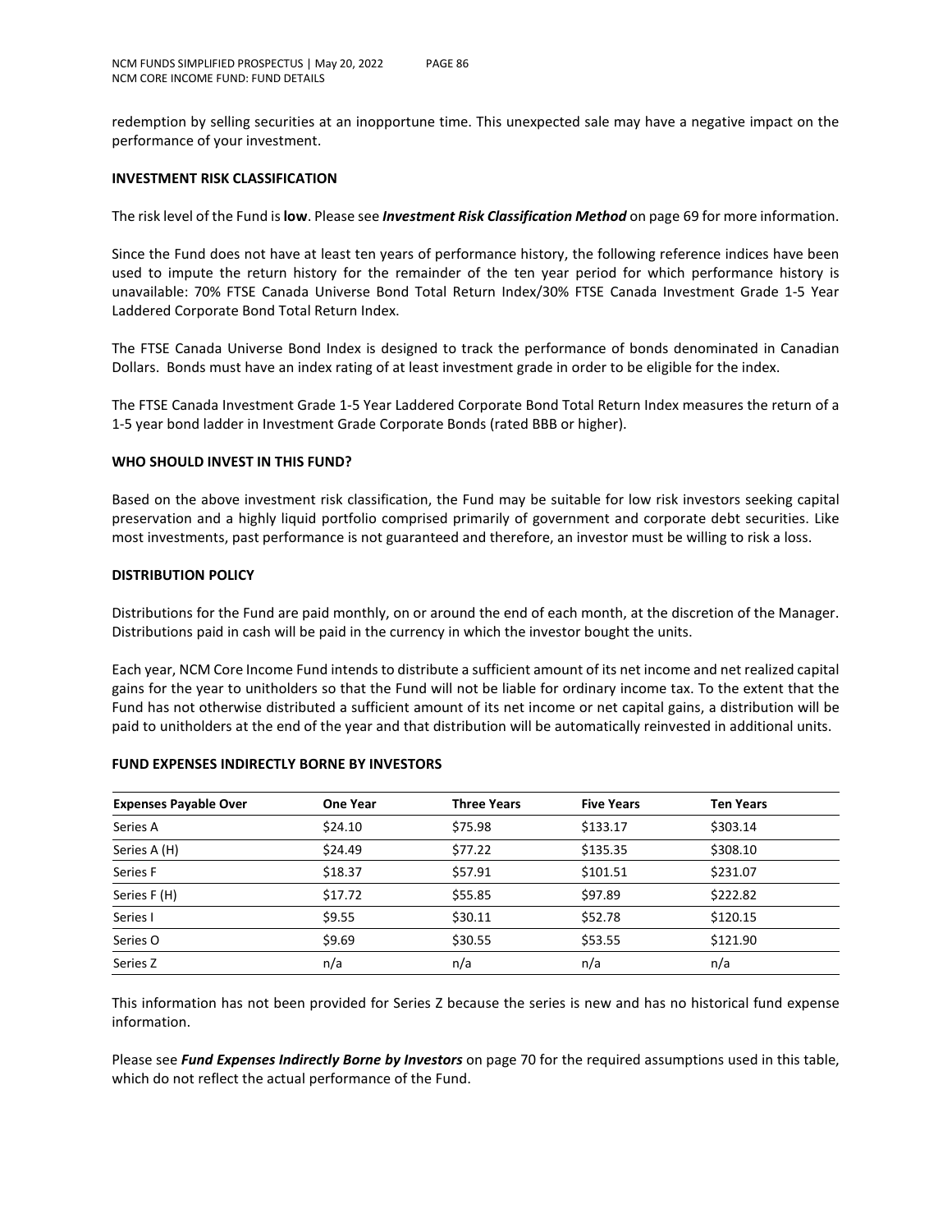redemption by selling securities at an inopportune time. This unexpected sale may have a negative impact on the performance of your investment.

### INVESTMENT RISK CLASSIFICATION

The risk level of the Fund is **low**. Please see ***Investment Risk Classification Method*** on page 69 for more information.

Since the Fund does not have at least ten years of performance history, the following reference indices have been used to impute the return history for the remainder of the ten year period for which performance history is unavailable: 70% FTSE Canada Universe Bond Total Return Index/30% FTSE Canada Investment Grade 1-5 Year Laddered Corporate Bond Total Return Index.

The FTSE Canada Universe Bond Index is designed to track the performance of bonds denominated in Canadian Dollars. Bonds must have an index rating of at least investment grade in order to be eligible for the index.

The FTSE Canada Investment Grade 1-5 Year Laddered Corporate Bond Total Return Index measures the return of a 1-5 year bond ladder in Investment Grade Corporate Bonds (rated BBB or higher).

### WHO SHOULD INVEST IN THIS FUND?

Based on the above investment risk classification, the Fund may be suitable for low risk investors seeking capital preservation and a highly liquid portfolio comprised primarily of government and corporate debt securities. Like most investments, past performance is not guaranteed and therefore, an investor must be willing to risk a loss.

### DISTRIBUTION POLICY

Distributions for the Fund are paid monthly, on or around the end of each month, at the discretion of the Manager. Distributions paid in cash will be paid in the currency in which the investor bought the units.

Each year, NCM Core Income Fund intends to distribute a sufficient amount of its net income and net realized capital gains for the year to unitholders so that the Fund will not be liable for ordinary income tax. To the extent that the Fund has not otherwise distributed a sufficient amount of its net income or net capital gains, a distribution will be paid to unitholders at the end of the year and that distribution will be automatically reinvested in additional units.

### FUND EXPENSES INDIRECTLY BORNE BY INVESTORS

| Expenses Payable Over | One Year | Three Years | Five Years | Ten Years |
|---|---|---|---|---|
| Series A | $24.10 | $75.98 | $133.17 | $303.14 |
| Series A (H) | $24.49 | $77.22 | $135.35 | $308.10 |
| Series F | $18.37 | $57.91 | $101.51 | $231.07 |
| Series F (H) | $17.72 | $55.85 | $97.89 | $222.82 |
| Series I | $9.55 | $30.11 | $52.78 | $120.15 |
| Series O | $9.69 | $30.55 | $53.55 | $121.90 |
| Series Z | n/a | n/a | n/a | n/a |

This information has not been provided for Series Z because the series is new and has no historical fund expense information.

Please see ***Fund Expenses Indirectly Borne by Investors*** on page 70 for the required assumptions used in this table, which do not reflect the actual performance of the Fund.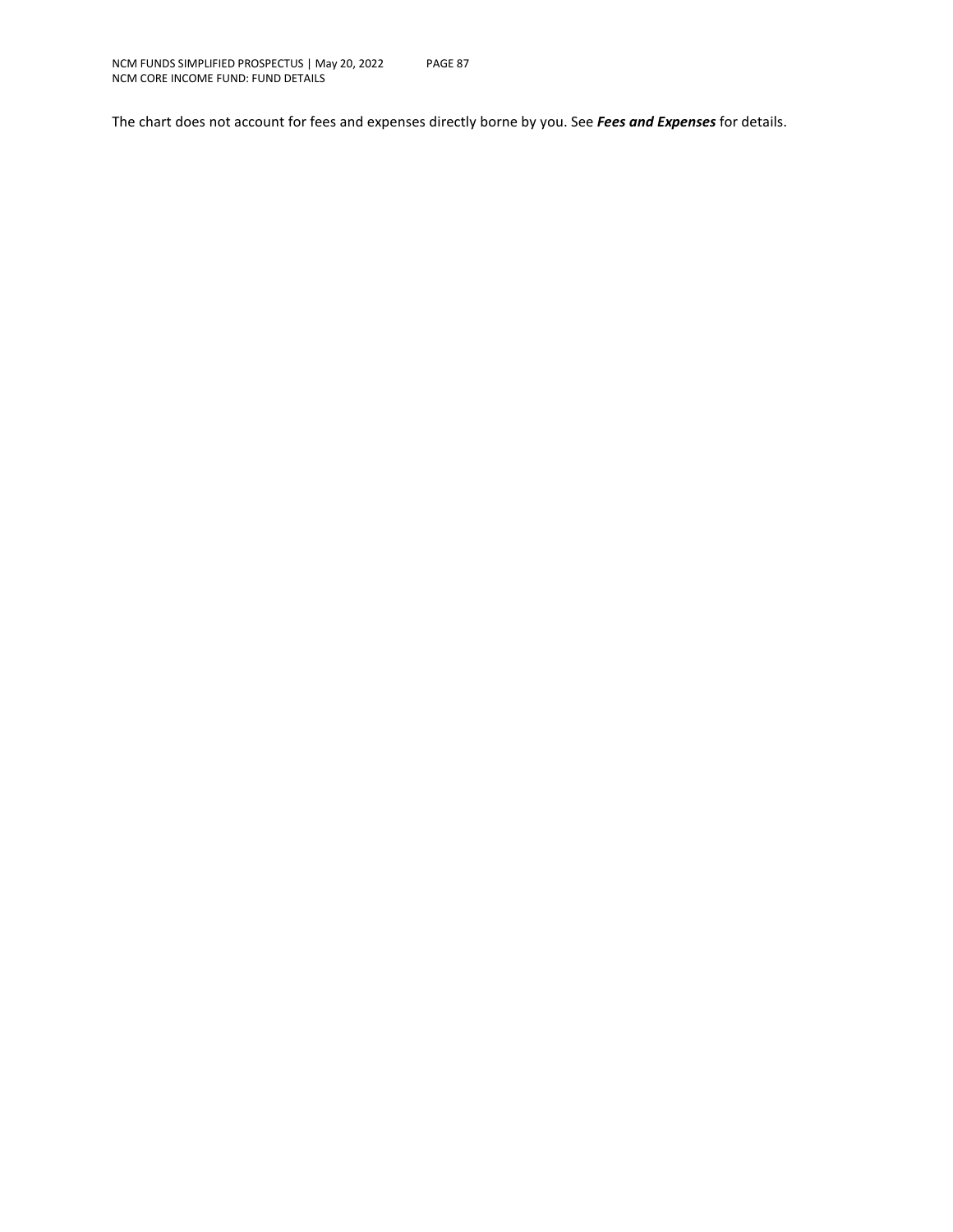The chart does not account for fees and expenses directly borne by you. See ***Fees and Expenses*** for details.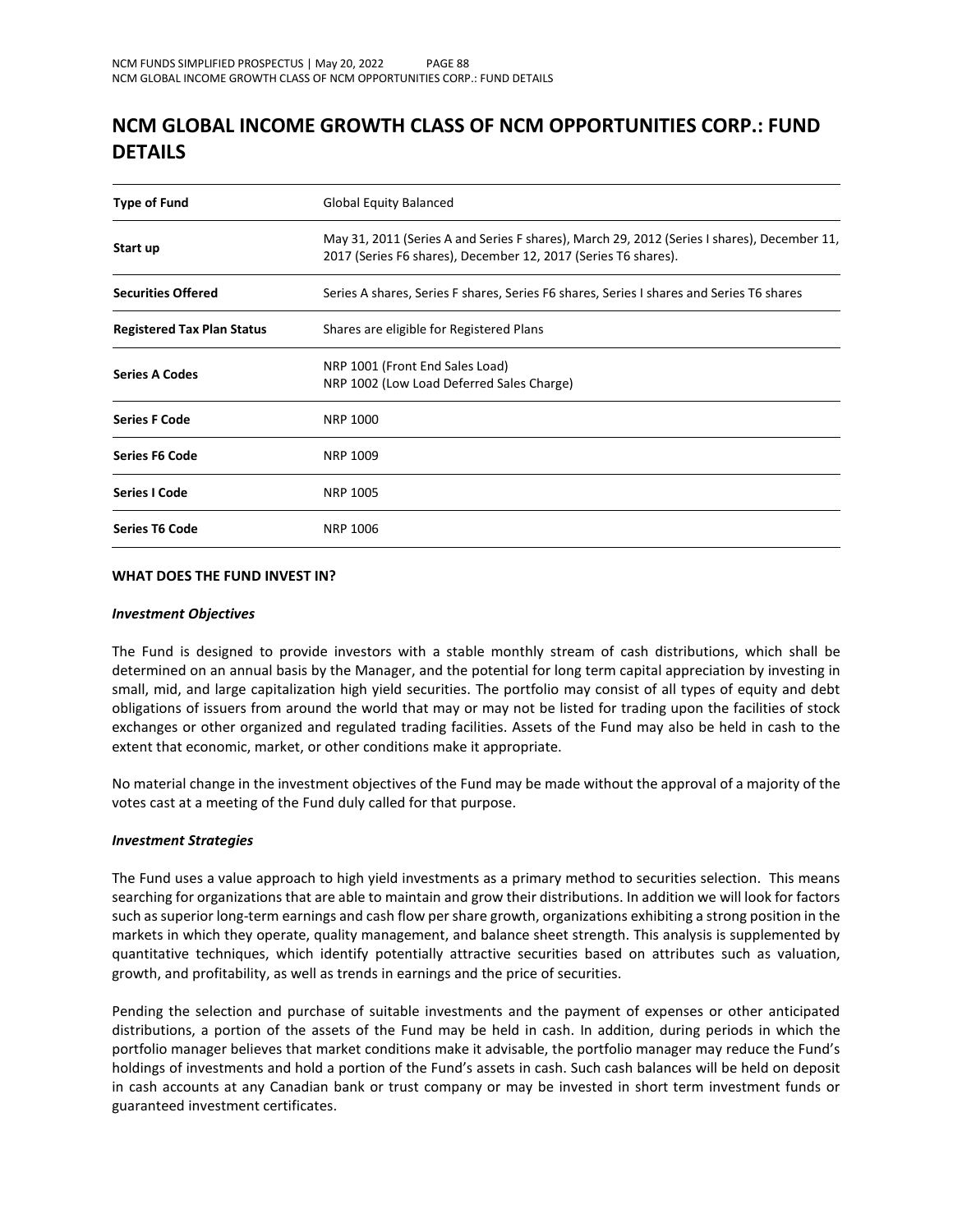# NCM GLOBAL INCOME GROWTH CLASS OF NCM OPPORTUNITIES CORP.: FUND DETAILS

| | |
|---|---|
| **Type of Fund** | Global Equity Balanced |
| **Start up** | May 31, 2011 (Series A and Series F shares), March 29, 2012 (Series I shares), December 11, 2017 (Series F6 shares), December 12, 2017 (Series T6 shares). |
| **Securities Offered** | Series A shares, Series F shares, Series F6 shares, Series I shares and Series T6 shares |
| **Registered Tax Plan Status** | Shares are eligible for Registered Plans |
| **Series A Codes** | NRP 1001 (Front End Sales Load)<br>NRP 1002 (Low Load Deferred Sales Charge) |
| **Series F Code** | NRP 1000 |
| **Series F6 Code** | NRP 1009 |
| **Series I Code** | NRP 1005 |
| **Series T6 Code** | NRP 1006 |

**WHAT DOES THE FUND INVEST IN?**

***Investment Objectives***

The Fund is designed to provide investors with a stable monthly stream of cash distributions, which shall be determined on an annual basis by the Manager, and the potential for long term capital appreciation by investing in small, mid, and large capitalization high yield securities. The portfolio may consist of all types of equity and debt obligations of issuers from around the world that may or may not be listed for trading upon the facilities of stock exchanges or other organized and regulated trading facilities. Assets of the Fund may also be held in cash to the extent that economic, market, or other conditions make it appropriate.

No material change in the investment objectives of the Fund may be made without the approval of a majority of the votes cast at a meeting of the Fund duly called for that purpose.

***Investment Strategies***

The Fund uses a value approach to high yield investments as a primary method to securities selection. This means searching for organizations that are able to maintain and grow their distributions. In addition we will look for factors such as superior long-term earnings and cash flow per share growth, organizations exhibiting a strong position in the markets in which they operate, quality management, and balance sheet strength. This analysis is supplemented by quantitative techniques, which identify potentially attractive securities based on attributes such as valuation, growth, and profitability, as well as trends in earnings and the price of securities.

Pending the selection and purchase of suitable investments and the payment of expenses or other anticipated distributions, a portion of the assets of the Fund may be held in cash. In addition, during periods in which the portfolio manager believes that market conditions make it advisable, the portfolio manager may reduce the Fund's holdings of investments and hold a portion of the Fund's assets in cash. Such cash balances will be held on deposit in cash accounts at any Canadian bank or trust company or may be invested in short term investment funds or guaranteed investment certificates.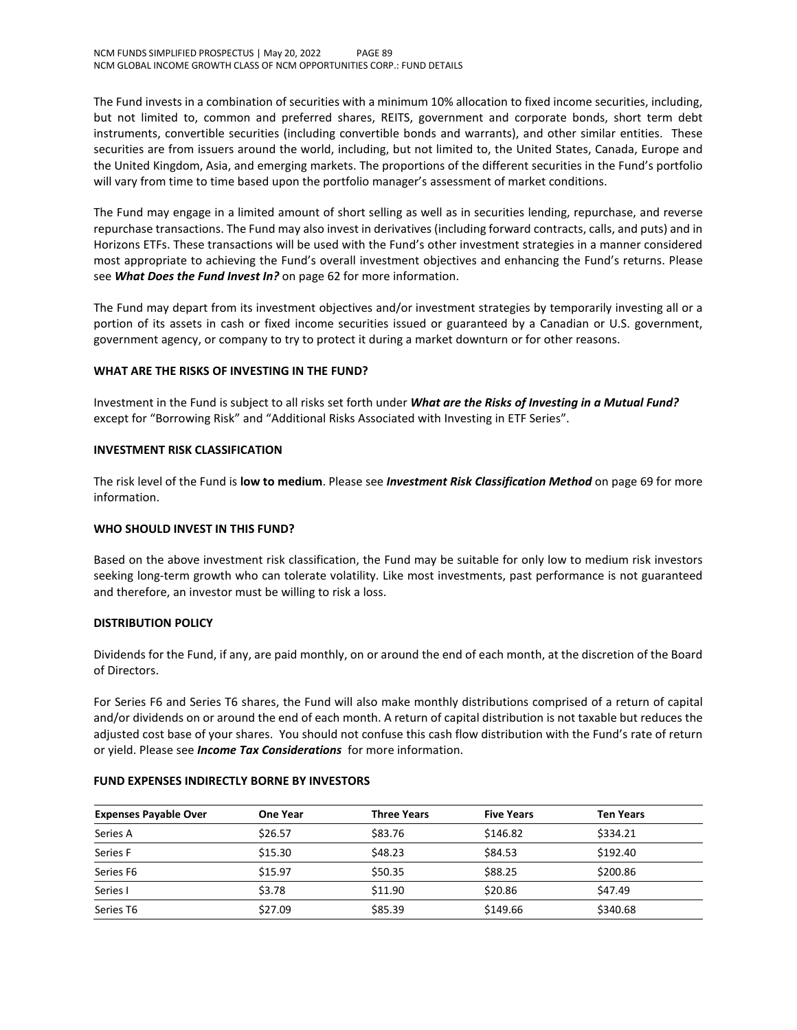The Fund invests in a combination of securities with a minimum 10% allocation to fixed income securities, including, but not limited to, common and preferred shares, REITS, government and corporate bonds, short term debt instruments, convertible securities (including convertible bonds and warrants), and other similar entities. These securities are from issuers around the world, including, but not limited to, the United States, Canada, Europe and the United Kingdom, Asia, and emerging markets. The proportions of the different securities in the Fund's portfolio will vary from time to time based upon the portfolio manager's assessment of market conditions.

The Fund may engage in a limited amount of short selling as well as in securities lending, repurchase, and reverse repurchase transactions. The Fund may also invest in derivatives (including forward contracts, calls, and puts) and in Horizons ETFs. These transactions will be used with the Fund's other investment strategies in a manner considered most appropriate to achieving the Fund's overall investment objectives and enhancing the Fund's returns. Please see ***What Does the Fund Invest In?*** on page 62 for more information.

The Fund may depart from its investment objectives and/or investment strategies by temporarily investing all or a portion of its assets in cash or fixed income securities issued or guaranteed by a Canadian or U.S. government, government agency, or company to try to protect it during a market downturn or for other reasons.

### WHAT ARE THE RISKS OF INVESTING IN THE FUND?

Investment in the Fund is subject to all risks set forth under ***What are the Risks of Investing in a Mutual Fund?*** except for "Borrowing Risk" and "Additional Risks Associated with Investing in ETF Series".

### INVESTMENT RISK CLASSIFICATION

The risk level of the Fund is **low to medium**. Please see ***Investment Risk Classification Method*** on page 69 for more information.

### WHO SHOULD INVEST IN THIS FUND?

Based on the above investment risk classification, the Fund may be suitable for only low to medium risk investors seeking long-term growth who can tolerate volatility. Like most investments, past performance is not guaranteed and therefore, an investor must be willing to risk a loss.

### DISTRIBUTION POLICY

Dividends for the Fund, if any, are paid monthly, on or around the end of each month, at the discretion of the Board of Directors.

For Series F6 and Series T6 shares, the Fund will also make monthly distributions comprised of a return of capital and/or dividends on or around the end of each month. A return of capital distribution is not taxable but reduces the adjusted cost base of your shares. You should not confuse this cash flow distribution with the Fund's rate of return or yield. Please see ***Income Tax Considerations*** for more information.

### FUND EXPENSES INDIRECTLY BORNE BY INVESTORS

| Expenses Payable Over | One Year | Three Years | Five Years | Ten Years |
|---|---|---|---|---|
| Series A | $26.57 | $83.76 | $146.82 | $334.21 |
| Series F | $15.30 | $48.23 | $84.53 | $192.40 |
| Series F6 | $15.97 | $50.35 | $88.25 | $200.86 |
| Series I | $3.78 | $11.90 | $20.86 | $47.49 |
| Series T6 | $27.09 | $85.39 | $149.66 | $340.68 |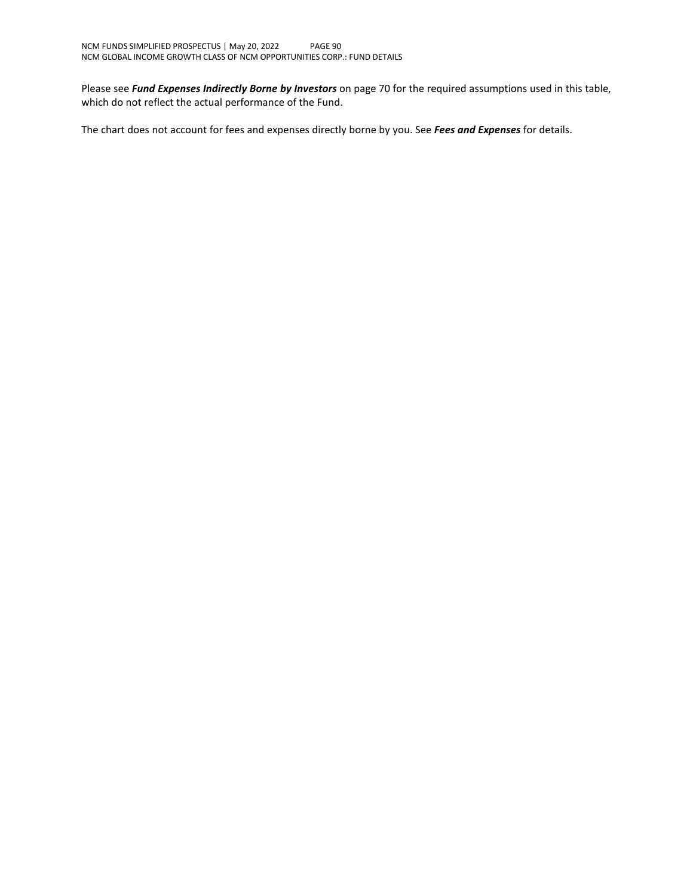Please see ***Fund Expenses Indirectly Borne by Investors*** on page 70 for the required assumptions used in this table, which do not reflect the actual performance of the Fund.

The chart does not account for fees and expenses directly borne by you. See ***Fees and Expenses*** for details.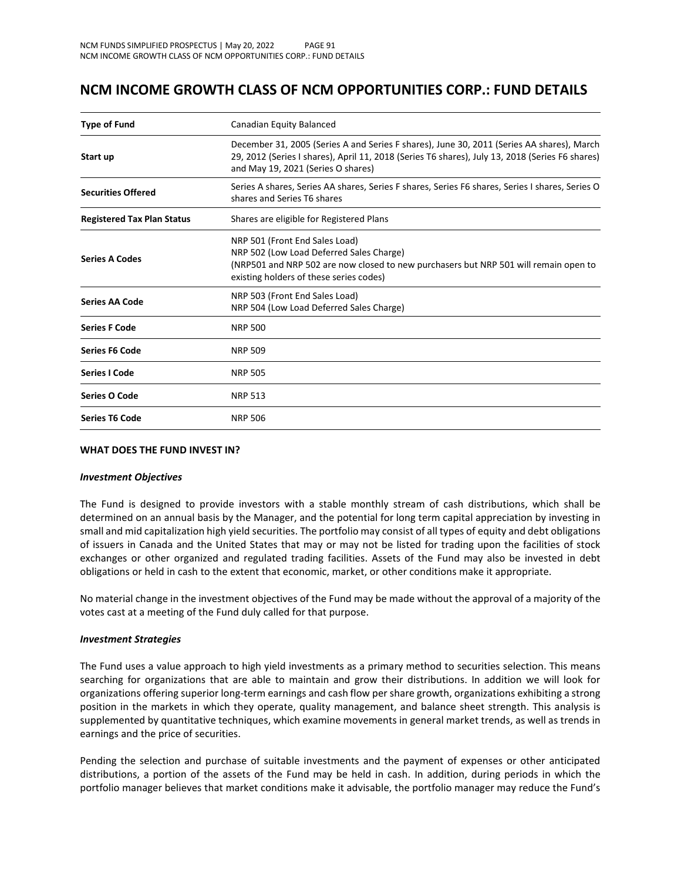# NCM INCOME GROWTH CLASS OF NCM OPPORTUNITIES CORP.: FUND DETAILS

| | |
|---|---|
| **Type of Fund** | Canadian Equity Balanced |
| **Start up** | December 31, 2005 (Series A and Series F shares), June 30, 2011 (Series AA shares), March 29, 2012 (Series I shares), April 11, 2018 (Series T6 shares), July 13, 2018 (Series F6 shares) and May 19, 2021 (Series O shares) |
| **Securities Offered** | Series A shares, Series AA shares, Series F shares, Series F6 shares, Series I shares, Series O shares and Series T6 shares |
| **Registered Tax Plan Status** | Shares are eligible for Registered Plans |
| **Series A Codes** | NRP 501 (Front End Sales Load)<br>NRP 502 (Low Load Deferred Sales Charge)<br>(NRP501 and NRP 502 are now closed to new purchasers but NRP 501 will remain open to existing holders of these series codes) |
| **Series AA Code** | NRP 503 (Front End Sales Load)<br>NRP 504 (Low Load Deferred Sales Charge) |
| **Series F Code** | NRP 500 |
| **Series F6 Code** | NRP 509 |
| **Series I Code** | NRP 505 |
| **Series O Code** | NRP 513 |
| **Series T6 Code** | NRP 506 |

**WHAT DOES THE FUND INVEST IN?**

***Investment Objectives***

The Fund is designed to provide investors with a stable monthly stream of cash distributions, which shall be determined on an annual basis by the Manager, and the potential for long term capital appreciation by investing in small and mid capitalization high yield securities. The portfolio may consist of all types of equity and debt obligations of issuers in Canada and the United States that may or may not be listed for trading upon the facilities of stock exchanges or other organized and regulated trading facilities. Assets of the Fund may also be invested in debt obligations or held in cash to the extent that economic, market, or other conditions make it appropriate.

No material change in the investment objectives of the Fund may be made without the approval of a majority of the votes cast at a meeting of the Fund duly called for that purpose.

***Investment Strategies***

The Fund uses a value approach to high yield investments as a primary method to securities selection. This means searching for organizations that are able to maintain and grow their distributions. In addition we will look for organizations offering superior long-term earnings and cash flow per share growth, organizations exhibiting a strong position in the markets in which they operate, quality management, and balance sheet strength. This analysis is supplemented by quantitative techniques, which examine movements in general market trends, as well as trends in earnings and the price of securities.

Pending the selection and purchase of suitable investments and the payment of expenses or other anticipated distributions, a portion of the assets of the Fund may be held in cash. In addition, during periods in which the portfolio manager believes that market conditions make it advisable, the portfolio manager may reduce the Fund's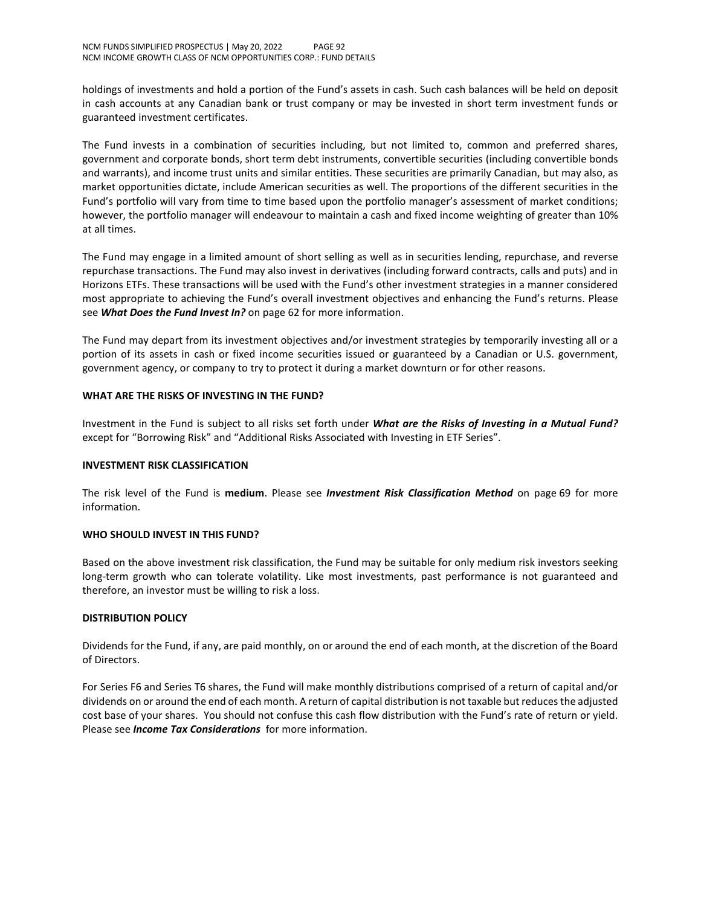holdings of investments and hold a portion of the Fund's assets in cash. Such cash balances will be held on deposit in cash accounts at any Canadian bank or trust company or may be invested in short term investment funds or guaranteed investment certificates.

The Fund invests in a combination of securities including, but not limited to, common and preferred shares, government and corporate bonds, short term debt instruments, convertible securities (including convertible bonds and warrants), and income trust units and similar entities. These securities are primarily Canadian, but may also, as market opportunities dictate, include American securities as well. The proportions of the different securities in the Fund's portfolio will vary from time to time based upon the portfolio manager's assessment of market conditions; however, the portfolio manager will endeavour to maintain a cash and fixed income weighting of greater than 10% at all times.

The Fund may engage in a limited amount of short selling as well as in securities lending, repurchase, and reverse repurchase transactions. The Fund may also invest in derivatives (including forward contracts, calls and puts) and in Horizons ETFs. These transactions will be used with the Fund's other investment strategies in a manner considered most appropriate to achieving the Fund's overall investment objectives and enhancing the Fund's returns. Please see ***What Does the Fund Invest In?*** on page 62 for more information.

The Fund may depart from its investment objectives and/or investment strategies by temporarily investing all or a portion of its assets in cash or fixed income securities issued or guaranteed by a Canadian or U.S. government, government agency, or company to try to protect it during a market downturn or for other reasons.

### WHAT ARE THE RISKS OF INVESTING IN THE FUND?

Investment in the Fund is subject to all risks set forth under ***What are the Risks of Investing in a Mutual Fund?*** except for "Borrowing Risk" and "Additional Risks Associated with Investing in ETF Series".

### INVESTMENT RISK CLASSIFICATION

The risk level of the Fund is **medium**. Please see ***Investment Risk Classification Method*** on page 69 for more information.

### WHO SHOULD INVEST IN THIS FUND?

Based on the above investment risk classification, the Fund may be suitable for only medium risk investors seeking long-term growth who can tolerate volatility. Like most investments, past performance is not guaranteed and therefore, an investor must be willing to risk a loss.

### DISTRIBUTION POLICY

Dividends for the Fund, if any, are paid monthly, on or around the end of each month, at the discretion of the Board of Directors.

For Series F6 and Series T6 shares, the Fund will make monthly distributions comprised of a return of capital and/or dividends on or around the end of each month. A return of capital distribution is not taxable but reduces the adjusted cost base of your shares. You should not confuse this cash flow distribution with the Fund's rate of return or yield. Please see ***Income Tax Considerations*** for more information.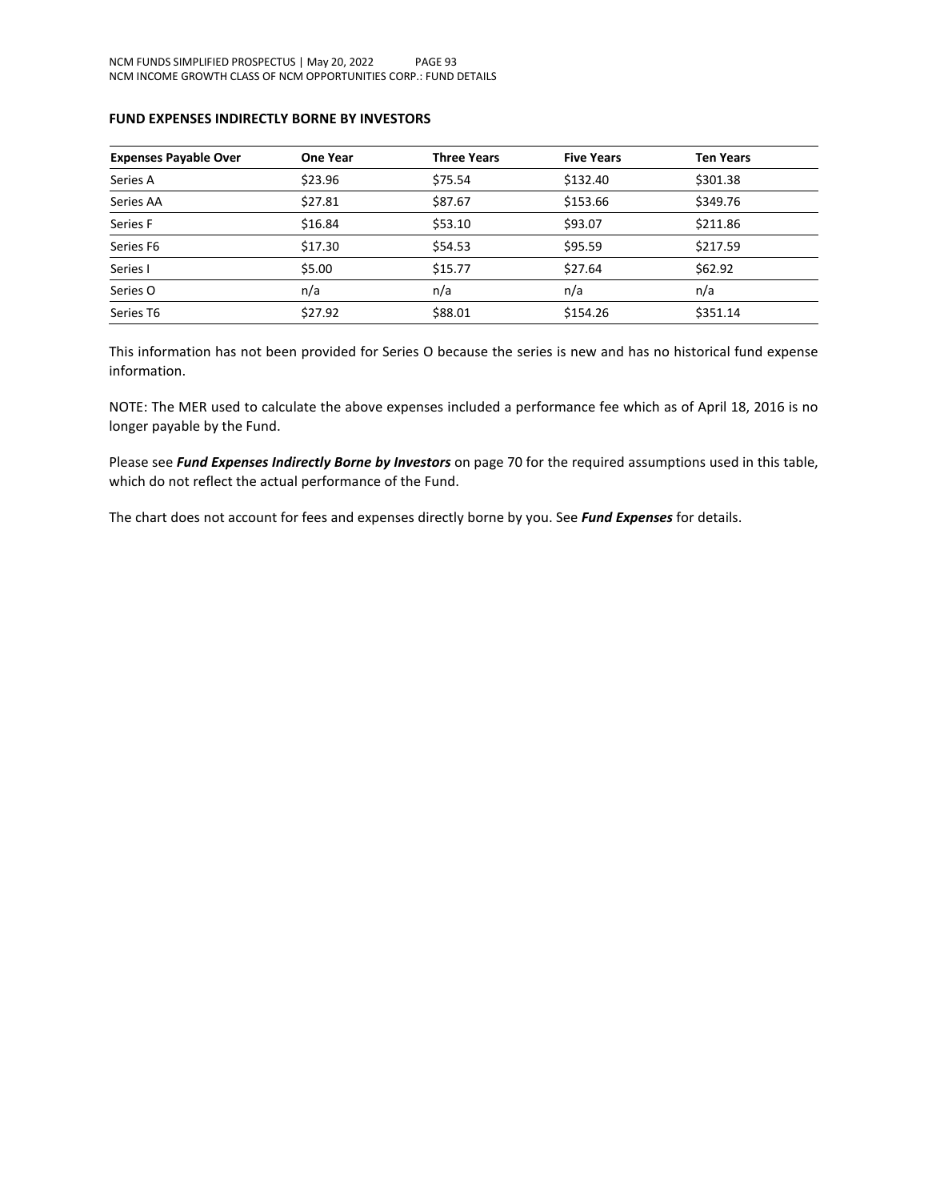**FUND EXPENSES INDIRECTLY BORNE BY INVESTORS**

| Expenses Payable Over | One Year | Three Years | Five Years | Ten Years |
|---|---|---|---|---|
| Series A | $23.96 | $75.54 | $132.40 | $301.38 |
| Series AA | $27.81 | $87.67 | $153.66 | $349.76 |
| Series F | $16.84 | $53.10 | $93.07 | $211.86 |
| Series F6 | $17.30 | $54.53 | $95.59 | $217.59 |
| Series I | $5.00 | $15.77 | $27.64 | $62.92 |
| Series O | n/a | n/a | n/a | n/a |
| Series T6 | $27.92 | $88.01 | $154.26 | $351.14 |

This information has not been provided for Series O because the series is new and has no historical fund expense information.

NOTE: The MER used to calculate the above expenses included a performance fee which as of April 18, 2016 is no longer payable by the Fund.

Please see ***Fund Expenses Indirectly Borne by Investors*** on page 70 for the required assumptions used in this table, which do not reflect the actual performance of the Fund.

The chart does not account for fees and expenses directly borne by you. See ***Fund Expenses*** for details.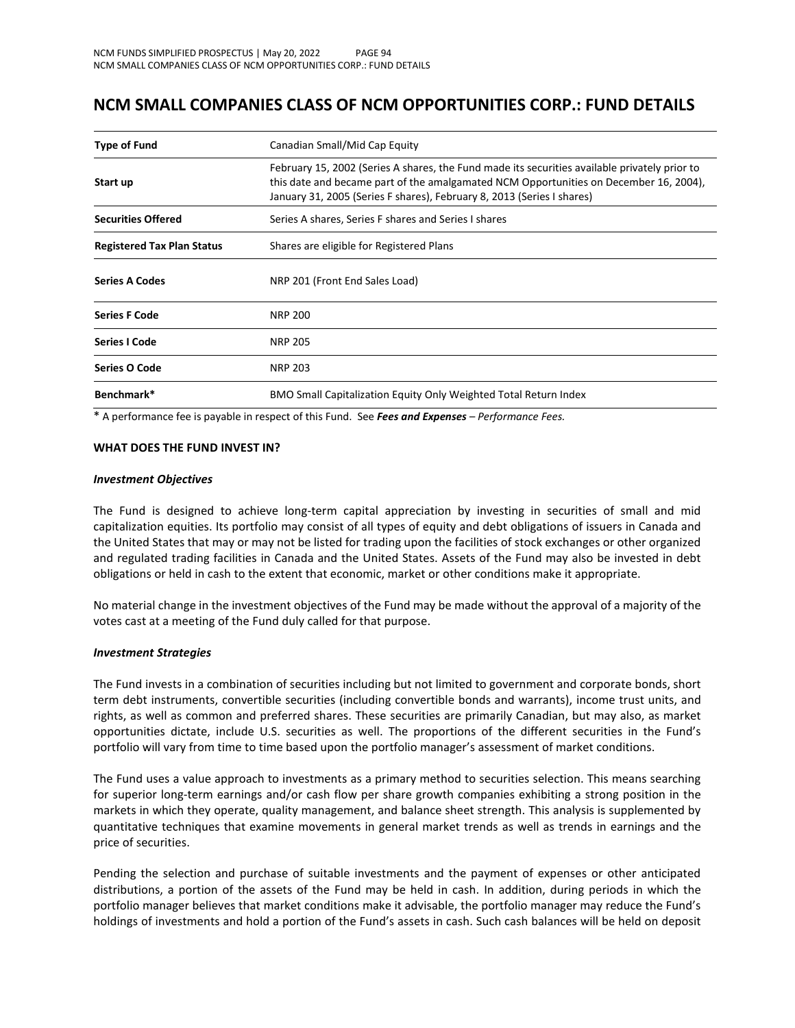# NCM SMALL COMPANIES CLASS OF NCM OPPORTUNITIES CORP.: FUND DETAILS

| | |
|---|---|
| **Type of Fund** | Canadian Small/Mid Cap Equity |
| **Start up** | February 15, 2002 (Series A shares, the Fund made its securities available privately prior to this date and became part of the amalgamated NCM Opportunities on December 16, 2004), January 31, 2005 (Series F shares), February 8, 2013 (Series I shares) |
| **Securities Offered** | Series A shares, Series F shares and Series I shares |
| **Registered Tax Plan Status** | Shares are eligible for Registered Plans |
| **Series A Codes** | NRP 201 (Front End Sales Load) |
| **Series F Code** | NRP 200 |
| **Series I Code** | NRP 205 |
| **Series O Code** | NRP 203 |
| **Benchmark*** | BMO Small Capitalization Equity Only Weighted Total Return Index |

* A performance fee is payable in respect of this Fund. See ***Fees and Expenses*** *– Performance Fees.*

**WHAT DOES THE FUND INVEST IN?**

***Investment Objectives***

The Fund is designed to achieve long-term capital appreciation by investing in securities of small and mid capitalization equities. Its portfolio may consist of all types of equity and debt obligations of issuers in Canada and the United States that may or may not be listed for trading upon the facilities of stock exchanges or other organized and regulated trading facilities in Canada and the United States. Assets of the Fund may also be invested in debt obligations or held in cash to the extent that economic, market or other conditions make it appropriate.

No material change in the investment objectives of the Fund may be made without the approval of a majority of the votes cast at a meeting of the Fund duly called for that purpose.

***Investment Strategies***

The Fund invests in a combination of securities including but not limited to government and corporate bonds, short term debt instruments, convertible securities (including convertible bonds and warrants), income trust units, and rights, as well as common and preferred shares. These securities are primarily Canadian, but may also, as market opportunities dictate, include U.S. securities as well. The proportions of the different securities in the Fund's portfolio will vary from time to time based upon the portfolio manager's assessment of market conditions.

The Fund uses a value approach to investments as a primary method to securities selection. This means searching for superior long-term earnings and/or cash flow per share growth companies exhibiting a strong position in the markets in which they operate, quality management, and balance sheet strength. This analysis is supplemented by quantitative techniques that examine movements in general market trends as well as trends in earnings and the price of securities.

Pending the selection and purchase of suitable investments and the payment of expenses or other anticipated distributions, a portion of the assets of the Fund may be held in cash. In addition, during periods in which the portfolio manager believes that market conditions make it advisable, the portfolio manager may reduce the Fund's holdings of investments and hold a portion of the Fund's assets in cash. Such cash balances will be held on deposit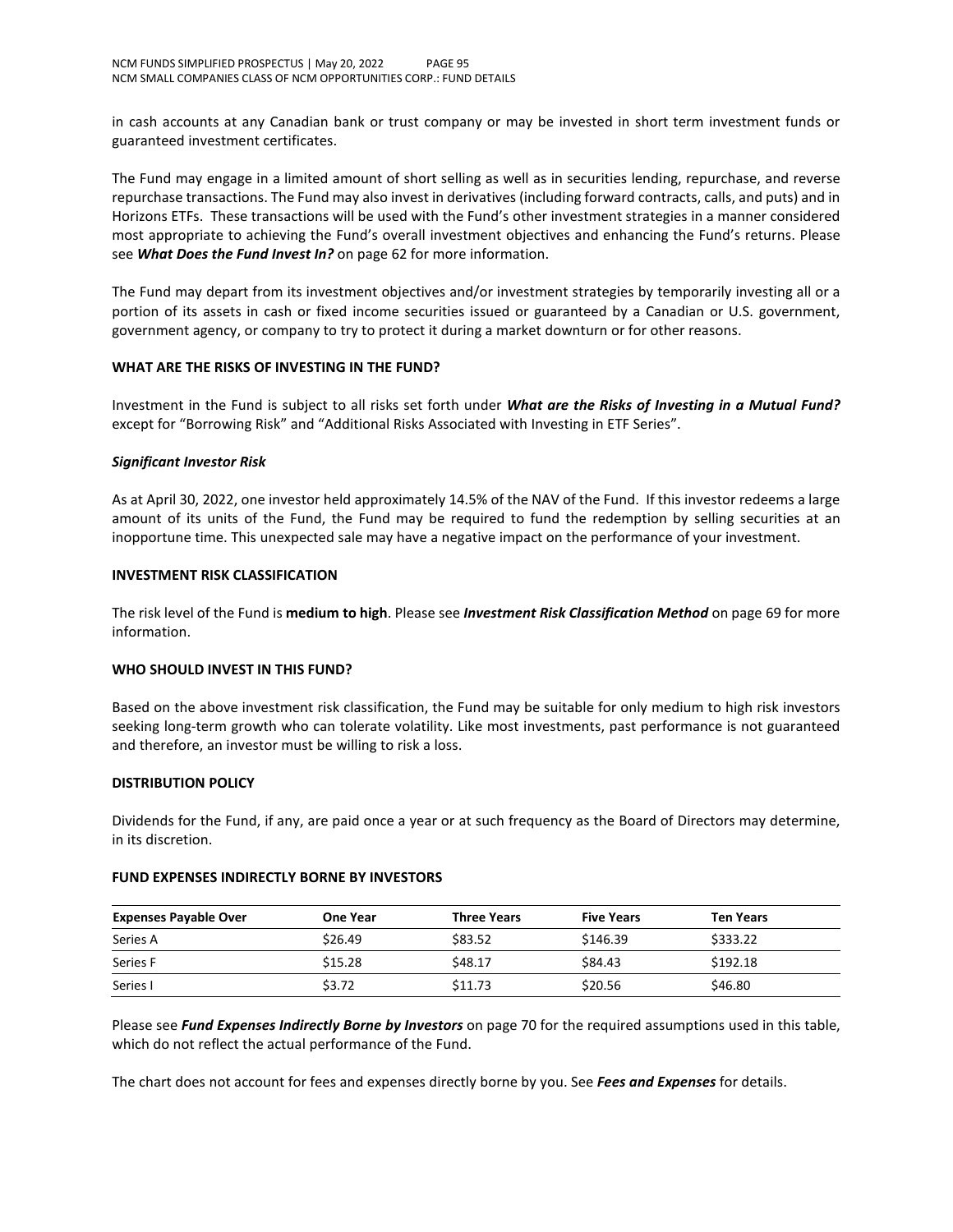in cash accounts at any Canadian bank or trust company or may be invested in short term investment funds or guaranteed investment certificates.

The Fund may engage in a limited amount of short selling as well as in securities lending, repurchase, and reverse repurchase transactions. The Fund may also invest in derivatives (including forward contracts, calls, and puts) and in Horizons ETFs. These transactions will be used with the Fund's other investment strategies in a manner considered most appropriate to achieving the Fund's overall investment objectives and enhancing the Fund's returns. Please see ***What Does the Fund Invest In?*** on page 62 for more information.

The Fund may depart from its investment objectives and/or investment strategies by temporarily investing all or a portion of its assets in cash or fixed income securities issued or guaranteed by a Canadian or U.S. government, government agency, or company to try to protect it during a market downturn or for other reasons.

### WHAT ARE THE RISKS OF INVESTING IN THE FUND?

Investment in the Fund is subject to all risks set forth under ***What are the Risks of Investing in a Mutual Fund?*** except for "Borrowing Risk" and "Additional Risks Associated with Investing in ETF Series".

***Significant Investor Risk***

As at April 30, 2022, one investor held approximately 14.5% of the NAV of the Fund. If this investor redeems a large amount of its units of the Fund, the Fund may be required to fund the redemption by selling securities at an inopportune time. This unexpected sale may have a negative impact on the performance of your investment.

### INVESTMENT RISK CLASSIFICATION

The risk level of the Fund is **medium to high**. Please see ***Investment Risk Classification Method*** on page 69 for more information.

### WHO SHOULD INVEST IN THIS FUND?

Based on the above investment risk classification, the Fund may be suitable for only medium to high risk investors seeking long-term growth who can tolerate volatility. Like most investments, past performance is not guaranteed and therefore, an investor must be willing to risk a loss.

### DISTRIBUTION POLICY

Dividends for the Fund, if any, are paid once a year or at such frequency as the Board of Directors may determine, in its discretion.

### FUND EXPENSES INDIRECTLY BORNE BY INVESTORS

| Expenses Payable Over | One Year | Three Years | Five Years | Ten Years |
|---|---|---|---|---|
| Series A | $26.49 | $83.52 | $146.39 | $333.22 |
| Series F | $15.28 | $48.17 | $84.43 | $192.18 |
| Series I | $3.72 | $11.73 | $20.56 | $46.80 |

Please see ***Fund Expenses Indirectly Borne by Investors*** on page 70 for the required assumptions used in this table, which do not reflect the actual performance of the Fund.

The chart does not account for fees and expenses directly borne by you. See ***Fees and Expenses*** for details.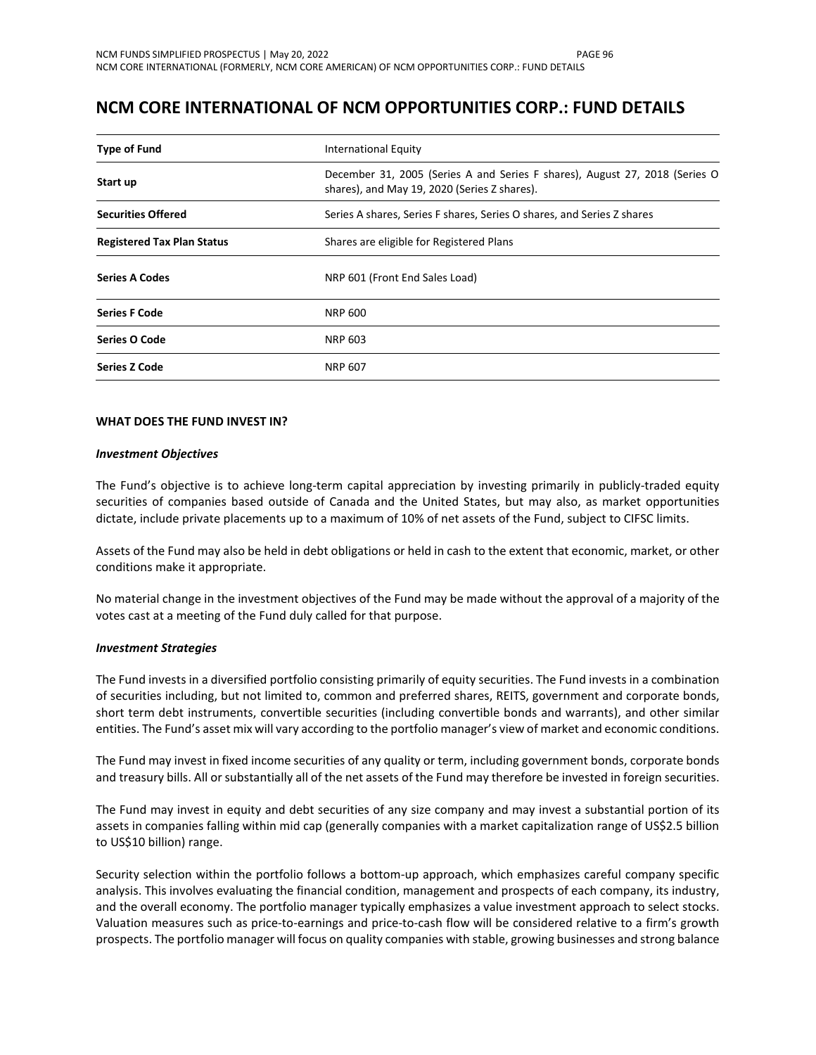# NCM CORE INTERNATIONAL OF NCM OPPORTUNITIES CORP.: FUND DETAILS

| | |
|---|---|
| **Type of Fund** | International Equity |
| **Start up** | December 31, 2005 (Series A and Series F shares), August 27, 2018 (Series O shares), and May 19, 2020 (Series Z shares). |
| **Securities Offered** | Series A shares, Series F shares, Series O shares, and Series Z shares |
| **Registered Tax Plan Status** | Shares are eligible for Registered Plans |
| **Series A Codes** | NRP 601 (Front End Sales Load) |
| **Series F Code** | NRP 600 |
| **Series O Code** | NRP 603 |
| **Series Z Code** | NRP 607 |

**WHAT DOES THE FUND INVEST IN?**

***Investment Objectives***

The Fund's objective is to achieve long-term capital appreciation by investing primarily in publicly-traded equity securities of companies based outside of Canada and the United States, but may also, as market opportunities dictate, include private placements up to a maximum of 10% of net assets of the Fund, subject to CIFSC limits.

Assets of the Fund may also be held in debt obligations or held in cash to the extent that economic, market, or other conditions make it appropriate.

No material change in the investment objectives of the Fund may be made without the approval of a majority of the votes cast at a meeting of the Fund duly called for that purpose.

***Investment Strategies***

The Fund invests in a diversified portfolio consisting primarily of equity securities. The Fund invests in a combination of securities including, but not limited to, common and preferred shares, REITS, government and corporate bonds, short term debt instruments, convertible securities (including convertible bonds and warrants), and other similar entities. The Fund's asset mix will vary according to the portfolio manager's view of market and economic conditions.

The Fund may invest in fixed income securities of any quality or term, including government bonds, corporate bonds and treasury bills. All or substantially all of the net assets of the Fund may therefore be invested in foreign securities.

The Fund may invest in equity and debt securities of any size company and may invest a substantial portion of its assets in companies falling within mid cap (generally companies with a market capitalization range of US$2.5 billion to US$10 billion) range.

Security selection within the portfolio follows a bottom-up approach, which emphasizes careful company specific analysis. This involves evaluating the financial condition, management and prospects of each company, its industry, and the overall economy. The portfolio manager typically emphasizes a value investment approach to select stocks. Valuation measures such as price-to-earnings and price-to-cash flow will be considered relative to a firm's growth prospects. The portfolio manager will focus on quality companies with stable, growing businesses and strong balance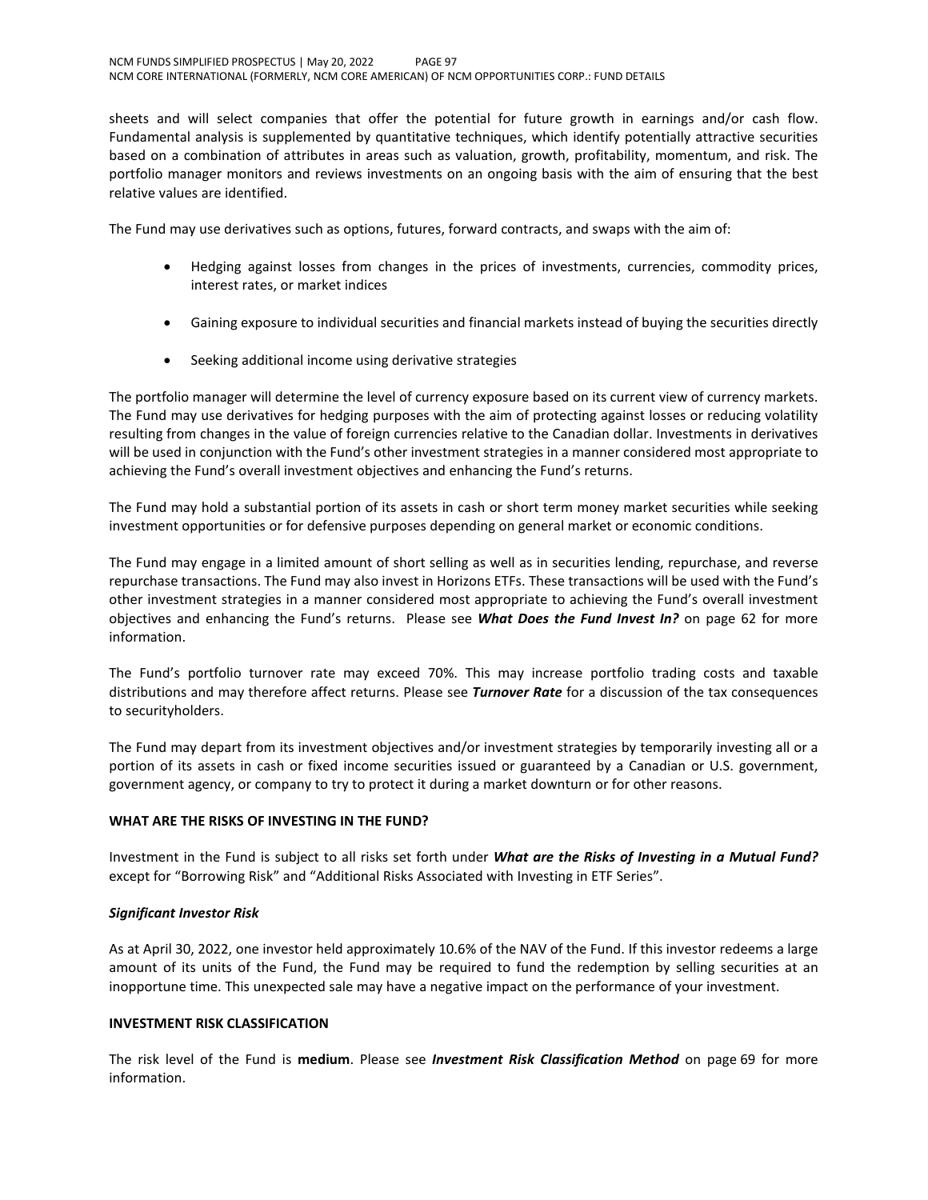sheets and will select companies that offer the potential for future growth in earnings and/or cash flow. Fundamental analysis is supplemented by quantitative techniques, which identify potentially attractive securities based on a combination of attributes in areas such as valuation, growth, profitability, momentum, and risk. The portfolio manager monitors and reviews investments on an ongoing basis with the aim of ensuring that the best relative values are identified.

The Fund may use derivatives such as options, futures, forward contracts, and swaps with the aim of:

- Hedging against losses from changes in the prices of investments, currencies, commodity prices, interest rates, or market indices
- Gaining exposure to individual securities and financial markets instead of buying the securities directly
- Seeking additional income using derivative strategies

The portfolio manager will determine the level of currency exposure based on its current view of currency markets. The Fund may use derivatives for hedging purposes with the aim of protecting against losses or reducing volatility resulting from changes in the value of foreign currencies relative to the Canadian dollar. Investments in derivatives will be used in conjunction with the Fund's other investment strategies in a manner considered most appropriate to achieving the Fund's overall investment objectives and enhancing the Fund's returns.

The Fund may hold a substantial portion of its assets in cash or short term money market securities while seeking investment opportunities or for defensive purposes depending on general market or economic conditions.

The Fund may engage in a limited amount of short selling as well as in securities lending, repurchase, and reverse repurchase transactions. The Fund may also invest in Horizons ETFs. These transactions will be used with the Fund's other investment strategies in a manner considered most appropriate to achieving the Fund's overall investment objectives and enhancing the Fund's returns. Please see ***What Does the Fund Invest In?*** on page 62 for more information.

The Fund's portfolio turnover rate may exceed 70%. This may increase portfolio trading costs and taxable distributions and may therefore affect returns. Please see ***Turnover Rate*** for a discussion of the tax consequences to securityholders.

The Fund may depart from its investment objectives and/or investment strategies by temporarily investing all or a portion of its assets in cash or fixed income securities issued or guaranteed by a Canadian or U.S. government, government agency, or company to try to protect it during a market downturn or for other reasons.

## WHAT ARE THE RISKS OF INVESTING IN THE FUND?

Investment in the Fund is subject to all risks set forth under ***What are the Risks of Investing in a Mutual Fund?*** except for "Borrowing Risk" and "Additional Risks Associated with Investing in ETF Series".

### *Significant Investor Risk*

As at April 30, 2022, one investor held approximately 10.6% of the NAV of the Fund. If this investor redeems a large amount of its units of the Fund, the Fund may be required to fund the redemption by selling securities at an inopportune time. This unexpected sale may have a negative impact on the performance of your investment.

## INVESTMENT RISK CLASSIFICATION

The risk level of the Fund is **medium**. Please see ***Investment Risk Classification Method*** on page 69 for more information.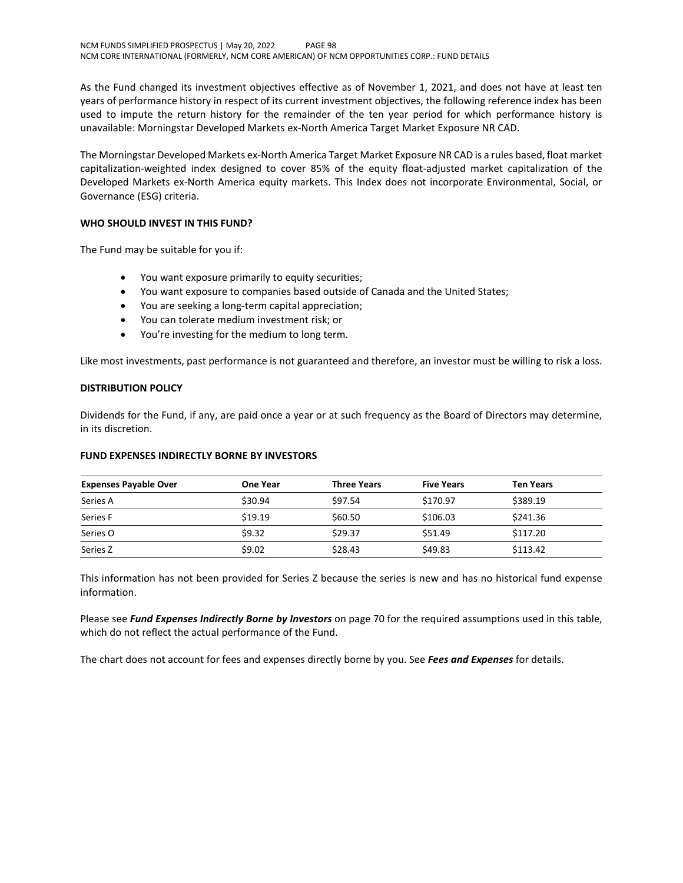As the Fund changed its investment objectives effective as of November 1, 2021, and does not have at least ten years of performance history in respect of its current investment objectives, the following reference index has been used to impute the return history for the remainder of the ten year period for which performance history is unavailable: Morningstar Developed Markets ex-North America Target Market Exposure NR CAD.

The Morningstar Developed Markets ex-North America Target Market Exposure NR CAD is a rules based, float market capitalization-weighted index designed to cover 85% of the equity float-adjusted market capitalization of the Developed Markets ex-North America equity markets. This Index does not incorporate Environmental, Social, or Governance (ESG) criteria.

**WHO SHOULD INVEST IN THIS FUND?**

The Fund may be suitable for you if:

- You want exposure primarily to equity securities;
- You want exposure to companies based outside of Canada and the United States;
- You are seeking a long-term capital appreciation;
- You can tolerate medium investment risk; or
- You're investing for the medium to long term.

Like most investments, past performance is not guaranteed and therefore, an investor must be willing to risk a loss.

**DISTRIBUTION POLICY**

Dividends for the Fund, if any, are paid once a year or at such frequency as the Board of Directors may determine, in its discretion.

**FUND EXPENSES INDIRECTLY BORNE BY INVESTORS**

| Expenses Payable Over | One Year | Three Years | Five Years | Ten Years |
|---|---|---|---|---|
| Series A | $30.94 | $97.54 | $170.97 | $389.19 |
| Series F | $19.19 | $60.50 | $106.03 | $241.36 |
| Series O | $9.32 | $29.37 | $51.49 | $117.20 |
| Series Z | $9.02 | $28.43 | $49.83 | $113.42 |

This information has not been provided for Series Z because the series is new and has no historical fund expense information.

Please see ***Fund Expenses Indirectly Borne by Investors*** on page 70 for the required assumptions used in this table, which do not reflect the actual performance of the Fund.

The chart does not account for fees and expenses directly borne by you. See ***Fees and Expenses*** for details.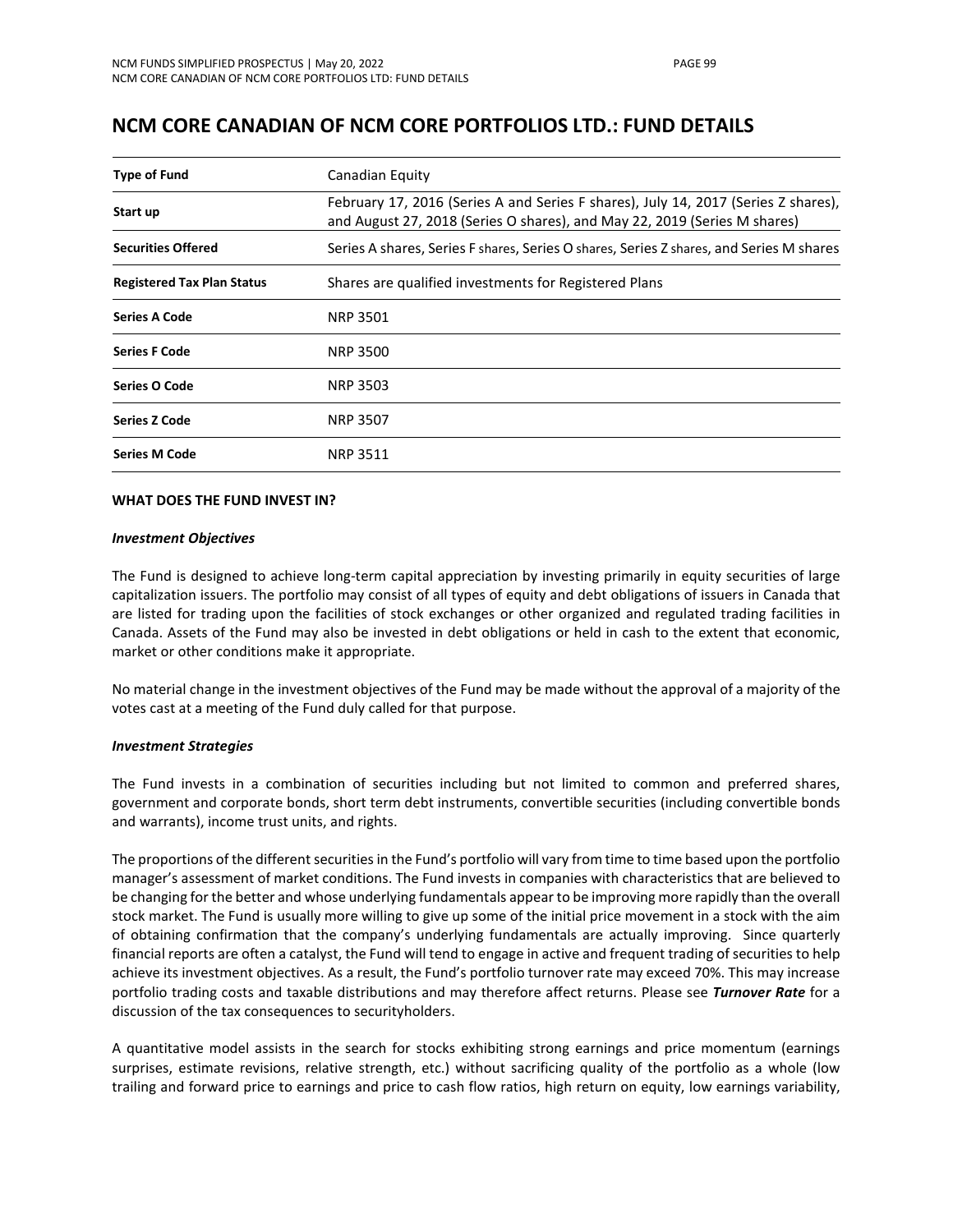# NCM CORE CANADIAN OF NCM CORE PORTFOLIOS LTD.: FUND DETAILS

| | |
|---|---|
| **Type of Fund** | Canadian Equity |
| **Start up** | February 17, 2016 (Series A and Series F shares), July 14, 2017 (Series Z shares), and August 27, 2018 (Series O shares), and May 22, 2019 (Series M shares) |
| **Securities Offered** | Series A shares, Series F shares, Series O shares, Series Z shares, and Series M shares |
| **Registered Tax Plan Status** | Shares are qualified investments for Registered Plans |
| **Series A Code** | NRP 3501 |
| **Series F Code** | NRP 3500 |
| **Series O Code** | NRP 3503 |
| **Series Z Code** | NRP 3507 |
| **Series M Code** | NRP 3511 |

**WHAT DOES THE FUND INVEST IN?**

***Investment Objectives***

The Fund is designed to achieve long-term capital appreciation by investing primarily in equity securities of large capitalization issuers. The portfolio may consist of all types of equity and debt obligations of issuers in Canada that are listed for trading upon the facilities of stock exchanges or other organized and regulated trading facilities in Canada. Assets of the Fund may also be invested in debt obligations or held in cash to the extent that economic, market or other conditions make it appropriate.

No material change in the investment objectives of the Fund may be made without the approval of a majority of the votes cast at a meeting of the Fund duly called for that purpose.

***Investment Strategies***

The Fund invests in a combination of securities including but not limited to common and preferred shares, government and corporate bonds, short term debt instruments, convertible securities (including convertible bonds and warrants), income trust units, and rights.

The proportions of the different securities in the Fund's portfolio will vary from time to time based upon the portfolio manager's assessment of market conditions. The Fund invests in companies with characteristics that are believed to be changing for the better and whose underlying fundamentals appear to be improving more rapidly than the overall stock market. The Fund is usually more willing to give up some of the initial price movement in a stock with the aim of obtaining confirmation that the company's underlying fundamentals are actually improving. Since quarterly financial reports are often a catalyst, the Fund will tend to engage in active and frequent trading of securities to help achieve its investment objectives. As a result, the Fund's portfolio turnover rate may exceed 70%. This may increase portfolio trading costs and taxable distributions and may therefore affect returns. Please see ***Turnover Rate*** for a discussion of the tax consequences to securityholders.

A quantitative model assists in the search for stocks exhibiting strong earnings and price momentum (earnings surprises, estimate revisions, relative strength, etc.) without sacrificing quality of the portfolio as a whole (low trailing and forward price to earnings and price to cash flow ratios, high return on equity, low earnings variability,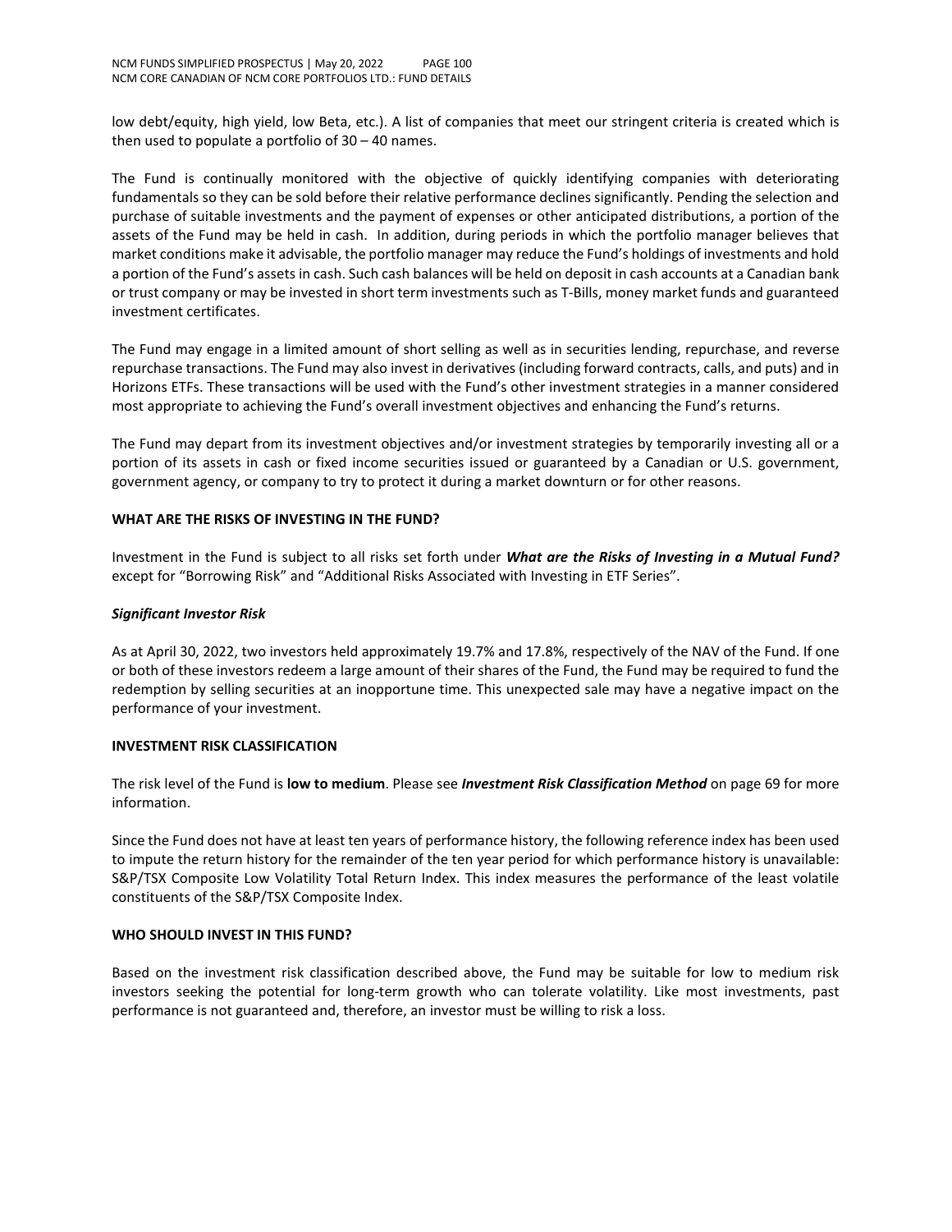low debt/equity, high yield, low Beta, etc.). A list of companies that meet our stringent criteria is created which is then used to populate a portfolio of 30 – 40 names.

The Fund is continually monitored with the objective of quickly identifying companies with deteriorating fundamentals so they can be sold before their relative performance declines significantly. Pending the selection and purchase of suitable investments and the payment of expenses or other anticipated distributions, a portion of the assets of the Fund may be held in cash. In addition, during periods in which the portfolio manager believes that market conditions make it advisable, the portfolio manager may reduce the Fund's holdings of investments and hold a portion of the Fund's assets in cash. Such cash balances will be held on deposit in cash accounts at a Canadian bank or trust company or may be invested in short term investments such as T-Bills, money market funds and guaranteed investment certificates.

The Fund may engage in a limited amount of short selling as well as in securities lending, repurchase, and reverse repurchase transactions. The Fund may also invest in derivatives (including forward contracts, calls, and puts) and in Horizons ETFs. These transactions will be used with the Fund's other investment strategies in a manner considered most appropriate to achieving the Fund's overall investment objectives and enhancing the Fund's returns.

The Fund may depart from its investment objectives and/or investment strategies by temporarily investing all or a portion of its assets in cash or fixed income securities issued or guaranteed by a Canadian or U.S. government, government agency, or company to try to protect it during a market downturn or for other reasons.

**WHAT ARE THE RISKS OF INVESTING IN THE FUND?**

Investment in the Fund is subject to all risks set forth under ***What are the Risks of Investing in a Mutual Fund?*** except for "Borrowing Risk" and "Additional Risks Associated with Investing in ETF Series".

***Significant Investor Risk***

As at April 30, 2022, two investors held approximately 19.7% and 17.8%, respectively of the NAV of the Fund. If one or both of these investors redeem a large amount of their shares of the Fund, the Fund may be required to fund the redemption by selling securities at an inopportune time. This unexpected sale may have a negative impact on the performance of your investment.

**INVESTMENT RISK CLASSIFICATION**

The risk level of the Fund is **low to medium**. Please see ***Investment Risk Classification Method*** on page 69 for more information.

Since the Fund does not have at least ten years of performance history, the following reference index has been used to impute the return history for the remainder of the ten year period for which performance history is unavailable: S&P/TSX Composite Low Volatility Total Return Index. This index measures the performance of the least volatile constituents of the S&P/TSX Composite Index.

**WHO SHOULD INVEST IN THIS FUND?**

Based on the investment risk classification described above, the Fund may be suitable for low to medium risk investors seeking the potential for long-term growth who can tolerate volatility. Like most investments, past performance is not guaranteed and, therefore, an investor must be willing to risk a loss.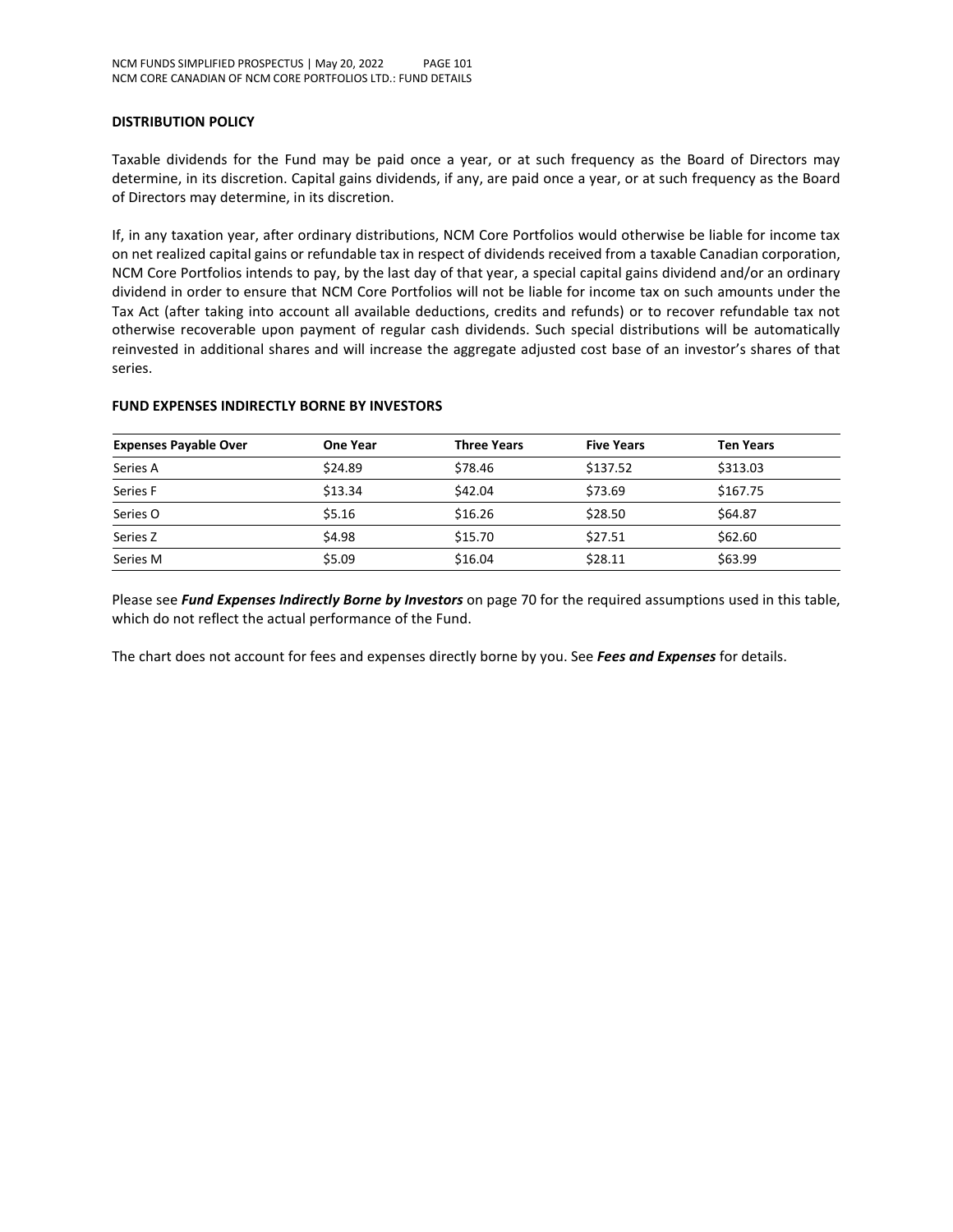## DISTRIBUTION POLICY

Taxable dividends for the Fund may be paid once a year, or at such frequency as the Board of Directors may determine, in its discretion. Capital gains dividends, if any, are paid once a year, or at such frequency as the Board of Directors may determine, in its discretion.

If, in any taxation year, after ordinary distributions, NCM Core Portfolios would otherwise be liable for income tax on net realized capital gains or refundable tax in respect of dividends received from a taxable Canadian corporation, NCM Core Portfolios intends to pay, by the last day of that year, a special capital gains dividend and/or an ordinary dividend in order to ensure that NCM Core Portfolios will not be liable for income tax on such amounts under the Tax Act (after taking into account all available deductions, credits and refunds) or to recover refundable tax not otherwise recoverable upon payment of regular cash dividends. Such special distributions will be automatically reinvested in additional shares and will increase the aggregate adjusted cost base of an investor's shares of that series.

## FUND EXPENSES INDIRECTLY BORNE BY INVESTORS

| Expenses Payable Over | One Year | Three Years | Five Years | Ten Years |
|---|---|---|---|---|
| Series A | $24.89 | $78.46 | $137.52 | $313.03 |
| Series F | $13.34 | $42.04 | $73.69 | $167.75 |
| Series O | $5.16 | $16.26 | $28.50 | $64.87 |
| Series Z | $4.98 | $15.70 | $27.51 | $62.60 |
| Series M | $5.09 | $16.04 | $28.11 | $63.99 |

Please see ***Fund Expenses Indirectly Borne by Investors*** on page 70 for the required assumptions used in this table, which do not reflect the actual performance of the Fund.

The chart does not account for fees and expenses directly borne by you. See ***Fees and Expenses*** for details.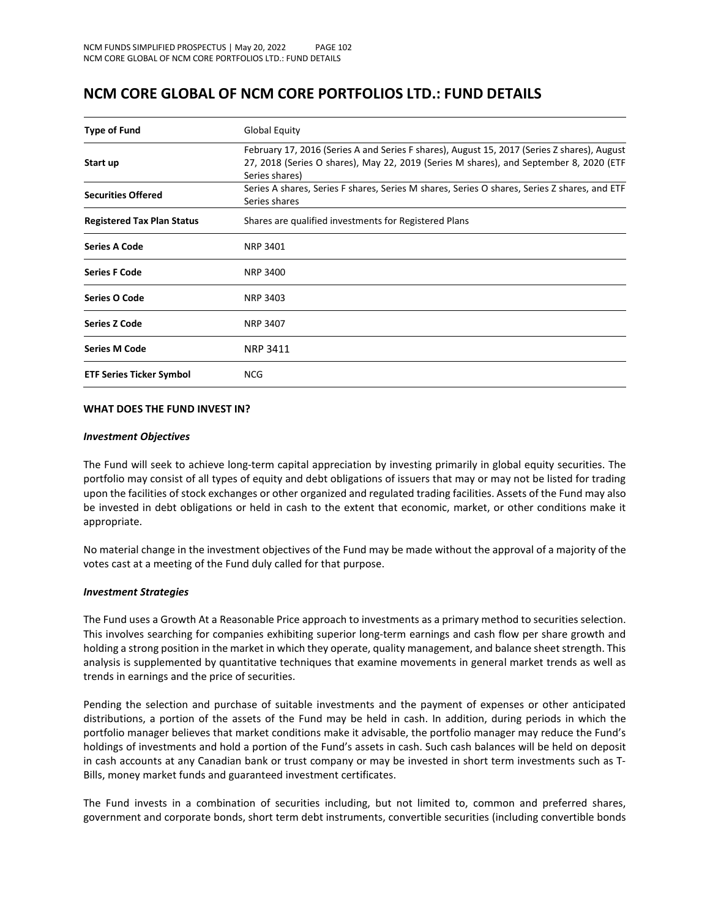# NCM CORE GLOBAL OF NCM CORE PORTFOLIOS LTD.: FUND DETAILS

| | |
|---|---|
| **Type of Fund** | Global Equity |
| **Start up** | February 17, 2016 (Series A and Series F shares), August 15, 2017 (Series Z shares), August 27, 2018 (Series O shares), May 22, 2019 (Series M shares), and September 8, 2020 (ETF Series shares) |
| **Securities Offered** | Series A shares, Series F shares, Series M shares, Series O shares, Series Z shares, and ETF Series shares |
| **Registered Tax Plan Status** | Shares are qualified investments for Registered Plans |
| **Series A Code** | NRP 3401 |
| **Series F Code** | NRP 3400 |
| **Series O Code** | NRP 3403 |
| **Series Z Code** | NRP 3407 |
| **Series M Code** | NRP 3411 |
| **ETF Series Ticker Symbol** | NCG |

**WHAT DOES THE FUND INVEST IN?**

***Investment Objectives***

The Fund will seek to achieve long-term capital appreciation by investing primarily in global equity securities. The portfolio may consist of all types of equity and debt obligations of issuers that may or may not be listed for trading upon the facilities of stock exchanges or other organized and regulated trading facilities. Assets of the Fund may also be invested in debt obligations or held in cash to the extent that economic, market, or other conditions make it appropriate.

No material change in the investment objectives of the Fund may be made without the approval of a majority of the votes cast at a meeting of the Fund duly called for that purpose.

***Investment Strategies***

The Fund uses a Growth At a Reasonable Price approach to investments as a primary method to securities selection. This involves searching for companies exhibiting superior long-term earnings and cash flow per share growth and holding a strong position in the market in which they operate, quality management, and balance sheet strength. This analysis is supplemented by quantitative techniques that examine movements in general market trends as well as trends in earnings and the price of securities.

Pending the selection and purchase of suitable investments and the payment of expenses or other anticipated distributions, a portion of the assets of the Fund may be held in cash. In addition, during periods in which the portfolio manager believes that market conditions make it advisable, the portfolio manager may reduce the Fund's holdings of investments and hold a portion of the Fund's assets in cash. Such cash balances will be held on deposit in cash accounts at any Canadian bank or trust company or may be invested in short term investments such as T-Bills, money market funds and guaranteed investment certificates.

The Fund invests in a combination of securities including, but not limited to, common and preferred shares, government and corporate bonds, short term debt instruments, convertible securities (including convertible bonds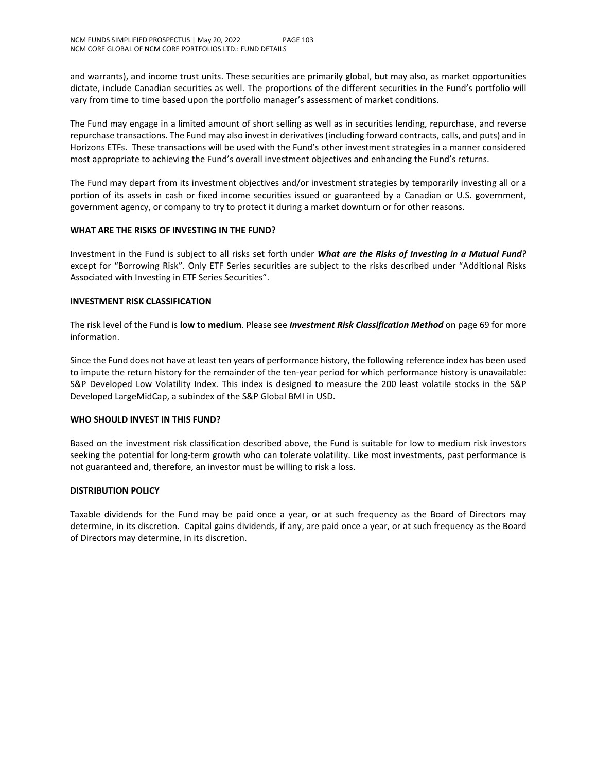and warrants), and income trust units. These securities are primarily global, but may also, as market opportunities dictate, include Canadian securities as well. The proportions of the different securities in the Fund's portfolio will vary from time to time based upon the portfolio manager's assessment of market conditions.

The Fund may engage in a limited amount of short selling as well as in securities lending, repurchase, and reverse repurchase transactions. The Fund may also invest in derivatives (including forward contracts, calls, and puts) and in Horizons ETFs. These transactions will be used with the Fund's other investment strategies in a manner considered most appropriate to achieving the Fund's overall investment objectives and enhancing the Fund's returns.

The Fund may depart from its investment objectives and/or investment strategies by temporarily investing all or a portion of its assets in cash or fixed income securities issued or guaranteed by a Canadian or U.S. government, government agency, or company to try to protect it during a market downturn or for other reasons.

## WHAT ARE THE RISKS OF INVESTING IN THE FUND?

Investment in the Fund is subject to all risks set forth under ***What are the Risks of Investing in a Mutual Fund?*** except for "Borrowing Risk". Only ETF Series securities are subject to the risks described under "Additional Risks Associated with Investing in ETF Series Securities".

## INVESTMENT RISK CLASSIFICATION

The risk level of the Fund is **low to medium**. Please see ***Investment Risk Classification Method*** on page 69 for more information.

Since the Fund does not have at least ten years of performance history, the following reference index has been used to impute the return history for the remainder of the ten-year period for which performance history is unavailable: S&P Developed Low Volatility Index. This index is designed to measure the 200 least volatile stocks in the S&P Developed LargeMidCap, a subindex of the S&P Global BMI in USD.

## WHO SHOULD INVEST IN THIS FUND?

Based on the investment risk classification described above, the Fund is suitable for low to medium risk investors seeking the potential for long-term growth who can tolerate volatility. Like most investments, past performance is not guaranteed and, therefore, an investor must be willing to risk a loss.

## DISTRIBUTION POLICY

Taxable dividends for the Fund may be paid once a year, or at such frequency as the Board of Directors may determine, in its discretion. Capital gains dividends, if any, are paid once a year, or at such frequency as the Board of Directors may determine, in its discretion.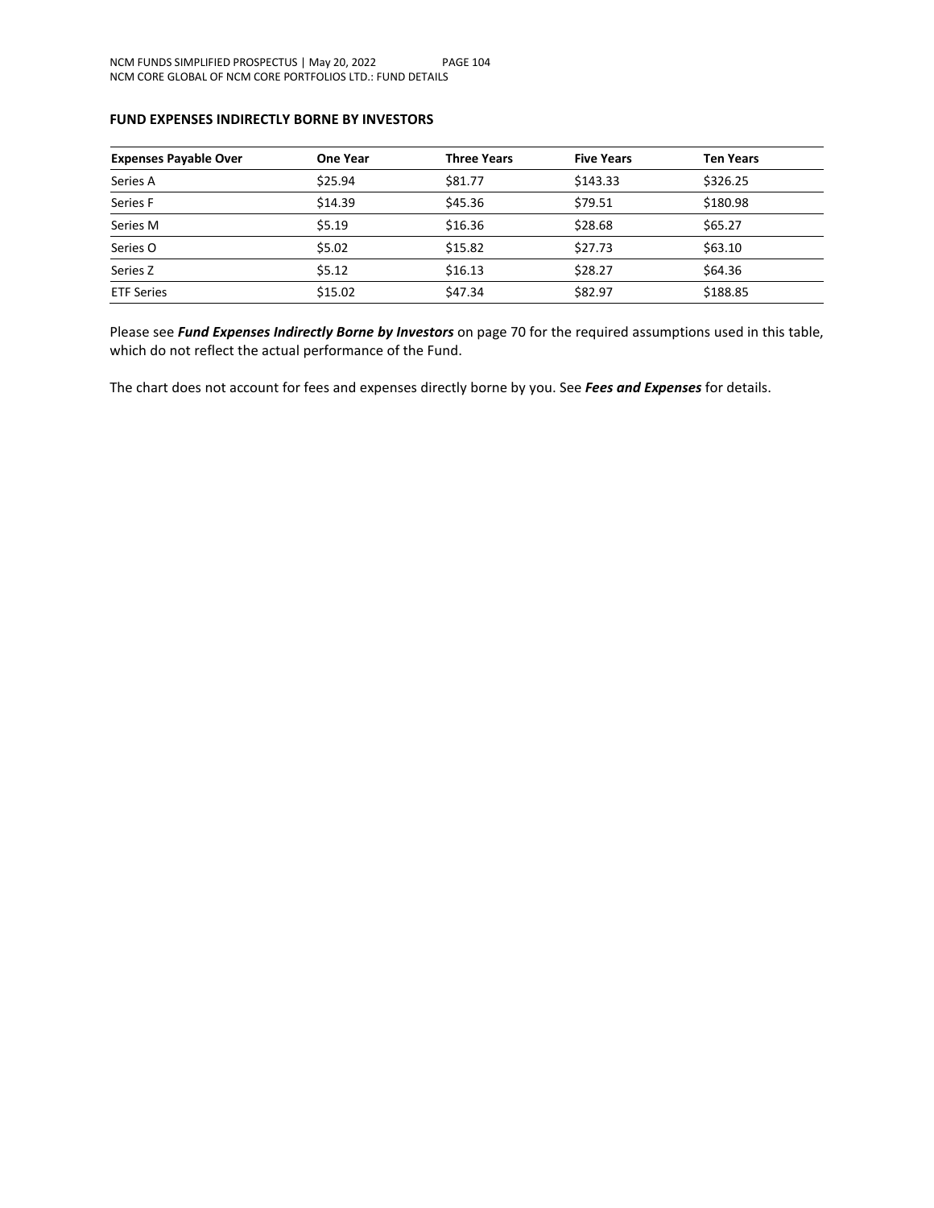### FUND EXPENSES INDIRECTLY BORNE BY INVESTORS

| Expenses Payable Over | One Year | Three Years | Five Years | Ten Years |
|---|---|---|---|---|
| Series A | $25.94 | $81.77 | $143.33 | $326.25 |
| Series F | $14.39 | $45.36 | $79.51 | $180.98 |
| Series M | $5.19 | $16.36 | $28.68 | $65.27 |
| Series O | $5.02 | $15.82 | $27.73 | $63.10 |
| Series Z | $5.12 | $16.13 | $28.27 | $64.36 |
| ETF Series | $15.02 | $47.34 | $82.97 | $188.85 |

Please see ***Fund Expenses Indirectly Borne by Investors*** on page 70 for the required assumptions used in this table, which do not reflect the actual performance of the Fund.

The chart does not account for fees and expenses directly borne by you. See ***Fees and Expenses*** for details.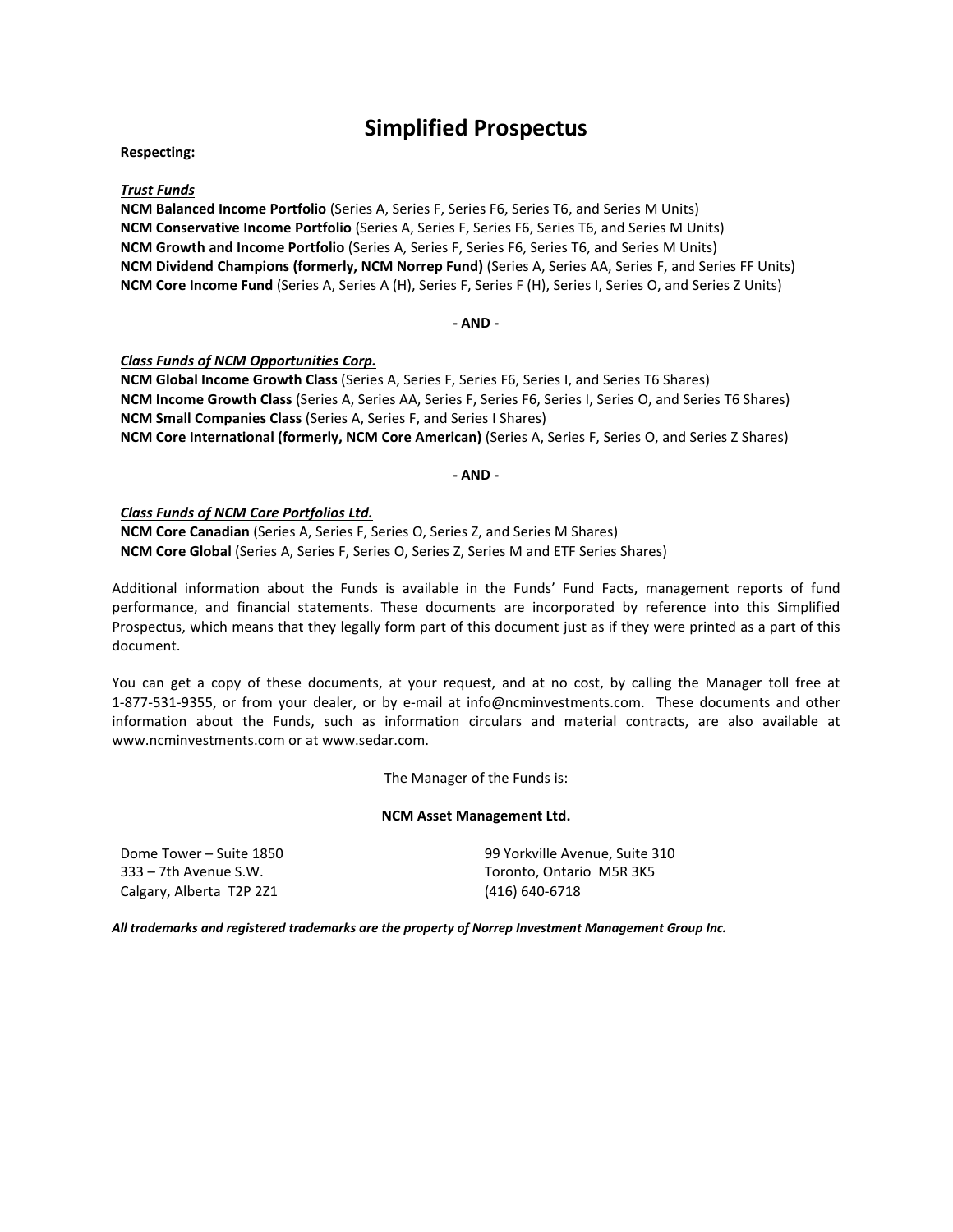# Simplified Prospectus

**Respecting:**

***Trust Funds***

**NCM Balanced Income Portfolio** (Series A, Series F, Series F6, Series T6, and Series M Units)
**NCM Conservative Income Portfolio** (Series A, Series F, Series F6, Series T6, and Series M Units)
**NCM Growth and Income Portfolio** (Series A, Series F, Series F6, Series T6, and Series M Units)
**NCM Dividend Champions (formerly, NCM Norrep Fund)** (Series A, Series AA, Series F, and Series FF Units)
**NCM Core Income Fund** (Series A, Series A (H), Series F, Series F (H), Series I, Series O, and Series Z Units)

**- AND -**

***Class Funds of NCM Opportunities Corp.***

**NCM Global Income Growth Class** (Series A, Series F, Series F6, Series I, and Series T6 Shares)
**NCM Income Growth Class** (Series A, Series AA, Series F, Series F6, Series I, Series O, and Series T6 Shares)
**NCM Small Companies Class** (Series A, Series F, and Series I Shares)
**NCM Core International (formerly, NCM Core American)** (Series A, Series F, Series O, and Series Z Shares)

**- AND -**

***Class Funds of NCM Core Portfolios Ltd.***

**NCM Core Canadian** (Series A, Series F, Series O, Series Z, and Series M Shares)
**NCM Core Global** (Series A, Series F, Series O, Series Z, Series M and ETF Series Shares)

Additional information about the Funds is available in the Funds' Fund Facts, management reports of fund performance, and financial statements. These documents are incorporated by reference into this Simplified Prospectus, which means that they legally form part of this document just as if they were printed as a part of this document.

You can get a copy of these documents, at your request, and at no cost, by calling the Manager toll free at 1-877-531-9355, or from your dealer, or by e-mail at info@ncminvestments.com. These documents and other information about the Funds, such as information circulars and material contracts, are also available at www.ncminvestments.com or at www.sedar.com.

The Manager of the Funds is:

**NCM Asset Management Ltd.**

Dome Tower – Suite 1850
333 – 7th Avenue S.W.
Calgary, Alberta T2P 2Z1

99 Yorkville Avenue, Suite 310
Toronto, Ontario M5R 3K5
(416) 640-6718

***All trademarks and registered trademarks are the property of Norrep Investment Management Group Inc.***